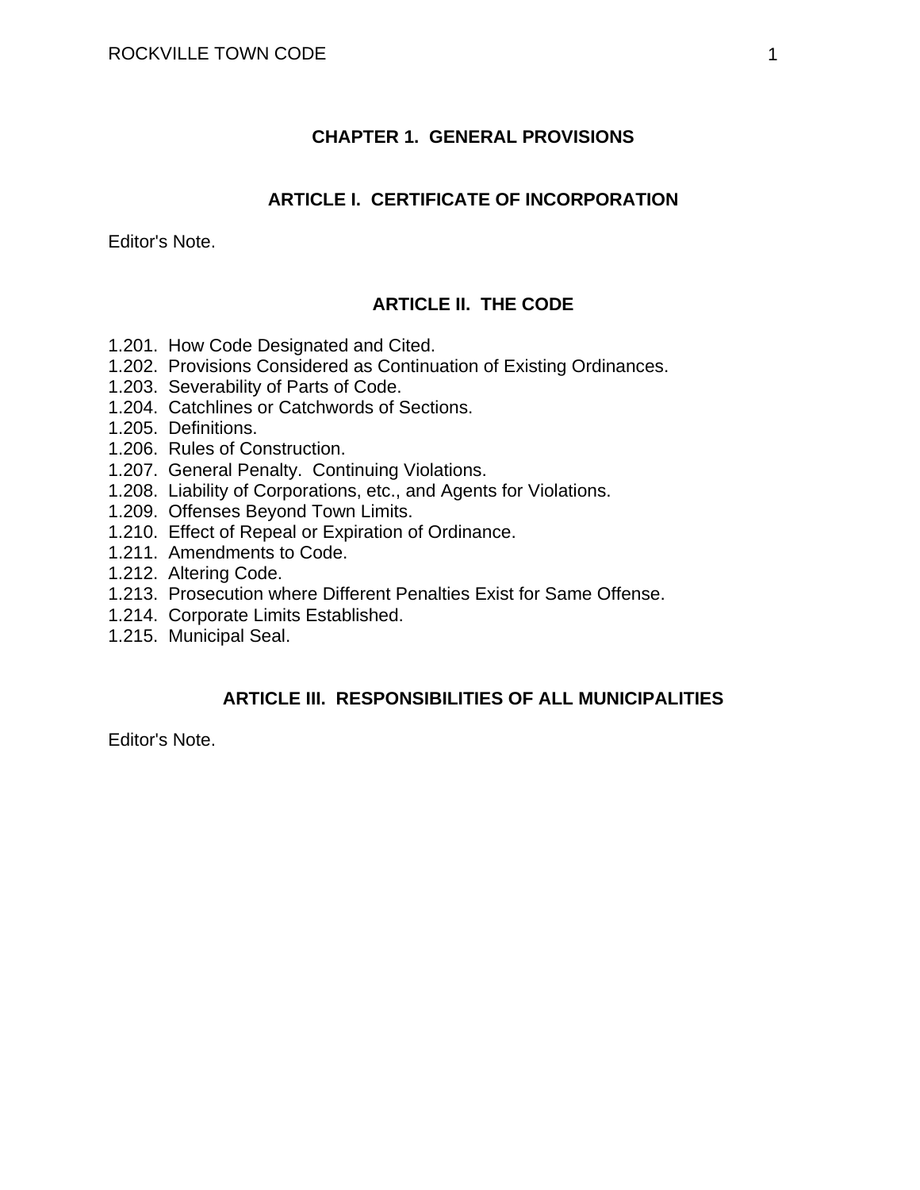# CHAPTER 1. GENERAL PROVISIONS

## ARTICLE I. CERTIFICATE OF INCORPORATION

Editor's Note.

## ARTICLE II. THE CODE

1.201. How Code Designated and Cited.
1.202. Provisions Considered as Continuation of Existing Ordinances.
1.203. Severability of Parts of Code.
1.204. Catchlines or Catchwords of Sections.
1.205. Definitions.
1.206. Rules of Construction.
1.207. General Penalty. Continuing Violations.
1.208. Liability of Corporations, etc., and Agents for Violations.
1.209. Offenses Beyond Town Limits.
1.210. Effect of Repeal or Expiration of Ordinance.
1.211. Amendments to Code.
1.212. Altering Code.
1.213. Prosecution where Different Penalties Exist for Same Offense.
1.214. Corporate Limits Established.
1.215. Municipal Seal.

## ARTICLE III. RESPONSIBILITIES OF ALL MUNICIPALITIES

Editor's Note.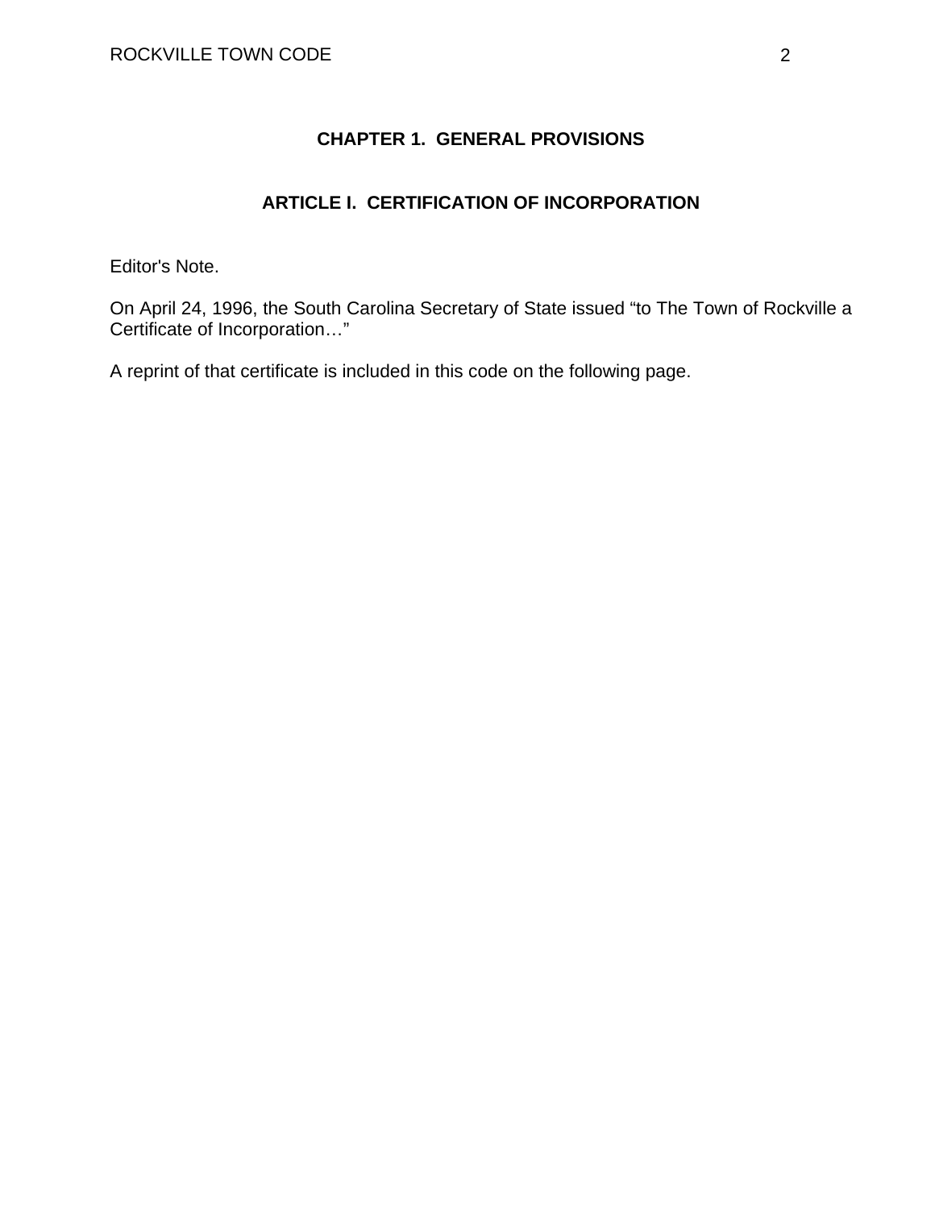# CHAPTER 1. GENERAL PROVISIONS

## ARTICLE I. CERTIFICATION OF INCORPORATION

Editor's Note.

On April 24, 1996, the South Carolina Secretary of State issued "to The Town of Rockville a Certificate of Incorporation…"

A reprint of that certificate is included in this code on the following page.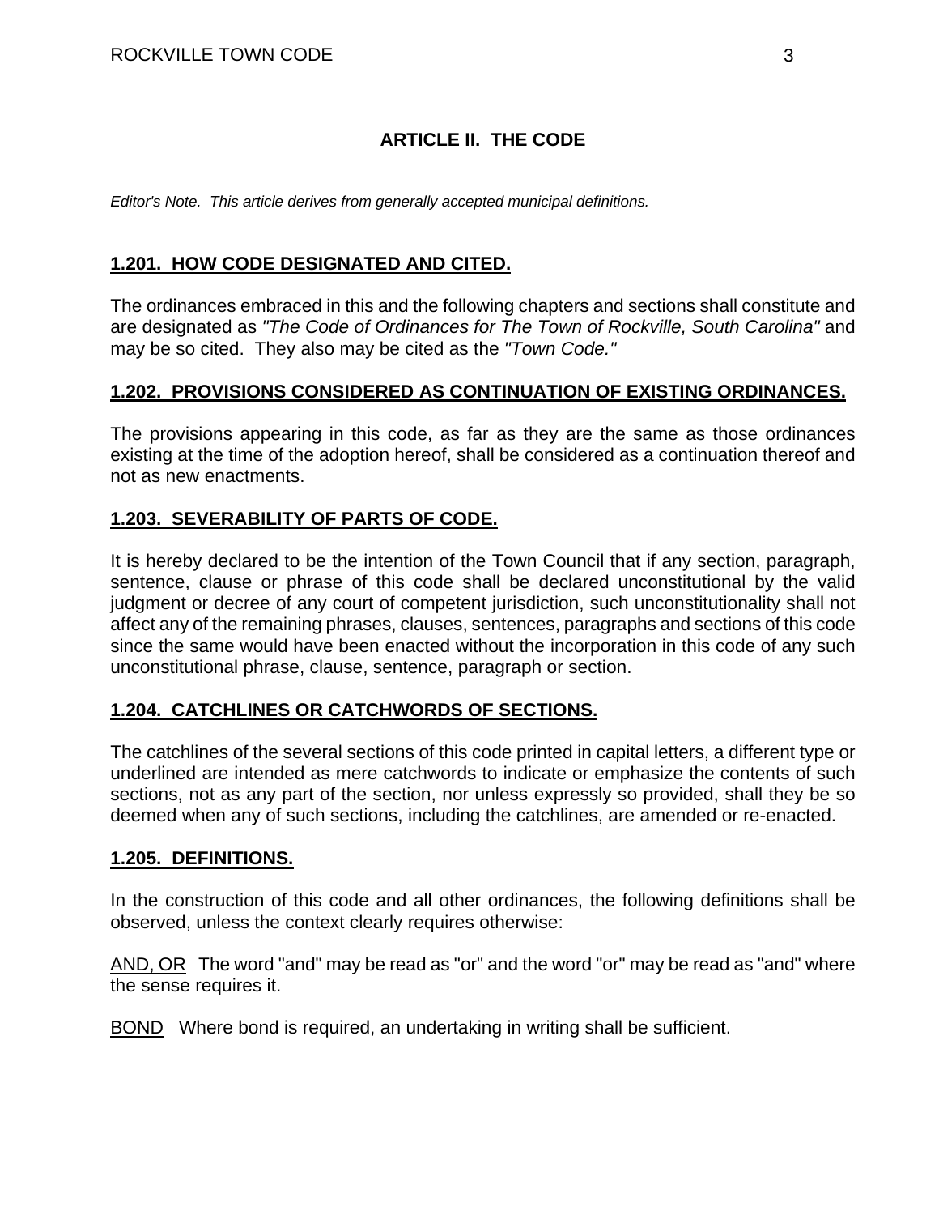## ARTICLE II. THE CODE

*Editor's Note. This article derives from generally accepted municipal definitions.*

### 1.201. HOW CODE DESIGNATED AND CITED.

The ordinances embraced in this and the following chapters and sections shall constitute and are designated as *"The Code of Ordinances for The Town of Rockville, South Carolina"* and may be so cited. They also may be cited as the *"Town Code."*

### 1.202. PROVISIONS CONSIDERED AS CONTINUATION OF EXISTING ORDINANCES.

The provisions appearing in this code, as far as they are the same as those ordinances existing at the time of the adoption hereof, shall be considered as a continuation thereof and not as new enactments.

### 1.203. SEVERABILITY OF PARTS OF CODE.

It is hereby declared to be the intention of the Town Council that if any section, paragraph, sentence, clause or phrase of this code shall be declared unconstitutional by the valid judgment or decree of any court of competent jurisdiction, such unconstitutionality shall not affect any of the remaining phrases, clauses, sentences, paragraphs and sections of this code since the same would have been enacted without the incorporation in this code of any such unconstitutional phrase, clause, sentence, paragraph or section.

### 1.204. CATCHLINES OR CATCHWORDS OF SECTIONS.

The catchlines of the several sections of this code printed in capital letters, a different type or underlined are intended as mere catchwords to indicate or emphasize the contents of such sections, not as any part of the section, nor unless expressly so provided, shall they be so deemed when any of such sections, including the catchlines, are amended or re-enacted.

### 1.205. DEFINITIONS.

In the construction of this code and all other ordinances, the following definitions shall be observed, unless the context clearly requires otherwise:

AND, OR The word "and" may be read as "or" and the word "or" may be read as "and" where the sense requires it.

BOND Where bond is required, an undertaking in writing shall be sufficient.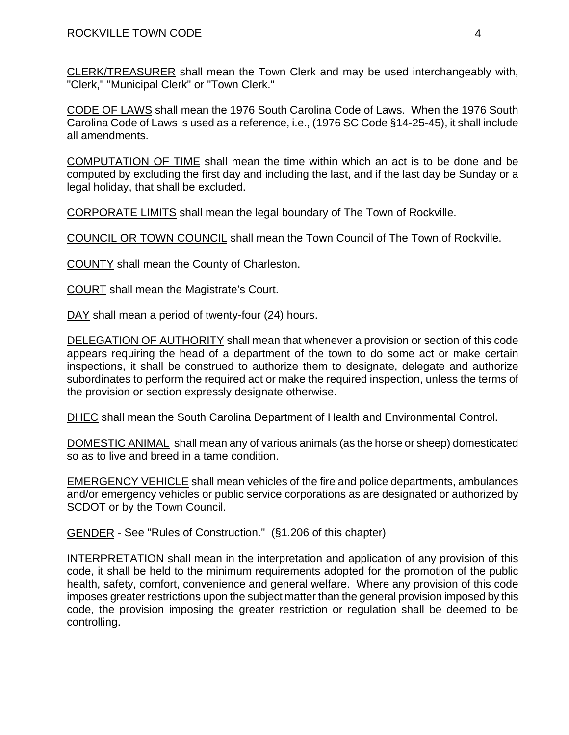<u>CLERK/TREASURER</u> shall mean the Town Clerk and may be used interchangeably with, "Clerk," "Municipal Clerk" or "Town Clerk."

<u>CODE OF LAWS</u> shall mean the 1976 South Carolina Code of Laws. When the 1976 South Carolina Code of Laws is used as a reference, i.e., (1976 SC Code §14-25-45), it shall include all amendments.

<u>COMPUTATION OF TIME</u> shall mean the time within which an act is to be done and be computed by excluding the first day and including the last, and if the last day be Sunday or a legal holiday, that shall be excluded.

<u>CORPORATE LIMITS</u> shall mean the legal boundary of The Town of Rockville.

<u>COUNCIL OR TOWN COUNCIL</u> shall mean the Town Council of The Town of Rockville.

<u>COUNTY</u> shall mean the County of Charleston.

<u>COURT</u> shall mean the Magistrate's Court.

<u>DAY</u> shall mean a period of twenty-four (24) hours.

<u>DELEGATION OF AUTHORITY</u> shall mean that whenever a provision or section of this code appears requiring the head of a department of the town to do some act or make certain inspections, it shall be construed to authorize them to designate, delegate and authorize subordinates to perform the required act or make the required inspection, unless the terms of the provision or section expressly designate otherwise.

<u>DHEC</u> shall mean the South Carolina Department of Health and Environmental Control.

<u>DOMESTIC ANIMAL</u> shall mean any of various animals (as the horse or sheep) domesticated so as to live and breed in a tame condition.

<u>EMERGENCY VEHICLE</u> shall mean vehicles of the fire and police departments, ambulances and/or emergency vehicles or public service corporations as are designated or authorized by SCDOT or by the Town Council.

<u>GENDER</u> - See "Rules of Construction." (§1.206 of this chapter)

<u>INTERPRETATION</u> shall mean in the interpretation and application of any provision of this code, it shall be held to the minimum requirements adopted for the promotion of the public health, safety, comfort, convenience and general welfare. Where any provision of this code imposes greater restrictions upon the subject matter than the general provision imposed by this code, the provision imposing the greater restriction or regulation shall be deemed to be controlling.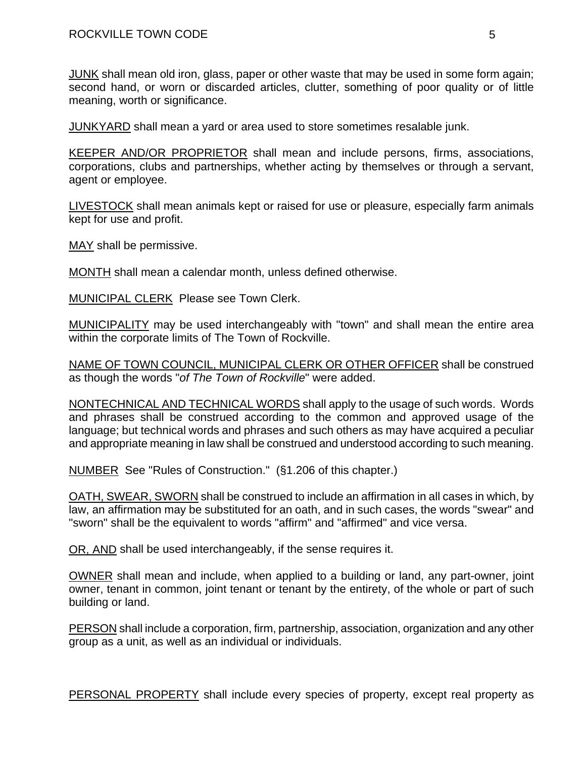JUNK shall mean old iron, glass, paper or other waste that may be used in some form again; second hand, or worn or discarded articles, clutter, something of poor quality or of little meaning, worth or significance.

JUNKYARD shall mean a yard or area used to store sometimes resalable junk.

KEEPER AND/OR PROPRIETOR shall mean and include persons, firms, associations, corporations, clubs and partnerships, whether acting by themselves or through a servant, agent or employee.

LIVESTOCK shall mean animals kept or raised for use or pleasure, especially farm animals kept for use and profit.

MAY shall be permissive.

MONTH shall mean a calendar month, unless defined otherwise.

MUNICIPAL CLERK  Please see Town Clerk.

MUNICIPALITY may be used interchangeably with "town" and shall mean the entire area within the corporate limits of The Town of Rockville.

NAME OF TOWN COUNCIL, MUNICIPAL CLERK OR OTHER OFFICER shall be construed as though the words "*of The Town of Rockville*" were added.

NONTECHNICAL AND TECHNICAL WORDS shall apply to the usage of such words. Words and phrases shall be construed according to the common and approved usage of the language; but technical words and phrases and such others as may have acquired a peculiar and appropriate meaning in law shall be construed and understood according to such meaning.

NUMBER  See "Rules of Construction."  (§1.206 of this chapter.)

OATH, SWEAR, SWORN shall be construed to include an affirmation in all cases in which, by law, an affirmation may be substituted for an oath, and in such cases, the words "swear" and "sworn" shall be the equivalent to words "affirm" and "affirmed" and vice versa.

OR, AND shall be used interchangeably, if the sense requires it.

OWNER shall mean and include, when applied to a building or land, any part-owner, joint owner, tenant in common, joint tenant or tenant by the entirety, of the whole or part of such building or land.

PERSON shall include a corporation, firm, partnership, association, organization and any other group as a unit, as well as an individual or individuals.

PERSONAL PROPERTY shall include every species of property, except real property as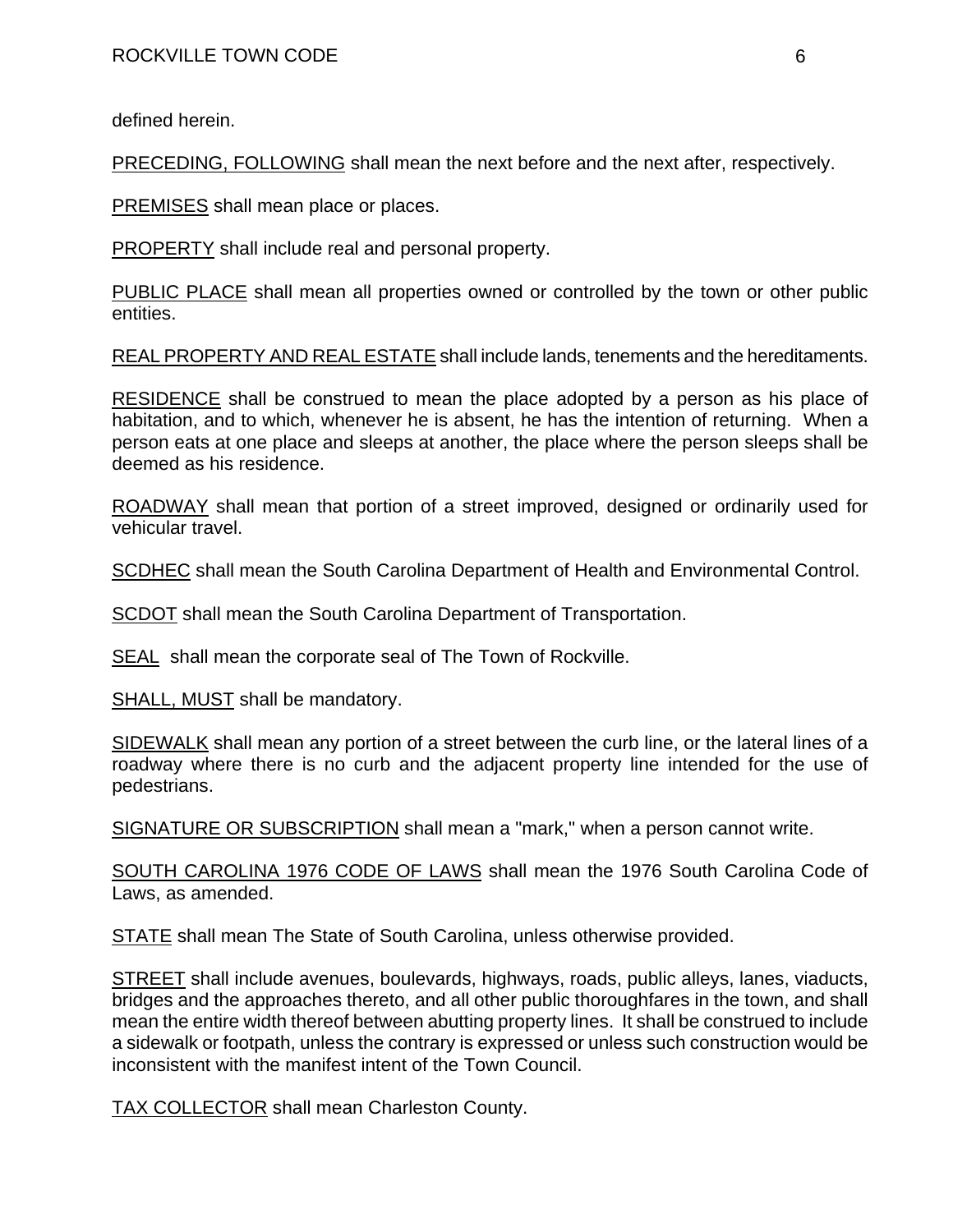defined herein.

PRECEDING, FOLLOWING shall mean the next before and the next after, respectively.

PREMISES shall mean place or places.

PROPERTY shall include real and personal property.

PUBLIC PLACE shall mean all properties owned or controlled by the town or other public entities.

REAL PROPERTY AND REAL ESTATE shall include lands, tenements and the hereditaments.

RESIDENCE shall be construed to mean the place adopted by a person as his place of habitation, and to which, whenever he is absent, he has the intention of returning. When a person eats at one place and sleeps at another, the place where the person sleeps shall be deemed as his residence.

ROADWAY shall mean that portion of a street improved, designed or ordinarily used for vehicular travel.

SCDHEC shall mean the South Carolina Department of Health and Environmental Control.

SCDOT shall mean the South Carolina Department of Transportation.

SEAL shall mean the corporate seal of The Town of Rockville.

SHALL, MUST shall be mandatory.

SIDEWALK shall mean any portion of a street between the curb line, or the lateral lines of a roadway where there is no curb and the adjacent property line intended for the use of pedestrians.

SIGNATURE OR SUBSCRIPTION shall mean a "mark," when a person cannot write.

SOUTH CAROLINA 1976 CODE OF LAWS shall mean the 1976 South Carolina Code of Laws, as amended.

STATE shall mean The State of South Carolina, unless otherwise provided.

STREET shall include avenues, boulevards, highways, roads, public alleys, lanes, viaducts, bridges and the approaches thereto, and all other public thoroughfares in the town, and shall mean the entire width thereof between abutting property lines. It shall be construed to include a sidewalk or footpath, unless the contrary is expressed or unless such construction would be inconsistent with the manifest intent of the Town Council.

TAX COLLECTOR shall mean Charleston County.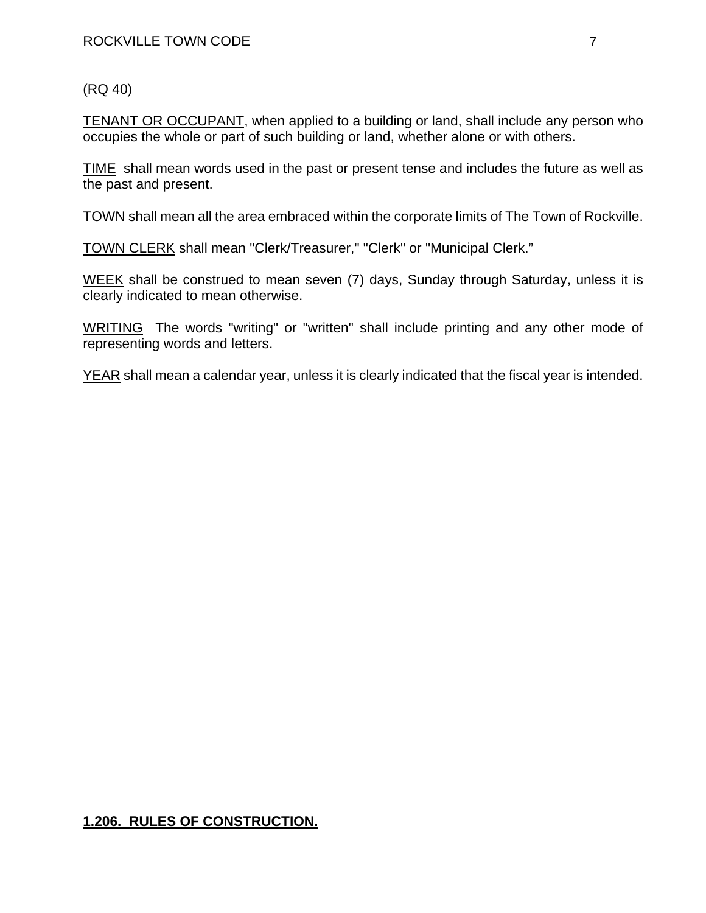(RQ 40)

TENANT OR OCCUPANT, when applied to a building or land, shall include any person who occupies the whole or part of such building or land, whether alone or with others.

TIME shall mean words used in the past or present tense and includes the future as well as the past and present.

TOWN shall mean all the area embraced within the corporate limits of The Town of Rockville.

TOWN CLERK shall mean "Clerk/Treasurer," "Clerk" or "Municipal Clerk."

WEEK shall be construed to mean seven (7) days, Sunday through Saturday, unless it is clearly indicated to mean otherwise.

WRITING The words "writing" or "written" shall include printing and any other mode of representing words and letters.

YEAR shall mean a calendar year, unless it is clearly indicated that the fiscal year is intended.

## 1.206. RULES OF CONSTRUCTION.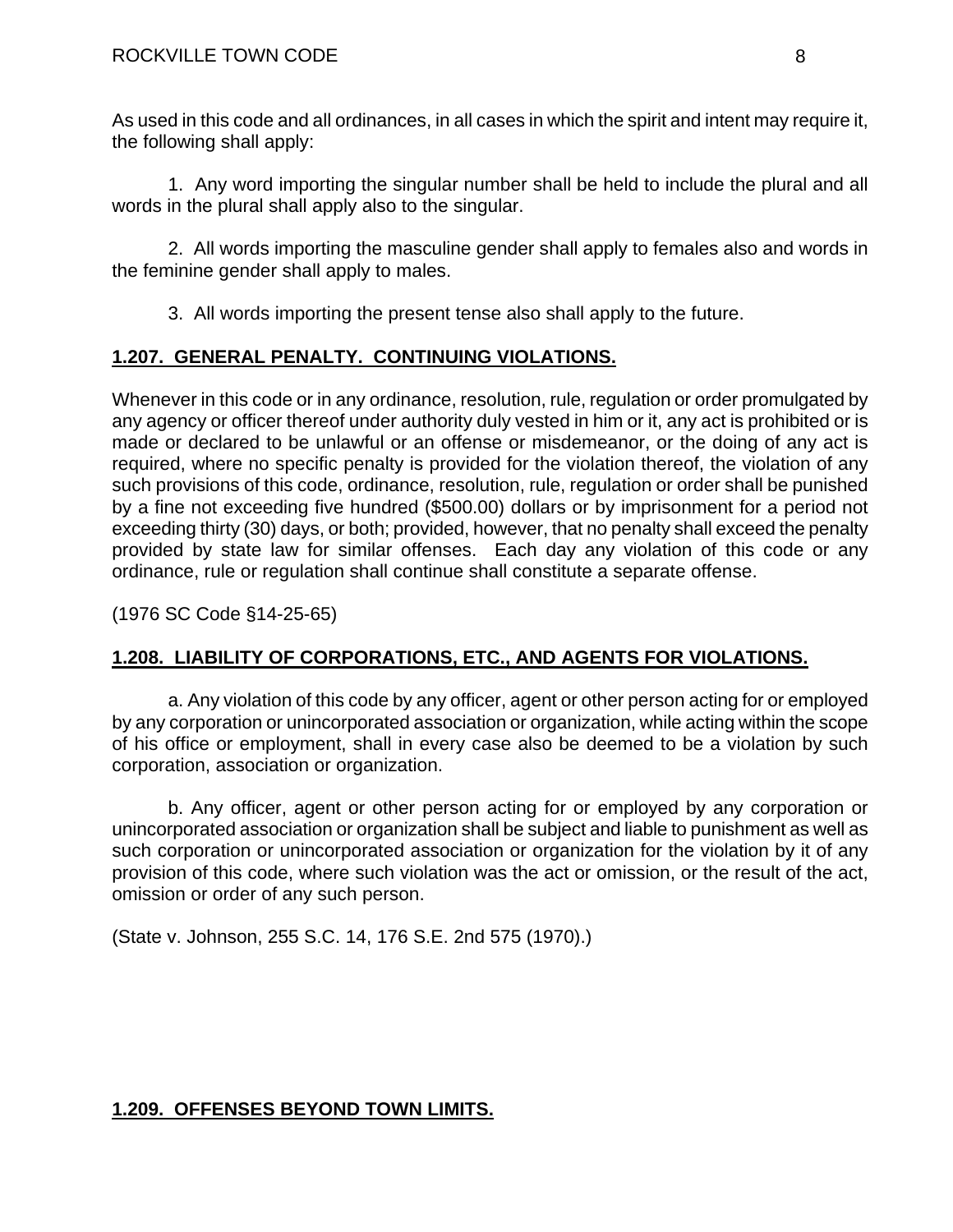As used in this code and all ordinances, in all cases in which the spirit and intent may require it, the following shall apply:

1. Any word importing the singular number shall be held to include the plural and all words in the plural shall apply also to the singular.

2. All words importing the masculine gender shall apply to females also and words in the feminine gender shall apply to males.

3. All words importing the present tense also shall apply to the future.

## 1.207. GENERAL PENALTY. CONTINUING VIOLATIONS.

Whenever in this code or in any ordinance, resolution, rule, regulation or order promulgated by any agency or officer thereof under authority duly vested in him or it, any act is prohibited or is made or declared to be unlawful or an offense or misdemeanor, or the doing of any act is required, where no specific penalty is provided for the violation thereof, the violation of any such provisions of this code, ordinance, resolution, rule, regulation or order shall be punished by a fine not exceeding five hundred ($500.00) dollars or by imprisonment for a period not exceeding thirty (30) days, or both; provided, however, that no penalty shall exceed the penalty provided by state law for similar offenses. Each day any violation of this code or any ordinance, rule or regulation shall continue shall constitute a separate offense.

(1976 SC Code §14-25-65)

## 1.208. LIABILITY OF CORPORATIONS, ETC., AND AGENTS FOR VIOLATIONS.

a. Any violation of this code by any officer, agent or other person acting for or employed by any corporation or unincorporated association or organization, while acting within the scope of his office or employment, shall in every case also be deemed to be a violation by such corporation, association or organization.

b. Any officer, agent or other person acting for or employed by any corporation or unincorporated association or organization shall be subject and liable to punishment as well as such corporation or unincorporated association or organization for the violation by it of any provision of this code, where such violation was the act or omission, or the result of the act, omission or order of any such person.

(State v. Johnson, 255 S.C. 14, 176 S.E. 2nd 575 (1970).)

## 1.209. OFFENSES BEYOND TOWN LIMITS.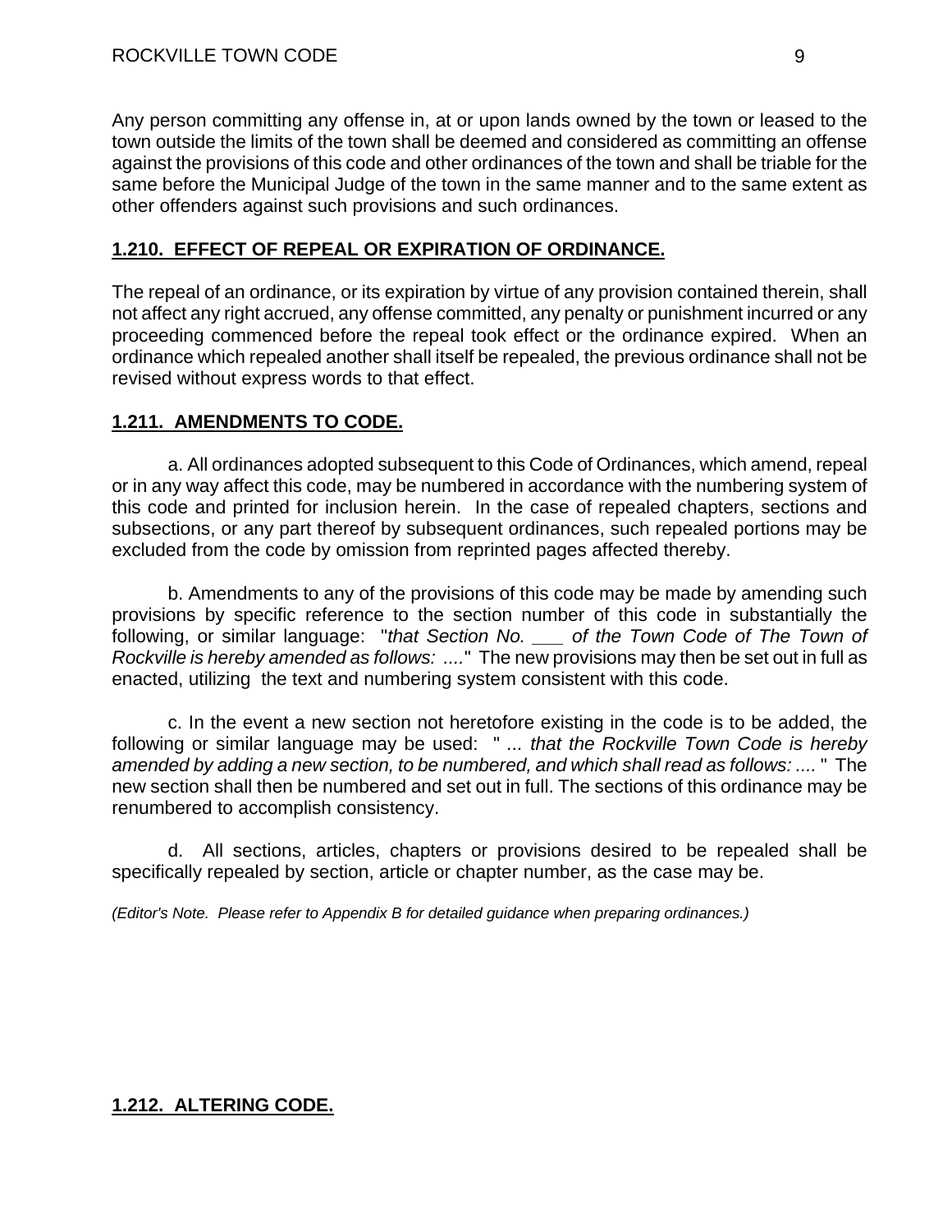Any person committing any offense in, at or upon lands owned by the town or leased to the town outside the limits of the town shall be deemed and considered as committing an offense against the provisions of this code and other ordinances of the town and shall be triable for the same before the Municipal Judge of the town in the same manner and to the same extent as other offenders against such provisions and such ordinances.

## **1.210. EFFECT OF REPEAL OR EXPIRATION OF ORDINANCE.**

The repeal of an ordinance, or its expiration by virtue of any provision contained therein, shall not affect any right accrued, any offense committed, any penalty or punishment incurred or any proceeding commenced before the repeal took effect or the ordinance expired. When an ordinance which repealed another shall itself be repealed, the previous ordinance shall not be revised without express words to that effect.

## **1.211. AMENDMENTS TO CODE.**

a. All ordinances adopted subsequent to this Code of Ordinances, which amend, repeal or in any way affect this code, may be numbered in accordance with the numbering system of this code and printed for inclusion herein. In the case of repealed chapters, sections and subsections, or any part thereof by subsequent ordinances, such repealed portions may be excluded from the code by omission from reprinted pages affected thereby.

b. Amendments to any of the provisions of this code may be made by amending such provisions by specific reference to the section number of this code in substantially the following, or similar language: "*that Section No. ___ of the Town Code of The Town of Rockville is hereby amended as follows: ....*" The new provisions may then be set out in full as enacted, utilizing the text and numbering system consistent with this code.

c. In the event a new section not heretofore existing in the code is to be added, the following or similar language may be used: " *... that the Rockville Town Code is hereby amended by adding a new section, to be numbered, and which shall read as follows: ....* " The new section shall then be numbered and set out in full. The sections of this ordinance may be renumbered to accomplish consistency.

d. All sections, articles, chapters or provisions desired to be repealed shall be specifically repealed by section, article or chapter number, as the case may be.

*(Editor's Note. Please refer to Appendix B for detailed guidance when preparing ordinances.)*

## **1.212. ALTERING CODE.**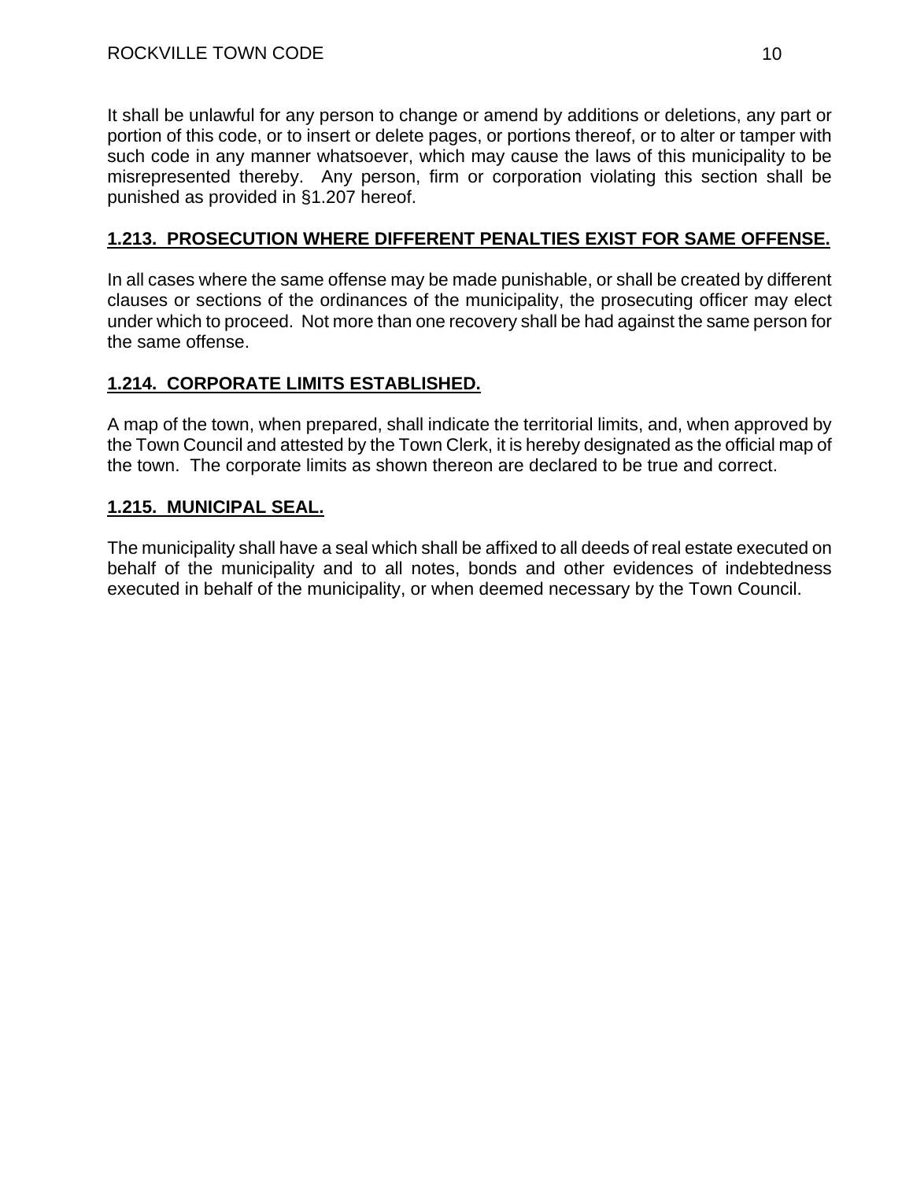It shall be unlawful for any person to change or amend by additions or deletions, any part or portion of this code, or to insert or delete pages, or portions thereof, or to alter or tamper with such code in any manner whatsoever, which may cause the laws of this municipality to be misrepresented thereby. Any person, firm or corporation violating this section shall be punished as provided in §1.207 hereof.

## 1.213. PROSECUTION WHERE DIFFERENT PENALTIES EXIST FOR SAME OFFENSE.

In all cases where the same offense may be made punishable, or shall be created by different clauses or sections of the ordinances of the municipality, the prosecuting officer may elect under which to proceed. Not more than one recovery shall be had against the same person for the same offense.

## 1.214. CORPORATE LIMITS ESTABLISHED.

A map of the town, when prepared, shall indicate the territorial limits, and, when approved by the Town Council and attested by the Town Clerk, it is hereby designated as the official map of the town. The corporate limits as shown thereon are declared to be true and correct.

## 1.215. MUNICIPAL SEAL.

The municipality shall have a seal which shall be affixed to all deeds of real estate executed on behalf of the municipality and to all notes, bonds and other evidences of indebtedness executed in behalf of the municipality, or when deemed necessary by the Town Council.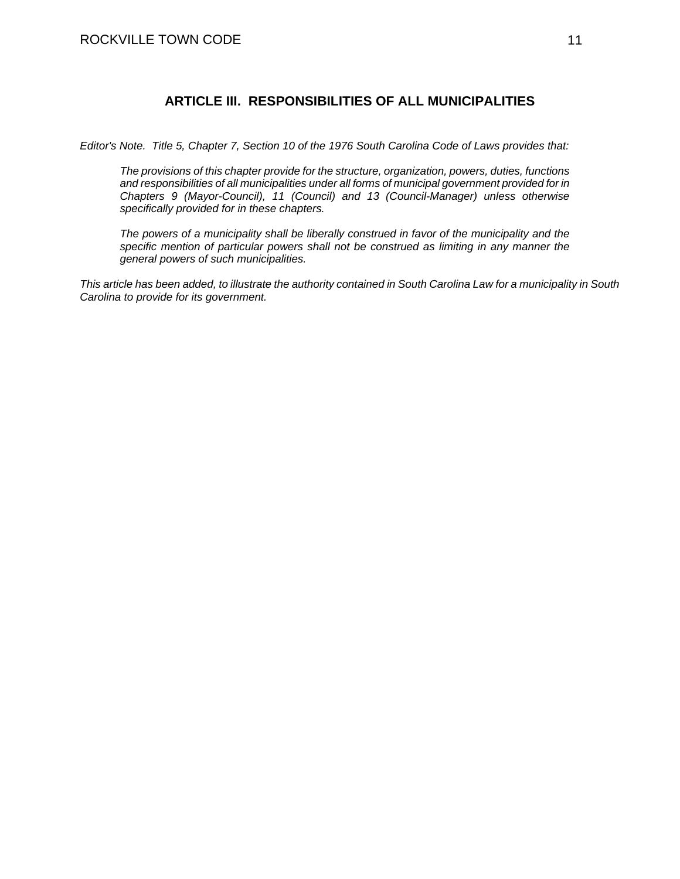## ARTICLE III. RESPONSIBILITIES OF ALL MUNICIPALITIES

*Editor's Note. Title 5, Chapter 7, Section 10 of the 1976 South Carolina Code of Laws provides that:*

> *The provisions of this chapter provide for the structure, organization, powers, duties, functions and responsibilities of all municipalities under all forms of municipal government provided for in Chapters 9 (Mayor-Council), 11 (Council) and 13 (Council-Manager) unless otherwise specifically provided for in these chapters.*
>
> *The powers of a municipality shall be liberally construed in favor of the municipality and the specific mention of particular powers shall not be construed as limiting in any manner the general powers of such municipalities.*

*This article has been added, to illustrate the authority contained in South Carolina Law for a municipality in South Carolina to provide for its government.*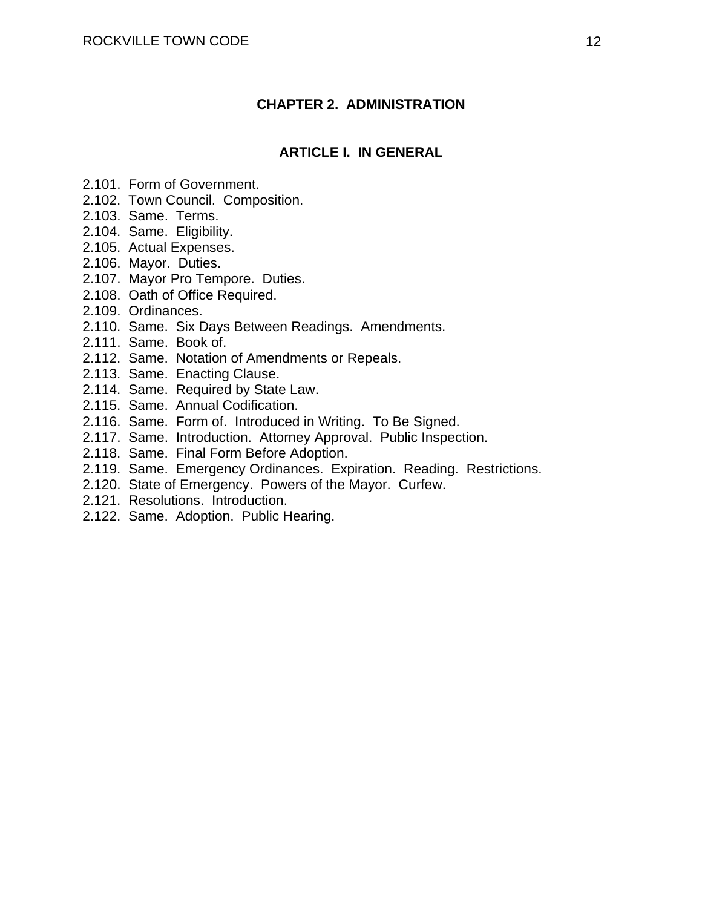# CHAPTER 2. ADMINISTRATION

## ARTICLE I. IN GENERAL

2.101. Form of Government.
2.102. Town Council. Composition.
2.103. Same. Terms.
2.104. Same. Eligibility.
2.105. Actual Expenses.
2.106. Mayor. Duties.
2.107. Mayor Pro Tempore. Duties.
2.108. Oath of Office Required.
2.109. Ordinances.
2.110. Same. Six Days Between Readings. Amendments.
2.111. Same. Book of.
2.112. Same. Notation of Amendments or Repeals.
2.113. Same. Enacting Clause.
2.114. Same. Required by State Law.
2.115. Same. Annual Codification.
2.116. Same. Form of. Introduced in Writing. To Be Signed.
2.117. Same. Introduction. Attorney Approval. Public Inspection.
2.118. Same. Final Form Before Adoption.
2.119. Same. Emergency Ordinances. Expiration. Reading. Restrictions.
2.120. State of Emergency. Powers of the Mayor. Curfew.
2.121. Resolutions. Introduction.
2.122. Same. Adoption. Public Hearing.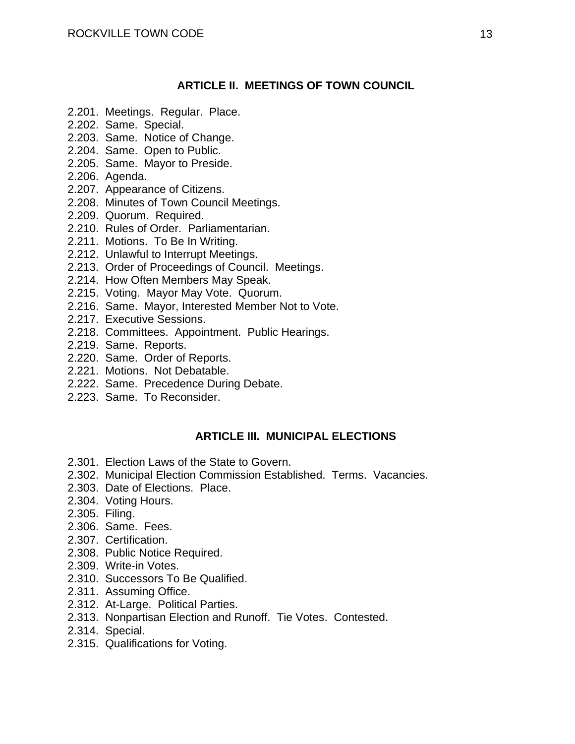## ARTICLE II. MEETINGS OF TOWN COUNCIL

2.201. Meetings. Regular. Place.
2.202. Same. Special.
2.203. Same. Notice of Change.
2.204. Same. Open to Public.
2.205. Same. Mayor to Preside.
2.206. Agenda.
2.207. Appearance of Citizens.
2.208. Minutes of Town Council Meetings.
2.209. Quorum. Required.
2.210. Rules of Order. Parliamentarian.
2.211. Motions. To Be In Writing.
2.212. Unlawful to Interrupt Meetings.
2.213. Order of Proceedings of Council. Meetings.
2.214. How Often Members May Speak.
2.215. Voting. Mayor May Vote. Quorum.
2.216. Same. Mayor, Interested Member Not to Vote.
2.217. Executive Sessions.
2.218. Committees. Appointment. Public Hearings.
2.219. Same. Reports.
2.220. Same. Order of Reports.
2.221. Motions. Not Debatable.
2.222. Same. Precedence During Debate.
2.223. Same. To Reconsider.

## ARTICLE III. MUNICIPAL ELECTIONS

2.301. Election Laws of the State to Govern.
2.302. Municipal Election Commission Established. Terms. Vacancies.
2.303. Date of Elections. Place.
2.304. Voting Hours.
2.305. Filing.
2.306. Same. Fees.
2.307. Certification.
2.308. Public Notice Required.
2.309. Write-in Votes.
2.310. Successors To Be Qualified.
2.311. Assuming Office.
2.312. At-Large. Political Parties.
2.313. Nonpartisan Election and Runoff. Tie Votes. Contested.
2.314. Special.
2.315. Qualifications for Voting.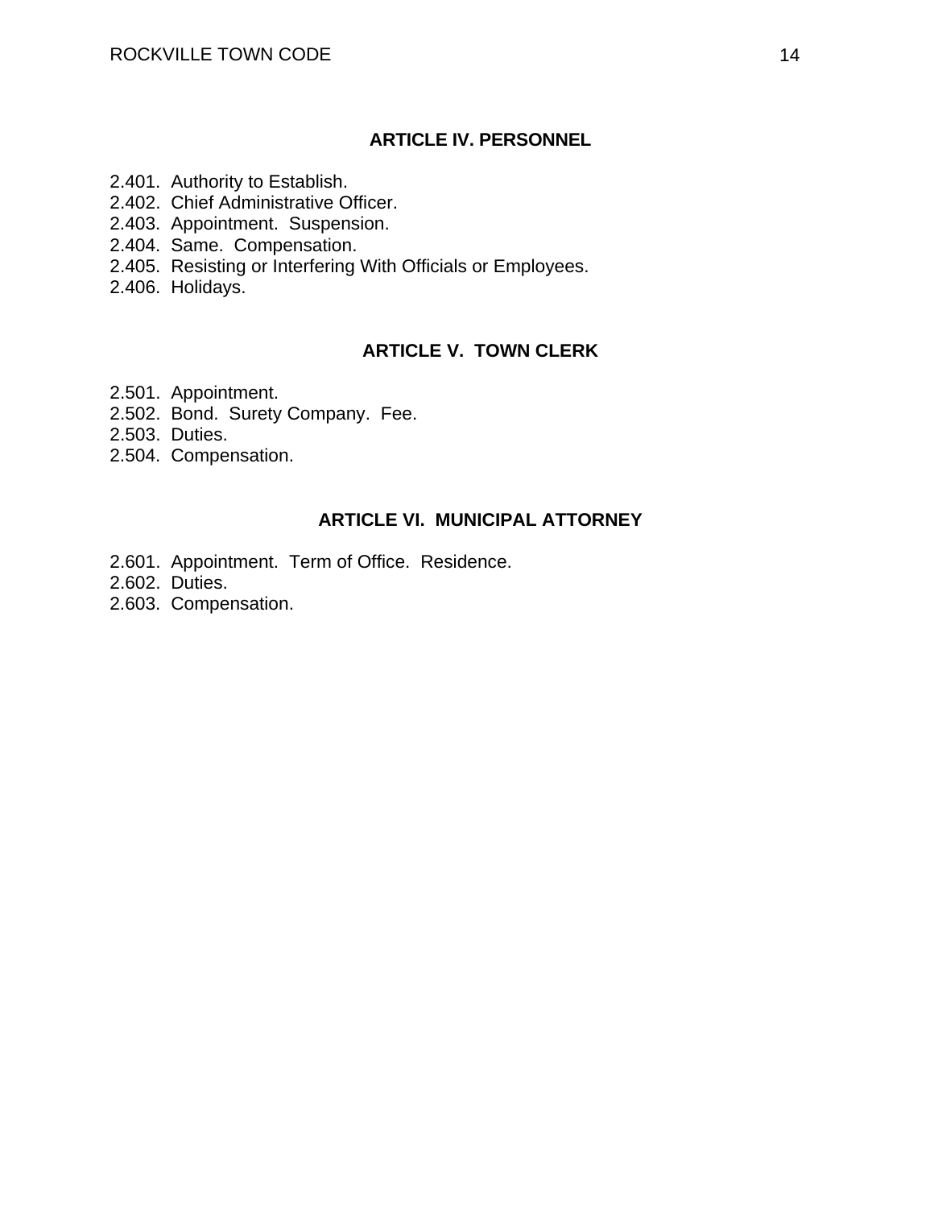## ARTICLE IV. PERSONNEL

2.401. Authority to Establish.
2.402. Chief Administrative Officer.
2.403. Appointment. Suspension.
2.404. Same. Compensation.
2.405. Resisting or Interfering With Officials or Employees.
2.406. Holidays.

## ARTICLE V. TOWN CLERK

2.501. Appointment.
2.502. Bond. Surety Company. Fee.
2.503. Duties.
2.504. Compensation.

## ARTICLE VI. MUNICIPAL ATTORNEY

2.601. Appointment. Term of Office. Residence.
2.602. Duties.
2.603. Compensation.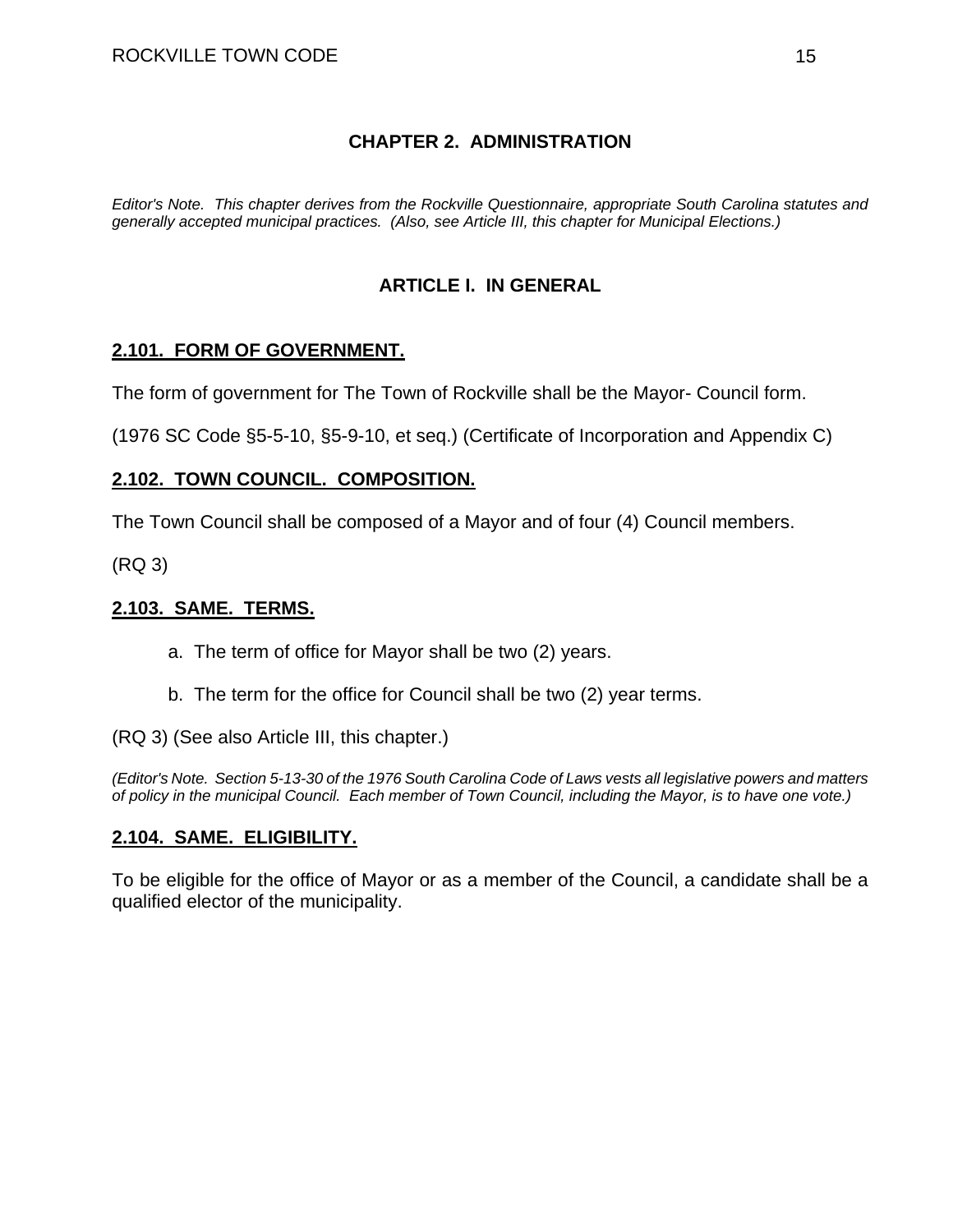# CHAPTER 2. ADMINISTRATION

*Editor's Note. This chapter derives from the Rockville Questionnaire, appropriate South Carolina statutes and generally accepted municipal practices. (Also, see Article III, this chapter for Municipal Elections.)*

## ARTICLE I. IN GENERAL

### 2.101. FORM OF GOVERNMENT.

The form of government for The Town of Rockville shall be the Mayor- Council form.

(1976 SC Code §5-5-10, §5-9-10, et seq.) (Certificate of Incorporation and Appendix C)

### 2.102. TOWN COUNCIL. COMPOSITION.

The Town Council shall be composed of a Mayor and of four (4) Council members.

(RQ 3)

### 2.103. SAME. TERMS.

a. The term of office for Mayor shall be two (2) years.

b. The term for the office for Council shall be two (2) year terms.

(RQ 3) (See also Article III, this chapter.)

*(Editor's Note. Section 5-13-30 of the 1976 South Carolina Code of Laws vests all legislative powers and matters of policy in the municipal Council. Each member of Town Council, including the Mayor, is to have one vote.)*

### 2.104. SAME. ELIGIBILITY.

To be eligible for the office of Mayor or as a member of the Council, a candidate shall be a qualified elector of the municipality.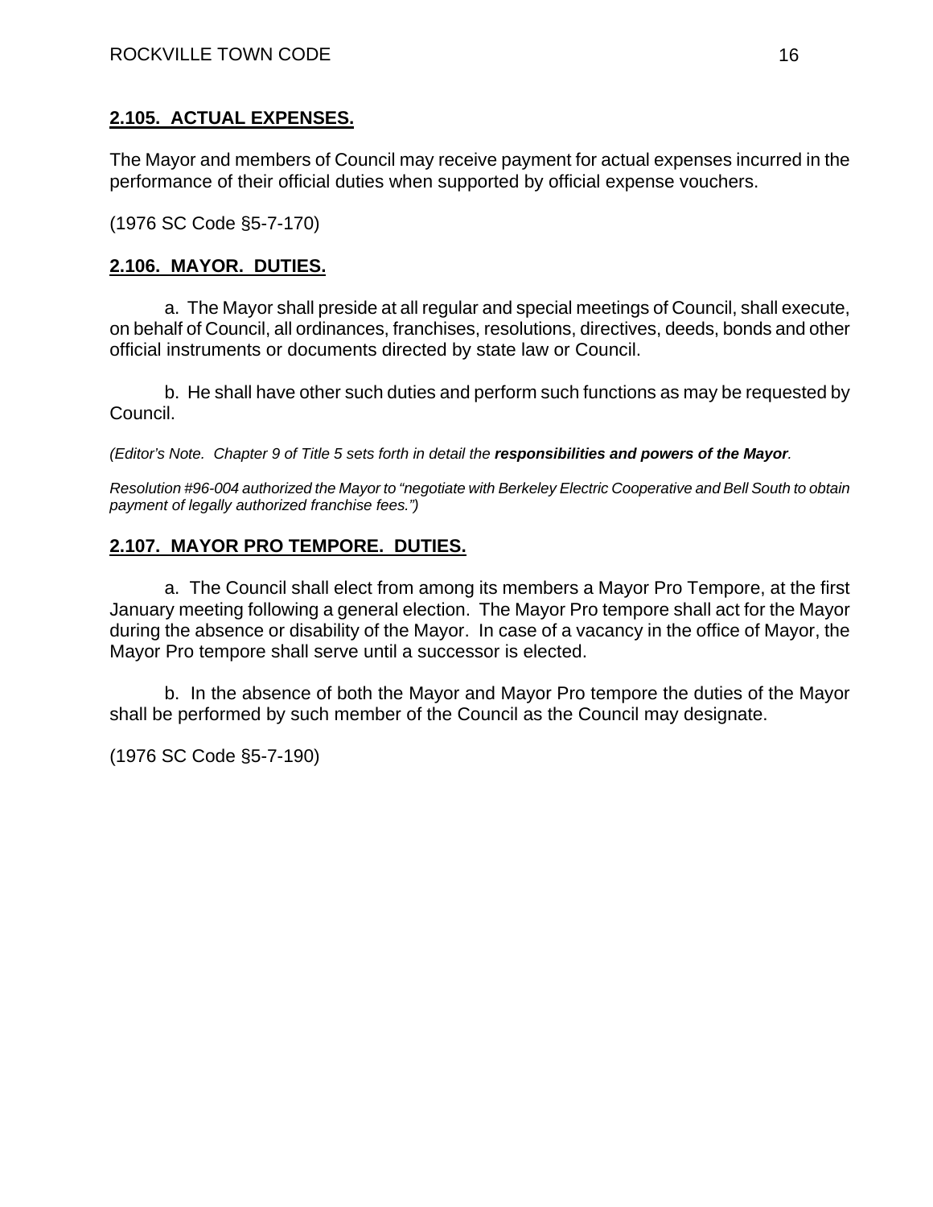## 2.105. ACTUAL EXPENSES.

The Mayor and members of Council may receive payment for actual expenses incurred in the performance of their official duties when supported by official expense vouchers.

(1976 SC Code §5-7-170)

## 2.106. MAYOR. DUTIES.

a. The Mayor shall preside at all regular and special meetings of Council, shall execute, on behalf of Council, all ordinances, franchises, resolutions, directives, deeds, bonds and other official instruments or documents directed by state law or Council.

b. He shall have other such duties and perform such functions as may be requested by Council.

*(Editor's Note. Chapter 9 of Title 5 sets forth in detail the* ***responsibilities and powers of the Mayor****.*

*Resolution #96-004 authorized the Mayor to "negotiate with Berkeley Electric Cooperative and Bell South to obtain payment of legally authorized franchise fees.")*

## 2.107. MAYOR PRO TEMPORE. DUTIES.

a. The Council shall elect from among its members a Mayor Pro Tempore, at the first January meeting following a general election. The Mayor Pro tempore shall act for the Mayor during the absence or disability of the Mayor. In case of a vacancy in the office of Mayor, the Mayor Pro tempore shall serve until a successor is elected.

b. In the absence of both the Mayor and Mayor Pro tempore the duties of the Mayor shall be performed by such member of the Council as the Council may designate.

(1976 SC Code §5-7-190)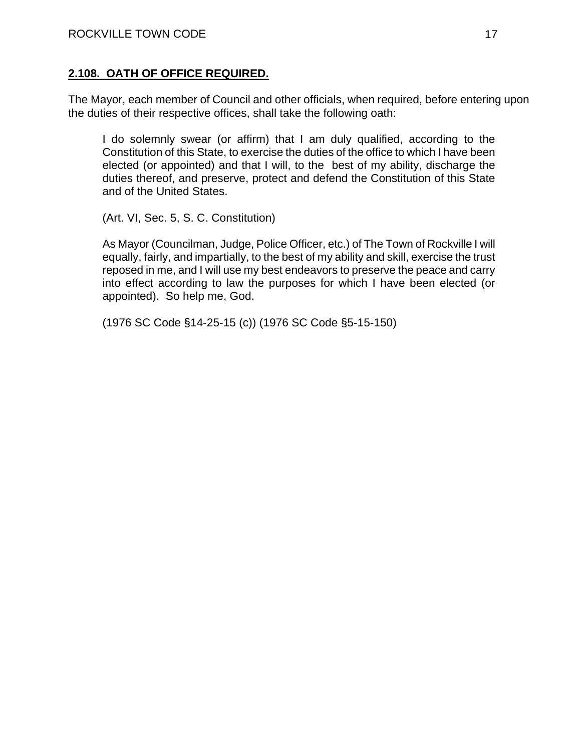## 2.108. OATH OF OFFICE REQUIRED.

The Mayor, each member of Council and other officials, when required, before entering upon the duties of their respective offices, shall take the following oath:

> I do solemnly swear (or affirm) that I am duly qualified, according to the Constitution of this State, to exercise the duties of the office to which I have been elected (or appointed) and that I will, to the best of my ability, discharge the duties thereof, and preserve, protect and defend the Constitution of this State and of the United States.
>
> (Art. VI, Sec. 5, S. C. Constitution)
>
> As Mayor (Councilman, Judge, Police Officer, etc.) of The Town of Rockville I will equally, fairly, and impartially, to the best of my ability and skill, exercise the trust reposed in me, and I will use my best endeavors to preserve the peace and carry into effect according to law the purposes for which I have been elected (or appointed). So help me, God.
>
> (1976 SC Code §14-25-15 (c)) (1976 SC Code §5-15-150)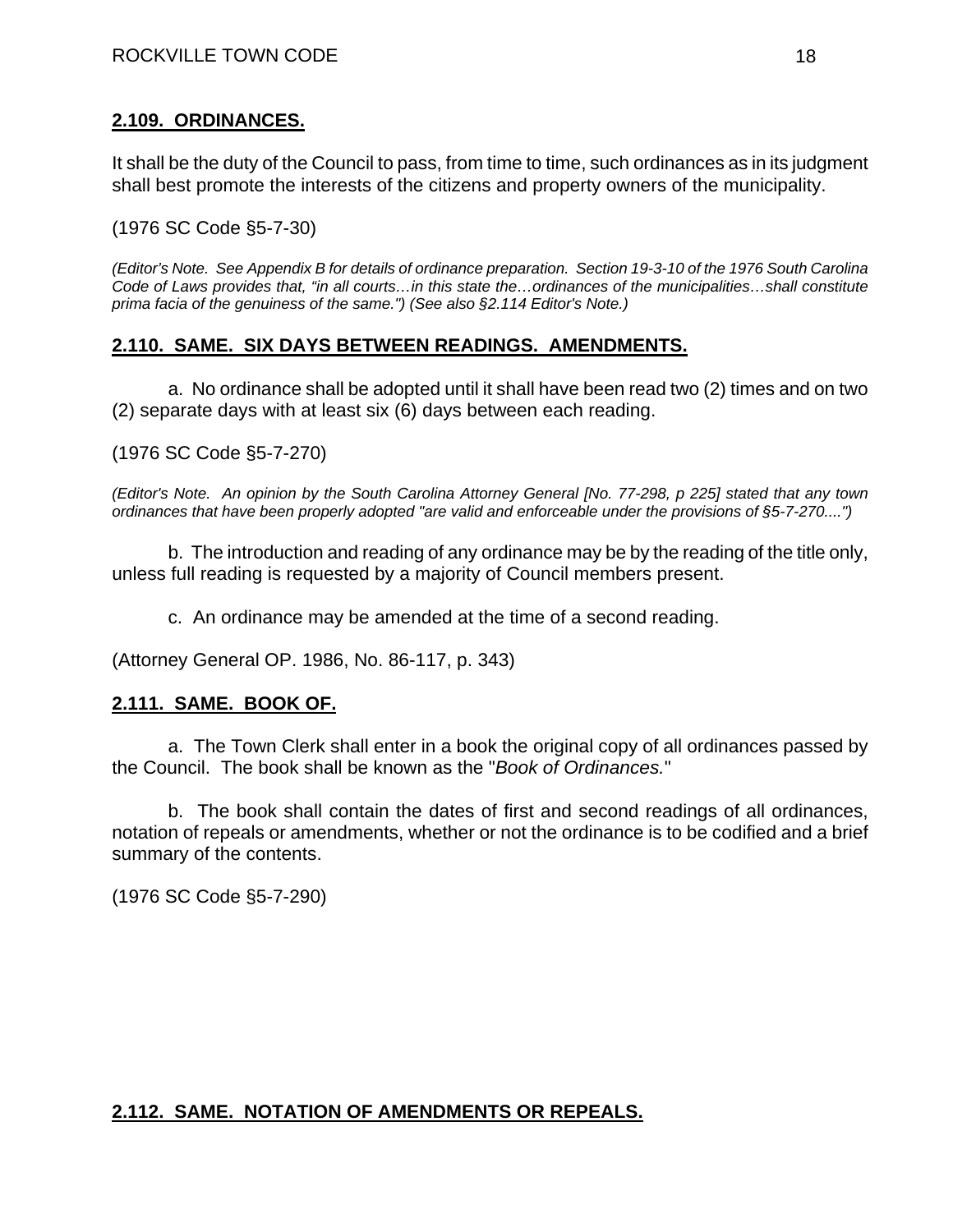## **2.109. ORDINANCES.**

It shall be the duty of the Council to pass, from time to time, such ordinances as in its judgment shall best promote the interests of the citizens and property owners of the municipality.

(1976 SC Code §5-7-30)

*(Editor's Note. See Appendix B for details of ordinance preparation. Section 19-3-10 of the 1976 South Carolina Code of Laws provides that, "in all courts…in this state the…ordinances of the municipalities…shall constitute prima facia of the genuiness of the same.") (See also §2.114 Editor's Note.)*

## **2.110. SAME. SIX DAYS BETWEEN READINGS. AMENDMENTS.**

a. No ordinance shall be adopted until it shall have been read two (2) times and on two (2) separate days with at least six (6) days between each reading.

(1976 SC Code §5-7-270)

*(Editor's Note. An opinion by the South Carolina Attorney General [No. 77-298, p 225] stated that any town ordinances that have been properly adopted "are valid and enforceable under the provisions of §5-7-270....")*

b. The introduction and reading of any ordinance may be by the reading of the title only, unless full reading is requested by a majority of Council members present.

c. An ordinance may be amended at the time of a second reading.

(Attorney General OP. 1986, No. 86-117, p. 343)

## **2.111. SAME. BOOK OF.**

a. The Town Clerk shall enter in a book the original copy of all ordinances passed by the Council. The book shall be known as the "*Book of Ordinances.*"

b. The book shall contain the dates of first and second readings of all ordinances, notation of repeals or amendments, whether or not the ordinance is to be codified and a brief summary of the contents.

(1976 SC Code §5-7-290)

## **2.112. SAME. NOTATION OF AMENDMENTS OR REPEALS.**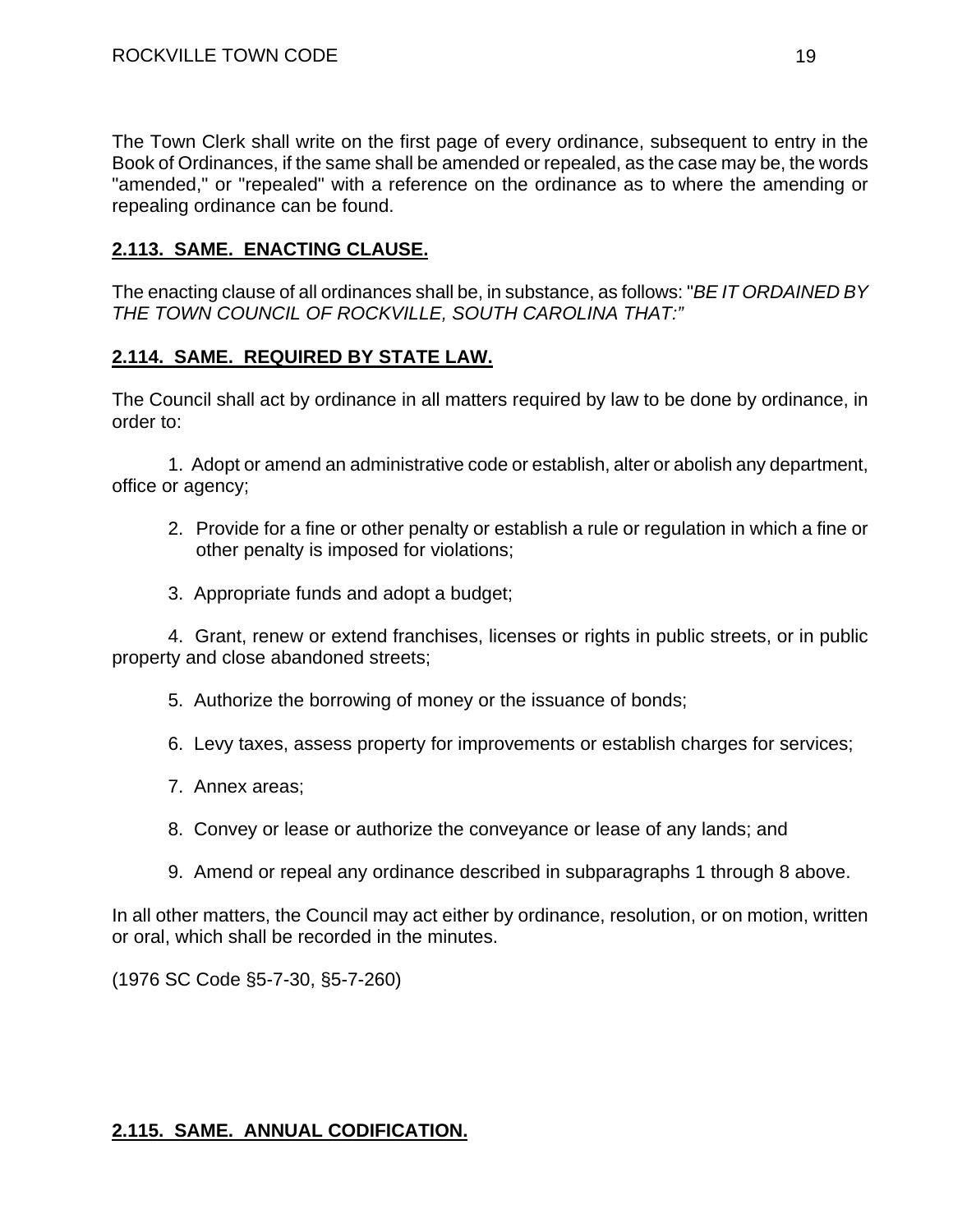The Town Clerk shall write on the first page of every ordinance, subsequent to entry in the Book of Ordinances, if the same shall be amended or repealed, as the case may be, the words "amended," or "repealed" with a reference on the ordinance as to where the amending or repealing ordinance can be found.

## **2.113. SAME. ENACTING CLAUSE.**

The enacting clause of all ordinances shall be, in substance, as follows: "*BE IT ORDAINED BY THE TOWN COUNCIL OF ROCKVILLE, SOUTH CAROLINA THAT:"*

## **2.114. SAME. REQUIRED BY STATE LAW.**

The Council shall act by ordinance in all matters required by law to be done by ordinance, in order to:

1. Adopt or amend an administrative code or establish, alter or abolish any department, office or agency;
2. Provide for a fine or other penalty or establish a rule or regulation in which a fine or other penalty is imposed for violations;
3. Appropriate funds and adopt a budget;
4. Grant, renew or extend franchises, licenses or rights in public streets, or in public property and close abandoned streets;
5. Authorize the borrowing of money or the issuance of bonds;
6. Levy taxes, assess property for improvements or establish charges for services;
7. Annex areas;
8. Convey or lease or authorize the conveyance or lease of any lands; and
9. Amend or repeal any ordinance described in subparagraphs 1 through 8 above.

In all other matters, the Council may act either by ordinance, resolution, or on motion, written or oral, which shall be recorded in the minutes.

(1976 SC Code §5-7-30, §5-7-260)

## **2.115. SAME. ANNUAL CODIFICATION.**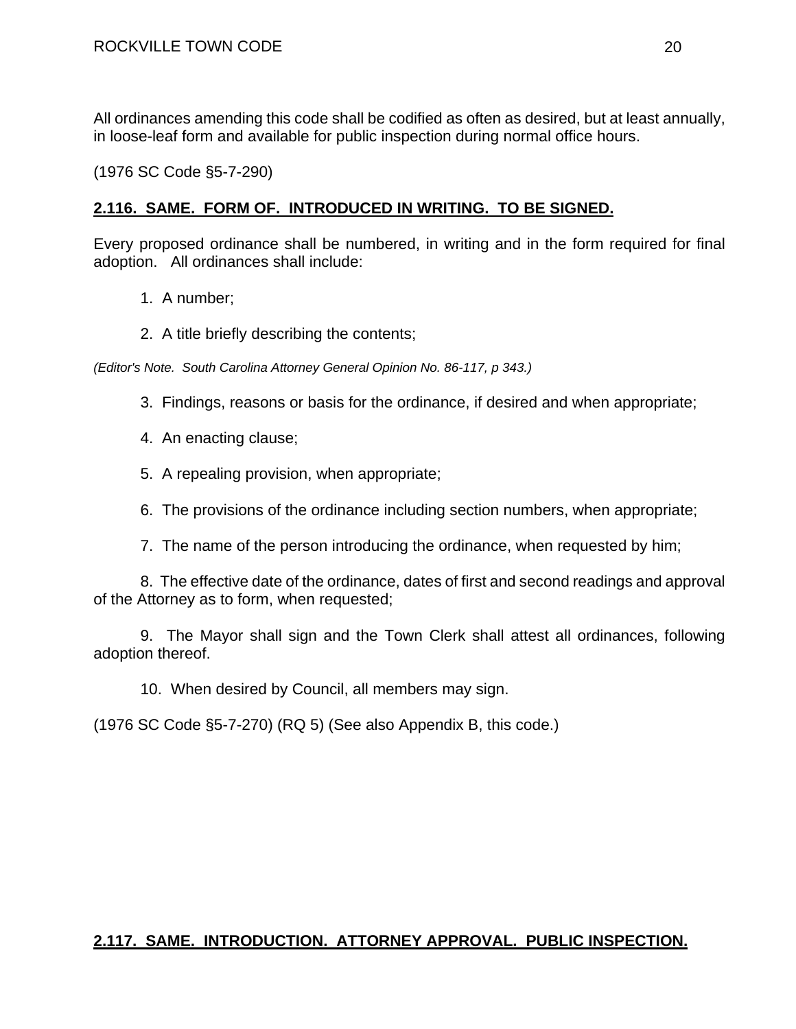All ordinances amending this code shall be codified as often as desired, but at least annually, in loose-leaf form and available for public inspection during normal office hours.

(1976 SC Code §5-7-290)

## **2.116. SAME. FORM OF. INTRODUCED IN WRITING. TO BE SIGNED.**

Every proposed ordinance shall be numbered, in writing and in the form required for final adoption. All ordinances shall include:

1. A number;

2. A title briefly describing the contents;

*(Editor's Note. South Carolina Attorney General Opinion No. 86-117, p 343.)*

3. Findings, reasons or basis for the ordinance, if desired and when appropriate;

4. An enacting clause;

5. A repealing provision, when appropriate;

6. The provisions of the ordinance including section numbers, when appropriate;

7. The name of the person introducing the ordinance, when requested by him;

8. The effective date of the ordinance, dates of first and second readings and approval of the Attorney as to form, when requested;

9. The Mayor shall sign and the Town Clerk shall attest all ordinances, following adoption thereof.

10. When desired by Council, all members may sign.

(1976 SC Code §5-7-270) (RQ 5) (See also Appendix B, this code.)

## **2.117. SAME. INTRODUCTION. ATTORNEY APPROVAL. PUBLIC INSPECTION.**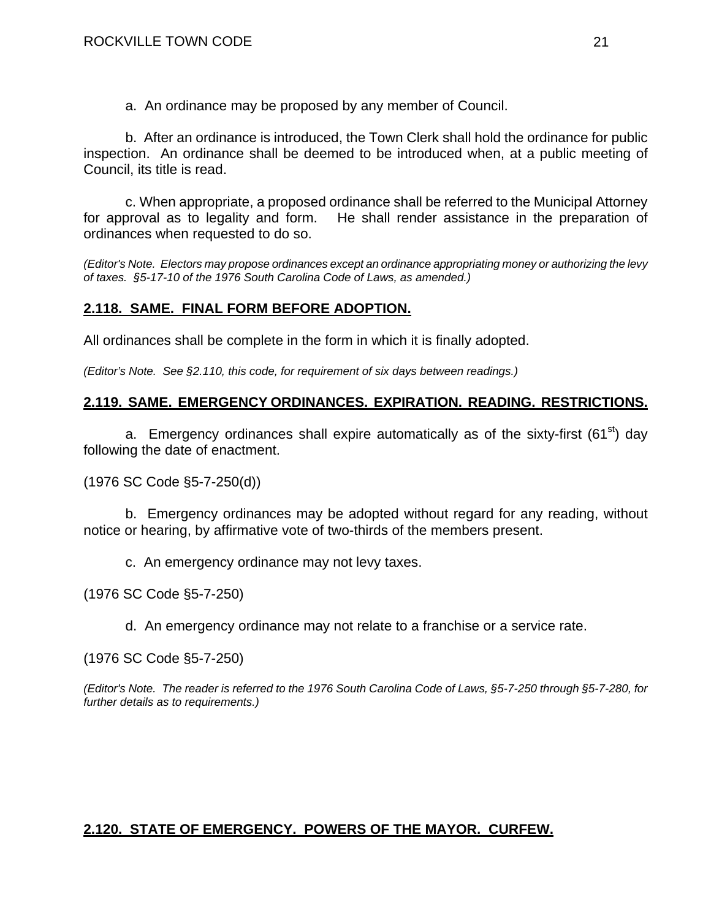a. An ordinance may be proposed by any member of Council.

b. After an ordinance is introduced, the Town Clerk shall hold the ordinance for public inspection. An ordinance shall be deemed to be introduced when, at a public meeting of Council, its title is read.

c. When appropriate, a proposed ordinance shall be referred to the Municipal Attorney for approval as to legality and form. He shall render assistance in the preparation of ordinances when requested to do so.

*(Editor's Note. Electors may propose ordinances except an ordinance appropriating money or authorizing the levy of taxes. §5-17-10 of the 1976 South Carolina Code of Laws, as amended.)*

## **2.118. SAME. FINAL FORM BEFORE ADOPTION.**

All ordinances shall be complete in the form in which it is finally adopted.

*(Editor's Note. See §2.110, this code, for requirement of six days between readings.)*

## **2.119. SAME. EMERGENCY ORDINANCES. EXPIRATION. READING. RESTRICTIONS.**

a. Emergency ordinances shall expire automatically as of the sixty-first ($61^{st}$) day following the date of enactment.

(1976 SC Code §5-7-250(d))

b. Emergency ordinances may be adopted without regard for any reading, without notice or hearing, by affirmative vote of two-thirds of the members present.

c. An emergency ordinance may not levy taxes.

(1976 SC Code §5-7-250)

d. An emergency ordinance may not relate to a franchise or a service rate.

(1976 SC Code §5-7-250)

*(Editor's Note. The reader is referred to the 1976 South Carolina Code of Laws, §5-7-250 through §5-7-280, for further details as to requirements.)*

## **2.120. STATE OF EMERGENCY. POWERS OF THE MAYOR. CURFEW.**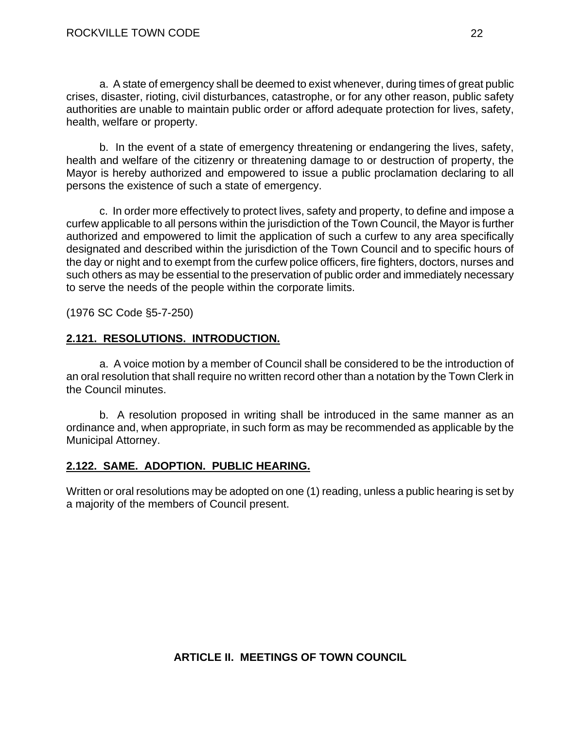a. A state of emergency shall be deemed to exist whenever, during times of great public crises, disaster, rioting, civil disturbances, catastrophe, or for any other reason, public safety authorities are unable to maintain public order or afford adequate protection for lives, safety, health, welfare or property.

b. In the event of a state of emergency threatening or endangering the lives, safety, health and welfare of the citizenry or threatening damage to or destruction of property, the Mayor is hereby authorized and empowered to issue a public proclamation declaring to all persons the existence of such a state of emergency.

c. In order more effectively to protect lives, safety and property, to define and impose a curfew applicable to all persons within the jurisdiction of the Town Council, the Mayor is further authorized and empowered to limit the application of such a curfew to any area specifically designated and described within the jurisdiction of the Town Council and to specific hours of the day or night and to exempt from the curfew police officers, fire fighters, doctors, nurses and such others as may be essential to the preservation of public order and immediately necessary to serve the needs of the people within the corporate limits.

(1976 SC Code §5-7-250)

**2.121. RESOLUTIONS. INTRODUCTION.**

a. A voice motion by a member of Council shall be considered to be the introduction of an oral resolution that shall require no written record other than a notation by the Town Clerk in the Council minutes.

b. A resolution proposed in writing shall be introduced in the same manner as an ordinance and, when appropriate, in such form as may be recommended as applicable by the Municipal Attorney.

**2.122. SAME. ADOPTION. PUBLIC HEARING.**

Written or oral resolutions may be adopted on one (1) reading, unless a public hearing is set by a majority of the members of Council present.

## ARTICLE II. MEETINGS OF TOWN COUNCIL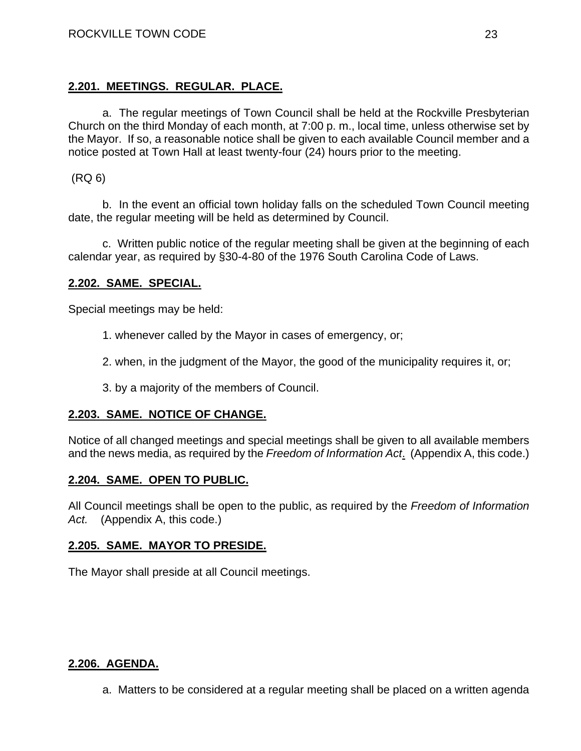**2.201. MEETINGS. REGULAR. PLACE.**

a. The regular meetings of Town Council shall be held at the Rockville Presbyterian Church on the third Monday of each month, at 7:00 p. m., local time, unless otherwise set by the Mayor. If so, a reasonable notice shall be given to each available Council member and a notice posted at Town Hall at least twenty-four (24) hours prior to the meeting.

(RQ 6)

b. In the event an official town holiday falls on the scheduled Town Council meeting date, the regular meeting will be held as determined by Council.

c. Written public notice of the regular meeting shall be given at the beginning of each calendar year, as required by §30-4-80 of the 1976 South Carolina Code of Laws.

**2.202. SAME. SPECIAL.**

Special meetings may be held:

1. whenever called by the Mayor in cases of emergency, or;

2. when, in the judgment of the Mayor, the good of the municipality requires it, or;

3. by a majority of the members of Council.

**2.203. SAME. NOTICE OF CHANGE.**

Notice of all changed meetings and special meetings shall be given to all available members and the news media, as required by the *Freedom of Information Act*. (Appendix A, this code.)

**2.204. SAME. OPEN TO PUBLIC.**

All Council meetings shall be open to the public, as required by the *Freedom of Information Act.* (Appendix A, this code.)

**2.205. SAME. MAYOR TO PRESIDE.**

The Mayor shall preside at all Council meetings.

**2.206. AGENDA.**

a. Matters to be considered at a regular meeting shall be placed on a written agenda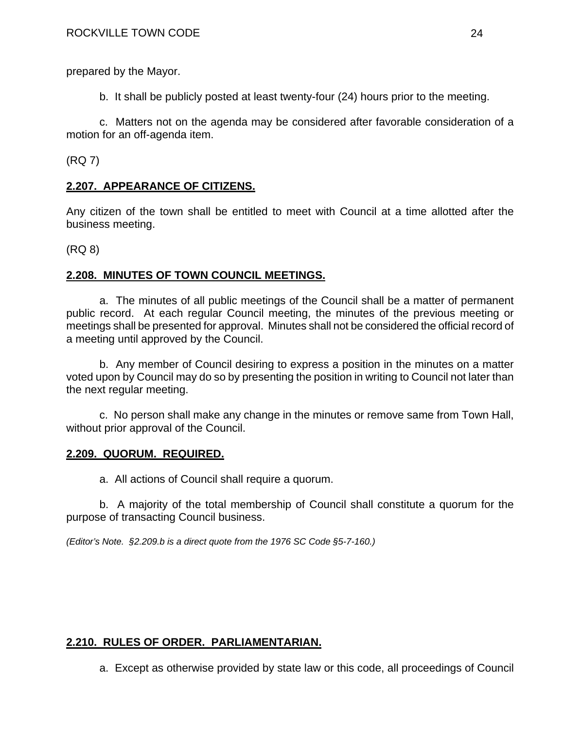prepared by the Mayor.

b. It shall be publicly posted at least twenty-four (24) hours prior to the meeting.

c. Matters not on the agenda may be considered after favorable consideration of a motion for an off-agenda item.

(RQ 7)

## **2.207. APPEARANCE OF CITIZENS.**

Any citizen of the town shall be entitled to meet with Council at a time allotted after the business meeting.

(RQ 8)

## **2.208. MINUTES OF TOWN COUNCIL MEETINGS.**

a. The minutes of all public meetings of the Council shall be a matter of permanent public record. At each regular Council meeting, the minutes of the previous meeting or meetings shall be presented for approval. Minutes shall not be considered the official record of a meeting until approved by the Council.

b. Any member of Council desiring to express a position in the minutes on a matter voted upon by Council may do so by presenting the position in writing to Council not later than the next regular meeting.

c. No person shall make any change in the minutes or remove same from Town Hall, without prior approval of the Council.

## **2.209. QUORUM. REQUIRED.**

a. All actions of Council shall require a quorum.

b. A majority of the total membership of Council shall constitute a quorum for the purpose of transacting Council business.

*(Editor's Note. §2.209.b is a direct quote from the 1976 SC Code §5-7-160.)*

## **2.210. RULES OF ORDER. PARLIAMENTARIAN.**

a. Except as otherwise provided by state law or this code, all proceedings of Council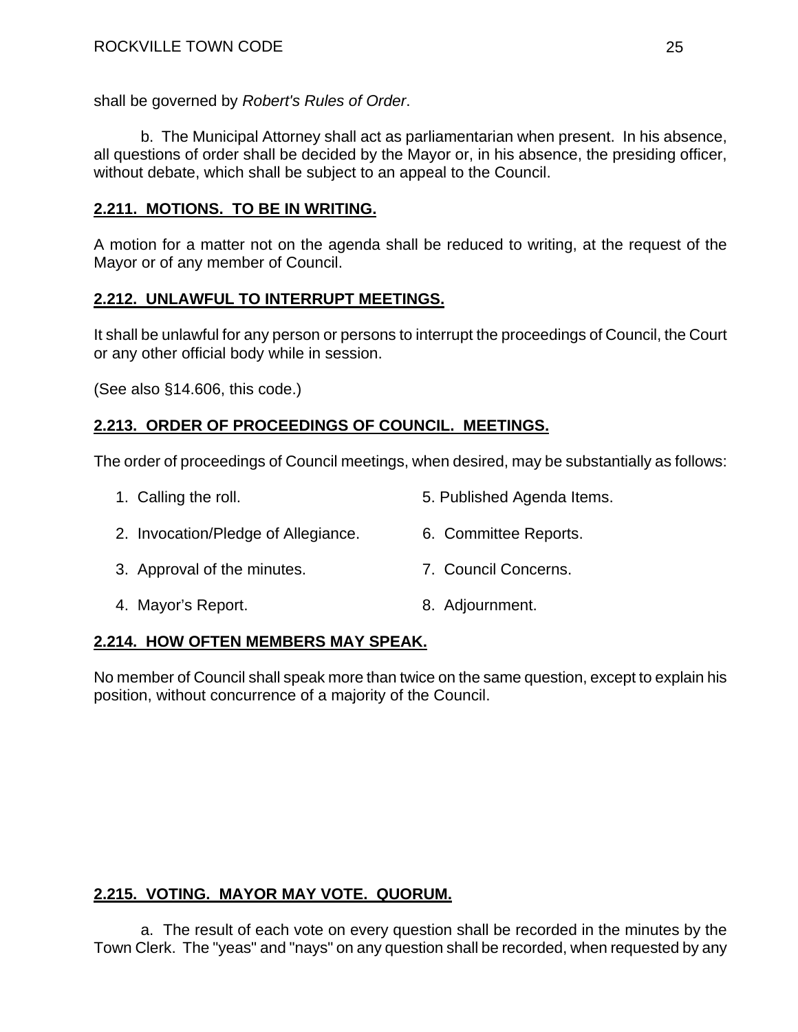shall be governed by *Robert's Rules of Order*.

b. The Municipal Attorney shall act as parliamentarian when present. In his absence, all questions of order shall be decided by the Mayor or, in his absence, the presiding officer, without debate, which shall be subject to an appeal to the Council.

## 2.211. MOTIONS. TO BE IN WRITING.

A motion for a matter not on the agenda shall be reduced to writing, at the request of the Mayor or of any member of Council.

## 2.212. UNLAWFUL TO INTERRUPT MEETINGS.

It shall be unlawful for any person or persons to interrupt the proceedings of Council, the Court or any other official body while in session.

(See also §14.606, this code.)

## 2.213. ORDER OF PROCEEDINGS OF COUNCIL. MEETINGS.

The order of proceedings of Council meetings, when desired, may be substantially as follows:

1. Calling the roll.
2. Invocation/Pledge of Allegiance.
3. Approval of the minutes.
4. Mayor's Report.
5. Published Agenda Items.
6. Committee Reports.
7. Council Concerns.
8. Adjournment.

## 2.214. HOW OFTEN MEMBERS MAY SPEAK.

No member of Council shall speak more than twice on the same question, except to explain his position, without concurrence of a majority of the Council.

## 2.215. VOTING. MAYOR MAY VOTE. QUORUM.

a. The result of each vote on every question shall be recorded in the minutes by the Town Clerk. The "yeas" and "nays" on any question shall be recorded, when requested by any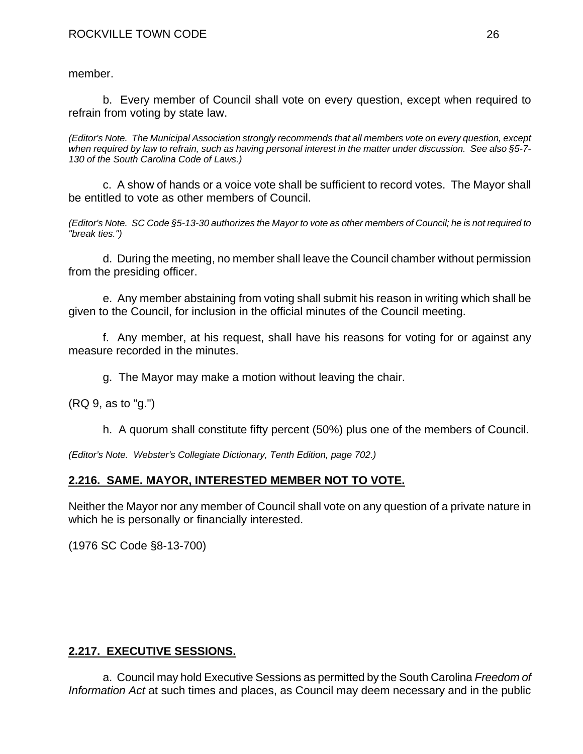member.

b. Every member of Council shall vote on every question, except when required to refrain from voting by state law.

*(Editor's Note. The Municipal Association strongly recommends that all members vote on every question, except when required by law to refrain, such as having personal interest in the matter under discussion. See also §5-7-130 of the South Carolina Code of Laws.)*

c. A show of hands or a voice vote shall be sufficient to record votes. The Mayor shall be entitled to vote as other members of Council.

*(Editor's Note. SC Code §5-13-30 authorizes the Mayor to vote as other members of Council; he is not required to "break ties.")*

d. During the meeting, no member shall leave the Council chamber without permission from the presiding officer.

e. Any member abstaining from voting shall submit his reason in writing which shall be given to the Council, for inclusion in the official minutes of the Council meeting.

f. Any member, at his request, shall have his reasons for voting for or against any measure recorded in the minutes.

g. The Mayor may make a motion without leaving the chair.

(RQ 9, as to "g.")

h. A quorum shall constitute fifty percent (50%) plus one of the members of Council.

*(Editor's Note. Webster's Collegiate Dictionary, Tenth Edition, page 702.)*

## 2.216. SAME. MAYOR, INTERESTED MEMBER NOT TO VOTE.

Neither the Mayor nor any member of Council shall vote on any question of a private nature in which he is personally or financially interested.

(1976 SC Code §8-13-700)

## 2.217. EXECUTIVE SESSIONS.

a. Council may hold Executive Sessions as permitted by the South Carolina *Freedom of Information Act* at such times and places, as Council may deem necessary and in the public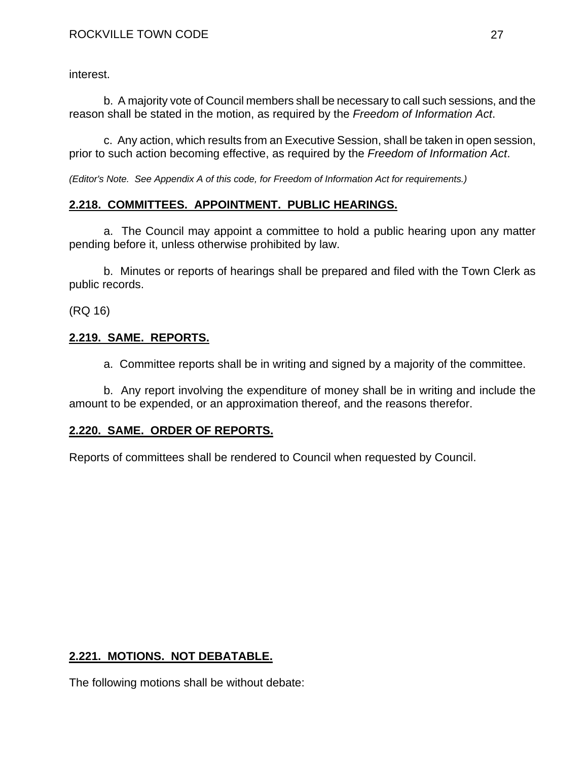interest.

b. A majority vote of Council members shall be necessary to call such sessions, and the reason shall be stated in the motion, as required by the *Freedom of Information Act*.

c. Any action, which results from an Executive Session, shall be taken in open session, prior to such action becoming effective, as required by the *Freedom of Information Act*.

*(Editor's Note. See Appendix A of this code, for Freedom of Information Act for requirements.)*

## 2.218. COMMITTEES. APPOINTMENT. PUBLIC HEARINGS.

a. The Council may appoint a committee to hold a public hearing upon any matter pending before it, unless otherwise prohibited by law.

b. Minutes or reports of hearings shall be prepared and filed with the Town Clerk as public records.

(RQ 16)

## 2.219. SAME. REPORTS.

a. Committee reports shall be in writing and signed by a majority of the committee.

b. Any report involving the expenditure of money shall be in writing and include the amount to be expended, or an approximation thereof, and the reasons therefor.

## 2.220. SAME. ORDER OF REPORTS.

Reports of committees shall be rendered to Council when requested by Council.

## 2.221. MOTIONS. NOT DEBATABLE.

The following motions shall be without debate: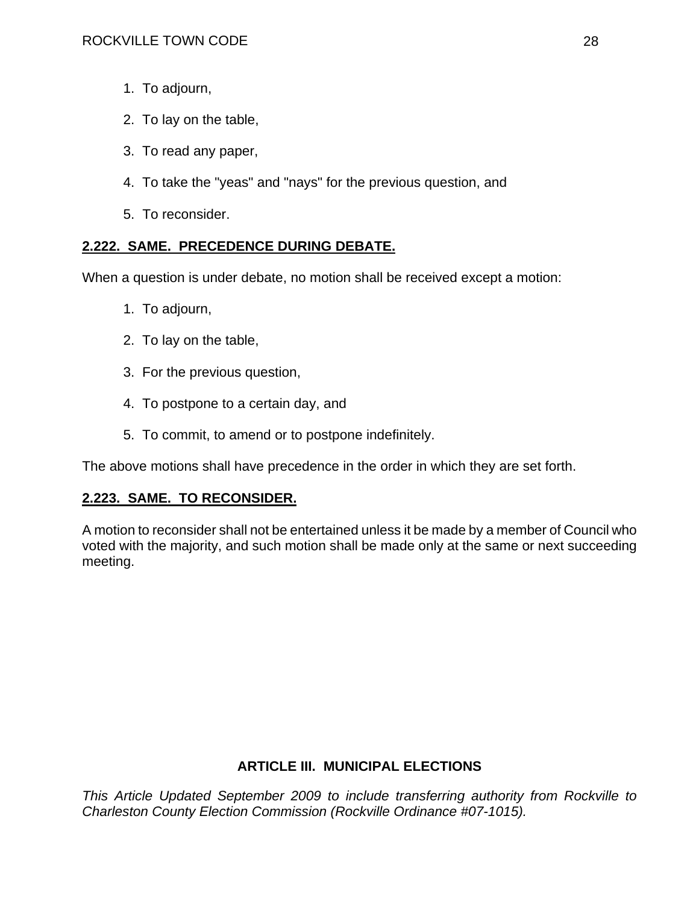1. To adjourn,
2. To lay on the table,
3. To read any paper,
4. To take the "yeas" and "nays" for the previous question, and
5. To reconsider.

### 2.222. SAME. PRECEDENCE DURING DEBATE.

When a question is under debate, no motion shall be received except a motion:

1. To adjourn,
2. To lay on the table,
3. For the previous question,
4. To postpone to a certain day, and
5. To commit, to amend or to postpone indefinitely.

The above motions shall have precedence in the order in which they are set forth.

### 2.223. SAME. TO RECONSIDER.

A motion to reconsider shall not be entertained unless it be made by a member of Council who voted with the majority, and such motion shall be made only at the same or next succeeding meeting.

## ARTICLE III. MUNICIPAL ELECTIONS

*This Article Updated September 2009 to include transferring authority from Rockville to Charleston County Election Commission (Rockville Ordinance #07-1015).*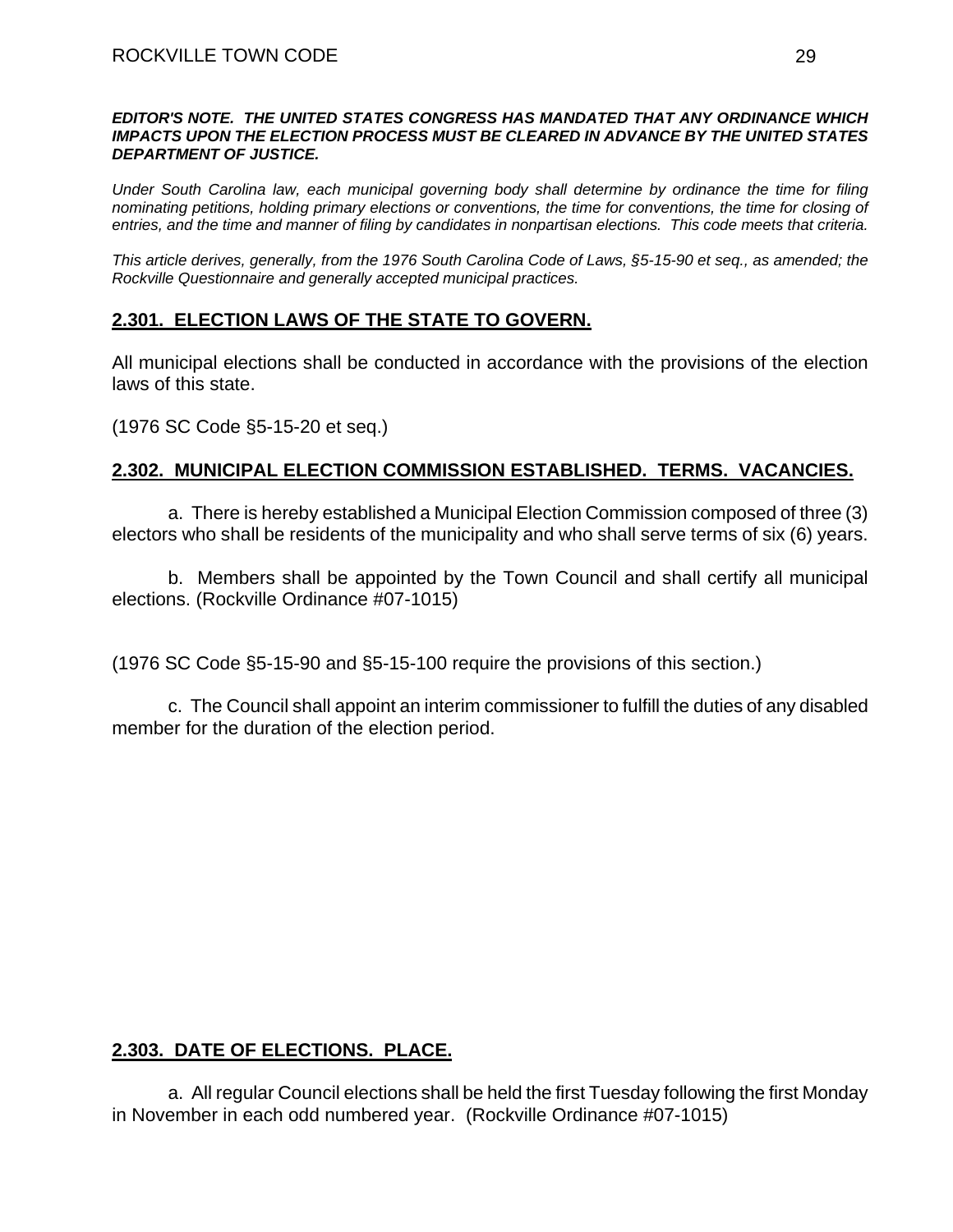***EDITOR'S NOTE. THE UNITED STATES CONGRESS HAS MANDATED THAT ANY ORDINANCE WHICH IMPACTS UPON THE ELECTION PROCESS MUST BE CLEARED IN ADVANCE BY THE UNITED STATES DEPARTMENT OF JUSTICE.***

*Under South Carolina law, each municipal governing body shall determine by ordinance the time for filing nominating petitions, holding primary elections or conventions, the time for conventions, the time for closing of entries, and the time and manner of filing by candidates in nonpartisan elections. This code meets that criteria.*

*This article derives, generally, from the 1976 South Carolina Code of Laws, §5-15-90 et seq., as amended; the Rockville Questionnaire and generally accepted municipal practices.*

## 2.301. ELECTION LAWS OF THE STATE TO GOVERN.

All municipal elections shall be conducted in accordance with the provisions of the election laws of this state.

(1976 SC Code §5-15-20 et seq.)

## 2.302. MUNICIPAL ELECTION COMMISSION ESTABLISHED. TERMS. VACANCIES.

a. There is hereby established a Municipal Election Commission composed of three (3) electors who shall be residents of the municipality and who shall serve terms of six (6) years.

b. Members shall be appointed by the Town Council and shall certify all municipal elections. (Rockville Ordinance #07-1015)

(1976 SC Code §5-15-90 and §5-15-100 require the provisions of this section.)

c. The Council shall appoint an interim commissioner to fulfill the duties of any disabled member for the duration of the election period.

## 2.303. DATE OF ELECTIONS. PLACE.

a. All regular Council elections shall be held the first Tuesday following the first Monday in November in each odd numbered year. (Rockville Ordinance #07-1015)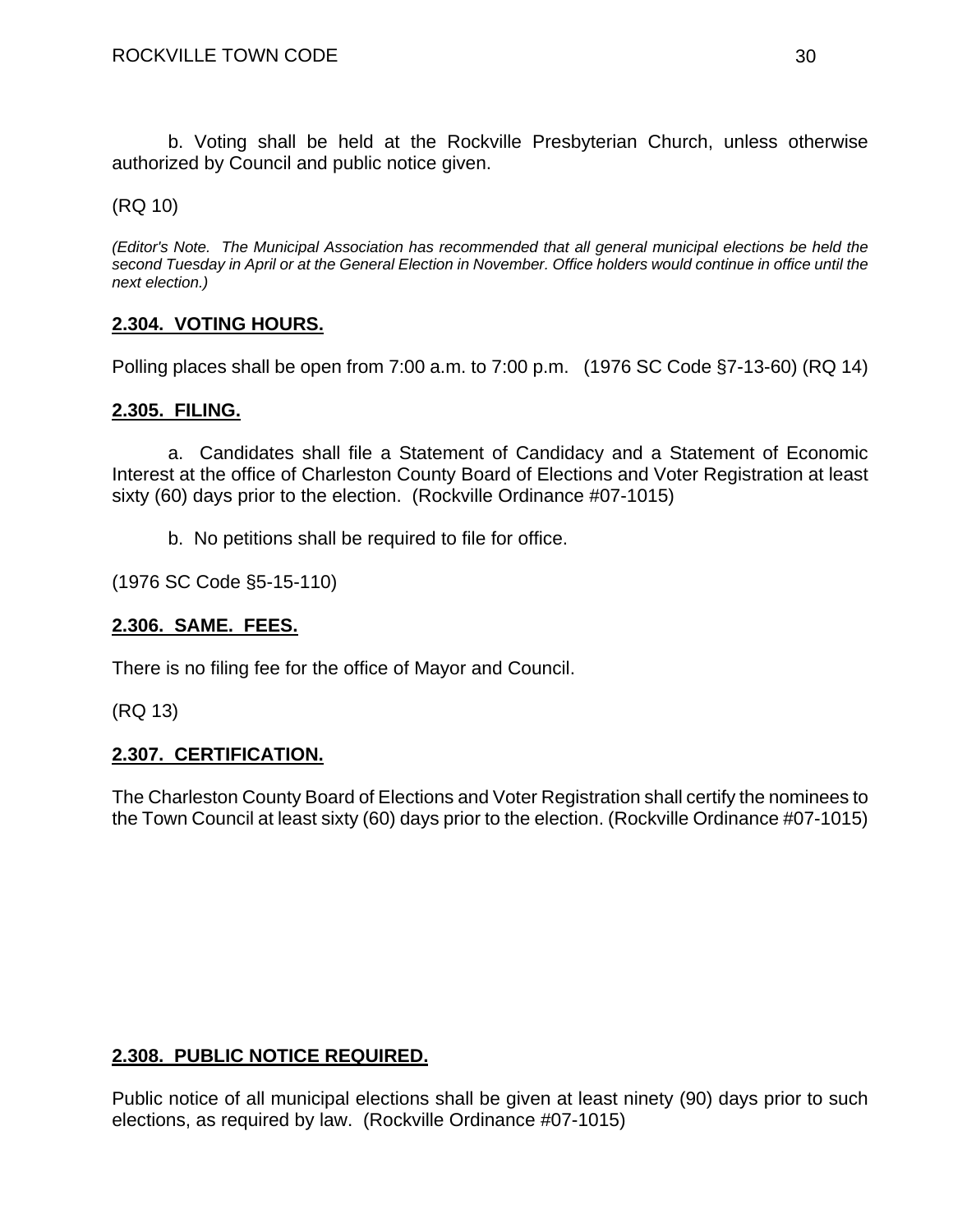b. Voting shall be held at the Rockville Presbyterian Church, unless otherwise authorized by Council and public notice given.

(RQ 10)

*(Editor's Note. The Municipal Association has recommended that all general municipal elections be held the second Tuesday in April or at the General Election in November. Office holders would continue in office until the next election.)*

**2.304. VOTING HOURS.**

Polling places shall be open from 7:00 a.m. to 7:00 p.m. (1976 SC Code §7-13-60) (RQ 14)

**2.305. FILING.**

a. Candidates shall file a Statement of Candidacy and a Statement of Economic Interest at the office of Charleston County Board of Elections and Voter Registration at least sixty (60) days prior to the election. (Rockville Ordinance #07-1015)

b. No petitions shall be required to file for office.

(1976 SC Code §5-15-110)

**2.306. SAME. FEES.**

There is no filing fee for the office of Mayor and Council.

(RQ 13)

**2.307. CERTIFICATION.**

The Charleston County Board of Elections and Voter Registration shall certify the nominees to the Town Council at least sixty (60) days prior to the election. (Rockville Ordinance #07-1015)

**2.308. PUBLIC NOTICE REQUIRED.**

Public notice of all municipal elections shall be given at least ninety (90) days prior to such elections, as required by law. (Rockville Ordinance #07-1015)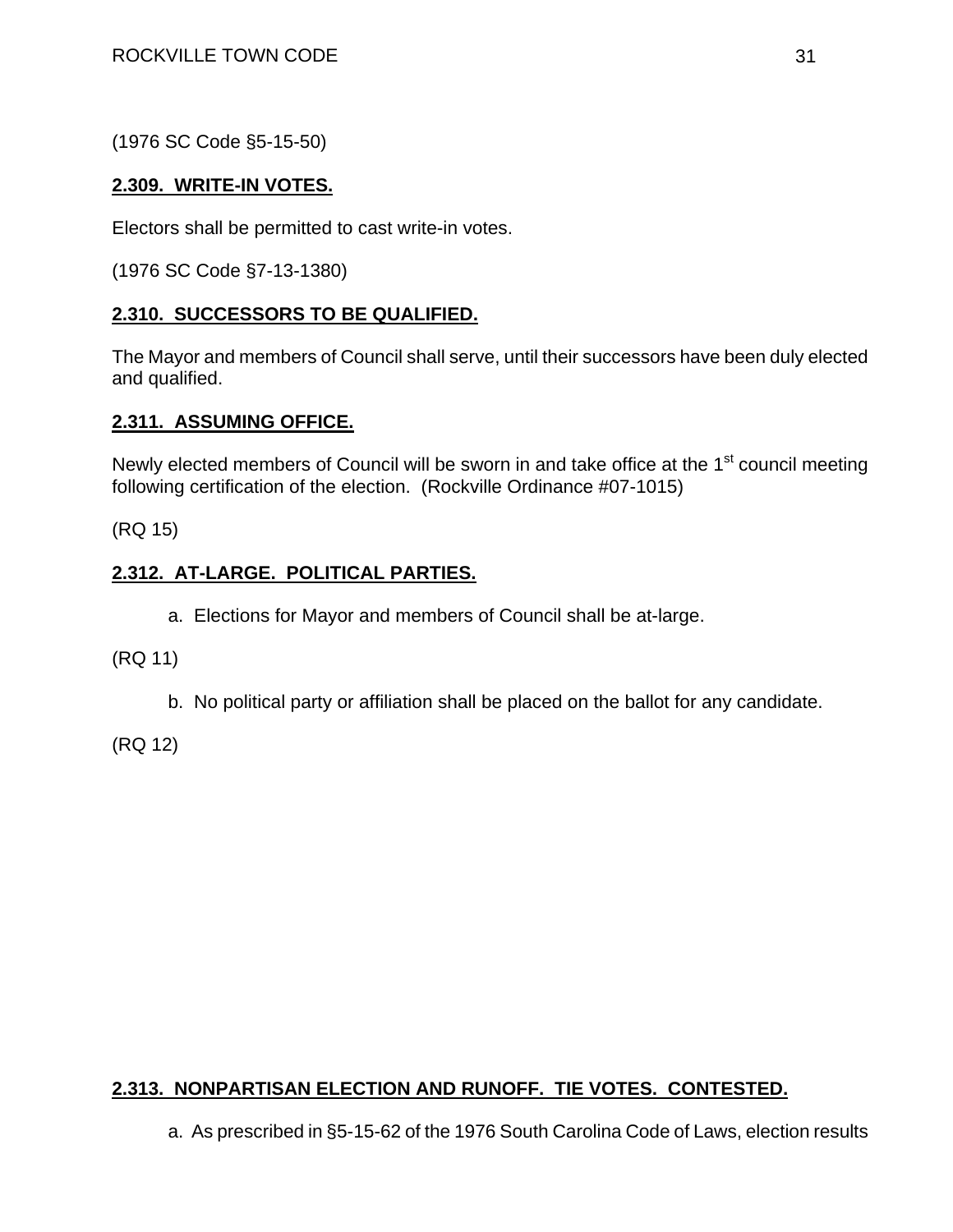(1976 SC Code §5-15-50)

**2.309. WRITE-IN VOTES.**

Electors shall be permitted to cast write-in votes.

(1976 SC Code §7-13-1380)

**2.310. SUCCESSORS TO BE QUALIFIED.**

The Mayor and members of Council shall serve, until their successors have been duly elected and qualified.

**2.311. ASSUMING OFFICE.**

Newly elected members of Council will be sworn in and take office at the 1st council meeting following certification of the election. (Rockville Ordinance #07-1015)

(RQ 15)

**2.312. AT-LARGE. POLITICAL PARTIES.**

a. Elections for Mayor and members of Council shall be at-large.

(RQ 11)

b. No political party or affiliation shall be placed on the ballot for any candidate.

(RQ 12)

**2.313. NONPARTISAN ELECTION AND RUNOFF. TIE VOTES. CONTESTED.**

a. As prescribed in §5-15-62 of the 1976 South Carolina Code of Laws, election results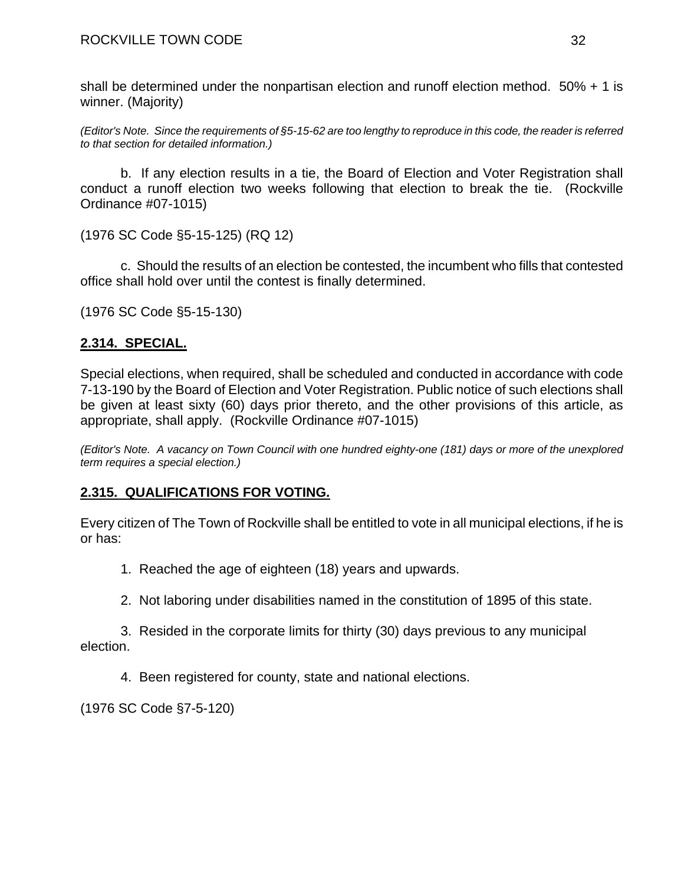shall be determined under the nonpartisan election and runoff election method. 50% + 1 is winner. (Majority)

*(Editor's Note. Since the requirements of §5-15-62 are too lengthy to reproduce in this code, the reader is referred to that section for detailed information.)*

b. If any election results in a tie, the Board of Election and Voter Registration shall conduct a runoff election two weeks following that election to break the tie. (Rockville Ordinance #07-1015)

(1976 SC Code §5-15-125) (RQ 12)

c. Should the results of an election be contested, the incumbent who fills that contested office shall hold over until the contest is finally determined.

(1976 SC Code §5-15-130)

## 2.314. SPECIAL.

Special elections, when required, shall be scheduled and conducted in accordance with code 7-13-190 by the Board of Election and Voter Registration. Public notice of such elections shall be given at least sixty (60) days prior thereto, and the other provisions of this article, as appropriate, shall apply. (Rockville Ordinance #07-1015)

*(Editor's Note. A vacancy on Town Council with one hundred eighty-one (181) days or more of the unexplored term requires a special election.)*

## 2.315. QUALIFICATIONS FOR VOTING.

Every citizen of The Town of Rockville shall be entitled to vote in all municipal elections, if he is or has:

1. Reached the age of eighteen (18) years and upwards.

2. Not laboring under disabilities named in the constitution of 1895 of this state.

3. Resided in the corporate limits for thirty (30) days previous to any municipal election.

4. Been registered for county, state and national elections.

(1976 SC Code §7-5-120)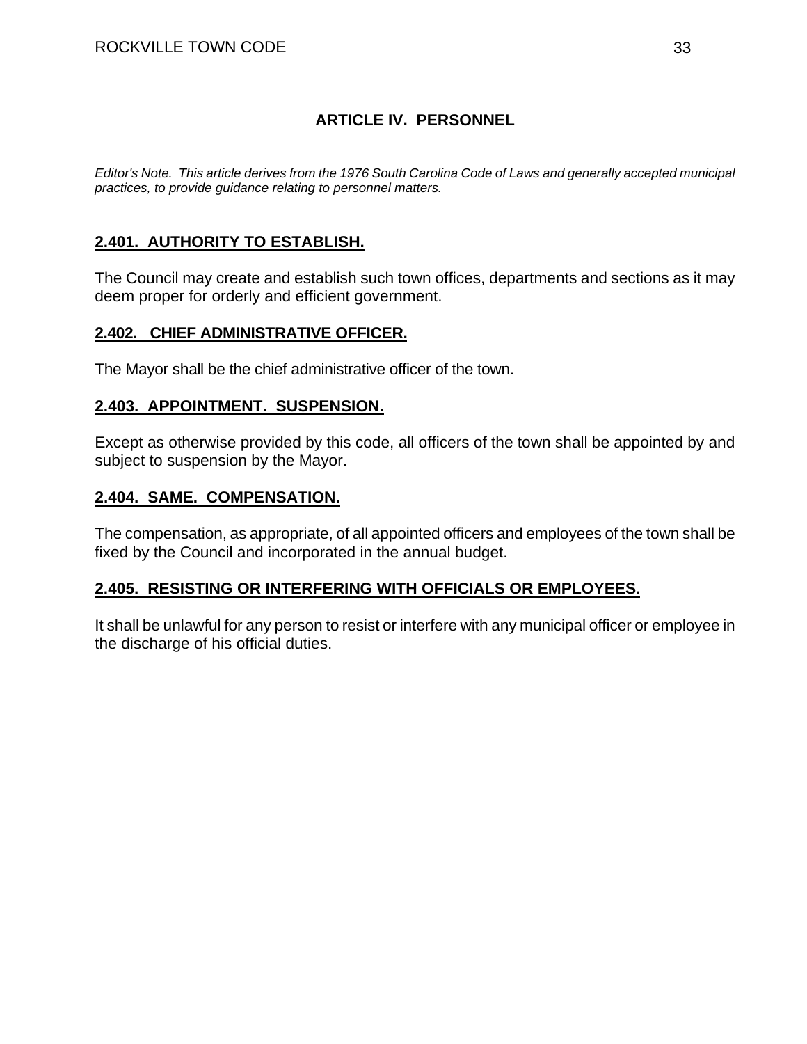## ARTICLE IV. PERSONNEL

*Editor's Note. This article derives from the 1976 South Carolina Code of Laws and generally accepted municipal practices, to provide guidance relating to personnel matters.*

### 2.401. AUTHORITY TO ESTABLISH.

The Council may create and establish such town offices, departments and sections as it may deem proper for orderly and efficient government.

### 2.402. CHIEF ADMINISTRATIVE OFFICER.

The Mayor shall be the chief administrative officer of the town.

### 2.403. APPOINTMENT. SUSPENSION.

Except as otherwise provided by this code, all officers of the town shall be appointed by and subject to suspension by the Mayor.

### 2.404. SAME. COMPENSATION.

The compensation, as appropriate, of all appointed officers and employees of the town shall be fixed by the Council and incorporated in the annual budget.

### 2.405. RESISTING OR INTERFERING WITH OFFICIALS OR EMPLOYEES.

It shall be unlawful for any person to resist or interfere with any municipal officer or employee in the discharge of his official duties.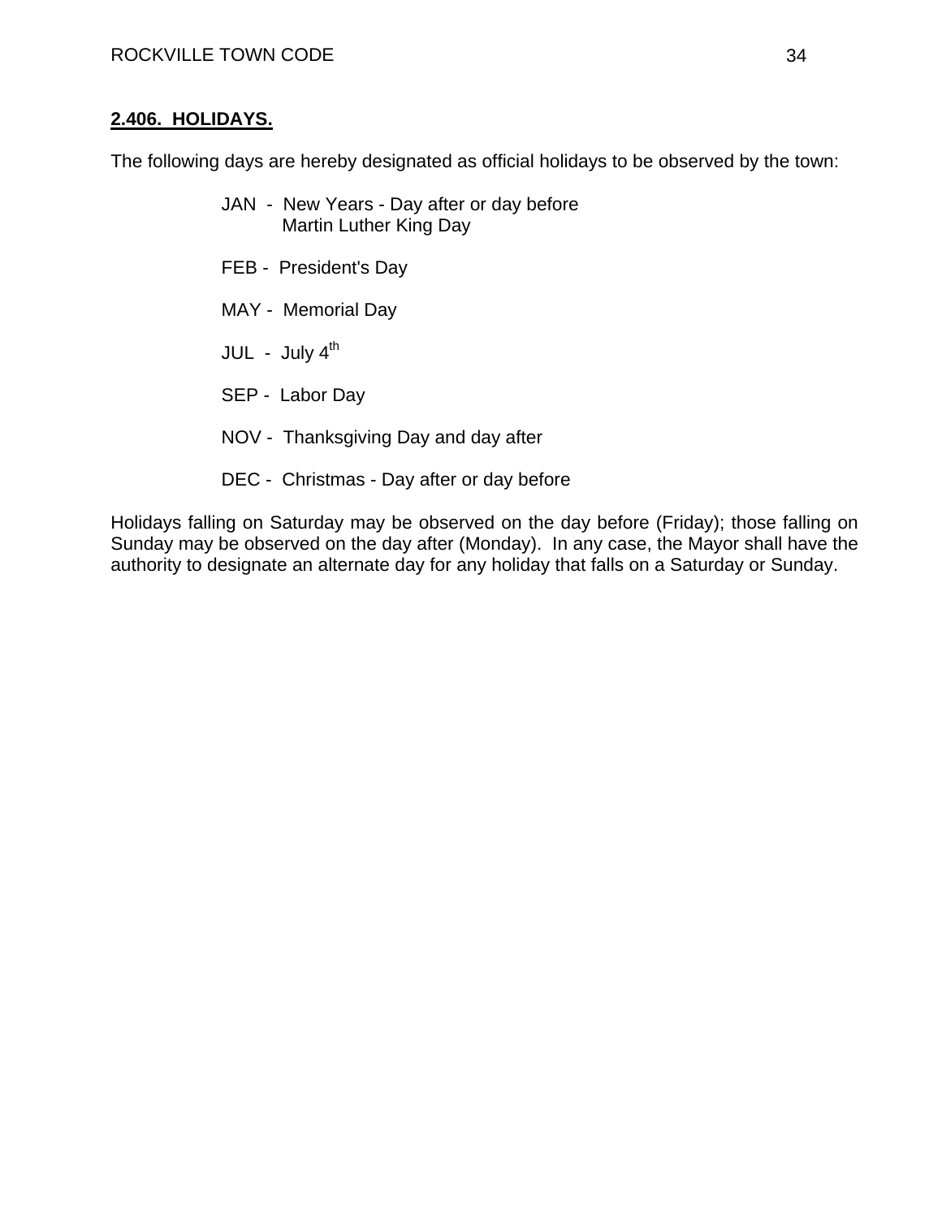## **2.406. HOLIDAYS.**

The following days are hereby designated as official holidays to be observed by the town:

JAN - New Years - Day after or day before
Martin Luther King Day

FEB - President's Day

MAY - Memorial Day

JUL - July 4th

SEP - Labor Day

NOV - Thanksgiving Day and day after

DEC - Christmas - Day after or day before

Holidays falling on Saturday may be observed on the day before (Friday); those falling on Sunday may be observed on the day after (Monday). In any case, the Mayor shall have the authority to designate an alternate day for any holiday that falls on a Saturday or Sunday.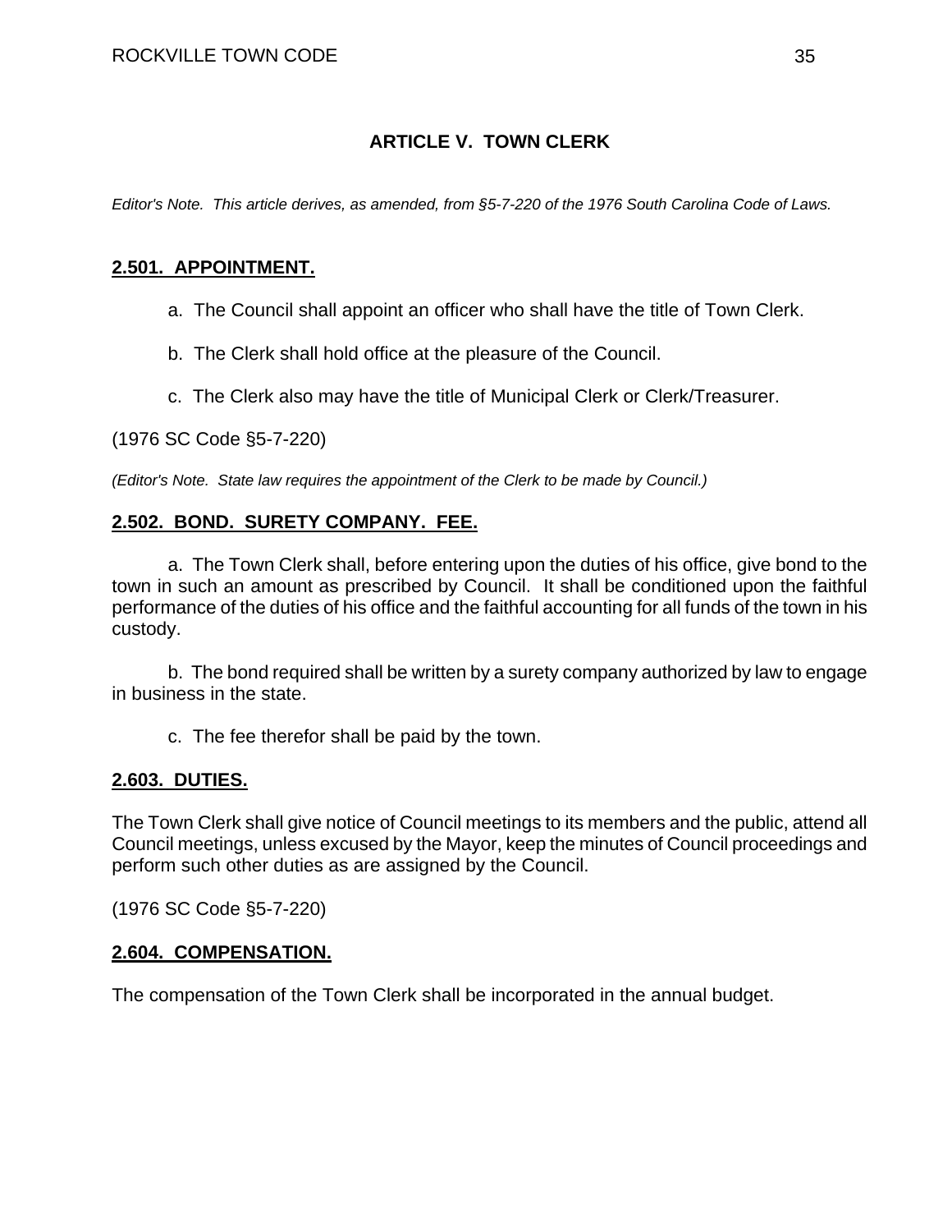## ARTICLE V. TOWN CLERK

*Editor's Note. This article derives, as amended, from §5-7-220 of the 1976 South Carolina Code of Laws.*

### 2.501. APPOINTMENT.

a. The Council shall appoint an officer who shall have the title of Town Clerk.

b. The Clerk shall hold office at the pleasure of the Council.

c. The Clerk also may have the title of Municipal Clerk or Clerk/Treasurer.

(1976 SC Code §5-7-220)

*(Editor's Note. State law requires the appointment of the Clerk to be made by Council.)*

### 2.502. BOND. SURETY COMPANY. FEE.

a. The Town Clerk shall, before entering upon the duties of his office, give bond to the town in such an amount as prescribed by Council. It shall be conditioned upon the faithful performance of the duties of his office and the faithful accounting for all funds of the town in his custody.

b. The bond required shall be written by a surety company authorized by law to engage in business in the state.

c. The fee therefor shall be paid by the town.

### 2.603. DUTIES.

The Town Clerk shall give notice of Council meetings to its members and the public, attend all Council meetings, unless excused by the Mayor, keep the minutes of Council proceedings and perform such other duties as are assigned by the Council.

(1976 SC Code §5-7-220)

### 2.604. COMPENSATION.

The compensation of the Town Clerk shall be incorporated in the annual budget.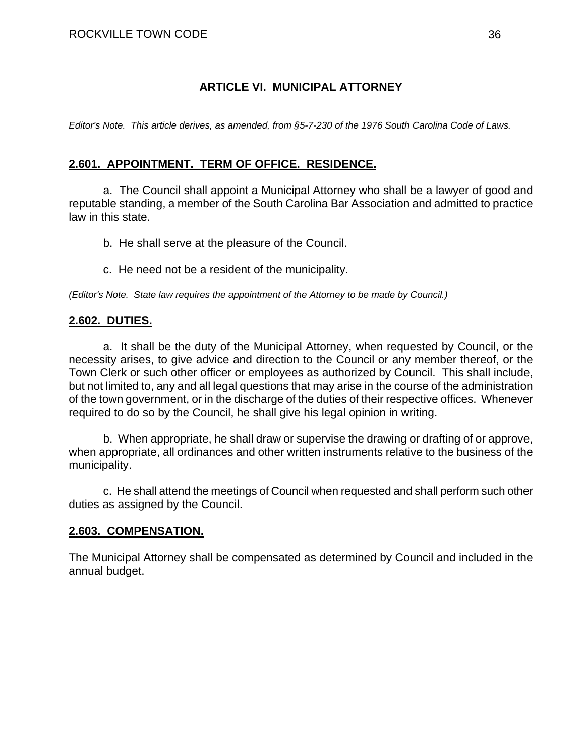## ARTICLE VI. MUNICIPAL ATTORNEY

*Editor's Note. This article derives, as amended, from §5-7-230 of the 1976 South Carolina Code of Laws.*

### **2.601. APPOINTMENT. TERM OF OFFICE. RESIDENCE.**

a. The Council shall appoint a Municipal Attorney who shall be a lawyer of good and reputable standing, a member of the South Carolina Bar Association and admitted to practice law in this state.

b. He shall serve at the pleasure of the Council.

c. He need not be a resident of the municipality.

*(Editor's Note. State law requires the appointment of the Attorney to be made by Council.)*

### **2.602. DUTIES.**

a. It shall be the duty of the Municipal Attorney, when requested by Council, or the necessity arises, to give advice and direction to the Council or any member thereof, or the Town Clerk or such other officer or employees as authorized by Council. This shall include, but not limited to, any and all legal questions that may arise in the course of the administration of the town government, or in the discharge of the duties of their respective offices. Whenever required to do so by the Council, he shall give his legal opinion in writing.

b. When appropriate, he shall draw or supervise the drawing or drafting of or approve, when appropriate, all ordinances and other written instruments relative to the business of the municipality.

c. He shall attend the meetings of Council when requested and shall perform such other duties as assigned by the Council.

### **2.603. COMPENSATION.**

The Municipal Attorney shall be compensated as determined by Council and included in the annual budget.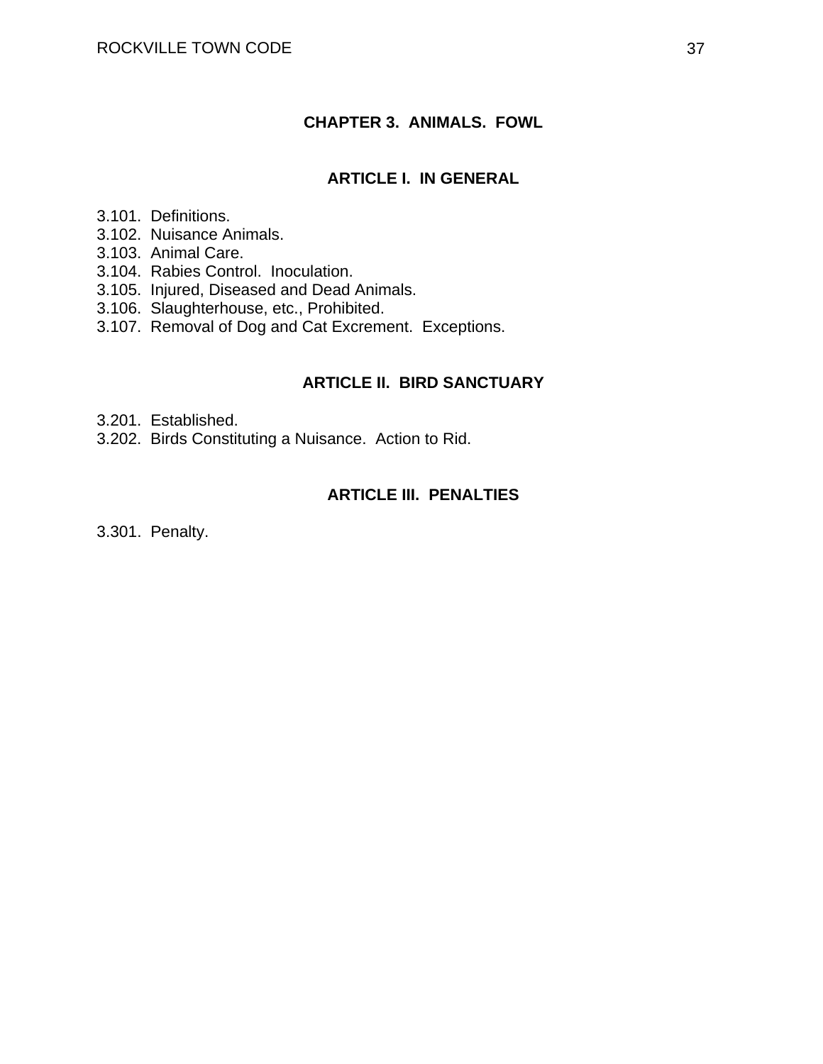# CHAPTER 3. ANIMALS. FOWL

## ARTICLE I. IN GENERAL

3.101. Definitions.
3.102. Nuisance Animals.
3.103. Animal Care.
3.104. Rabies Control. Inoculation.
3.105. Injured, Diseased and Dead Animals.
3.106. Slaughterhouse, etc., Prohibited.
3.107. Removal of Dog and Cat Excrement. Exceptions.

## ARTICLE II. BIRD SANCTUARY

3.201. Established.
3.202. Birds Constituting a Nuisance. Action to Rid.

## ARTICLE III. PENALTIES

3.301. Penalty.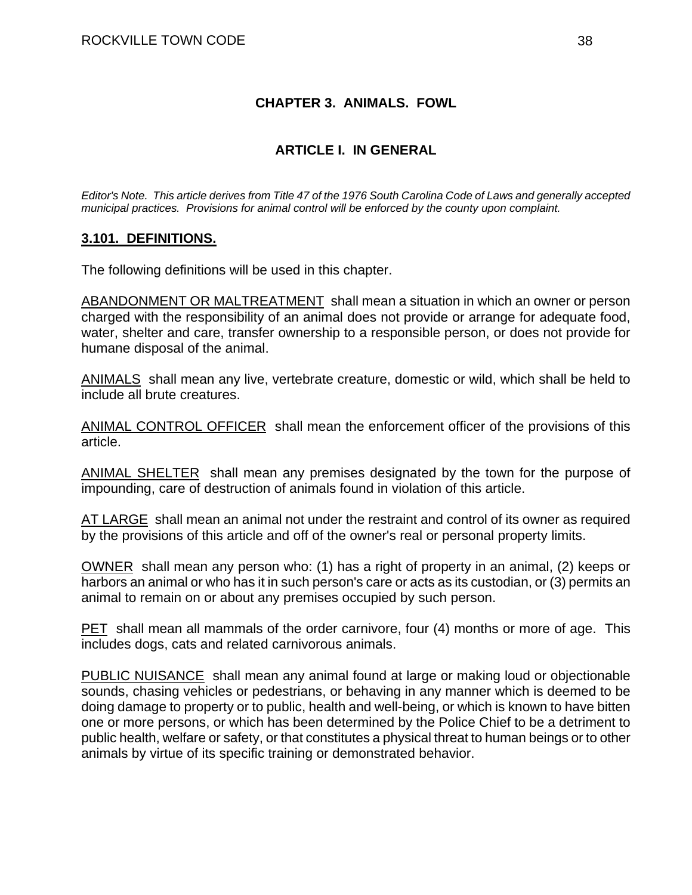# CHAPTER 3. ANIMALS. FOWL

## ARTICLE I. IN GENERAL

*Editor's Note. This article derives from Title 47 of the 1976 South Carolina Code of Laws and generally accepted municipal practices. Provisions for animal control will be enforced by the county upon complaint.*

### 3.101. DEFINITIONS.

The following definitions will be used in this chapter.

ABANDONMENT OR MALTREATMENT shall mean a situation in which an owner or person charged with the responsibility of an animal does not provide or arrange for adequate food, water, shelter and care, transfer ownership to a responsible person, or does not provide for humane disposal of the animal.

ANIMALS shall mean any live, vertebrate creature, domestic or wild, which shall be held to include all brute creatures.

ANIMAL CONTROL OFFICER shall mean the enforcement officer of the provisions of this article.

ANIMAL SHELTER shall mean any premises designated by the town for the purpose of impounding, care of destruction of animals found in violation of this article.

AT LARGE shall mean an animal not under the restraint and control of its owner as required by the provisions of this article and off of the owner's real or personal property limits.

OWNER shall mean any person who: (1) has a right of property in an animal, (2) keeps or harbors an animal or who has it in such person's care or acts as its custodian, or (3) permits an animal to remain on or about any premises occupied by such person.

PET shall mean all mammals of the order carnivore, four (4) months or more of age. This includes dogs, cats and related carnivorous animals.

PUBLIC NUISANCE shall mean any animal found at large or making loud or objectionable sounds, chasing vehicles or pedestrians, or behaving in any manner which is deemed to be doing damage to property or to public, health and well-being, or which is known to have bitten one or more persons, or which has been determined by the Police Chief to be a detriment to public health, welfare or safety, or that constitutes a physical threat to human beings or to other animals by virtue of its specific training or demonstrated behavior.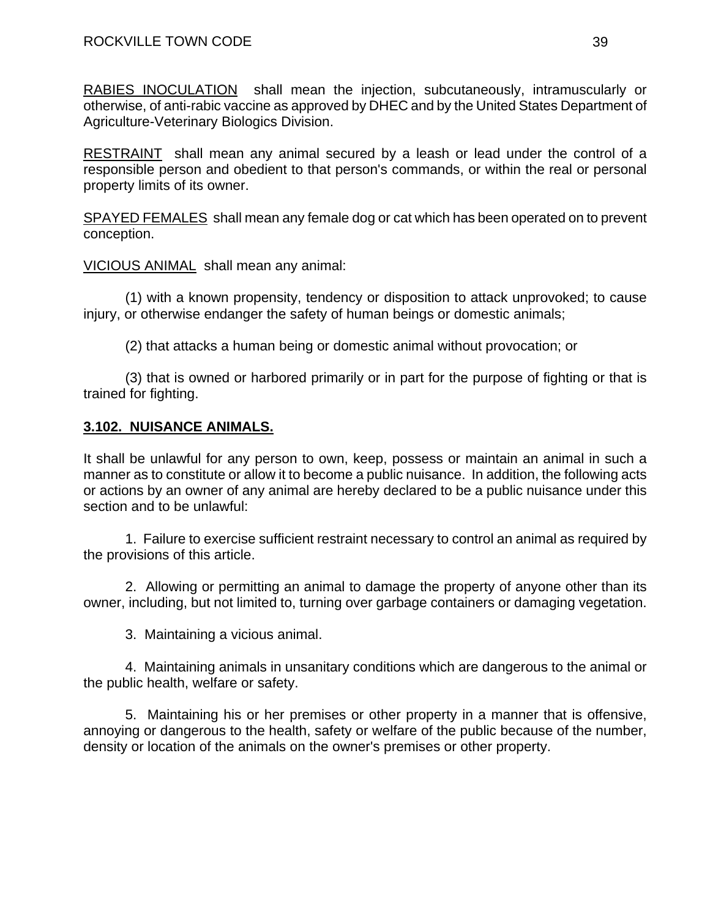<u>RABIES INOCULATION</u> shall mean the injection, subcutaneously, intramuscularly or otherwise, of anti-rabic vaccine as approved by DHEC and by the United States Department of Agriculture-Veterinary Biologics Division.

<u>RESTRAINT</u> shall mean any animal secured by a leash or lead under the control of a responsible person and obedient to that person's commands, or within the real or personal property limits of its owner.

<u>SPAYED FEMALES</u> shall mean any female dog or cat which has been operated on to prevent conception.

<u>VICIOUS ANIMAL</u> shall mean any animal:

(1) with a known propensity, tendency or disposition to attack unprovoked; to cause injury, or otherwise endanger the safety of human beings or domestic animals;

(2) that attacks a human being or domestic animal without provocation; or

(3) that is owned or harbored primarily or in part for the purpose of fighting or that is trained for fighting.

## **<u>3.102. NUISANCE ANIMALS.</u>**

It shall be unlawful for any person to own, keep, possess or maintain an animal in such a manner as to constitute or allow it to become a public nuisance. In addition, the following acts or actions by an owner of any animal are hereby declared to be a public nuisance under this section and to be unlawful:

1. Failure to exercise sufficient restraint necessary to control an animal as required by the provisions of this article.

2. Allowing or permitting an animal to damage the property of anyone other than its owner, including, but not limited to, turning over garbage containers or damaging vegetation.

3. Maintaining a vicious animal.

4. Maintaining animals in unsanitary conditions which are dangerous to the animal or the public health, welfare or safety.

5. Maintaining his or her premises or other property in a manner that is offensive, annoying or dangerous to the health, safety or welfare of the public because of the number, density or location of the animals on the owner's premises or other property.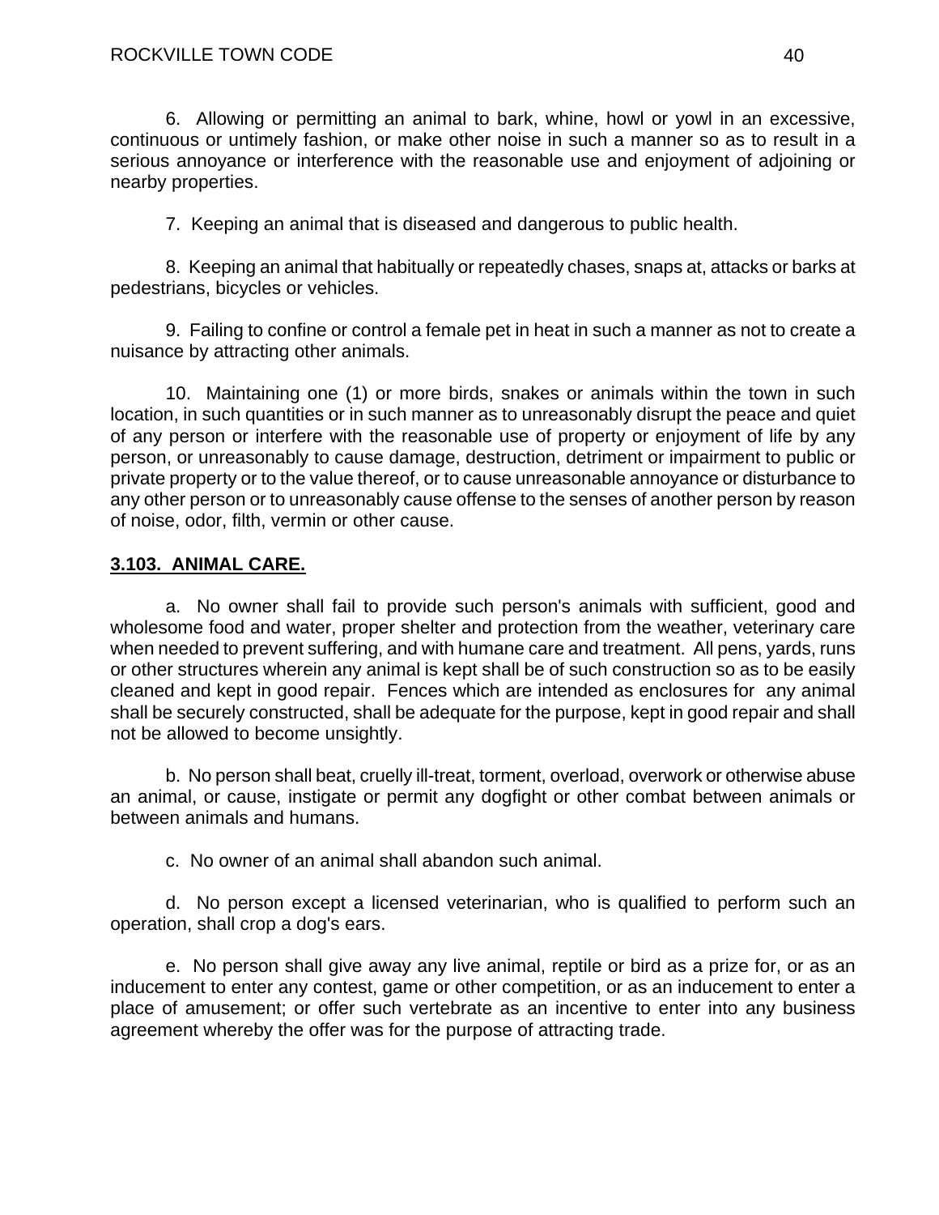6. Allowing or permitting an animal to bark, whine, howl or yowl in an excessive, continuous or untimely fashion, or make other noise in such a manner so as to result in a serious annoyance or interference with the reasonable use and enjoyment of adjoining or nearby properties.

7. Keeping an animal that is diseased and dangerous to public health.

8. Keeping an animal that habitually or repeatedly chases, snaps at, attacks or barks at pedestrians, bicycles or vehicles.

9. Failing to confine or control a female pet in heat in such a manner as not to create a nuisance by attracting other animals.

10. Maintaining one (1) or more birds, snakes or animals within the town in such location, in such quantities or in such manner as to unreasonably disrupt the peace and quiet of any person or interfere with the reasonable use of property or enjoyment of life by any person, or unreasonably to cause damage, destruction, detriment or impairment to public or private property or to the value thereof, or to cause unreasonable annoyance or disturbance to any other person or to unreasonably cause offense to the senses of another person by reason of noise, odor, filth, vermin or other cause.

**3.103. ANIMAL CARE.**

a. No owner shall fail to provide such person's animals with sufficient, good and wholesome food and water, proper shelter and protection from the weather, veterinary care when needed to prevent suffering, and with humane care and treatment. All pens, yards, runs or other structures wherein any animal is kept shall be of such construction so as to be easily cleaned and kept in good repair. Fences which are intended as enclosures for any animal shall be securely constructed, shall be adequate for the purpose, kept in good repair and shall not be allowed to become unsightly.

b. No person shall beat, cruelly ill-treat, torment, overload, overwork or otherwise abuse an animal, or cause, instigate or permit any dogfight or other combat between animals or between animals and humans.

c. No owner of an animal shall abandon such animal.

d. No person except a licensed veterinarian, who is qualified to perform such an operation, shall crop a dog's ears.

e. No person shall give away any live animal, reptile or bird as a prize for, or as an inducement to enter any contest, game or other competition, or as an inducement to enter a place of amusement; or offer such vertebrate as an incentive to enter into any business agreement whereby the offer was for the purpose of attracting trade.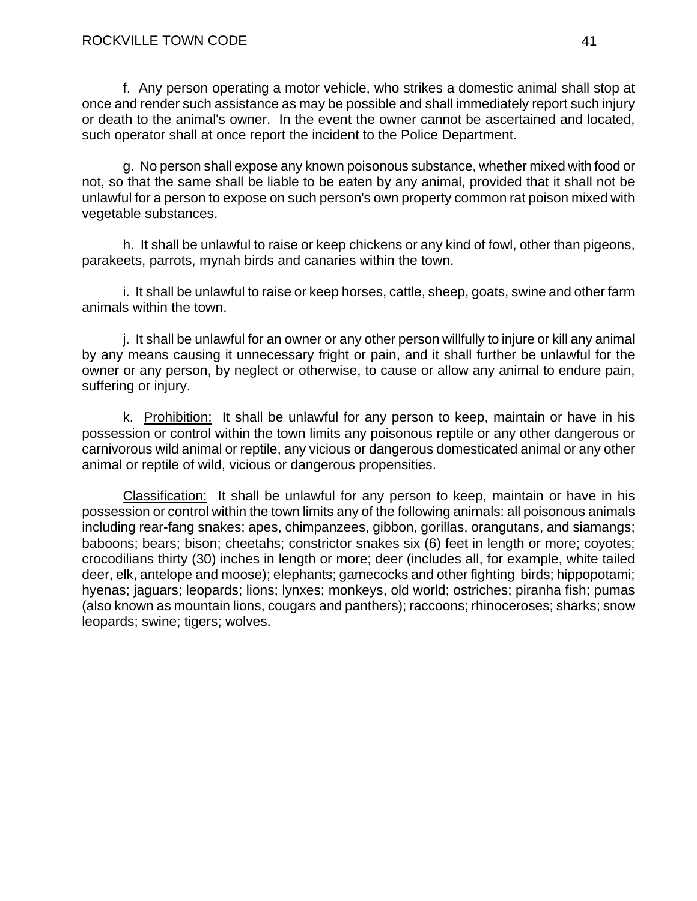f. Any person operating a motor vehicle, who strikes a domestic animal shall stop at once and render such assistance as may be possible and shall immediately report such injury or death to the animal's owner. In the event the owner cannot be ascertained and located, such operator shall at once report the incident to the Police Department.

g. No person shall expose any known poisonous substance, whether mixed with food or not, so that the same shall be liable to be eaten by any animal, provided that it shall not be unlawful for a person to expose on such person's own property common rat poison mixed with vegetable substances.

h. It shall be unlawful to raise or keep chickens or any kind of fowl, other than pigeons, parakeets, parrots, mynah birds and canaries within the town.

i. It shall be unlawful to raise or keep horses, cattle, sheep, goats, swine and other farm animals within the town.

j. It shall be unlawful for an owner or any other person willfully to injure or kill any animal by any means causing it unnecessary fright or pain, and it shall further be unlawful for the owner or any person, by neglect or otherwise, to cause or allow any animal to endure pain, suffering or injury.

k. <u>Prohibition:</u> It shall be unlawful for any person to keep, maintain or have in his possession or control within the town limits any poisonous reptile or any other dangerous or carnivorous wild animal or reptile, any vicious or dangerous domesticated animal or any other animal or reptile of wild, vicious or dangerous propensities.

<u>Classification:</u> It shall be unlawful for any person to keep, maintain or have in his possession or control within the town limits any of the following animals: all poisonous animals including rear-fang snakes; apes, chimpanzees, gibbon, gorillas, orangutans, and siamangs; baboons; bears; bison; cheetahs; constrictor snakes six (6) feet in length or more; coyotes; crocodilians thirty (30) inches in length or more; deer (includes all, for example, white tailed deer, elk, antelope and moose); elephants; gamecocks and other fighting birds; hippopotami; hyenas; jaguars; leopards; lions; lynxes; monkeys, old world; ostriches; piranha fish; pumas (also known as mountain lions, cougars and panthers); raccoons; rhinoceroses; sharks; snow leopards; swine; tigers; wolves.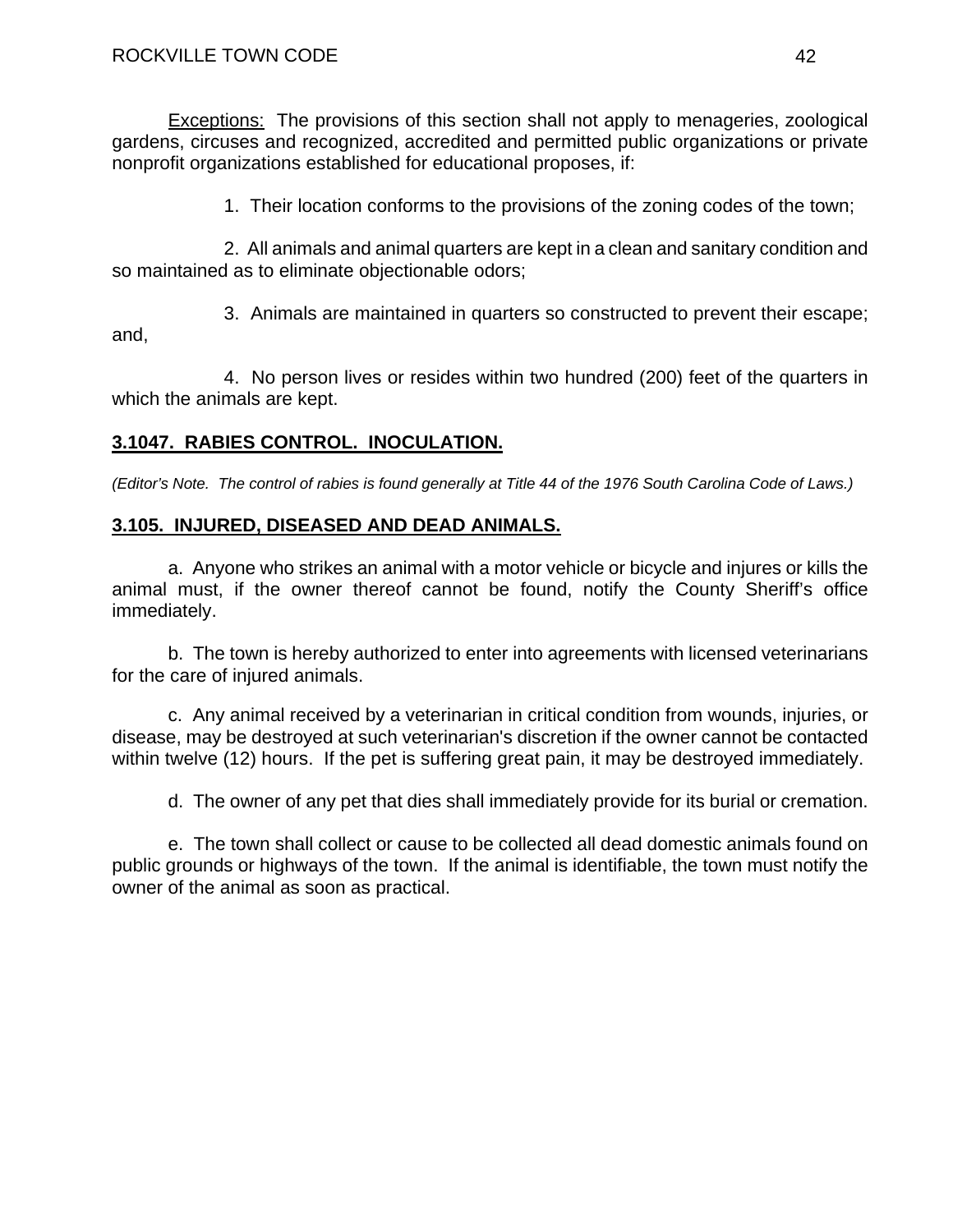<u>Exceptions:</u> The provisions of this section shall not apply to menageries, zoological gardens, circuses and recognized, accredited and permitted public organizations or private nonprofit organizations established for educational proposes, if:

1. Their location conforms to the provisions of the zoning codes of the town;

2. All animals and animal quarters are kept in a clean and sanitary condition and so maintained as to eliminate objectionable odors;

3. Animals are maintained in quarters so constructed to prevent their escape; and,

4. No person lives or resides within two hundred (200) feet of the quarters in which the animals are kept.

## **3.1047. RABIES CONTROL. INOCULATION.**

*(Editor's Note. The control of rabies is found generally at Title 44 of the 1976 South Carolina Code of Laws.)*

## **3.105. INJURED, DISEASED AND DEAD ANIMALS.**

a. Anyone who strikes an animal with a motor vehicle or bicycle and injures or kills the animal must, if the owner thereof cannot be found, notify the County Sheriff's office immediately.

b. The town is hereby authorized to enter into agreements with licensed veterinarians for the care of injured animals.

c. Any animal received by a veterinarian in critical condition from wounds, injuries, or disease, may be destroyed at such veterinarian's discretion if the owner cannot be contacted within twelve (12) hours. If the pet is suffering great pain, it may be destroyed immediately.

d. The owner of any pet that dies shall immediately provide for its burial or cremation.

e. The town shall collect or cause to be collected all dead domestic animals found on public grounds or highways of the town. If the animal is identifiable, the town must notify the owner of the animal as soon as practical.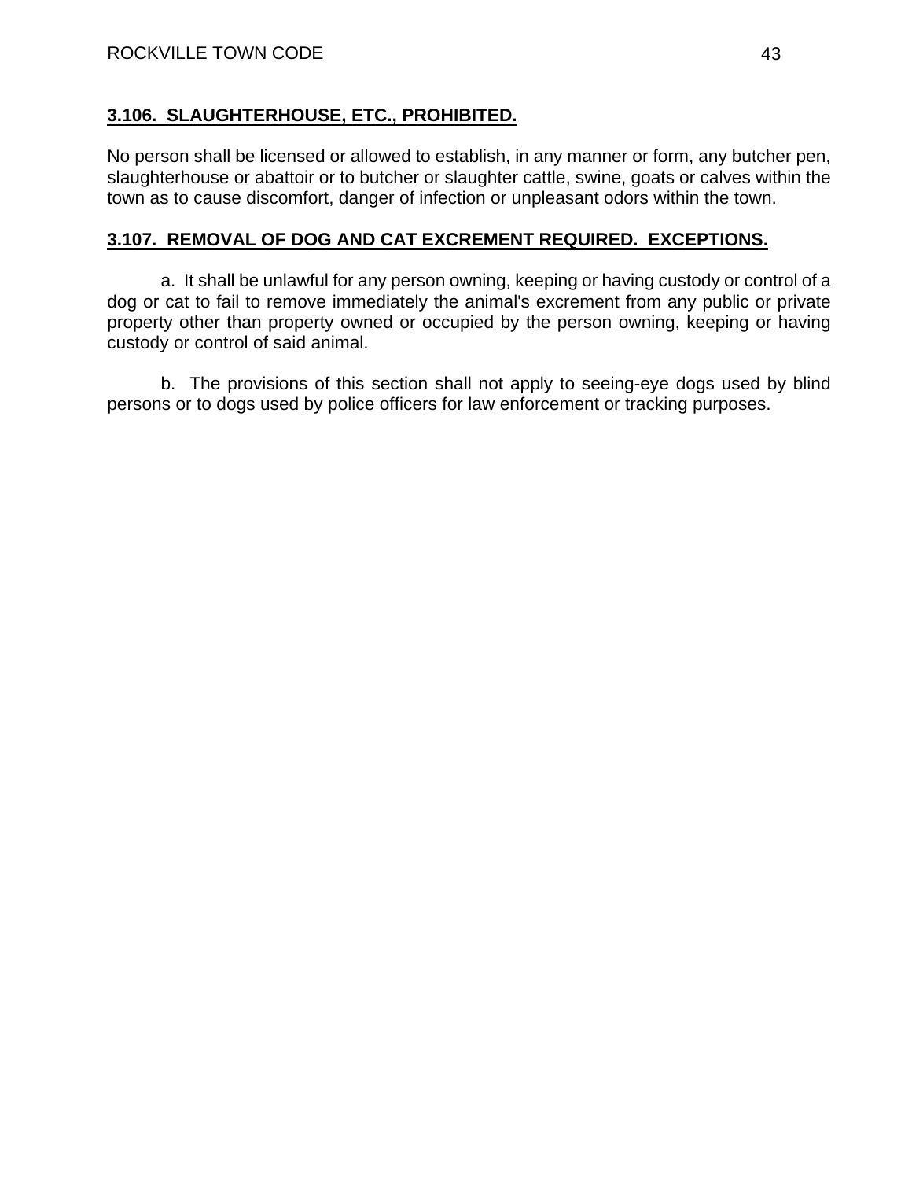## 3.106. SLAUGHTERHOUSE, ETC., PROHIBITED.

No person shall be licensed or allowed to establish, in any manner or form, any butcher pen, slaughterhouse or abattoir or to butcher or slaughter cattle, swine, goats or calves within the town as to cause discomfort, danger of infection or unpleasant odors within the town.

## 3.107. REMOVAL OF DOG AND CAT EXCREMENT REQUIRED. EXCEPTIONS.

a. It shall be unlawful for any person owning, keeping or having custody or control of a dog or cat to fail to remove immediately the animal's excrement from any public or private property other than property owned or occupied by the person owning, keeping or having custody or control of said animal.

b. The provisions of this section shall not apply to seeing-eye dogs used by blind persons or to dogs used by police officers for law enforcement or tracking purposes.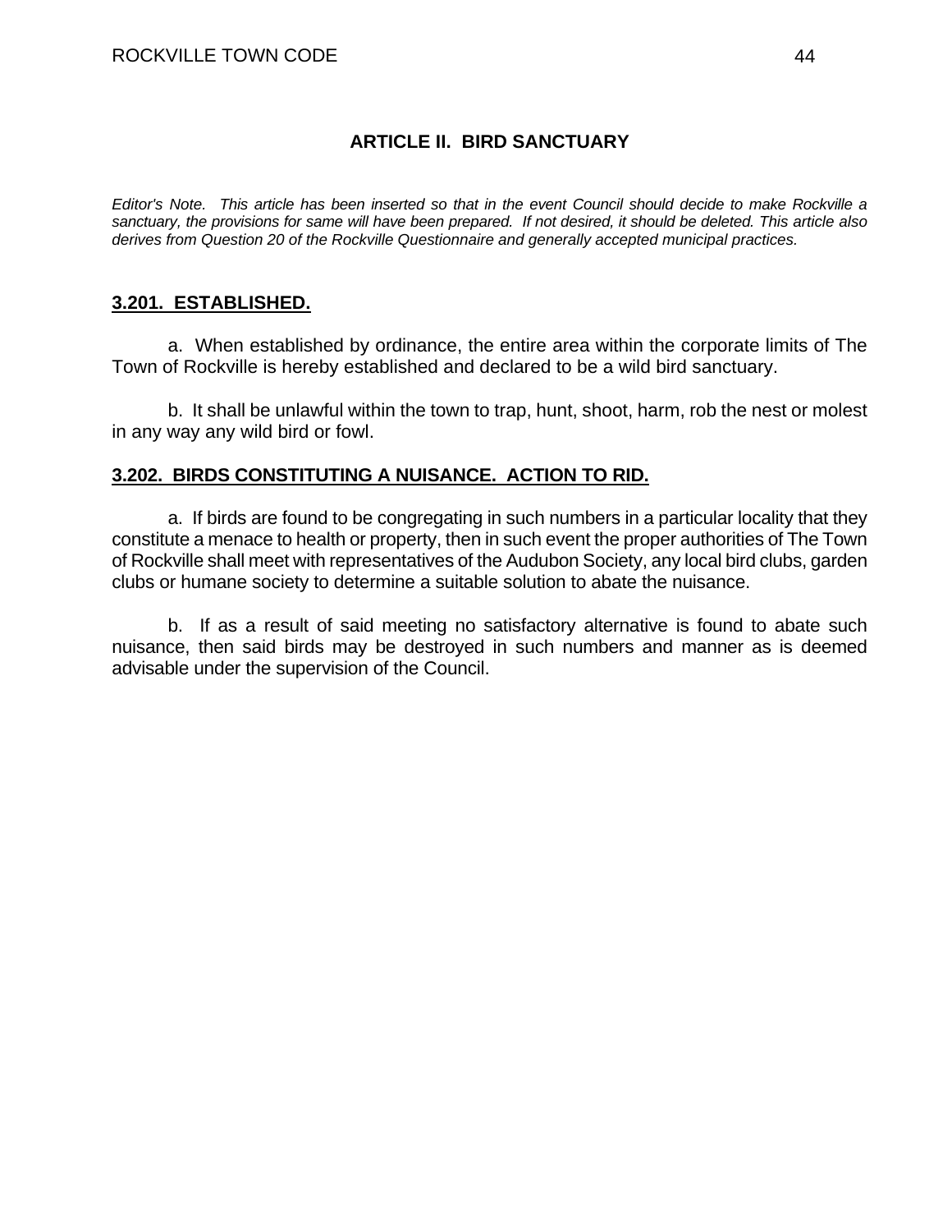## ARTICLE II. BIRD SANCTUARY

*Editor's Note. This article has been inserted so that in the event Council should decide to make Rockville a sanctuary, the provisions for same will have been prepared. If not desired, it should be deleted. This article also derives from Question 20 of the Rockville Questionnaire and generally accepted municipal practices.*

### 3.201. ESTABLISHED.

a. When established by ordinance, the entire area within the corporate limits of The Town of Rockville is hereby established and declared to be a wild bird sanctuary.

b. It shall be unlawful within the town to trap, hunt, shoot, harm, rob the nest or molest in any way any wild bird or fowl.

### 3.202. BIRDS CONSTITUTING A NUISANCE. ACTION TO RID.

a. If birds are found to be congregating in such numbers in a particular locality that they constitute a menace to health or property, then in such event the proper authorities of The Town of Rockville shall meet with representatives of the Audubon Society, any local bird clubs, garden clubs or humane society to determine a suitable solution to abate the nuisance.

b. If as a result of said meeting no satisfactory alternative is found to abate such nuisance, then said birds may be destroyed in such numbers and manner as is deemed advisable under the supervision of the Council.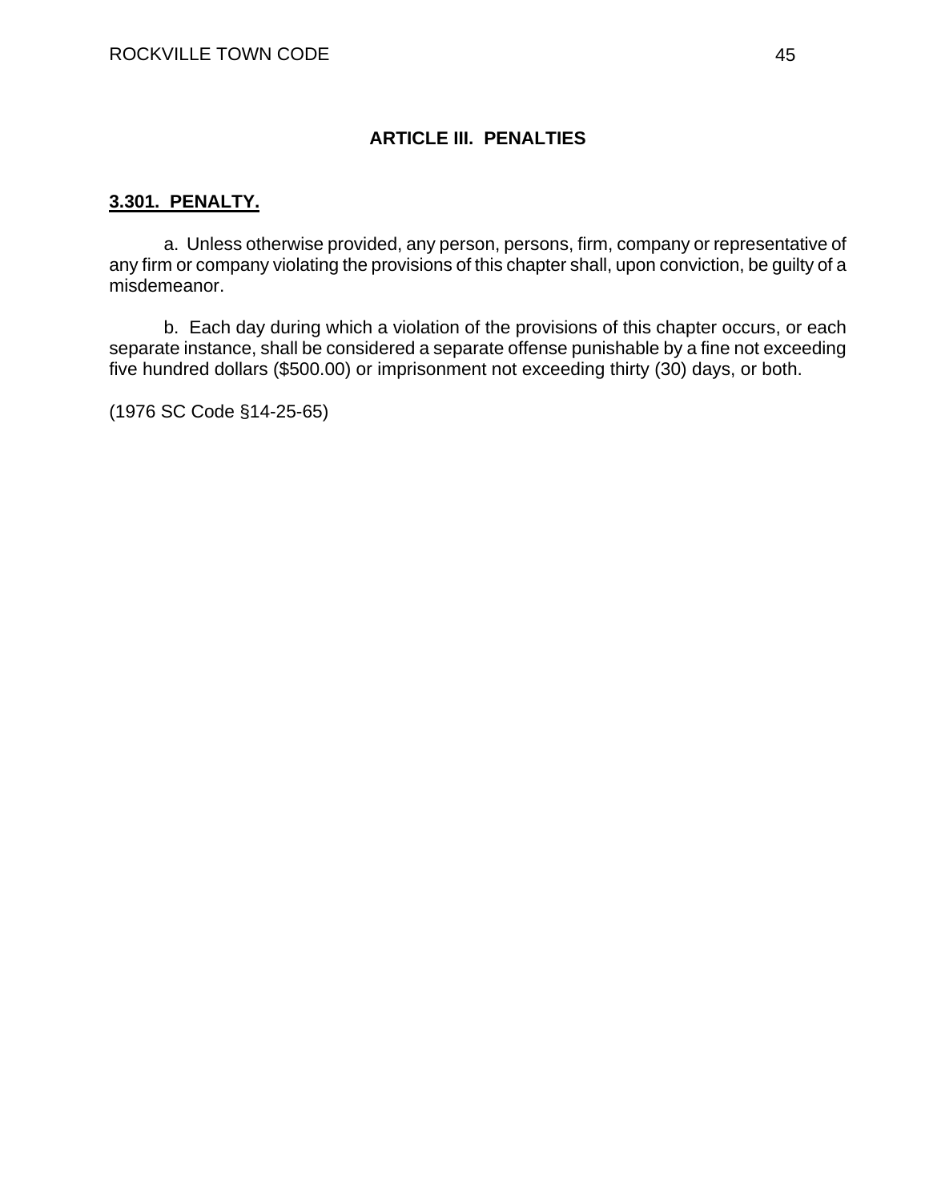## ARTICLE III. PENALTIES

### 3.301. PENALTY.

a. Unless otherwise provided, any person, persons, firm, company or representative of any firm or company violating the provisions of this chapter shall, upon conviction, be guilty of a misdemeanor.

b. Each day during which a violation of the provisions of this chapter occurs, or each separate instance, shall be considered a separate offense punishable by a fine not exceeding five hundred dollars ($500.00) or imprisonment not exceeding thirty (30) days, or both.

(1976 SC Code §14-25-65)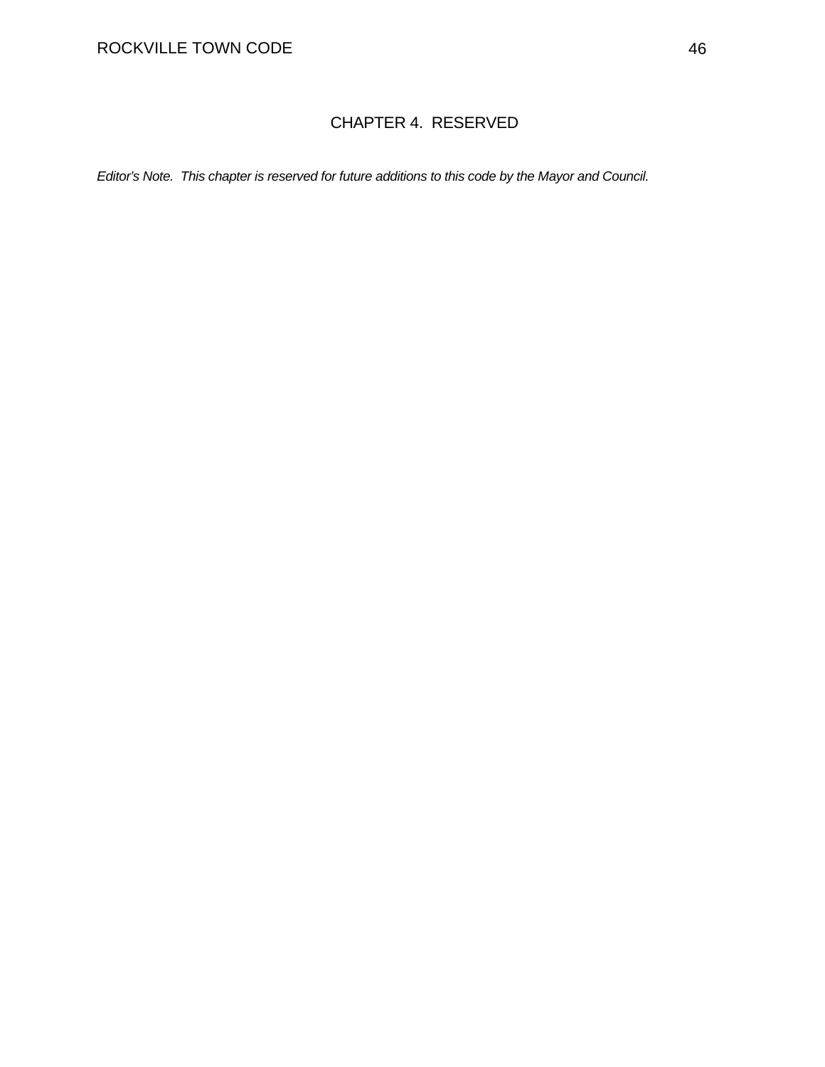# CHAPTER 4. RESERVED

*Editor's Note. This chapter is reserved for future additions to this code by the Mayor and Council.*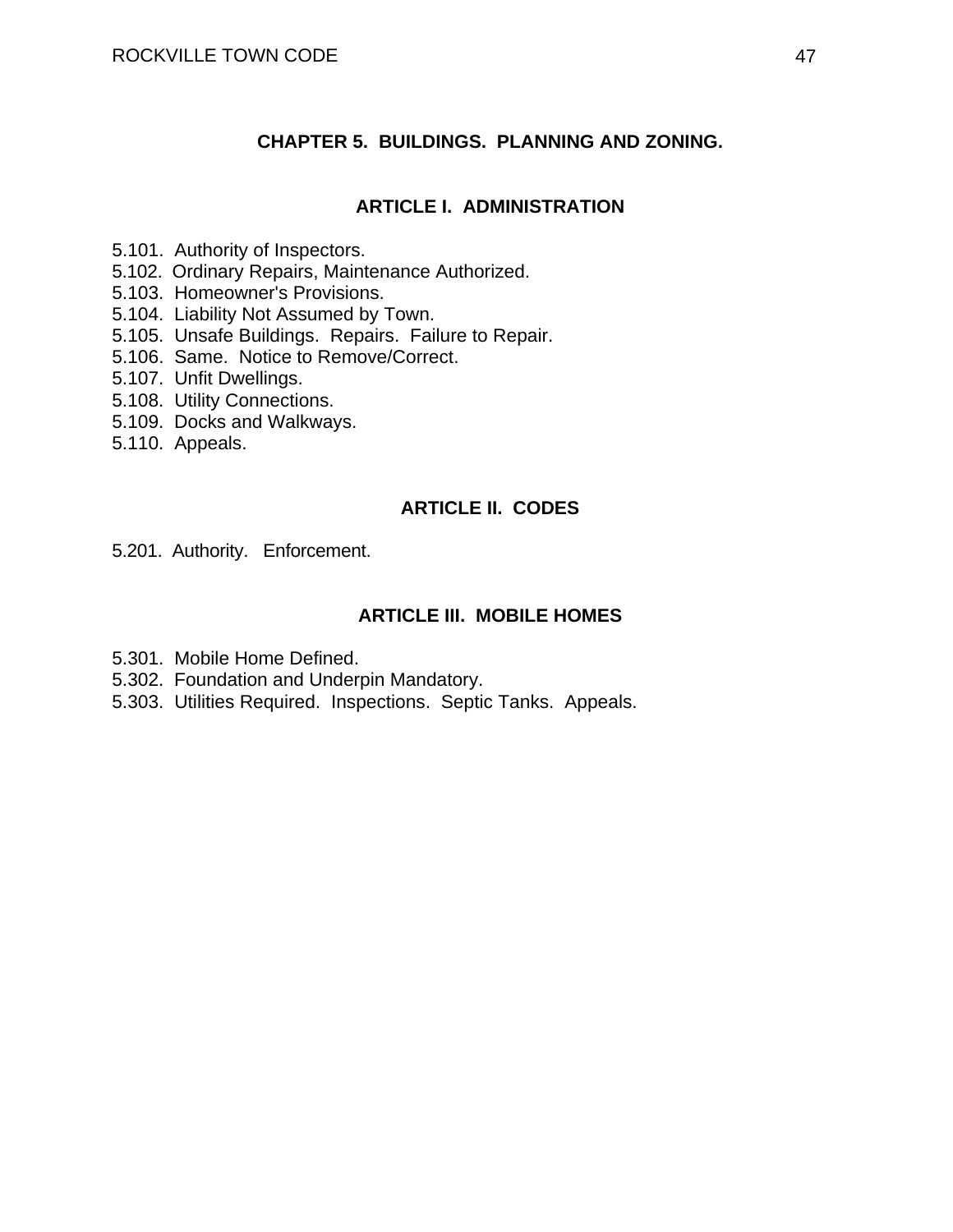# CHAPTER 5. BUILDINGS. PLANNING AND ZONING.

## ARTICLE I. ADMINISTRATION

5.101. Authority of Inspectors.
5.102. Ordinary Repairs, Maintenance Authorized.
5.103. Homeowner's Provisions.
5.104. Liability Not Assumed by Town.
5.105. Unsafe Buildings. Repairs. Failure to Repair.
5.106. Same. Notice to Remove/Correct.
5.107. Unfit Dwellings.
5.108. Utility Connections.
5.109. Docks and Walkways.
5.110. Appeals.

## ARTICLE II. CODES

5.201. Authority. Enforcement.

## ARTICLE III. MOBILE HOMES

5.301. Mobile Home Defined.
5.302. Foundation and Underpin Mandatory.
5.303. Utilities Required. Inspections. Septic Tanks. Appeals.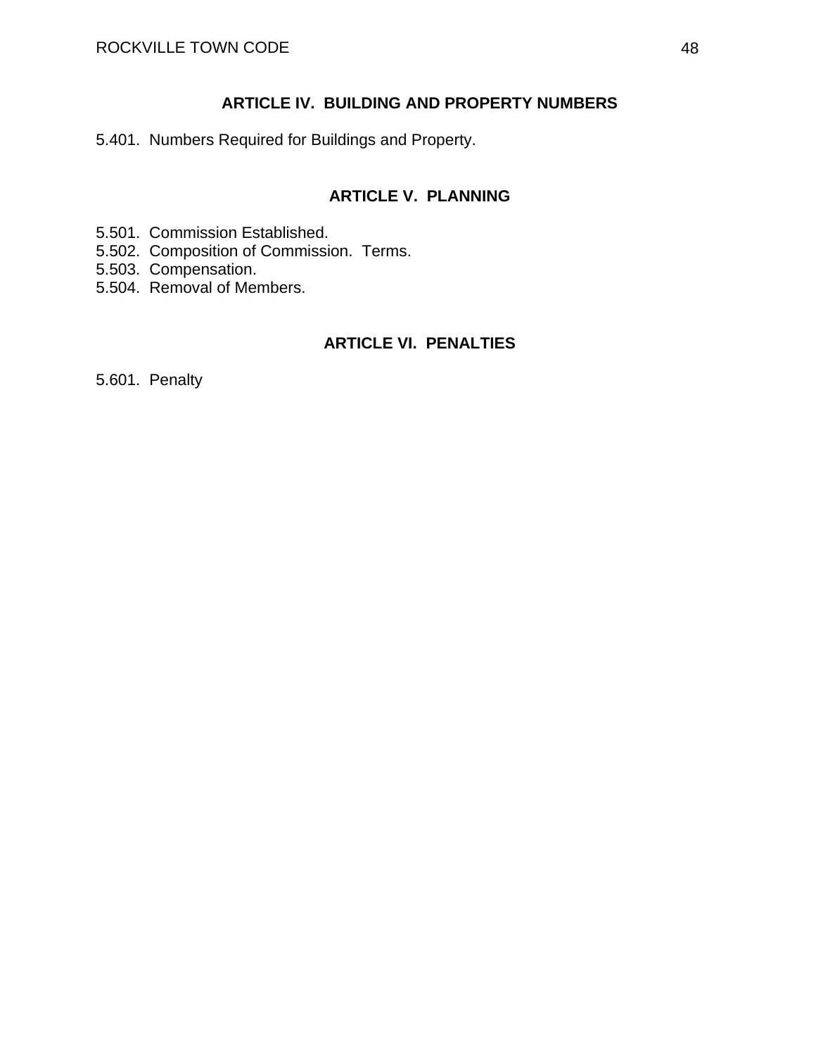## ARTICLE IV. BUILDING AND PROPERTY NUMBERS

5.401. Numbers Required for Buildings and Property.

## ARTICLE V. PLANNING

5.501. Commission Established.
5.502. Composition of Commission. Terms.
5.503. Compensation.
5.504. Removal of Members.

## ARTICLE VI. PENALTIES

5.601. Penalty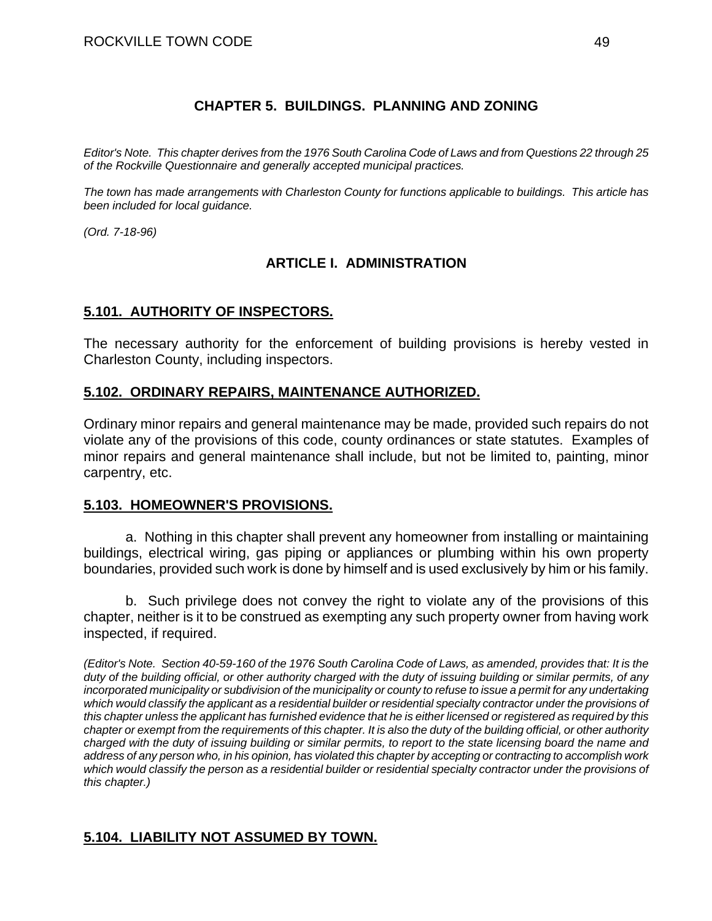## CHAPTER 5. BUILDINGS. PLANNING AND ZONING

*Editor's Note. This chapter derives from the 1976 South Carolina Code of Laws and from Questions 22 through 25 of the Rockville Questionnaire and generally accepted municipal practices.*

*The town has made arrangements with Charleston County for functions applicable to buildings. This article has been included for local guidance.*

*(Ord. 7-18-96)*

### ARTICLE I. ADMINISTRATION

#### 5.101. AUTHORITY OF INSPECTORS.

The necessary authority for the enforcement of building provisions is hereby vested in Charleston County, including inspectors.

#### 5.102. ORDINARY REPAIRS, MAINTENANCE AUTHORIZED.

Ordinary minor repairs and general maintenance may be made, provided such repairs do not violate any of the provisions of this code, county ordinances or state statutes. Examples of minor repairs and general maintenance shall include, but not be limited to, painting, minor carpentry, etc.

#### 5.103. HOMEOWNER'S PROVISIONS.

a. Nothing in this chapter shall prevent any homeowner from installing or maintaining buildings, electrical wiring, gas piping or appliances or plumbing within his own property boundaries, provided such work is done by himself and is used exclusively by him or his family.

b. Such privilege does not convey the right to violate any of the provisions of this chapter, neither is it to be construed as exempting any such property owner from having work inspected, if required.

*(Editor's Note. Section 40-59-160 of the 1976 South Carolina Code of Laws, as amended, provides that: It is the duty of the building official, or other authority charged with the duty of issuing building or similar permits, of any incorporated municipality or subdivision of the municipality or county to refuse to issue a permit for any undertaking which would classify the applicant as a residential builder or residential specialty contractor under the provisions of this chapter unless the applicant has furnished evidence that he is either licensed or registered as required by this chapter or exempt from the requirements of this chapter. It is also the duty of the building official, or other authority charged with the duty of issuing building or similar permits, to report to the state licensing board the name and address of any person who, in his opinion, has violated this chapter by accepting or contracting to accomplish work which would classify the person as a residential builder or residential specialty contractor under the provisions of this chapter.)*

#### 5.104. LIABILITY NOT ASSUMED BY TOWN.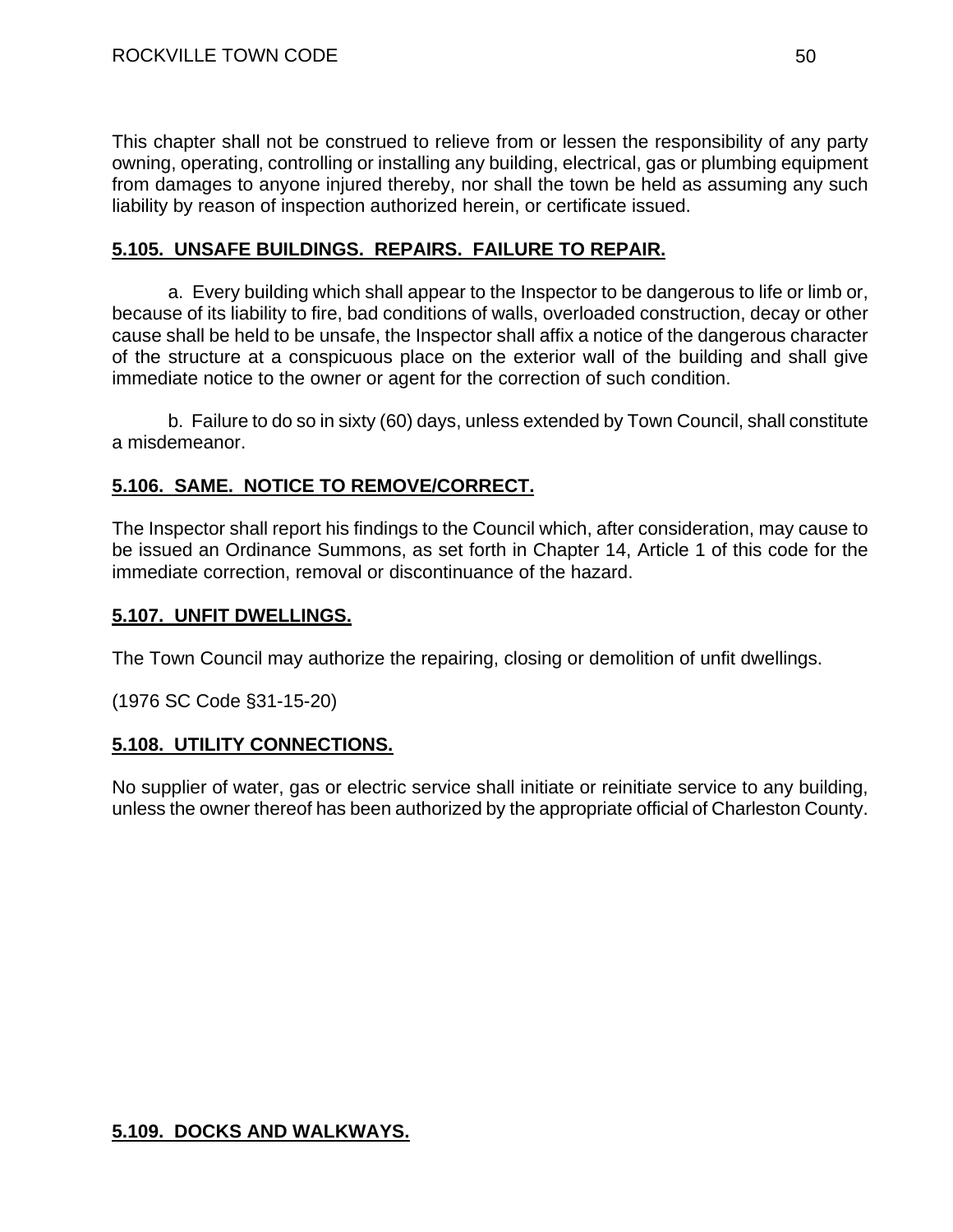This chapter shall not be construed to relieve from or lessen the responsibility of any party owning, operating, controlling or installing any building, electrical, gas or plumbing equipment from damages to anyone injured thereby, nor shall the town be held as assuming any such liability by reason of inspection authorized herein, or certificate issued.

## 5.105. UNSAFE BUILDINGS. REPAIRS. FAILURE TO REPAIR.

a. Every building which shall appear to the Inspector to be dangerous to life or limb or, because of its liability to fire, bad conditions of walls, overloaded construction, decay or other cause shall be held to be unsafe, the Inspector shall affix a notice of the dangerous character of the structure at a conspicuous place on the exterior wall of the building and shall give immediate notice to the owner or agent for the correction of such condition.

b. Failure to do so in sixty (60) days, unless extended by Town Council, shall constitute a misdemeanor.

## 5.106. SAME. NOTICE TO REMOVE/CORRECT.

The Inspector shall report his findings to the Council which, after consideration, may cause to be issued an Ordinance Summons, as set forth in Chapter 14, Article 1 of this code for the immediate correction, removal or discontinuance of the hazard.

## 5.107. UNFIT DWELLINGS.

The Town Council may authorize the repairing, closing or demolition of unfit dwellings.

(1976 SC Code §31-15-20)

## 5.108. UTILITY CONNECTIONS.

No supplier of water, gas or electric service shall initiate or reinitiate service to any building, unless the owner thereof has been authorized by the appropriate official of Charleston County.

## 5.109. DOCKS AND WALKWAYS.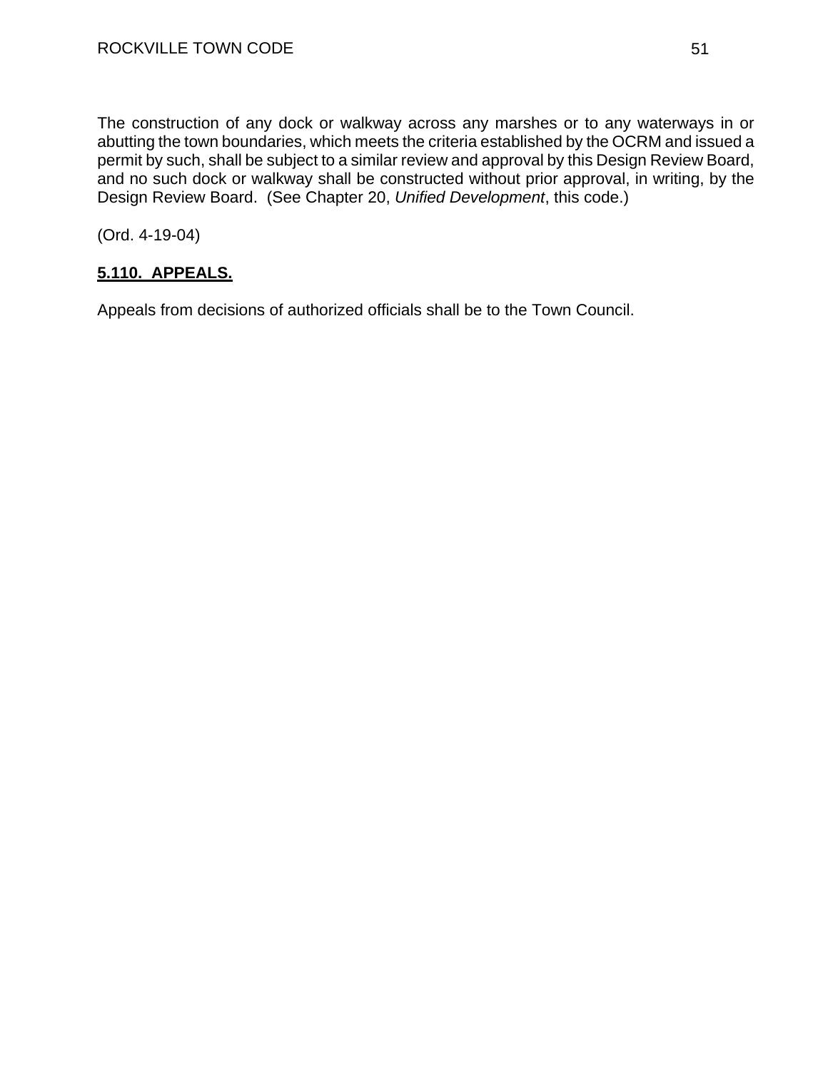The construction of any dock or walkway across any marshes or to any waterways in or abutting the town boundaries, which meets the criteria established by the OCRM and issued a permit by such, shall be subject to a similar review and approval by this Design Review Board, and no such dock or walkway shall be constructed without prior approval, in writing, by the Design Review Board. (See Chapter 20, *Unified Development*, this code.)

(Ord. 4-19-04)

## **5.110. APPEALS.**

Appeals from decisions of authorized officials shall be to the Town Council.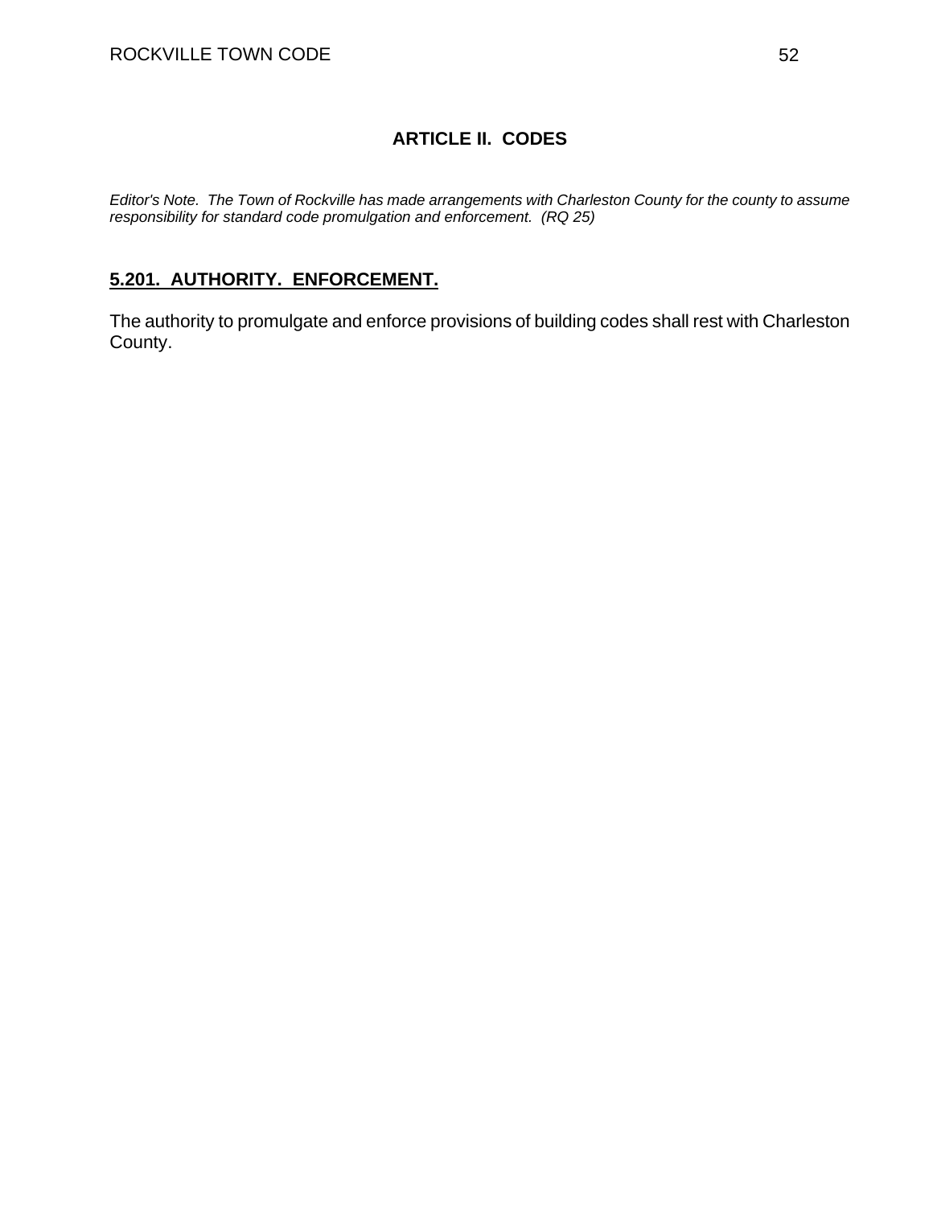## ARTICLE II. CODES

*Editor's Note. The Town of Rockville has made arrangements with Charleston County for the county to assume responsibility for standard code promulgation and enforcement. (RQ 25)*

### 5.201. AUTHORITY. ENFORCEMENT.

The authority to promulgate and enforce provisions of building codes shall rest with Charleston County.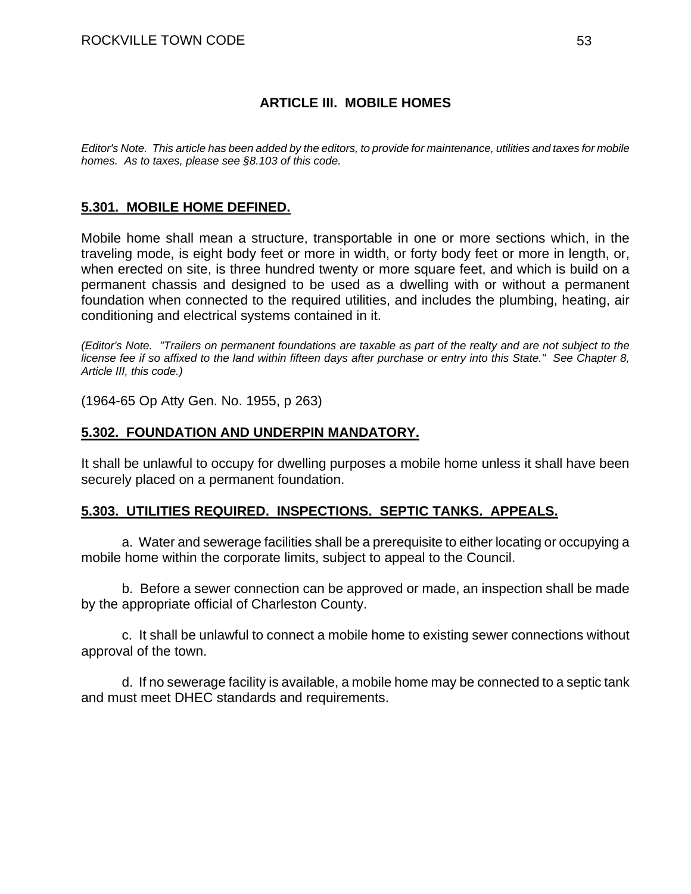## ARTICLE III. MOBILE HOMES

*Editor's Note. This article has been added by the editors, to provide for maintenance, utilities and taxes for mobile homes. As to taxes, please see §8.103 of this code.*

### 5.301. MOBILE HOME DEFINED.

Mobile home shall mean a structure, transportable in one or more sections which, in the traveling mode, is eight body feet or more in width, or forty body feet or more in length, or, when erected on site, is three hundred twenty or more square feet, and which is build on a permanent chassis and designed to be used as a dwelling with or without a permanent foundation when connected to the required utilities, and includes the plumbing, heating, air conditioning and electrical systems contained in it.

*(Editor's Note. "Trailers on permanent foundations are taxable as part of the realty and are not subject to the license fee if so affixed to the land within fifteen days after purchase or entry into this State." See Chapter 8, Article III, this code.)*

(1964-65 Op Atty Gen. No. 1955, p 263)

### 5.302. FOUNDATION AND UNDERPIN MANDATORY.

It shall be unlawful to occupy for dwelling purposes a mobile home unless it shall have been securely placed on a permanent foundation.

### 5.303. UTILITIES REQUIRED. INSPECTIONS. SEPTIC TANKS. APPEALS.

a. Water and sewerage facilities shall be a prerequisite to either locating or occupying a mobile home within the corporate limits, subject to appeal to the Council.

b. Before a sewer connection can be approved or made, an inspection shall be made by the appropriate official of Charleston County.

c. It shall be unlawful to connect a mobile home to existing sewer connections without approval of the town.

d. If no sewerage facility is available, a mobile home may be connected to a septic tank and must meet DHEC standards and requirements.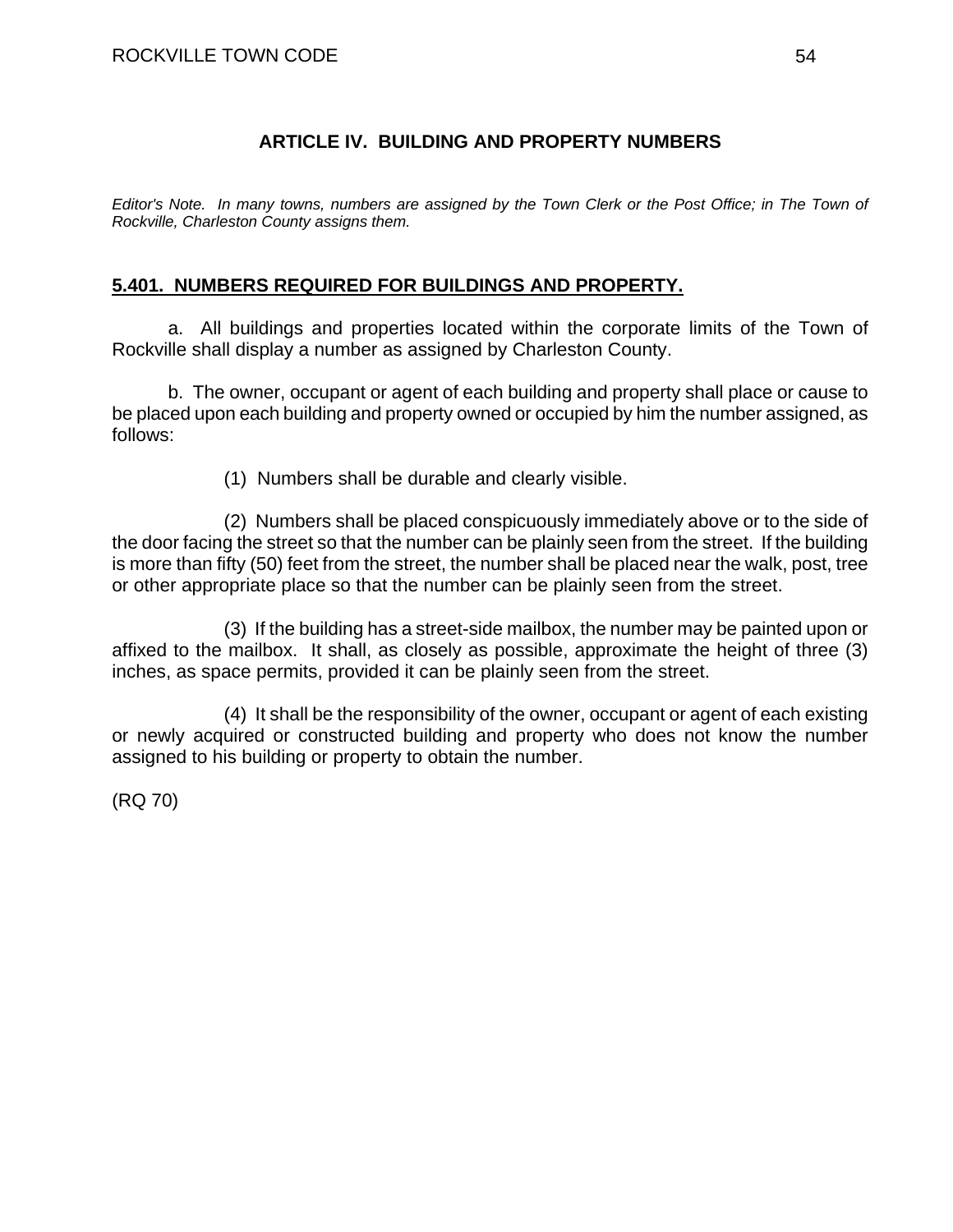## ARTICLE IV. BUILDING AND PROPERTY NUMBERS

*Editor's Note. In many towns, numbers are assigned by the Town Clerk or the Post Office; in The Town of Rockville, Charleston County assigns them.*

### 5.401. NUMBERS REQUIRED FOR BUILDINGS AND PROPERTY.

a. All buildings and properties located within the corporate limits of the Town of Rockville shall display a number as assigned by Charleston County.

b. The owner, occupant or agent of each building and property shall place or cause to be placed upon each building and property owned or occupied by him the number assigned, as follows:

(1) Numbers shall be durable and clearly visible.

(2) Numbers shall be placed conspicuously immediately above or to the side of the door facing the street so that the number can be plainly seen from the street. If the building is more than fifty (50) feet from the street, the number shall be placed near the walk, post, tree or other appropriate place so that the number can be plainly seen from the street.

(3) If the building has a street-side mailbox, the number may be painted upon or affixed to the mailbox. It shall, as closely as possible, approximate the height of three (3) inches, as space permits, provided it can be plainly seen from the street.

(4) It shall be the responsibility of the owner, occupant or agent of each existing or newly acquired or constructed building and property who does not know the number assigned to his building or property to obtain the number.

(RQ 70)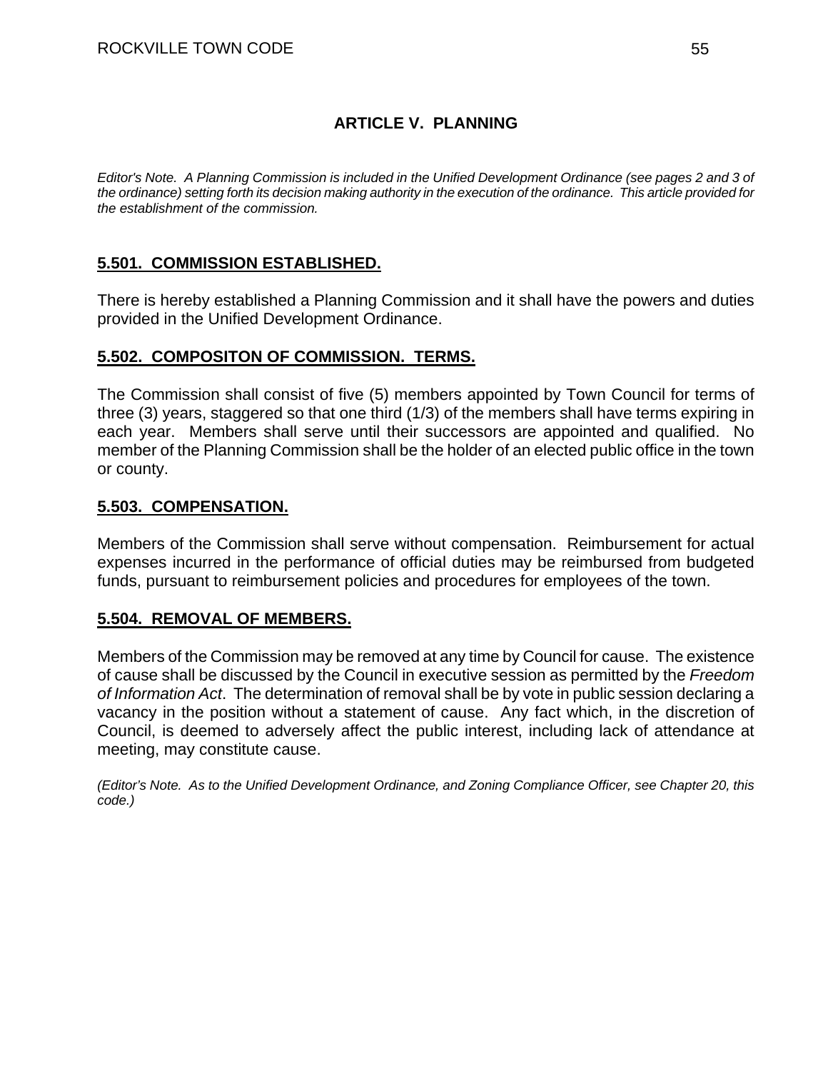# ARTICLE V. PLANNING

*Editor's Note. A Planning Commission is included in the Unified Development Ordinance (see pages 2 and 3 of the ordinance) setting forth its decision making authority in the execution of the ordinance. This article provided for the establishment of the commission.*

## 5.501. COMMISSION ESTABLISHED.

There is hereby established a Planning Commission and it shall have the powers and duties provided in the Unified Development Ordinance.

## 5.502. COMPOSITON OF COMMISSION. TERMS.

The Commission shall consist of five (5) members appointed by Town Council for terms of three (3) years, staggered so that one third (1/3) of the members shall have terms expiring in each year. Members shall serve until their successors are appointed and qualified. No member of the Planning Commission shall be the holder of an elected public office in the town or county.

## 5.503. COMPENSATION.

Members of the Commission shall serve without compensation. Reimbursement for actual expenses incurred in the performance of official duties may be reimbursed from budgeted funds, pursuant to reimbursement policies and procedures for employees of the town.

## 5.504. REMOVAL OF MEMBERS.

Members of the Commission may be removed at any time by Council for cause. The existence of cause shall be discussed by the Council in executive session as permitted by the *Freedom of Information Act*. The determination of removal shall be by vote in public session declaring a vacancy in the position without a statement of cause. Any fact which, in the discretion of Council, is deemed to adversely affect the public interest, including lack of attendance at meeting, may constitute cause.

*(Editor's Note. As to the Unified Development Ordinance, and Zoning Compliance Officer, see Chapter 20, this code.)*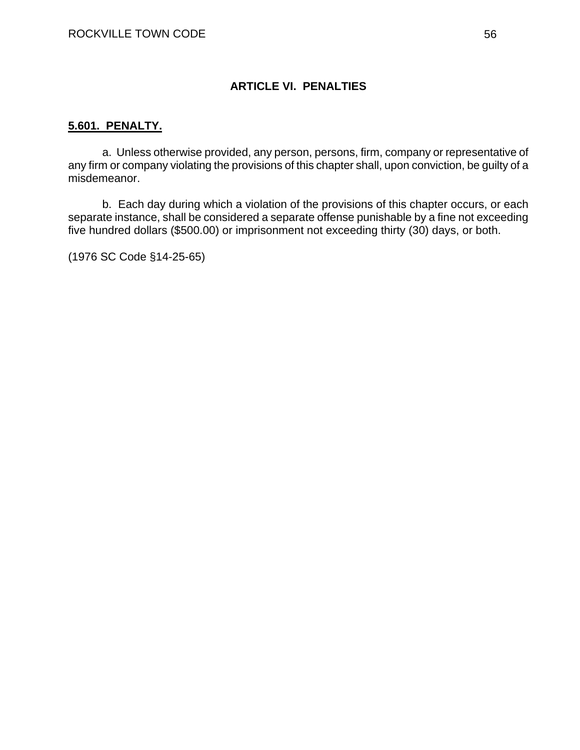## ARTICLE VI. PENALTIES

**5.601. PENALTY.**

a. Unless otherwise provided, any person, persons, firm, company or representative of any firm or company violating the provisions of this chapter shall, upon conviction, be guilty of a misdemeanor.

b. Each day during which a violation of the provisions of this chapter occurs, or each separate instance, shall be considered a separate offense punishable by a fine not exceeding five hundred dollars ($500.00) or imprisonment not exceeding thirty (30) days, or both.

(1976 SC Code §14-25-65)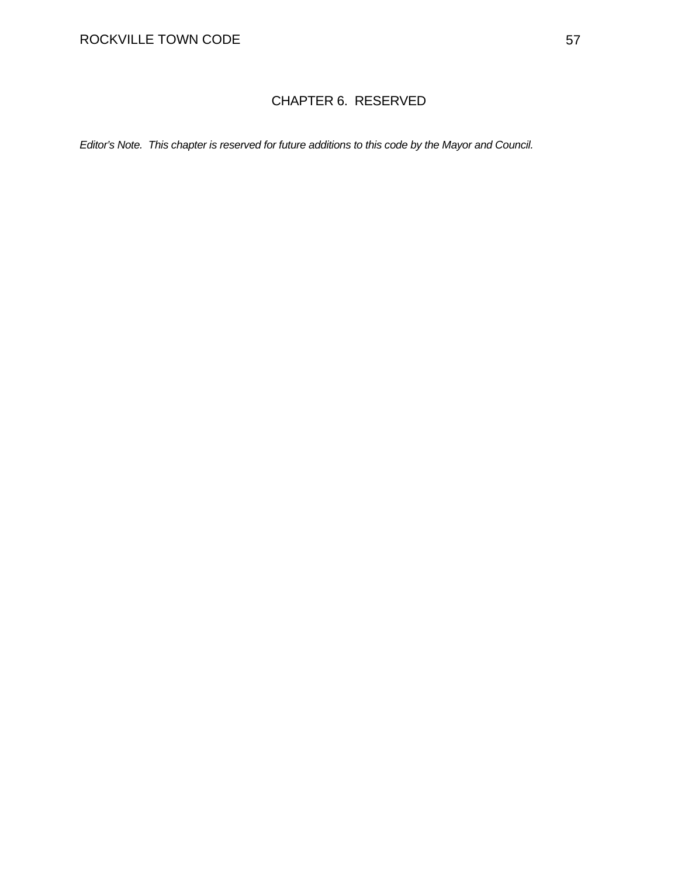# CHAPTER 6. RESERVED

*Editor's Note. This chapter is reserved for future additions to this code by the Mayor and Council.*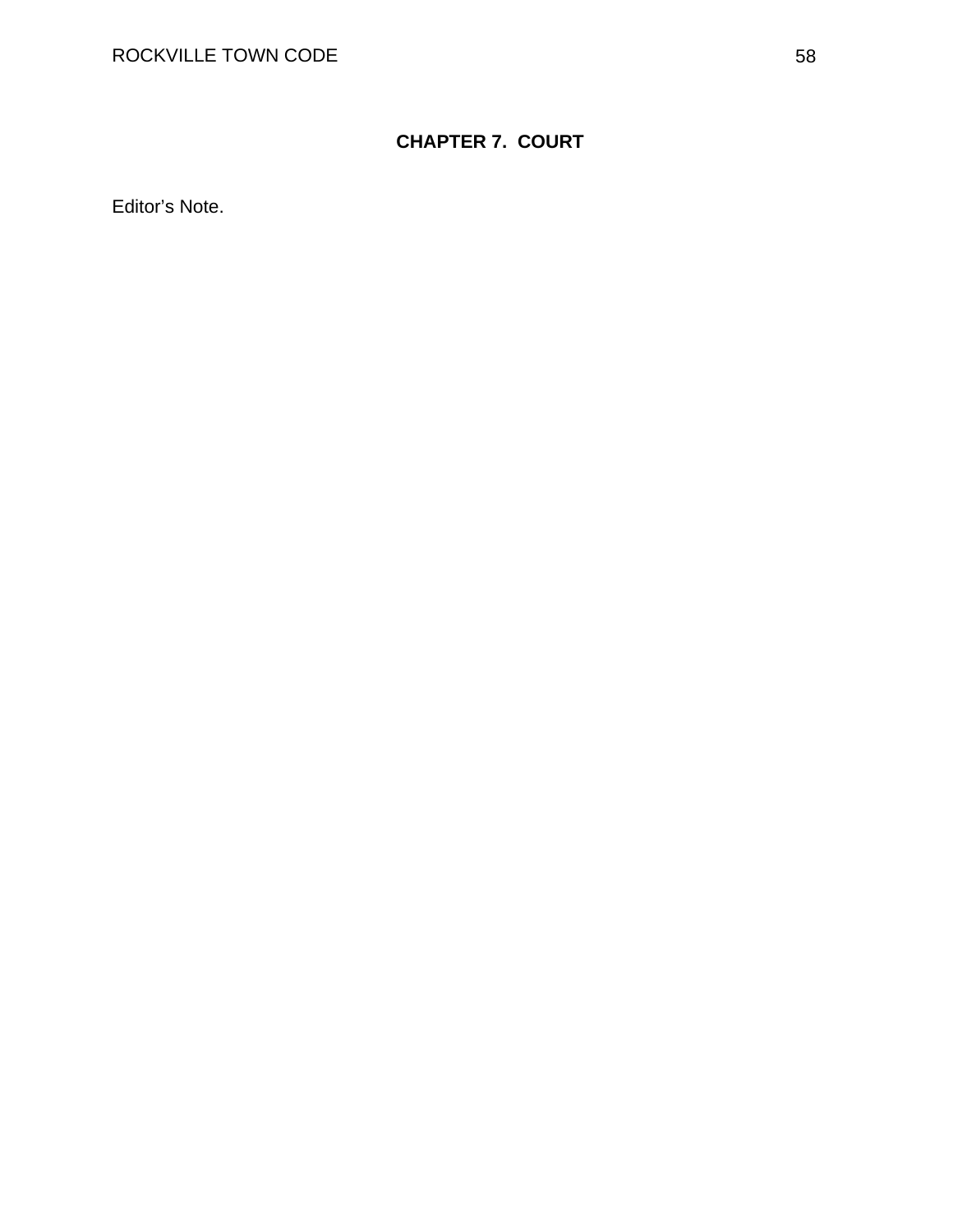# CHAPTER 7. COURT

Editor's Note.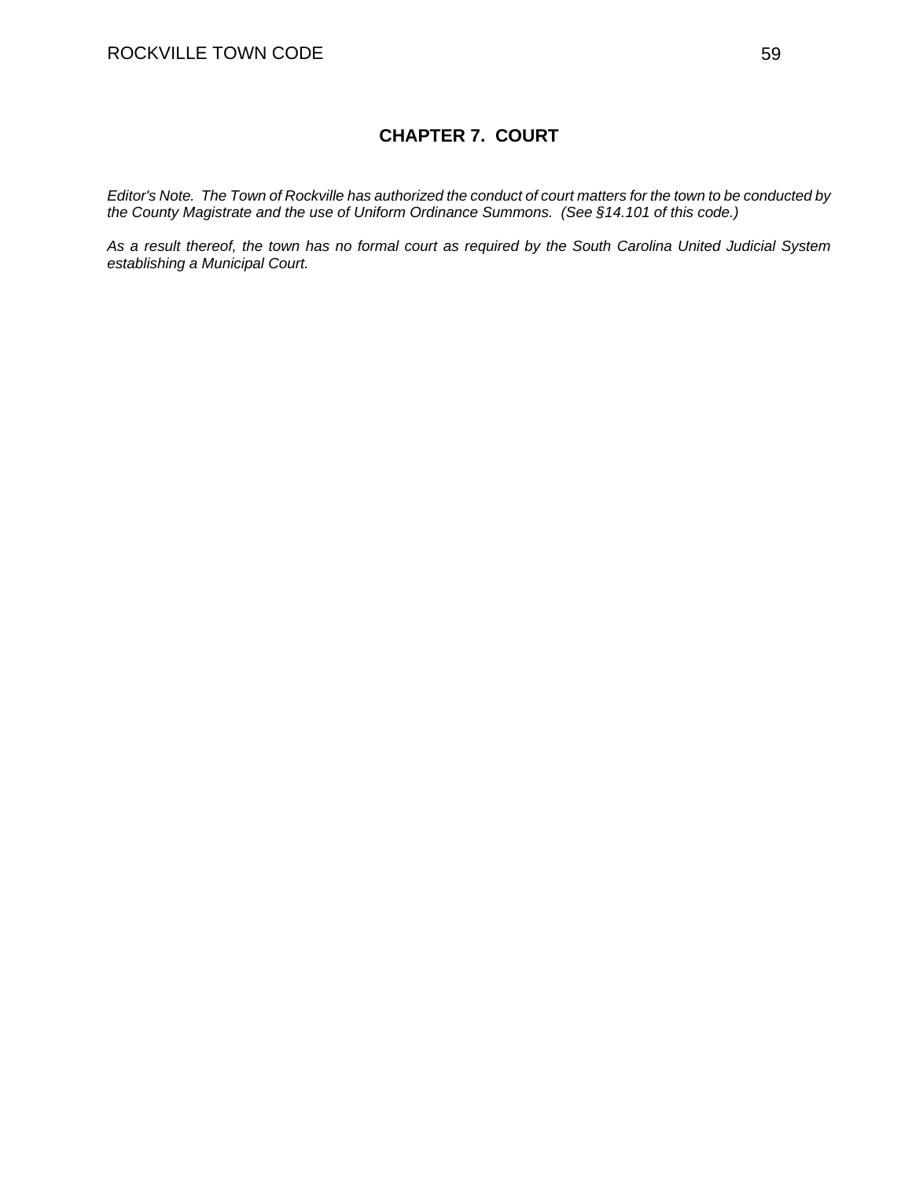# CHAPTER 7. COURT

*Editor's Note. The Town of Rockville has authorized the conduct of court matters for the town to be conducted by the County Magistrate and the use of Uniform Ordinance Summons. (See §14.101 of this code.)*

*As a result thereof, the town has no formal court as required by the South Carolina United Judicial System establishing a Municipal Court.*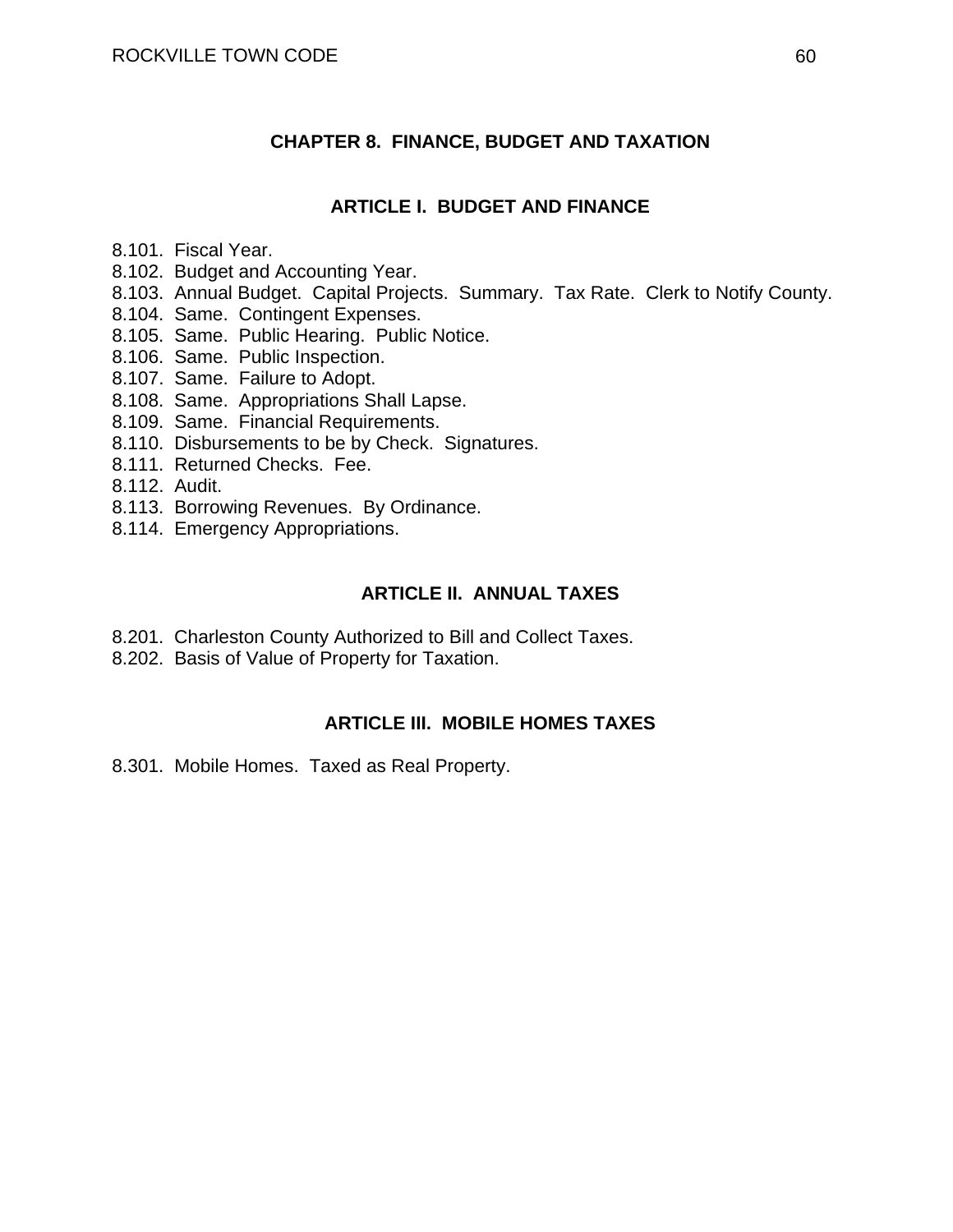# CHAPTER 8. FINANCE, BUDGET AND TAXATION

## ARTICLE I. BUDGET AND FINANCE

8.101. Fiscal Year.
8.102. Budget and Accounting Year.
8.103. Annual Budget. Capital Projects. Summary. Tax Rate. Clerk to Notify County.
8.104. Same. Contingent Expenses.
8.105. Same. Public Hearing. Public Notice.
8.106. Same. Public Inspection.
8.107. Same. Failure to Adopt.
8.108. Same. Appropriations Shall Lapse.
8.109. Same. Financial Requirements.
8.110. Disbursements to be by Check. Signatures.
8.111. Returned Checks. Fee.
8.112. Audit.
8.113. Borrowing Revenues. By Ordinance.
8.114. Emergency Appropriations.

## ARTICLE II. ANNUAL TAXES

8.201. Charleston County Authorized to Bill and Collect Taxes.
8.202. Basis of Value of Property for Taxation.

## ARTICLE III. MOBILE HOMES TAXES

8.301. Mobile Homes. Taxed as Real Property.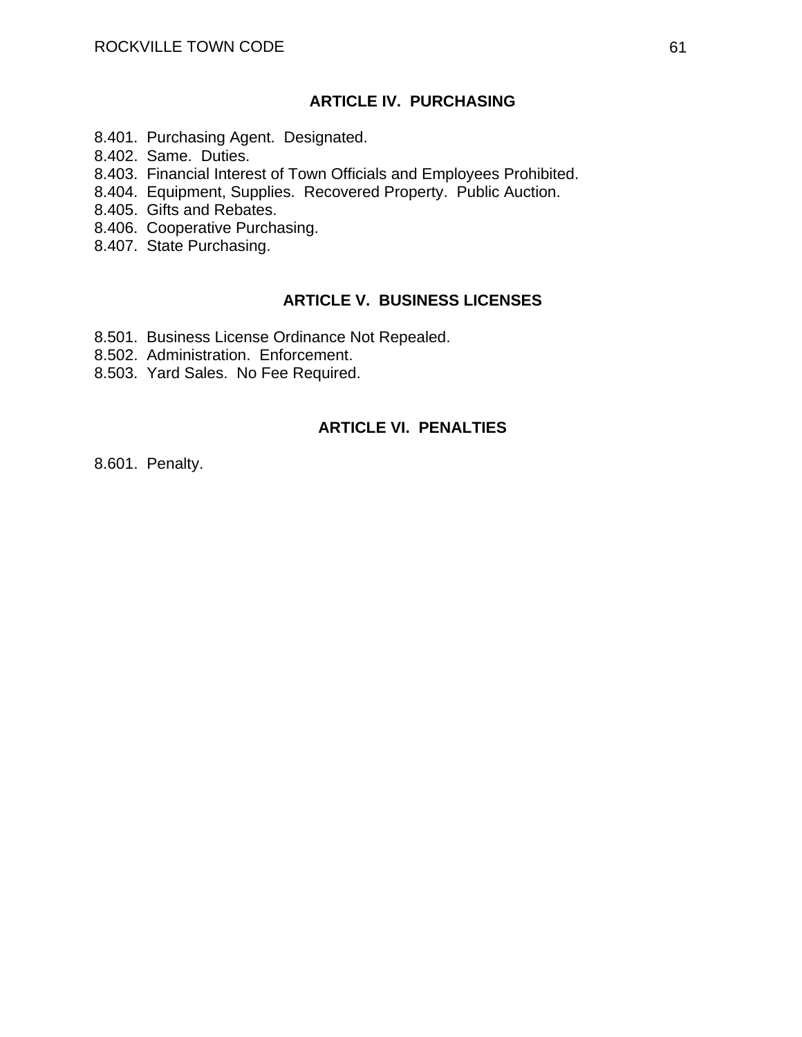## ARTICLE IV. PURCHASING

8.401. Purchasing Agent. Designated.
8.402. Same. Duties.
8.403. Financial Interest of Town Officials and Employees Prohibited.
8.404. Equipment, Supplies. Recovered Property. Public Auction.
8.405. Gifts and Rebates.
8.406. Cooperative Purchasing.
8.407. State Purchasing.

## ARTICLE V. BUSINESS LICENSES

8.501. Business License Ordinance Not Repealed.
8.502. Administration. Enforcement.
8.503. Yard Sales. No Fee Required.

## ARTICLE VI. PENALTIES

8.601. Penalty.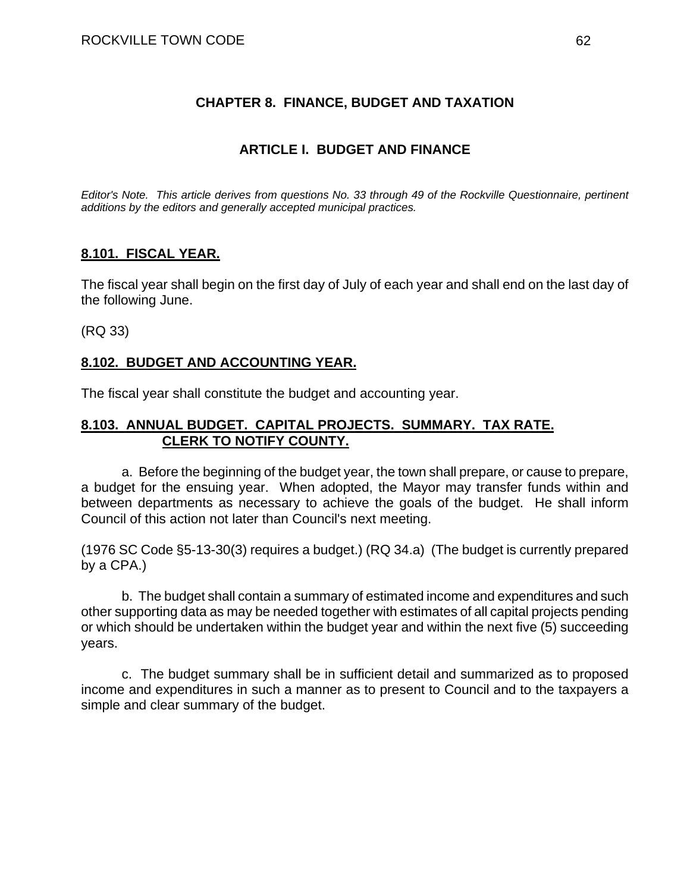# CHAPTER 8. FINANCE, BUDGET AND TAXATION

## ARTICLE I. BUDGET AND FINANCE

*Editor's Note. This article derives from questions No. 33 through 49 of the Rockville Questionnaire, pertinent additions by the editors and generally accepted municipal practices.*

### 8.101. FISCAL YEAR.

The fiscal year shall begin on the first day of July of each year and shall end on the last day of the following June.

(RQ 33)

### 8.102. BUDGET AND ACCOUNTING YEAR.

The fiscal year shall constitute the budget and accounting year.

### 8.103. ANNUAL BUDGET. CAPITAL PROJECTS. SUMMARY. TAX RATE. CLERK TO NOTIFY COUNTY.

a. Before the beginning of the budget year, the town shall prepare, or cause to prepare, a budget for the ensuing year. When adopted, the Mayor may transfer funds within and between departments as necessary to achieve the goals of the budget. He shall inform Council of this action not later than Council's next meeting.

(1976 SC Code §5-13-30(3) requires a budget.) (RQ 34.a) (The budget is currently prepared by a CPA.)

b. The budget shall contain a summary of estimated income and expenditures and such other supporting data as may be needed together with estimates of all capital projects pending or which should be undertaken within the budget year and within the next five (5) succeeding years.

c. The budget summary shall be in sufficient detail and summarized as to proposed income and expenditures in such a manner as to present to Council and to the taxpayers a simple and clear summary of the budget.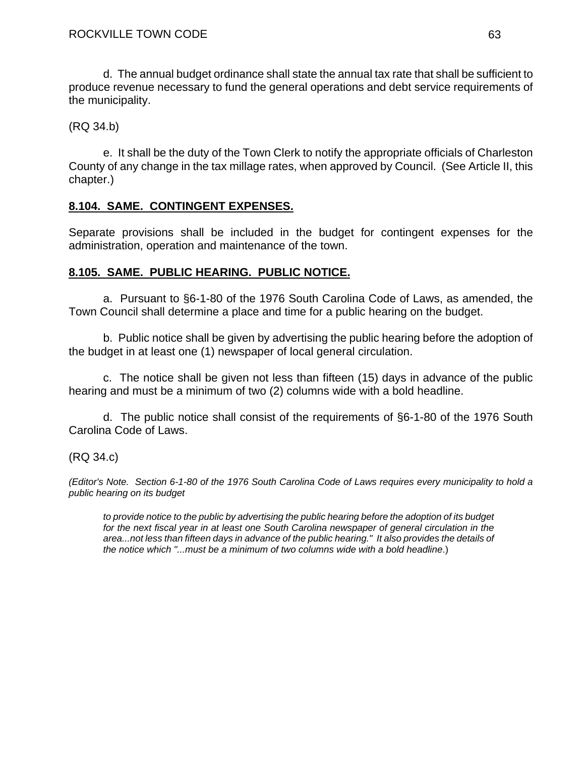d. The annual budget ordinance shall state the annual tax rate that shall be sufficient to produce revenue necessary to fund the general operations and debt service requirements of the municipality.

(RQ 34.b)

e. It shall be the duty of the Town Clerk to notify the appropriate officials of Charleston County of any change in the tax millage rates, when approved by Council. (See Article II, this chapter.)

## 8.104. SAME. CONTINGENT EXPENSES.

Separate provisions shall be included in the budget for contingent expenses for the administration, operation and maintenance of the town.

## 8.105. SAME. PUBLIC HEARING. PUBLIC NOTICE.

a. Pursuant to §6-1-80 of the 1976 South Carolina Code of Laws, as amended, the Town Council shall determine a place and time for a public hearing on the budget.

b. Public notice shall be given by advertising the public hearing before the adoption of the budget in at least one (1) newspaper of local general circulation.

c. The notice shall be given not less than fifteen (15) days in advance of the public hearing and must be a minimum of two (2) columns wide with a bold headline.

d. The public notice shall consist of the requirements of §6-1-80 of the 1976 South Carolina Code of Laws.

(RQ 34.c)

*(Editor's Note. Section 6-1-80 of the 1976 South Carolina Code of Laws requires every municipality to hold a public hearing on its budget*

> *to provide notice to the public by advertising the public hearing before the adoption of its budget for the next fiscal year in at least one South Carolina newspaper of general circulation in the area...not less than fifteen days in advance of the public hearing." It also provides the details of the notice which "...must be a minimum of two columns wide with a bold headline*.)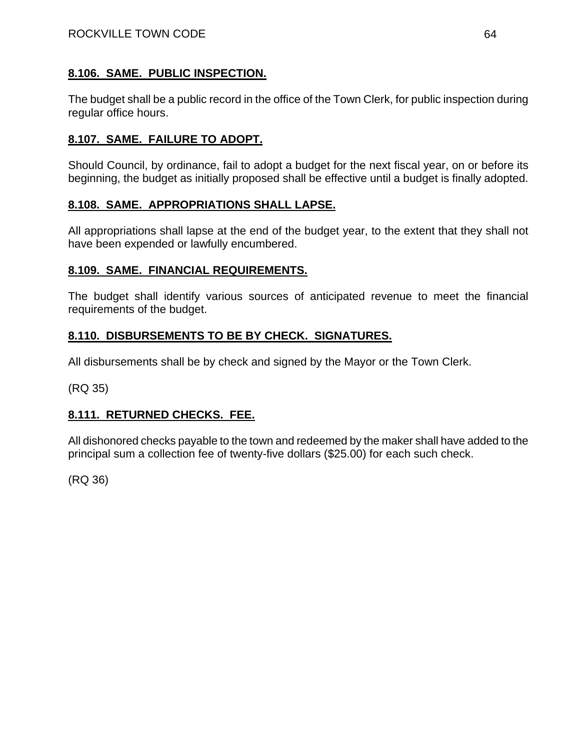### 8.106. SAME. PUBLIC INSPECTION.

The budget shall be a public record in the office of the Town Clerk, for public inspection during regular office hours.

### 8.107. SAME. FAILURE TO ADOPT.

Should Council, by ordinance, fail to adopt a budget for the next fiscal year, on or before its beginning, the budget as initially proposed shall be effective until a budget is finally adopted.

### 8.108. SAME. APPROPRIATIONS SHALL LAPSE.

All appropriations shall lapse at the end of the budget year, to the extent that they shall not have been expended or lawfully encumbered.

### 8.109. SAME. FINANCIAL REQUIREMENTS.

The budget shall identify various sources of anticipated revenue to meet the financial requirements of the budget.

### 8.110. DISBURSEMENTS TO BE BY CHECK. SIGNATURES.

All disbursements shall be by check and signed by the Mayor or the Town Clerk.

(RQ 35)

### 8.111. RETURNED CHECKS. FEE.

All dishonored checks payable to the town and redeemed by the maker shall have added to the principal sum a collection fee of twenty-five dollars ($25.00) for each such check.

(RQ 36)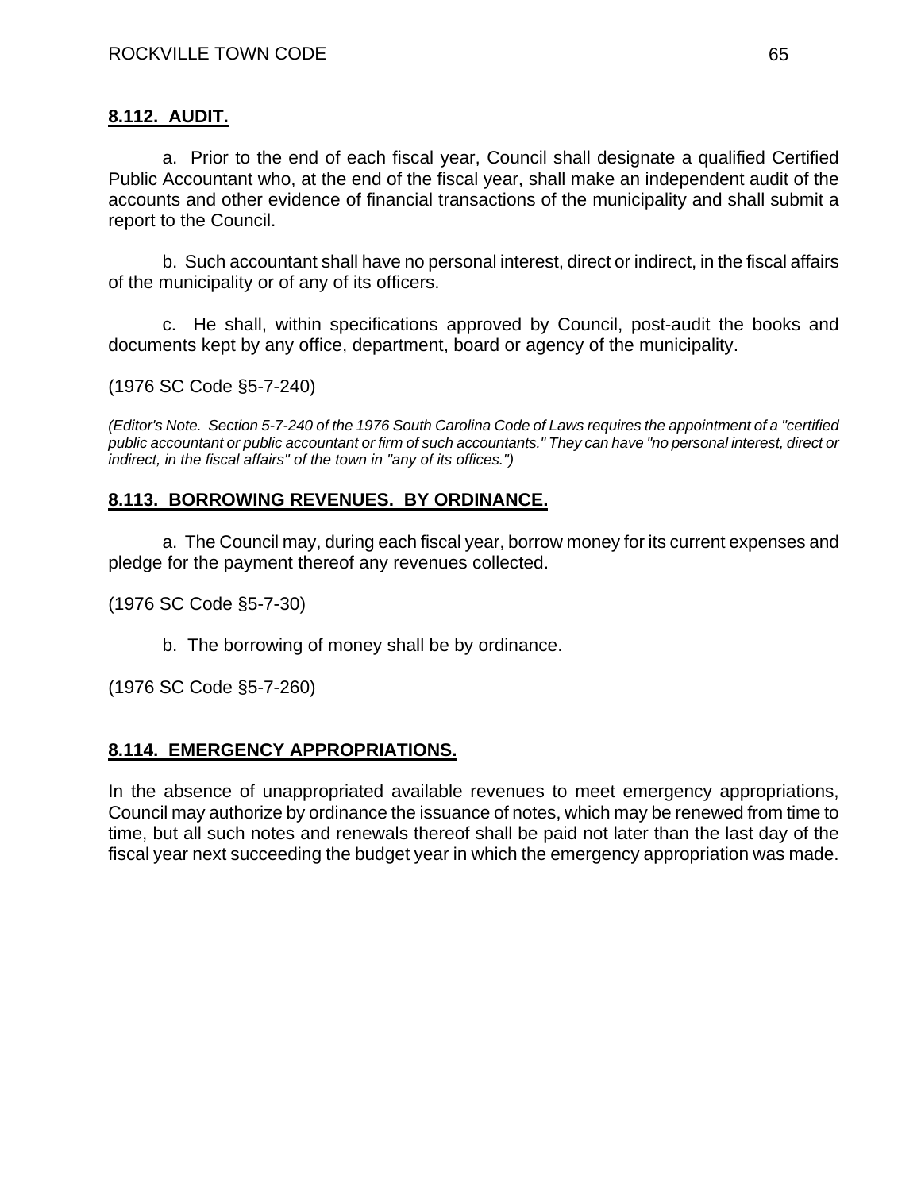## **8.112. AUDIT.**

a. Prior to the end of each fiscal year, Council shall designate a qualified Certified Public Accountant who, at the end of the fiscal year, shall make an independent audit of the accounts and other evidence of financial transactions of the municipality and shall submit a report to the Council.

b. Such accountant shall have no personal interest, direct or indirect, in the fiscal affairs of the municipality or of any of its officers.

c. He shall, within specifications approved by Council, post-audit the books and documents kept by any office, department, board or agency of the municipality.

(1976 SC Code §5-7-240)

*(Editor's Note. Section 5-7-240 of the 1976 South Carolina Code of Laws requires the appointment of a "certified public accountant or public accountant or firm of such accountants." They can have "no personal interest, direct or indirect, in the fiscal affairs" of the town in "any of its offices.")*

## **8.113. BORROWING REVENUES. BY ORDINANCE.**

a. The Council may, during each fiscal year, borrow money for its current expenses and pledge for the payment thereof any revenues collected.

(1976 SC Code §5-7-30)

b. The borrowing of money shall be by ordinance.

(1976 SC Code §5-7-260)

## **8.114. EMERGENCY APPROPRIATIONS.**

In the absence of unappropriated available revenues to meet emergency appropriations, Council may authorize by ordinance the issuance of notes, which may be renewed from time to time, but all such notes and renewals thereof shall be paid not later than the last day of the fiscal year next succeeding the budget year in which the emergency appropriation was made.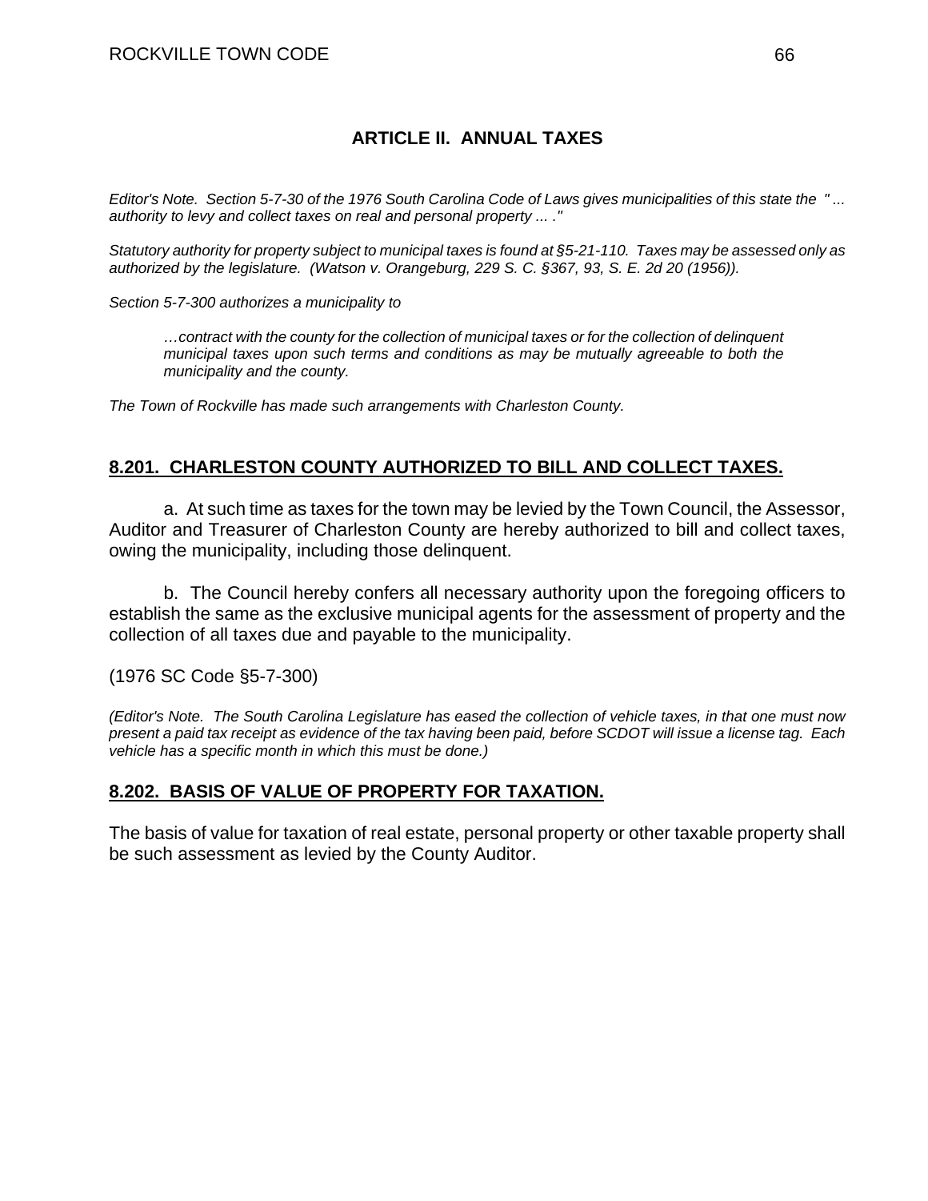## ARTICLE II. ANNUAL TAXES

*Editor's Note. Section 5-7-30 of the 1976 South Carolina Code of Laws gives municipalities of this state the " ... authority to levy and collect taxes on real and personal property ... ."*

*Statutory authority for property subject to municipal taxes is found at §5-21-110. Taxes may be assessed only as authorized by the legislature. (Watson v. Orangeburg, 229 S. C. §367, 93, S. E. 2d 20 (1956)).*

*Section 5-7-300 authorizes a municipality to*

> *…contract with the county for the collection of municipal taxes or for the collection of delinquent municipal taxes upon such terms and conditions as may be mutually agreeable to both the municipality and the county.*

*The Town of Rockville has made such arrangements with Charleston County.*

### 8.201. CHARLESTON COUNTY AUTHORIZED TO BILL AND COLLECT TAXES.

a. At such time as taxes for the town may be levied by the Town Council, the Assessor, Auditor and Treasurer of Charleston County are hereby authorized to bill and collect taxes, owing the municipality, including those delinquent.

b. The Council hereby confers all necessary authority upon the foregoing officers to establish the same as the exclusive municipal agents for the assessment of property and the collection of all taxes due and payable to the municipality.

(1976 SC Code §5-7-300)

*(Editor's Note. The South Carolina Legislature has eased the collection of vehicle taxes, in that one must now present a paid tax receipt as evidence of the tax having been paid, before SCDOT will issue a license tag. Each vehicle has a specific month in which this must be done.)*

### 8.202. BASIS OF VALUE OF PROPERTY FOR TAXATION.

The basis of value for taxation of real estate, personal property or other taxable property shall be such assessment as levied by the County Auditor.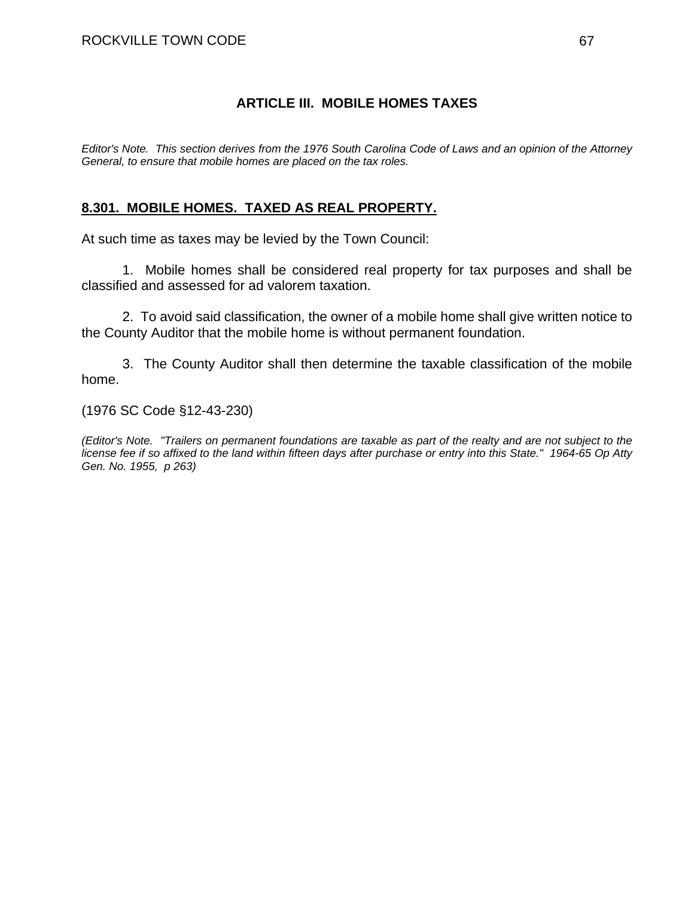## ARTICLE III. MOBILE HOMES TAXES

*Editor's Note. This section derives from the 1976 South Carolina Code of Laws and an opinion of the Attorney General, to ensure that mobile homes are placed on the tax roles.*

### 8.301. MOBILE HOMES. TAXED AS REAL PROPERTY.

At such time as taxes may be levied by the Town Council:

1. Mobile homes shall be considered real property for tax purposes and shall be classified and assessed for ad valorem taxation.

2. To avoid said classification, the owner of a mobile home shall give written notice to the County Auditor that the mobile home is without permanent foundation.

3. The County Auditor shall then determine the taxable classification of the mobile home.

(1976 SC Code §12-43-230)

*(Editor's Note. "Trailers on permanent foundations are taxable as part of the realty and are not subject to the license fee if so affixed to the land within fifteen days after purchase or entry into this State." 1964-65 Op Atty Gen. No. 1955, p 263)*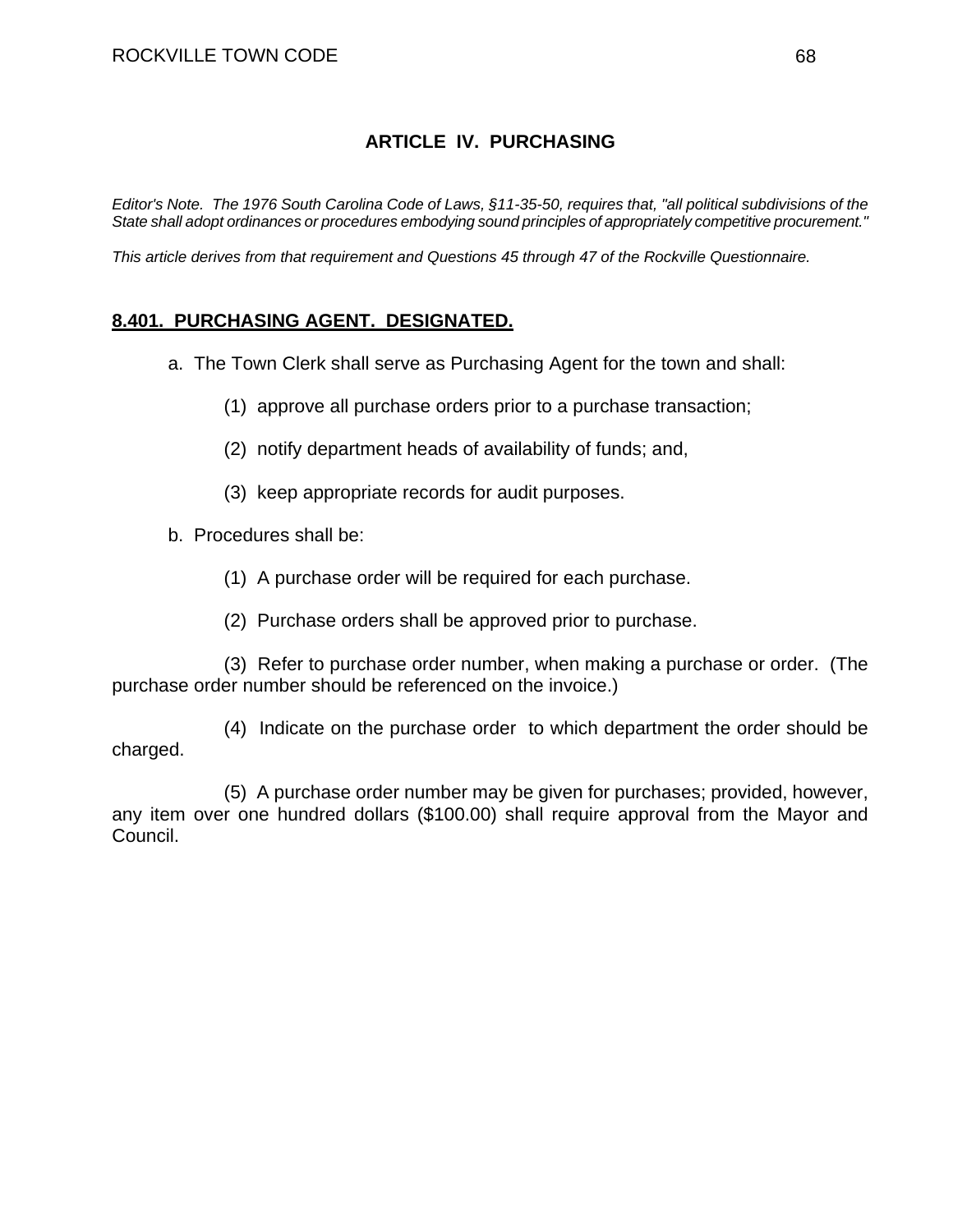## ARTICLE IV. PURCHASING

*Editor's Note. The 1976 South Carolina Code of Laws, §11-35-50, requires that, "all political subdivisions of the State shall adopt ordinances or procedures embodying sound principles of appropriately competitive procurement."*

*This article derives from that requirement and Questions 45 through 47 of the Rockville Questionnaire.*

### 8.401. PURCHASING AGENT. DESIGNATED.

a. The Town Clerk shall serve as Purchasing Agent for the town and shall:

(1) approve all purchase orders prior to a purchase transaction;

(2) notify department heads of availability of funds; and,

(3) keep appropriate records for audit purposes.

b. Procedures shall be:

(1) A purchase order will be required for each purchase.

(2) Purchase orders shall be approved prior to purchase.

(3) Refer to purchase order number, when making a purchase or order. (The purchase order number should be referenced on the invoice.)

(4) Indicate on the purchase order to which department the order should be charged.

(5) A purchase order number may be given for purchases; provided, however, any item over one hundred dollars ($100.00) shall require approval from the Mayor and Council.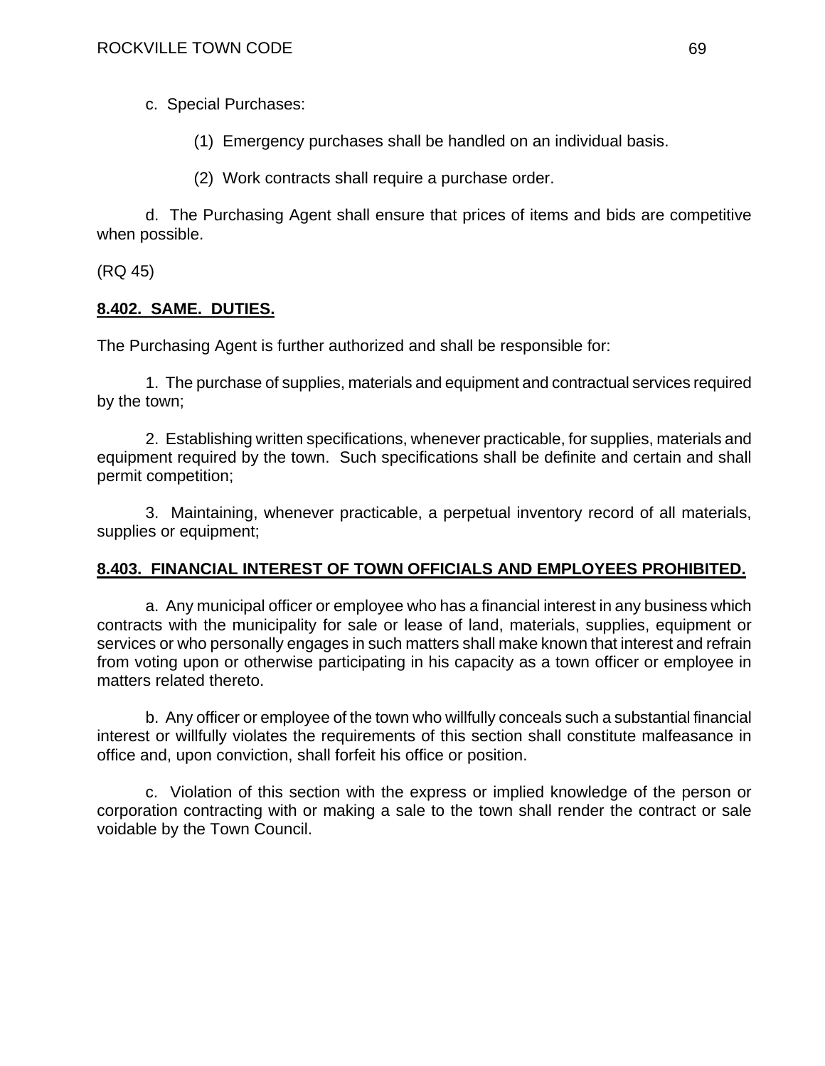c. Special Purchases:

(1) Emergency purchases shall be handled on an individual basis.

(2) Work contracts shall require a purchase order.

d. The Purchasing Agent shall ensure that prices of items and bids are competitive when possible.

(RQ 45)

## **8.402. SAME. DUTIES.**

The Purchasing Agent is further authorized and shall be responsible for:

1. The purchase of supplies, materials and equipment and contractual services required by the town;

2. Establishing written specifications, whenever practicable, for supplies, materials and equipment required by the town. Such specifications shall be definite and certain and shall permit competition;

3. Maintaining, whenever practicable, a perpetual inventory record of all materials, supplies or equipment;

## **8.403. FINANCIAL INTEREST OF TOWN OFFICIALS AND EMPLOYEES PROHIBITED.**

a. Any municipal officer or employee who has a financial interest in any business which contracts with the municipality for sale or lease of land, materials, supplies, equipment or services or who personally engages in such matters shall make known that interest and refrain from voting upon or otherwise participating in his capacity as a town officer or employee in matters related thereto.

b. Any officer or employee of the town who willfully conceals such a substantial financial interest or willfully violates the requirements of this section shall constitute malfeasance in office and, upon conviction, shall forfeit his office or position.

c. Violation of this section with the express or implied knowledge of the person or corporation contracting with or making a sale to the town shall render the contract or sale voidable by the Town Council.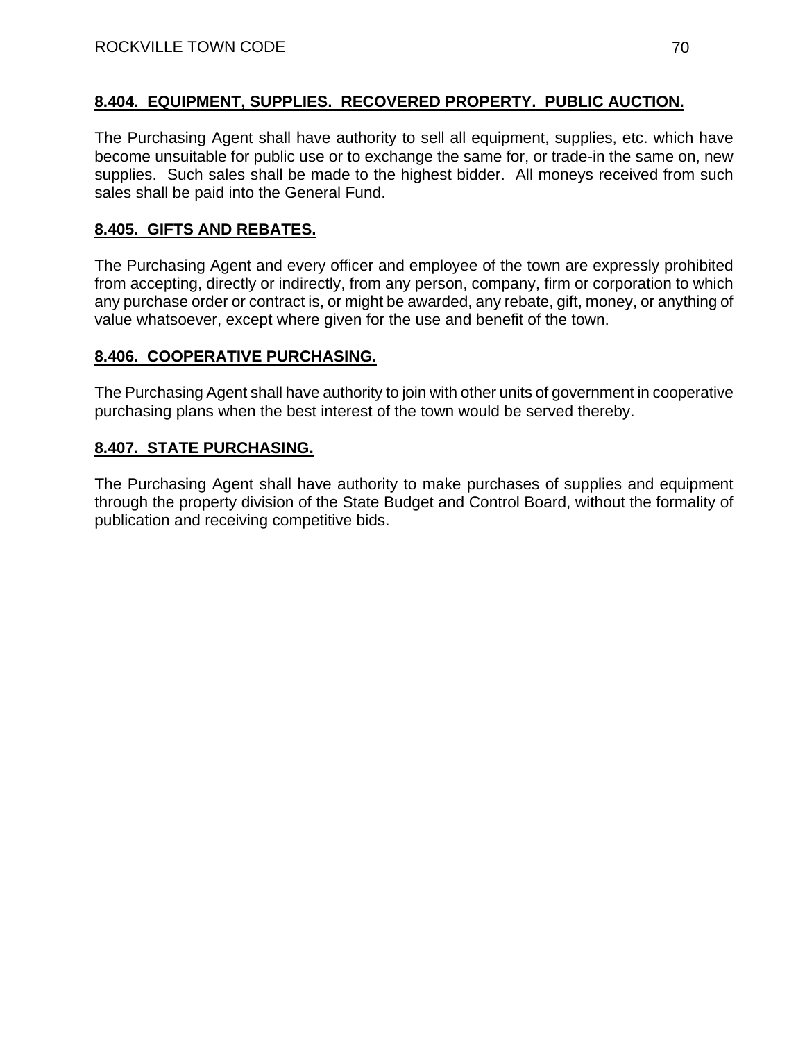## 8.404. EQUIPMENT, SUPPLIES. RECOVERED PROPERTY. PUBLIC AUCTION.

The Purchasing Agent shall have authority to sell all equipment, supplies, etc. which have become unsuitable for public use or to exchange the same for, or trade-in the same on, new supplies. Such sales shall be made to the highest bidder. All moneys received from such sales shall be paid into the General Fund.

## 8.405. GIFTS AND REBATES.

The Purchasing Agent and every officer and employee of the town are expressly prohibited from accepting, directly or indirectly, from any person, company, firm or corporation to which any purchase order or contract is, or might be awarded, any rebate, gift, money, or anything of value whatsoever, except where given for the use and benefit of the town.

## 8.406. COOPERATIVE PURCHASING.

The Purchasing Agent shall have authority to join with other units of government in cooperative purchasing plans when the best interest of the town would be served thereby.

## 8.407. STATE PURCHASING.

The Purchasing Agent shall have authority to make purchases of supplies and equipment through the property division of the State Budget and Control Board, without the formality of publication and receiving competitive bids.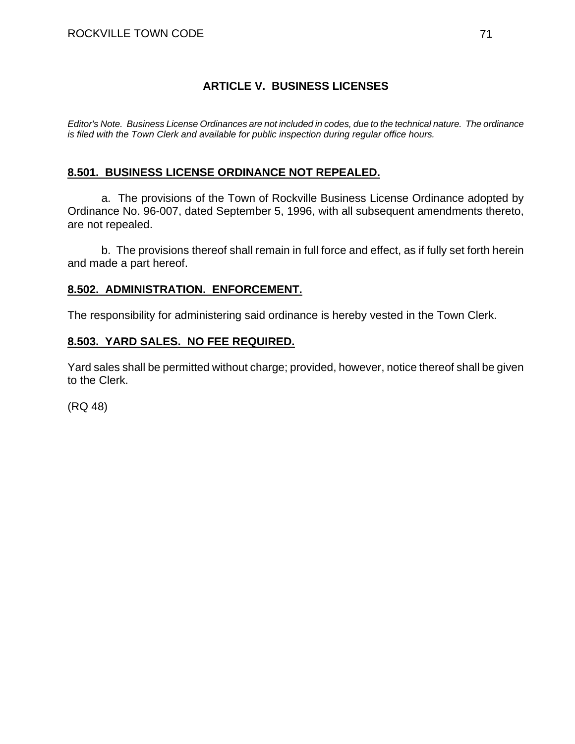## ARTICLE V. BUSINESS LICENSES

*Editor's Note. Business License Ordinances are not included in codes, due to the technical nature. The ordinance is filed with the Town Clerk and available for public inspection during regular office hours.*

### 8.501. BUSINESS LICENSE ORDINANCE NOT REPEALED.

a. The provisions of the Town of Rockville Business License Ordinance adopted by Ordinance No. 96-007, dated September 5, 1996, with all subsequent amendments thereto, are not repealed.

b. The provisions thereof shall remain in full force and effect, as if fully set forth herein and made a part hereof.

### 8.502. ADMINISTRATION. ENFORCEMENT.

The responsibility for administering said ordinance is hereby vested in the Town Clerk.

### 8.503. YARD SALES. NO FEE REQUIRED.

Yard sales shall be permitted without charge; provided, however, notice thereof shall be given to the Clerk.

(RQ 48)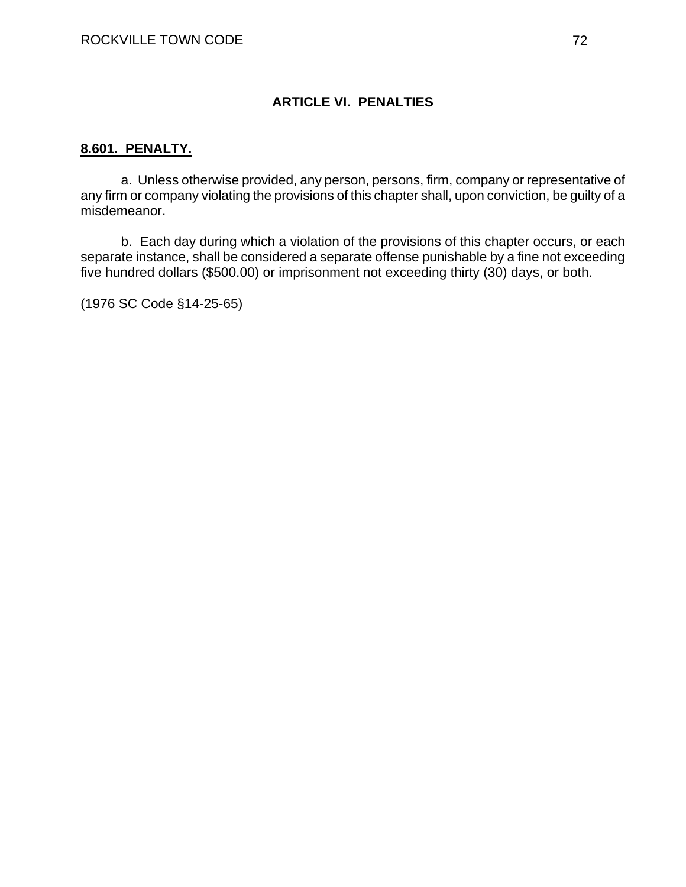## ARTICLE VI. PENALTIES

**8.601. PENALTY.**

a. Unless otherwise provided, any person, persons, firm, company or representative of any firm or company violating the provisions of this chapter shall, upon conviction, be guilty of a misdemeanor.

b. Each day during which a violation of the provisions of this chapter occurs, or each separate instance, shall be considered a separate offense punishable by a fine not exceeding five hundred dollars ($500.00) or imprisonment not exceeding thirty (30) days, or both.

(1976 SC Code §14-25-65)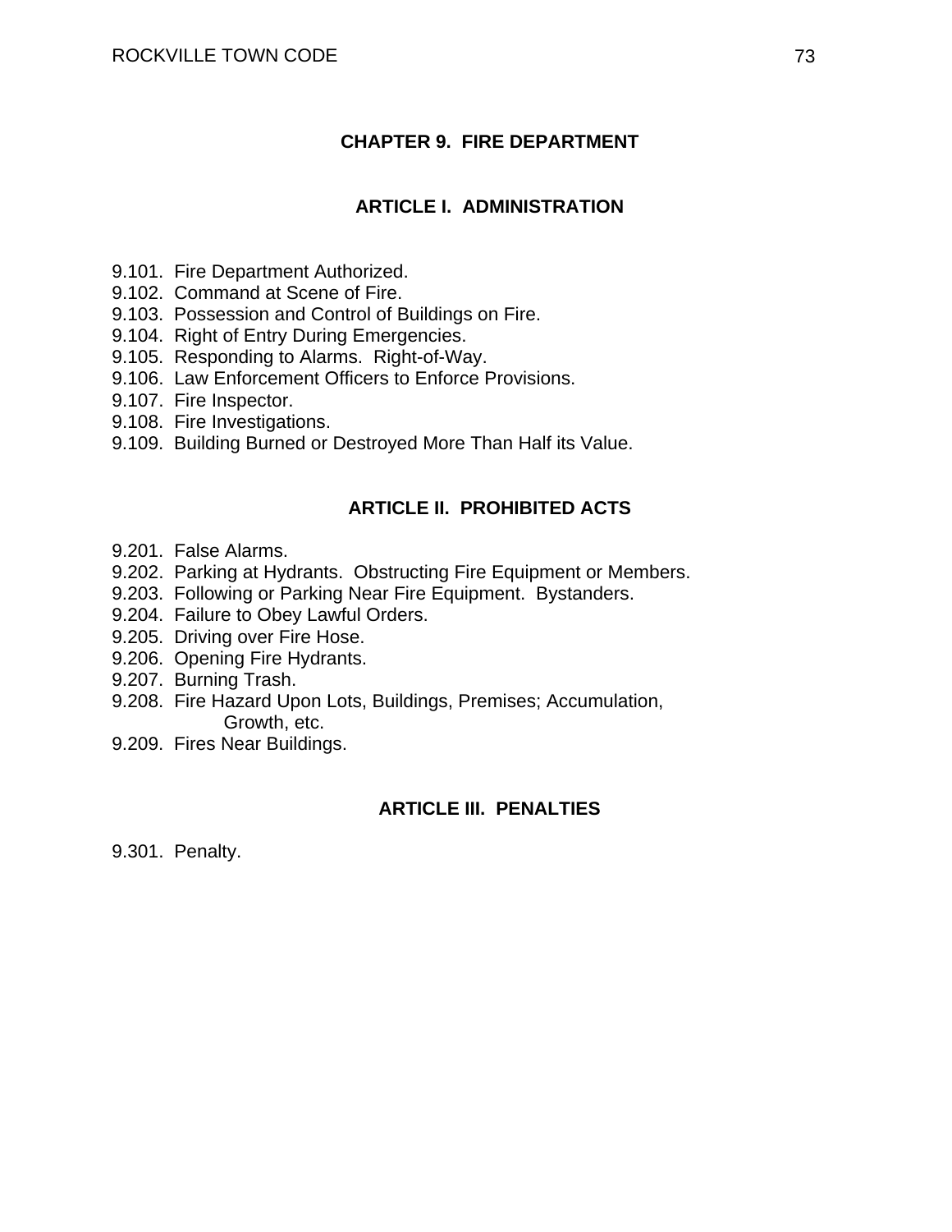# CHAPTER 9. FIRE DEPARTMENT

## ARTICLE I. ADMINISTRATION

9.101. Fire Department Authorized.
9.102. Command at Scene of Fire.
9.103. Possession and Control of Buildings on Fire.
9.104. Right of Entry During Emergencies.
9.105. Responding to Alarms. Right-of-Way.
9.106. Law Enforcement Officers to Enforce Provisions.
9.107. Fire Inspector.
9.108. Fire Investigations.
9.109. Building Burned or Destroyed More Than Half its Value.

## ARTICLE II. PROHIBITED ACTS

9.201. False Alarms.
9.202. Parking at Hydrants. Obstructing Fire Equipment or Members.
9.203. Following or Parking Near Fire Equipment. Bystanders.
9.204. Failure to Obey Lawful Orders.
9.205. Driving over Fire Hose.
9.206. Opening Fire Hydrants.
9.207. Burning Trash.
9.208. Fire Hazard Upon Lots, Buildings, Premises; Accumulation, Growth, etc.
9.209. Fires Near Buildings.

## ARTICLE III. PENALTIES

9.301. Penalty.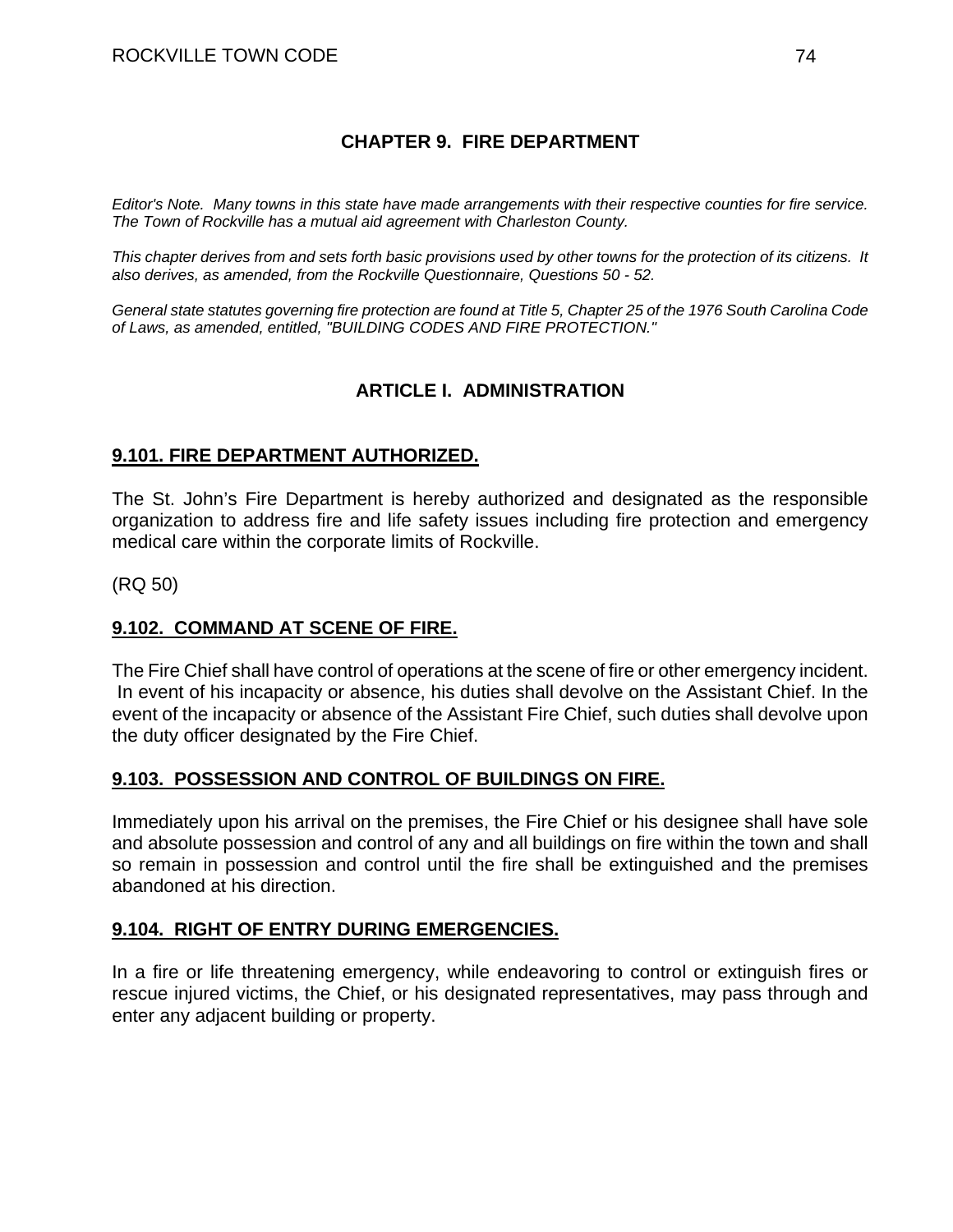# CHAPTER 9. FIRE DEPARTMENT

*Editor's Note. Many towns in this state have made arrangements with their respective counties for fire service. The Town of Rockville has a mutual aid agreement with Charleston County.*

*This chapter derives from and sets forth basic provisions used by other towns for the protection of its citizens. It also derives, as amended, from the Rockville Questionnaire, Questions 50 - 52.*

*General state statutes governing fire protection are found at Title 5, Chapter 25 of the 1976 South Carolina Code of Laws, as amended, entitled, "BUILDING CODES AND FIRE PROTECTION."*

## ARTICLE I. ADMINISTRATION

### 9.101. FIRE DEPARTMENT AUTHORIZED.

The St. John's Fire Department is hereby authorized and designated as the responsible organization to address fire and life safety issues including fire protection and emergency medical care within the corporate limits of Rockville.

(RQ 50)

### 9.102. COMMAND AT SCENE OF FIRE.

The Fire Chief shall have control of operations at the scene of fire or other emergency incident. In event of his incapacity or absence, his duties shall devolve on the Assistant Chief. In the event of the incapacity or absence of the Assistant Fire Chief, such duties shall devolve upon the duty officer designated by the Fire Chief.

### 9.103. POSSESSION AND CONTROL OF BUILDINGS ON FIRE.

Immediately upon his arrival on the premises, the Fire Chief or his designee shall have sole and absolute possession and control of any and all buildings on fire within the town and shall so remain in possession and control until the fire shall be extinguished and the premises abandoned at his direction.

### 9.104. RIGHT OF ENTRY DURING EMERGENCIES.

In a fire or life threatening emergency, while endeavoring to control or extinguish fires or rescue injured victims, the Chief, or his designated representatives, may pass through and enter any adjacent building or property.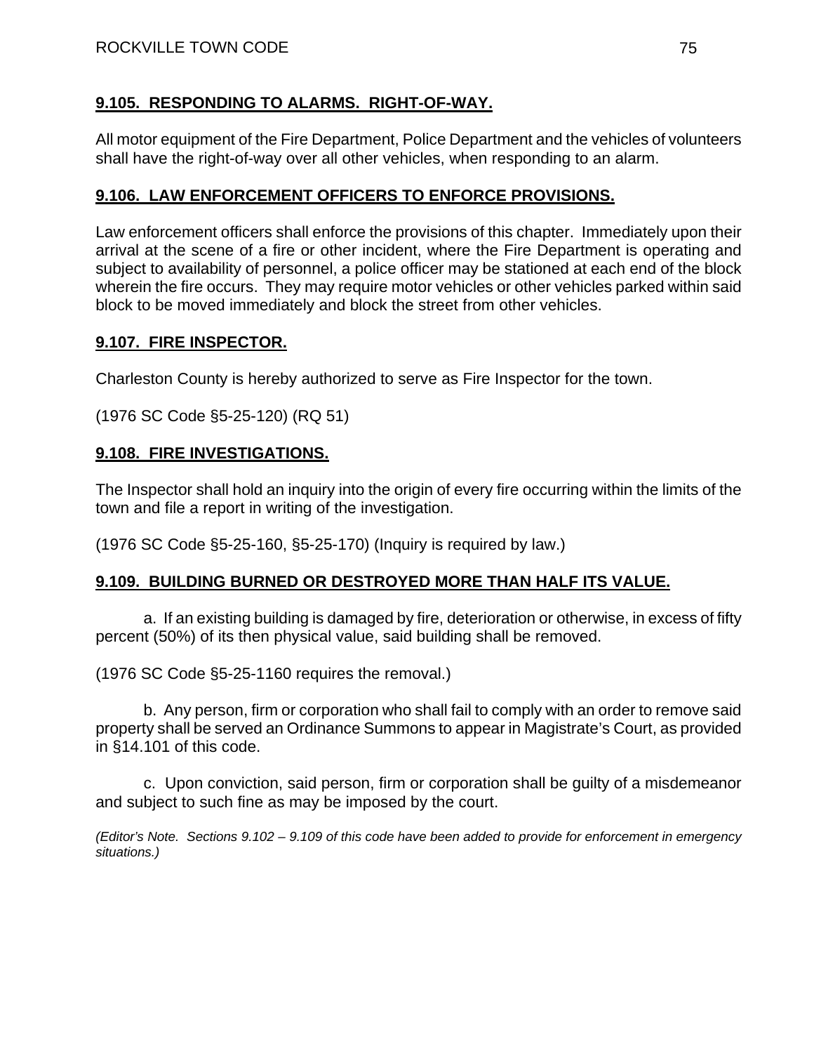## 9.105. RESPONDING TO ALARMS. RIGHT-OF-WAY.

All motor equipment of the Fire Department, Police Department and the vehicles of volunteers shall have the right-of-way over all other vehicles, when responding to an alarm.

## 9.106. LAW ENFORCEMENT OFFICERS TO ENFORCE PROVISIONS.

Law enforcement officers shall enforce the provisions of this chapter. Immediately upon their arrival at the scene of a fire or other incident, where the Fire Department is operating and subject to availability of personnel, a police officer may be stationed at each end of the block wherein the fire occurs. They may require motor vehicles or other vehicles parked within said block to be moved immediately and block the street from other vehicles.

## 9.107. FIRE INSPECTOR.

Charleston County is hereby authorized to serve as Fire Inspector for the town.

(1976 SC Code §5-25-120) (RQ 51)

## 9.108. FIRE INVESTIGATIONS.

The Inspector shall hold an inquiry into the origin of every fire occurring within the limits of the town and file a report in writing of the investigation.

(1976 SC Code §5-25-160, §5-25-170) (Inquiry is required by law.)

## 9.109. BUILDING BURNED OR DESTROYED MORE THAN HALF ITS VALUE.

a. If an existing building is damaged by fire, deterioration or otherwise, in excess of fifty percent (50%) of its then physical value, said building shall be removed.

(1976 SC Code §5-25-1160 requires the removal.)

b. Any person, firm or corporation who shall fail to comply with an order to remove said property shall be served an Ordinance Summons to appear in Magistrate's Court, as provided in §14.101 of this code.

c. Upon conviction, said person, firm or corporation shall be guilty of a misdemeanor and subject to such fine as may be imposed by the court.

*(Editor's Note. Sections 9.102 – 9.109 of this code have been added to provide for enforcement in emergency situations.)*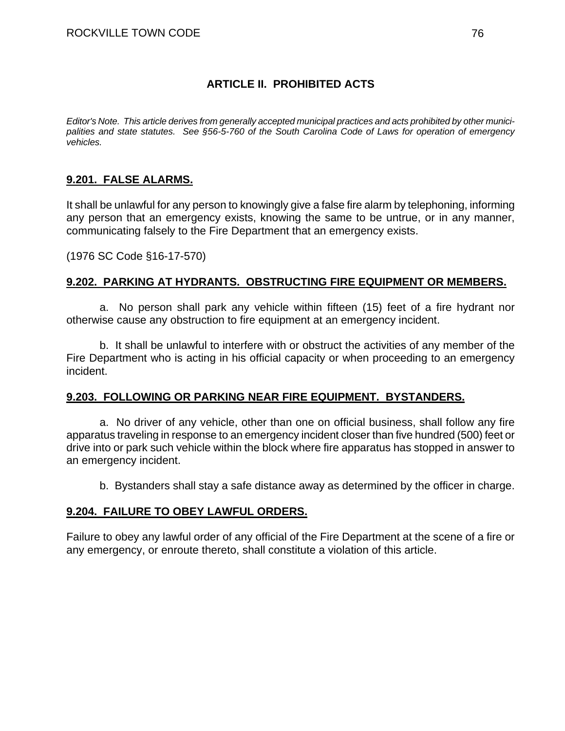## ARTICLE II. PROHIBITED ACTS

*Editor's Note. This article derives from generally accepted municipal practices and acts prohibited by other municipalities and state statutes. See §56-5-760 of the South Carolina Code of Laws for operation of emergency vehicles.*

### 9.201. FALSE ALARMS.

It shall be unlawful for any person to knowingly give a false fire alarm by telephoning, informing any person that an emergency exists, knowing the same to be untrue, or in any manner, communicating falsely to the Fire Department that an emergency exists.

(1976 SC Code §16-17-570)

### 9.202. PARKING AT HYDRANTS. OBSTRUCTING FIRE EQUIPMENT OR MEMBERS.

a. No person shall park any vehicle within fifteen (15) feet of a fire hydrant nor otherwise cause any obstruction to fire equipment at an emergency incident.

b. It shall be unlawful to interfere with or obstruct the activities of any member of the Fire Department who is acting in his official capacity or when proceeding to an emergency incident.

### 9.203. FOLLOWING OR PARKING NEAR FIRE EQUIPMENT. BYSTANDERS.

a. No driver of any vehicle, other than one on official business, shall follow any fire apparatus traveling in response to an emergency incident closer than five hundred (500) feet or drive into or park such vehicle within the block where fire apparatus has stopped in answer to an emergency incident.

b. Bystanders shall stay a safe distance away as determined by the officer in charge.

### 9.204. FAILURE TO OBEY LAWFUL ORDERS.

Failure to obey any lawful order of any official of the Fire Department at the scene of a fire or any emergency, or enroute thereto, shall constitute a violation of this article.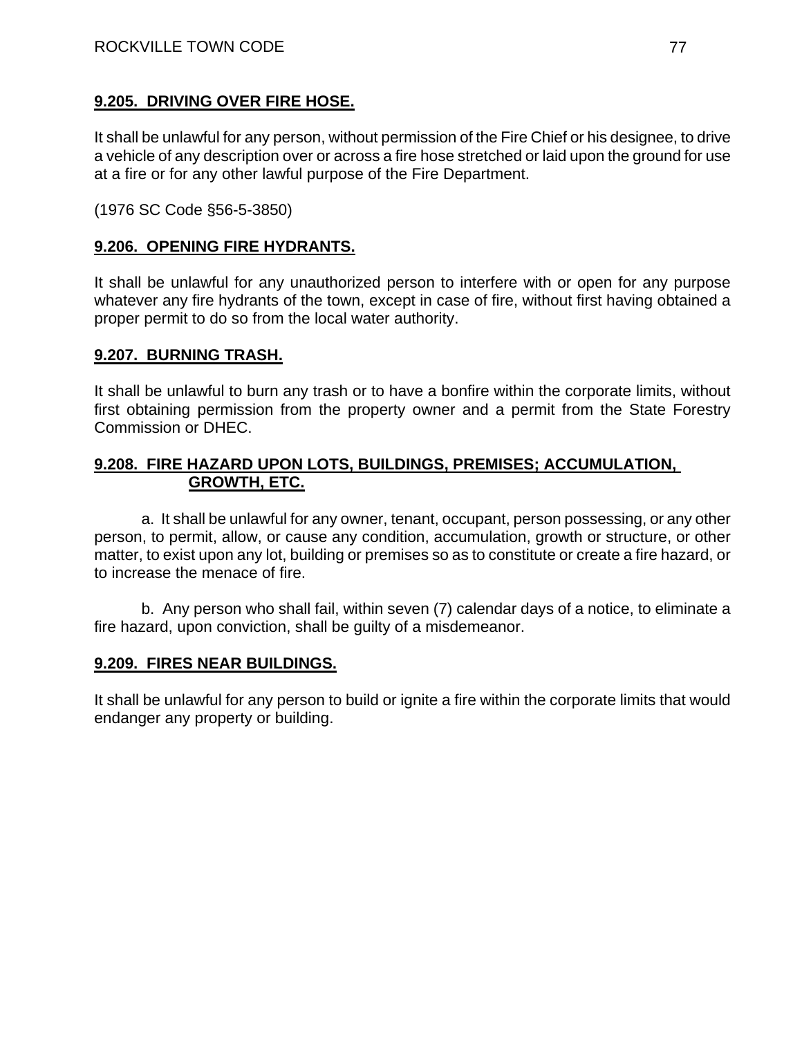## 9.205. DRIVING OVER FIRE HOSE.

It shall be unlawful for any person, without permission of the Fire Chief or his designee, to drive a vehicle of any description over or across a fire hose stretched or laid upon the ground for use at a fire or for any other lawful purpose of the Fire Department.

(1976 SC Code §56-5-3850)

## 9.206. OPENING FIRE HYDRANTS.

It shall be unlawful for any unauthorized person to interfere with or open for any purpose whatever any fire hydrants of the town, except in case of fire, without first having obtained a proper permit to do so from the local water authority.

## 9.207. BURNING TRASH.

It shall be unlawful to burn any trash or to have a bonfire within the corporate limits, without first obtaining permission from the property owner and a permit from the State Forestry Commission or DHEC.

## 9.208. FIRE HAZARD UPON LOTS, BUILDINGS, PREMISES; ACCUMULATION, GROWTH, ETC.

a. It shall be unlawful for any owner, tenant, occupant, person possessing, or any other person, to permit, allow, or cause any condition, accumulation, growth or structure, or other matter, to exist upon any lot, building or premises so as to constitute or create a fire hazard, or to increase the menace of fire.

b. Any person who shall fail, within seven (7) calendar days of a notice, to eliminate a fire hazard, upon conviction, shall be guilty of a misdemeanor.

## 9.209. FIRES NEAR BUILDINGS.

It shall be unlawful for any person to build or ignite a fire within the corporate limits that would endanger any property or building.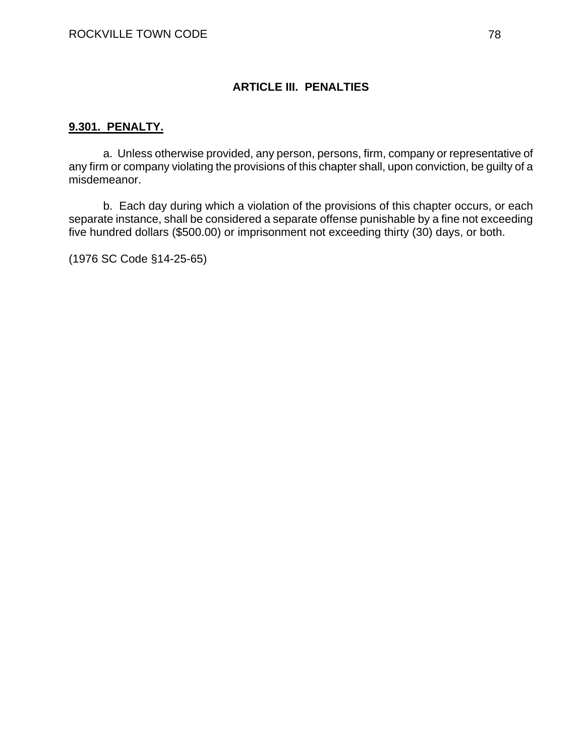## ARTICLE III. PENALTIES

### 9.301. PENALTY.

a. Unless otherwise provided, any person, persons, firm, company or representative of any firm or company violating the provisions of this chapter shall, upon conviction, be guilty of a misdemeanor.

b. Each day during which a violation of the provisions of this chapter occurs, or each separate instance, shall be considered a separate offense punishable by a fine not exceeding five hundred dollars ($500.00) or imprisonment not exceeding thirty (30) days, or both.

(1976 SC Code §14-25-65)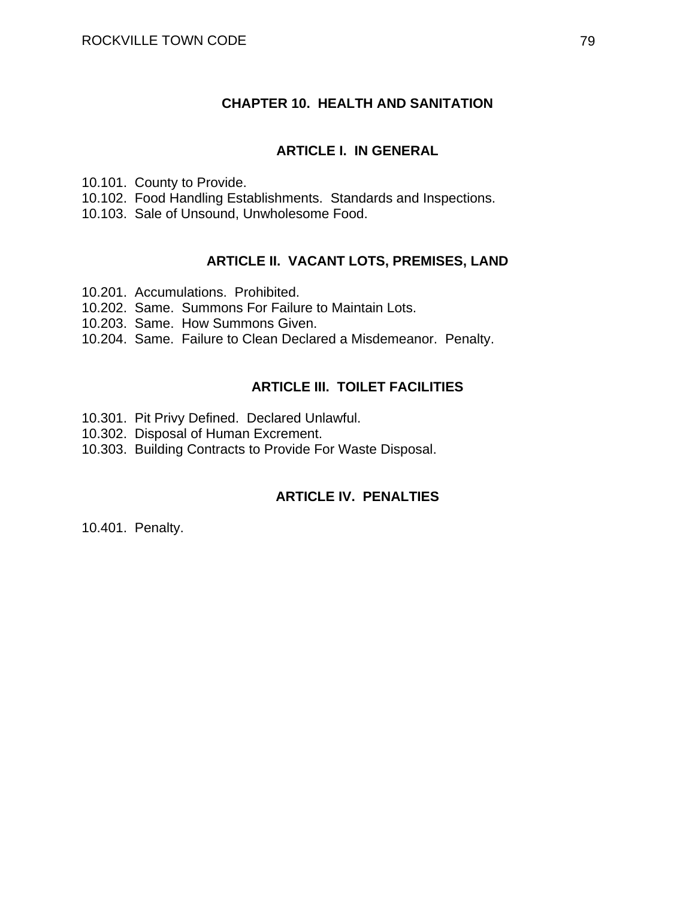# CHAPTER 10. HEALTH AND SANITATION

## ARTICLE I. IN GENERAL

10.101. County to Provide.
10.102. Food Handling Establishments. Standards and Inspections.
10.103. Sale of Unsound, Unwholesome Food.

## ARTICLE II. VACANT LOTS, PREMISES, LAND

10.201. Accumulations. Prohibited.
10.202. Same. Summons For Failure to Maintain Lots.
10.203. Same. How Summons Given.
10.204. Same. Failure to Clean Declared a Misdemeanor. Penalty.

## ARTICLE III. TOILET FACILITIES

10.301. Pit Privy Defined. Declared Unlawful.
10.302. Disposal of Human Excrement.
10.303. Building Contracts to Provide For Waste Disposal.

## ARTICLE IV. PENALTIES

10.401. Penalty.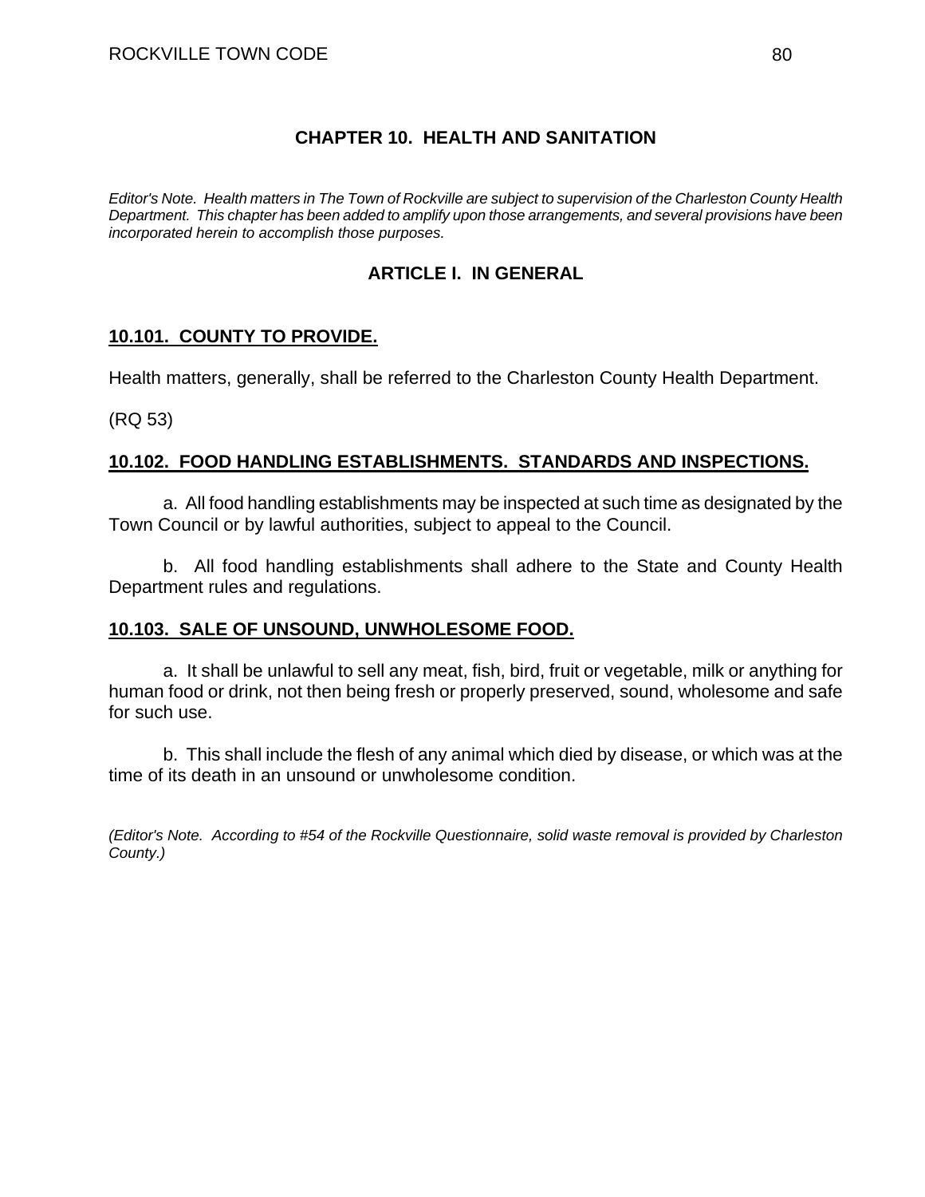# CHAPTER 10. HEALTH AND SANITATION

*Editor's Note. Health matters in The Town of Rockville are subject to supervision of the Charleston County Health Department. This chapter has been added to amplify upon those arrangements, and several provisions have been incorporated herein to accomplish those purposes.*

## ARTICLE I. IN GENERAL

### 10.101. COUNTY TO PROVIDE.

Health matters, generally, shall be referred to the Charleston County Health Department.

(RQ 53)

### 10.102. FOOD HANDLING ESTABLISHMENTS. STANDARDS AND INSPECTIONS.

a. All food handling establishments may be inspected at such time as designated by the Town Council or by lawful authorities, subject to appeal to the Council.

b. All food handling establishments shall adhere to the State and County Health Department rules and regulations.

### 10.103. SALE OF UNSOUND, UNWHOLESOME FOOD.

a. It shall be unlawful to sell any meat, fish, bird, fruit or vegetable, milk or anything for human food or drink, not then being fresh or properly preserved, sound, wholesome and safe for such use.

b. This shall include the flesh of any animal which died by disease, or which was at the time of its death in an unsound or unwholesome condition.

*(Editor's Note. According to #54 of the Rockville Questionnaire, solid waste removal is provided by Charleston County.)*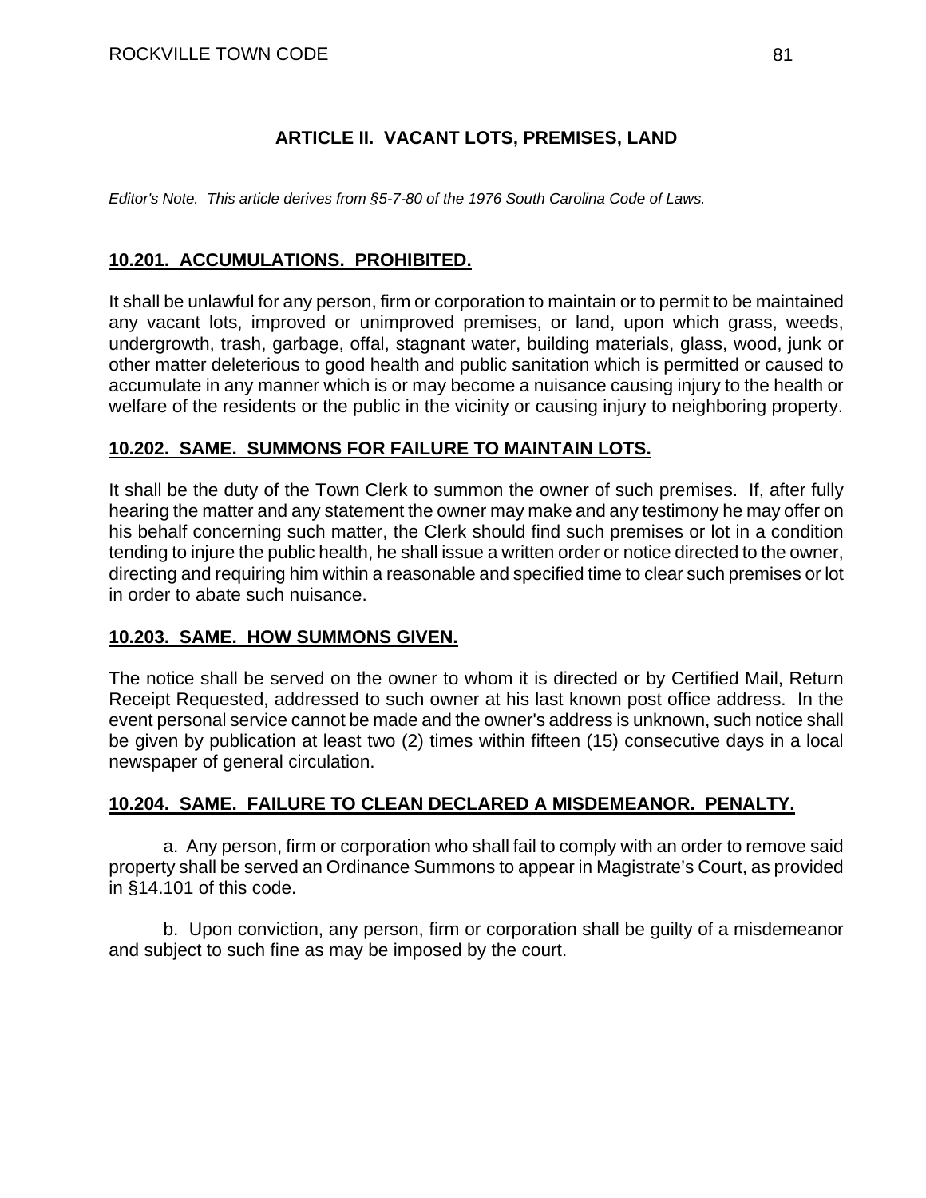## ARTICLE II. VACANT LOTS, PREMISES, LAND

*Editor's Note. This article derives from §5-7-80 of the 1976 South Carolina Code of Laws.*

### 10.201. ACCUMULATIONS. PROHIBITED.

It shall be unlawful for any person, firm or corporation to maintain or to permit to be maintained any vacant lots, improved or unimproved premises, or land, upon which grass, weeds, undergrowth, trash, garbage, offal, stagnant water, building materials, glass, wood, junk or other matter deleterious to good health and public sanitation which is permitted or caused to accumulate in any manner which is or may become a nuisance causing injury to the health or welfare of the residents or the public in the vicinity or causing injury to neighboring property.

### 10.202. SAME. SUMMONS FOR FAILURE TO MAINTAIN LOTS.

It shall be the duty of the Town Clerk to summon the owner of such premises. If, after fully hearing the matter and any statement the owner may make and any testimony he may offer on his behalf concerning such matter, the Clerk should find such premises or lot in a condition tending to injure the public health, he shall issue a written order or notice directed to the owner, directing and requiring him within a reasonable and specified time to clear such premises or lot in order to abate such nuisance.

### 10.203. SAME. HOW SUMMONS GIVEN.

The notice shall be served on the owner to whom it is directed or by Certified Mail, Return Receipt Requested, addressed to such owner at his last known post office address. In the event personal service cannot be made and the owner's address is unknown, such notice shall be given by publication at least two (2) times within fifteen (15) consecutive days in a local newspaper of general circulation.

### 10.204. SAME. FAILURE TO CLEAN DECLARED A MISDEMEANOR. PENALTY.

a. Any person, firm or corporation who shall fail to comply with an order to remove said property shall be served an Ordinance Summons to appear in Magistrate's Court, as provided in §14.101 of this code.

b. Upon conviction, any person, firm or corporation shall be guilty of a misdemeanor and subject to such fine as may be imposed by the court.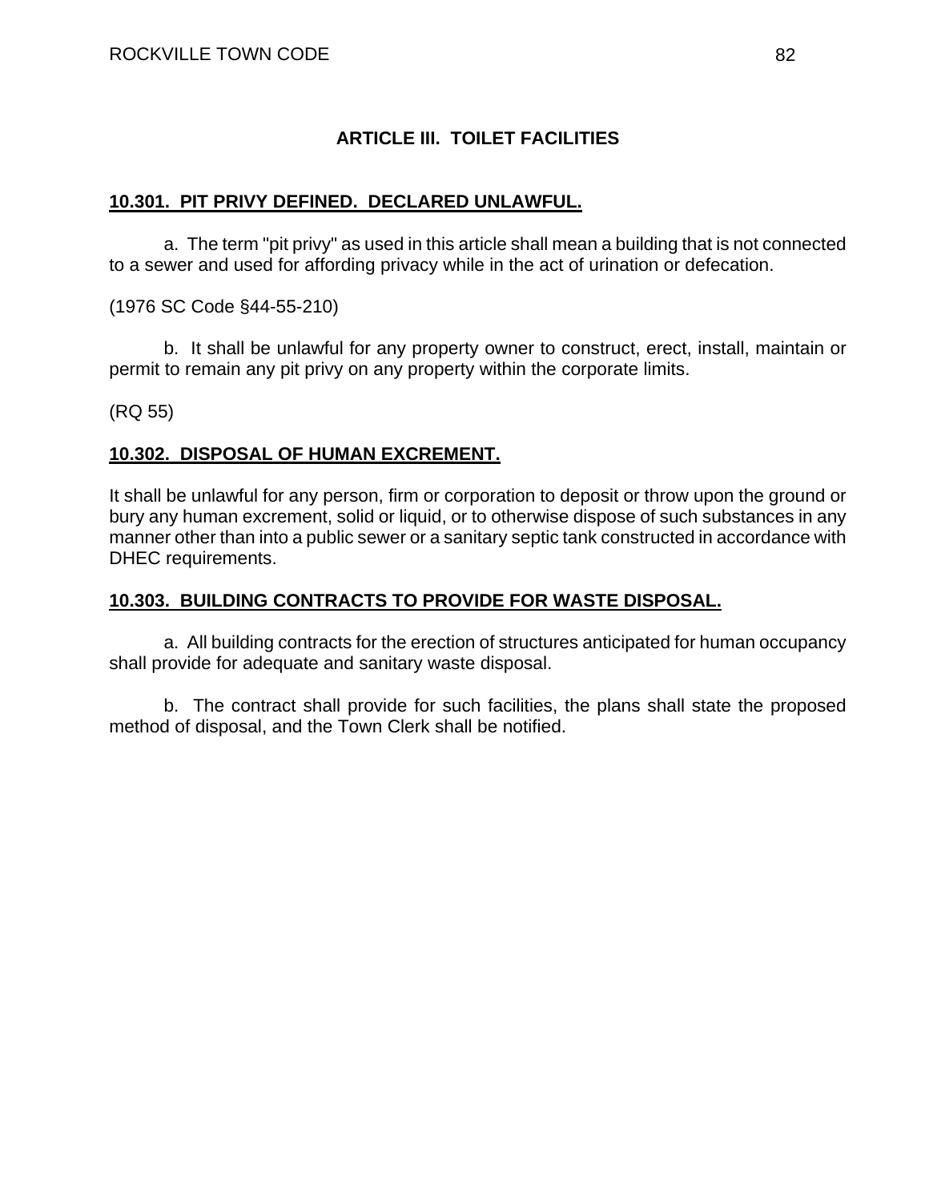## ARTICLE III. TOILET FACILITIES

### 10.301. PIT PRIVY DEFINED. DECLARED UNLAWFUL.

a. The term "pit privy" as used in this article shall mean a building that is not connected to a sewer and used for affording privacy while in the act of urination or defecation.

(1976 SC Code §44-55-210)

b. It shall be unlawful for any property owner to construct, erect, install, maintain or permit to remain any pit privy on any property within the corporate limits.

(RQ 55)

### 10.302. DISPOSAL OF HUMAN EXCREMENT.

It shall be unlawful for any person, firm or corporation to deposit or throw upon the ground or bury any human excrement, solid or liquid, or to otherwise dispose of such substances in any manner other than into a public sewer or a sanitary septic tank constructed in accordance with DHEC requirements.

### 10.303. BUILDING CONTRACTS TO PROVIDE FOR WASTE DISPOSAL.

a. All building contracts for the erection of structures anticipated for human occupancy shall provide for adequate and sanitary waste disposal.

b. The contract shall provide for such facilities, the plans shall state the proposed method of disposal, and the Town Clerk shall be notified.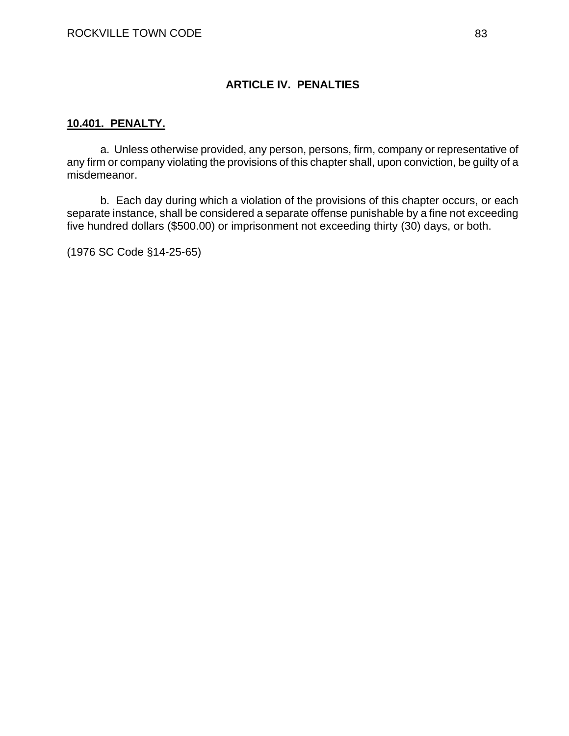## ARTICLE IV. PENALTIES

**<u>10.401. PENALTY.</u>**

a. Unless otherwise provided, any person, persons, firm, company or representative of any firm or company violating the provisions of this chapter shall, upon conviction, be guilty of a misdemeanor.

b. Each day during which a violation of the provisions of this chapter occurs, or each separate instance, shall be considered a separate offense punishable by a fine not exceeding five hundred dollars ($500.00) or imprisonment not exceeding thirty (30) days, or both.

(1976 SC Code §14-25-65)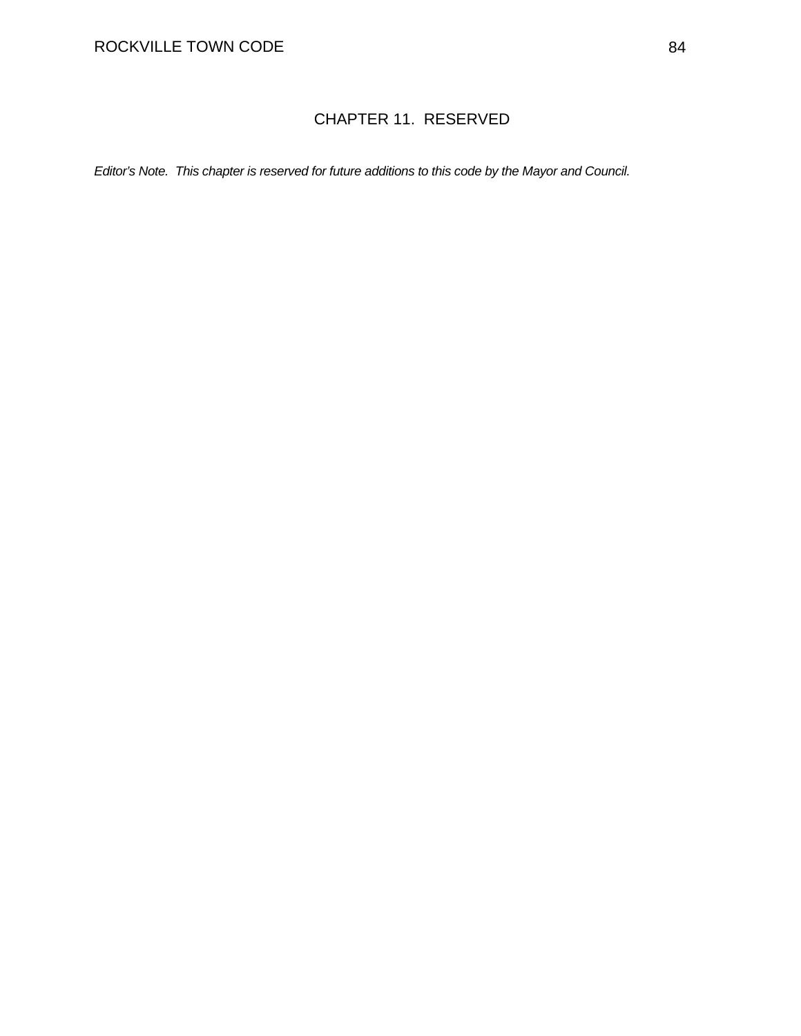# CHAPTER 11. RESERVED

*Editor's Note. This chapter is reserved for future additions to this code by the Mayor and Council.*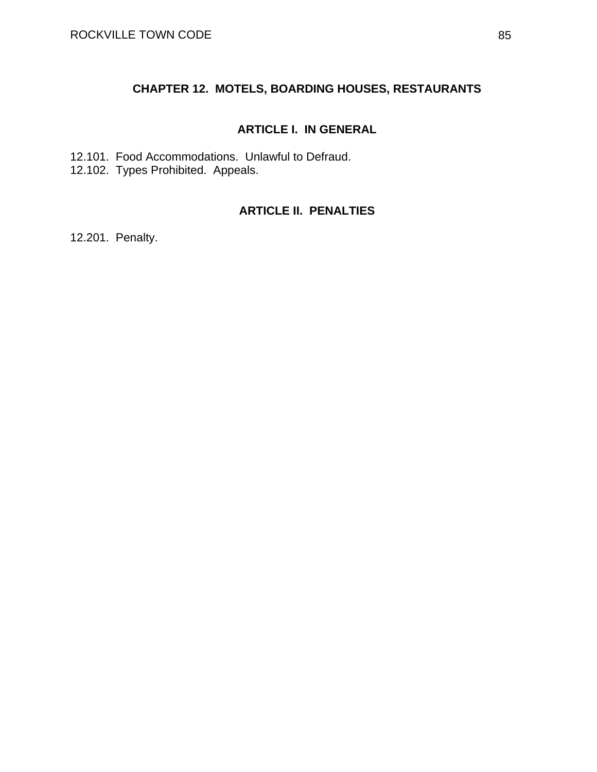## CHAPTER 12. MOTELS, BOARDING HOUSES, RESTAURANTS

### ARTICLE I. IN GENERAL

12.101. Food Accommodations. Unlawful to Defraud.
12.102. Types Prohibited. Appeals.

### ARTICLE II. PENALTIES

12.201. Penalty.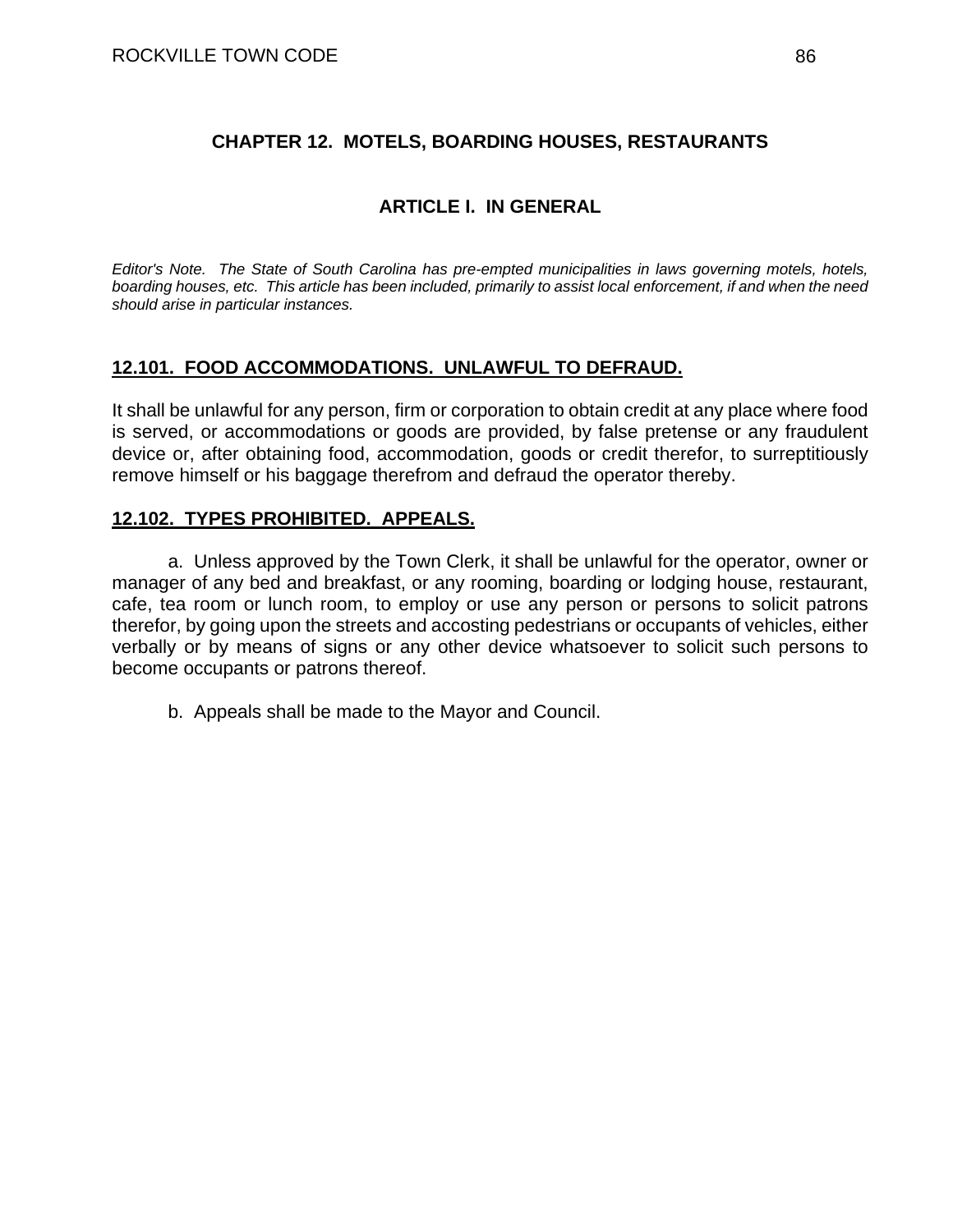## CHAPTER 12. MOTELS, BOARDING HOUSES, RESTAURANTS

### ARTICLE I. IN GENERAL

*Editor's Note. The State of South Carolina has pre-empted municipalities in laws governing motels, hotels, boarding houses, etc. This article has been included, primarily to assist local enforcement, if and when the need should arise in particular instances.*

**<u>12.101. FOOD ACCOMMODATIONS. UNLAWFUL TO DEFRAUD.</u>**

It shall be unlawful for any person, firm or corporation to obtain credit at any place where food is served, or accommodations or goods are provided, by false pretense or any fraudulent device or, after obtaining food, accommodation, goods or credit therefor, to surreptitiously remove himself or his baggage therefrom and defraud the operator thereby.

**<u>12.102. TYPES PROHIBITED. APPEALS.</u>**

a. Unless approved by the Town Clerk, it shall be unlawful for the operator, owner or manager of any bed and breakfast, or any rooming, boarding or lodging house, restaurant, cafe, tea room or lunch room, to employ or use any person or persons to solicit patrons therefor, by going upon the streets and accosting pedestrians or occupants of vehicles, either verbally or by means of signs or any other device whatsoever to solicit such persons to become occupants or patrons thereof.

b. Appeals shall be made to the Mayor and Council.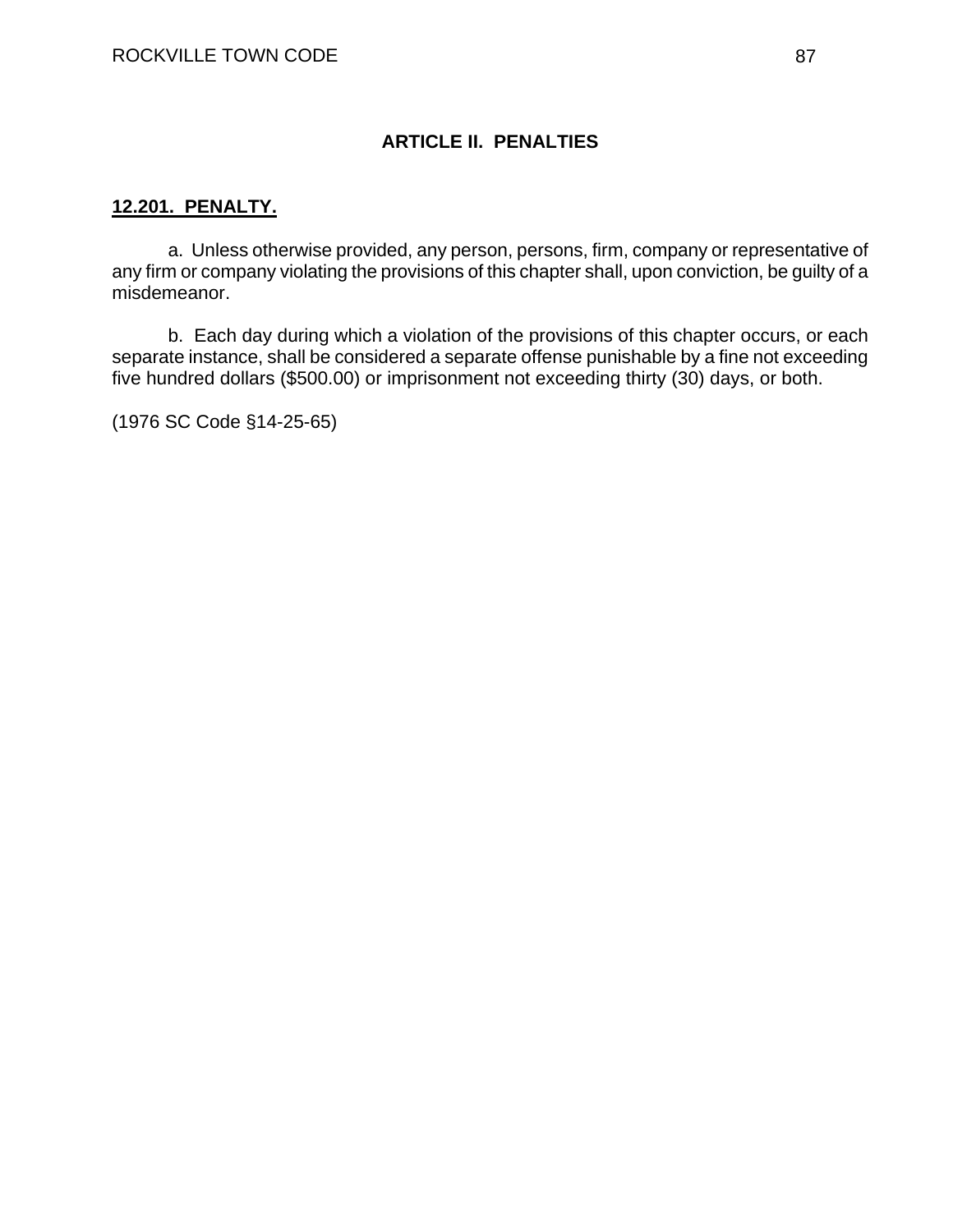## ARTICLE II. PENALTIES

### 12.201. PENALTY.

a. Unless otherwise provided, any person, persons, firm, company or representative of any firm or company violating the provisions of this chapter shall, upon conviction, be guilty of a misdemeanor.

b. Each day during which a violation of the provisions of this chapter occurs, or each separate instance, shall be considered a separate offense punishable by a fine not exceeding five hundred dollars ($500.00) or imprisonment not exceeding thirty (30) days, or both.

(1976 SC Code §14-25-65)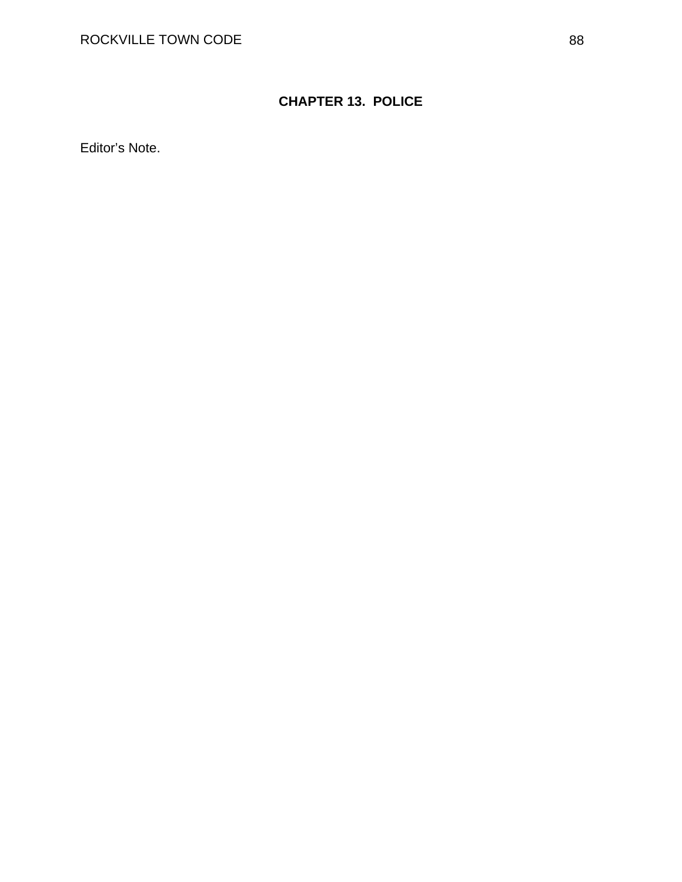# CHAPTER 13. POLICE

Editor's Note.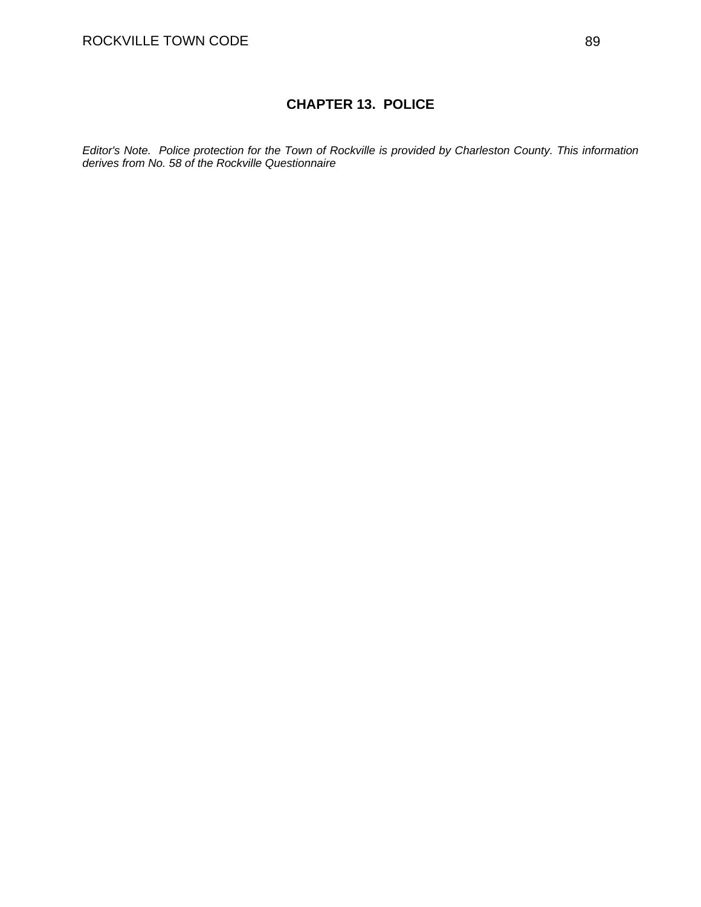# CHAPTER 13. POLICE

*Editor's Note. Police protection for the Town of Rockville is provided by Charleston County. This information derives from No. 58 of the Rockville Questionnaire*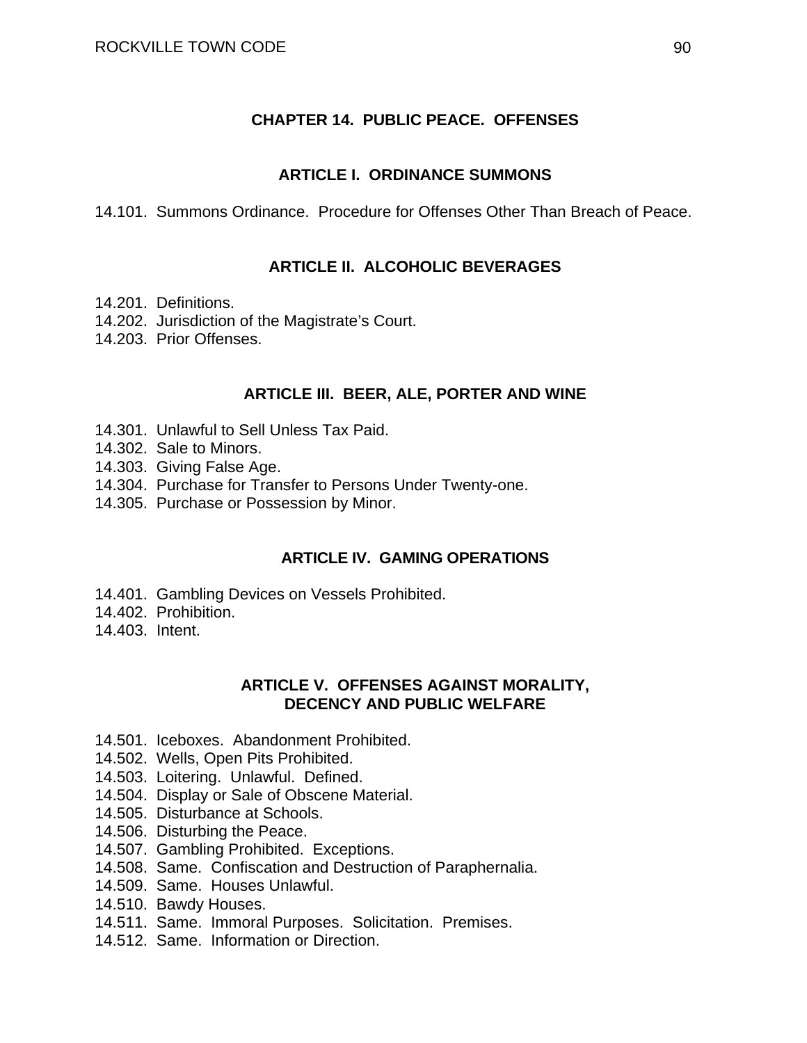# CHAPTER 14. PUBLIC PEACE. OFFENSES

## ARTICLE I. ORDINANCE SUMMONS

14.101. Summons Ordinance. Procedure for Offenses Other Than Breach of Peace.

## ARTICLE II. ALCOHOLIC BEVERAGES

14.201. Definitions.
14.202. Jurisdiction of the Magistrate's Court.
14.203. Prior Offenses.

## ARTICLE III. BEER, ALE, PORTER AND WINE

14.301. Unlawful to Sell Unless Tax Paid.
14.302. Sale to Minors.
14.303. Giving False Age.
14.304. Purchase for Transfer to Persons Under Twenty-one.
14.305. Purchase or Possession by Minor.

## ARTICLE IV. GAMING OPERATIONS

14.401. Gambling Devices on Vessels Prohibited.
14.402. Prohibition.
14.403. Intent.

## ARTICLE V. OFFENSES AGAINST MORALITY, DECENCY AND PUBLIC WELFARE

14.501. Iceboxes. Abandonment Prohibited.
14.502. Wells, Open Pits Prohibited.
14.503. Loitering. Unlawful. Defined.
14.504. Display or Sale of Obscene Material.
14.505. Disturbance at Schools.
14.506. Disturbing the Peace.
14.507. Gambling Prohibited. Exceptions.
14.508. Same. Confiscation and Destruction of Paraphernalia.
14.509. Same. Houses Unlawful.
14.510. Bawdy Houses.
14.511. Same. Immoral Purposes. Solicitation. Premises.
14.512. Same. Information or Direction.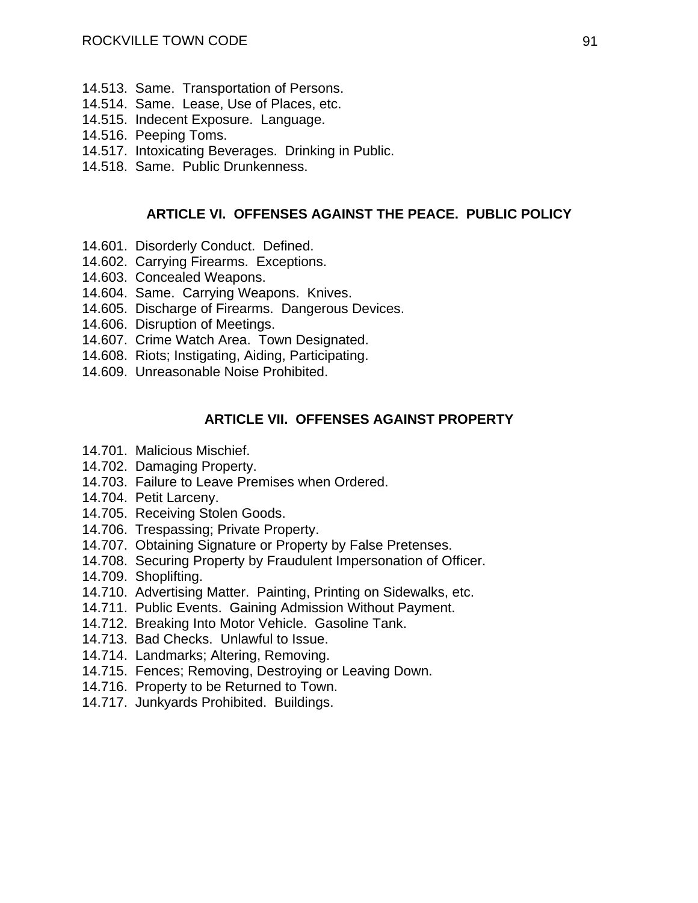14.513. Same. Transportation of Persons.
14.514. Same. Lease, Use of Places, etc.
14.515. Indecent Exposure. Language.
14.516. Peeping Toms.
14.517. Intoxicating Beverages. Drinking in Public.
14.518. Same. Public Drunkenness.

## ARTICLE VI. OFFENSES AGAINST THE PEACE. PUBLIC POLICY

14.601. Disorderly Conduct. Defined.
14.602. Carrying Firearms. Exceptions.
14.603. Concealed Weapons.
14.604. Same. Carrying Weapons. Knives.
14.605. Discharge of Firearms. Dangerous Devices.
14.606. Disruption of Meetings.
14.607. Crime Watch Area. Town Designated.
14.608. Riots; Instigating, Aiding, Participating.
14.609. Unreasonable Noise Prohibited.

## ARTICLE VII. OFFENSES AGAINST PROPERTY

14.701. Malicious Mischief.
14.702. Damaging Property.
14.703. Failure to Leave Premises when Ordered.
14.704. Petit Larceny.
14.705. Receiving Stolen Goods.
14.706. Trespassing; Private Property.
14.707. Obtaining Signature or Property by False Pretenses.
14.708. Securing Property by Fraudulent Impersonation of Officer.
14.709. Shoplifting.
14.710. Advertising Matter. Painting, Printing on Sidewalks, etc.
14.711. Public Events. Gaining Admission Without Payment.
14.712. Breaking Into Motor Vehicle. Gasoline Tank.
14.713. Bad Checks. Unlawful to Issue.
14.714. Landmarks; Altering, Removing.
14.715. Fences; Removing, Destroying or Leaving Down.
14.716. Property to be Returned to Town.
14.717. Junkyards Prohibited. Buildings.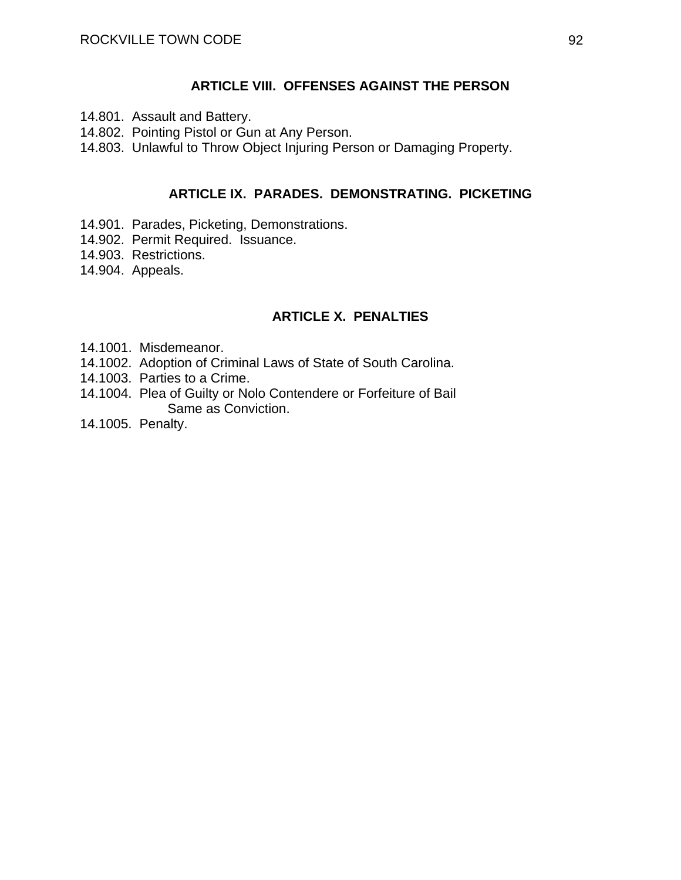## ARTICLE VIII. OFFENSES AGAINST THE PERSON

14.801. Assault and Battery.
14.802. Pointing Pistol or Gun at Any Person.
14.803. Unlawful to Throw Object Injuring Person or Damaging Property.

## ARTICLE IX. PARADES. DEMONSTRATING. PICKETING

14.901. Parades, Picketing, Demonstrations.
14.902. Permit Required. Issuance.
14.903. Restrictions.
14.904. Appeals.

## ARTICLE X. PENALTIES

14.1001. Misdemeanor.
14.1002. Adoption of Criminal Laws of State of South Carolina.
14.1003. Parties to a Crime.
14.1004. Plea of Guilty or Nolo Contendere or Forfeiture of Bail Same as Conviction.
14.1005. Penalty.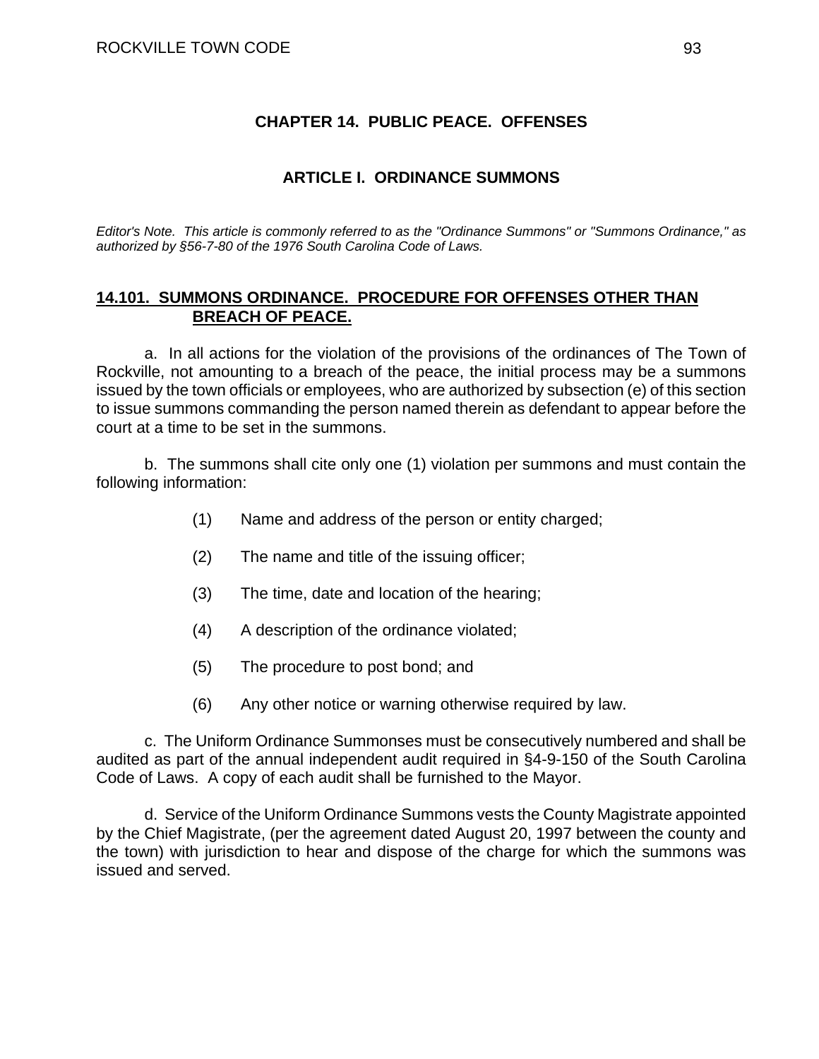# CHAPTER 14. PUBLIC PEACE. OFFENSES

## ARTICLE I. ORDINANCE SUMMONS

*Editor's Note. This article is commonly referred to as the "Ordinance Summons" or "Summons Ordinance," as authorized by §56-7-80 of the 1976 South Carolina Code of Laws.*

### 14.101. SUMMONS ORDINANCE. PROCEDURE FOR OFFENSES OTHER THAN BREACH OF PEACE.

a. In all actions for the violation of the provisions of the ordinances of The Town of Rockville, not amounting to a breach of the peace, the initial process may be a summons issued by the town officials or employees, who are authorized by subsection (e) of this section to issue summons commanding the person named therein as defendant to appear before the court at a time to be set in the summons.

b. The summons shall cite only one (1) violation per summons and must contain the following information:

(1) Name and address of the person or entity charged;

(2) The name and title of the issuing officer;

(3) The time, date and location of the hearing;

(4) A description of the ordinance violated;

(5) The procedure to post bond; and

(6) Any other notice or warning otherwise required by law.

c. The Uniform Ordinance Summonses must be consecutively numbered and shall be audited as part of the annual independent audit required in §4-9-150 of the South Carolina Code of Laws. A copy of each audit shall be furnished to the Mayor.

d. Service of the Uniform Ordinance Summons vests the County Magistrate appointed by the Chief Magistrate, (per the agreement dated August 20, 1997 between the county and the town) with jurisdiction to hear and dispose of the charge for which the summons was issued and served.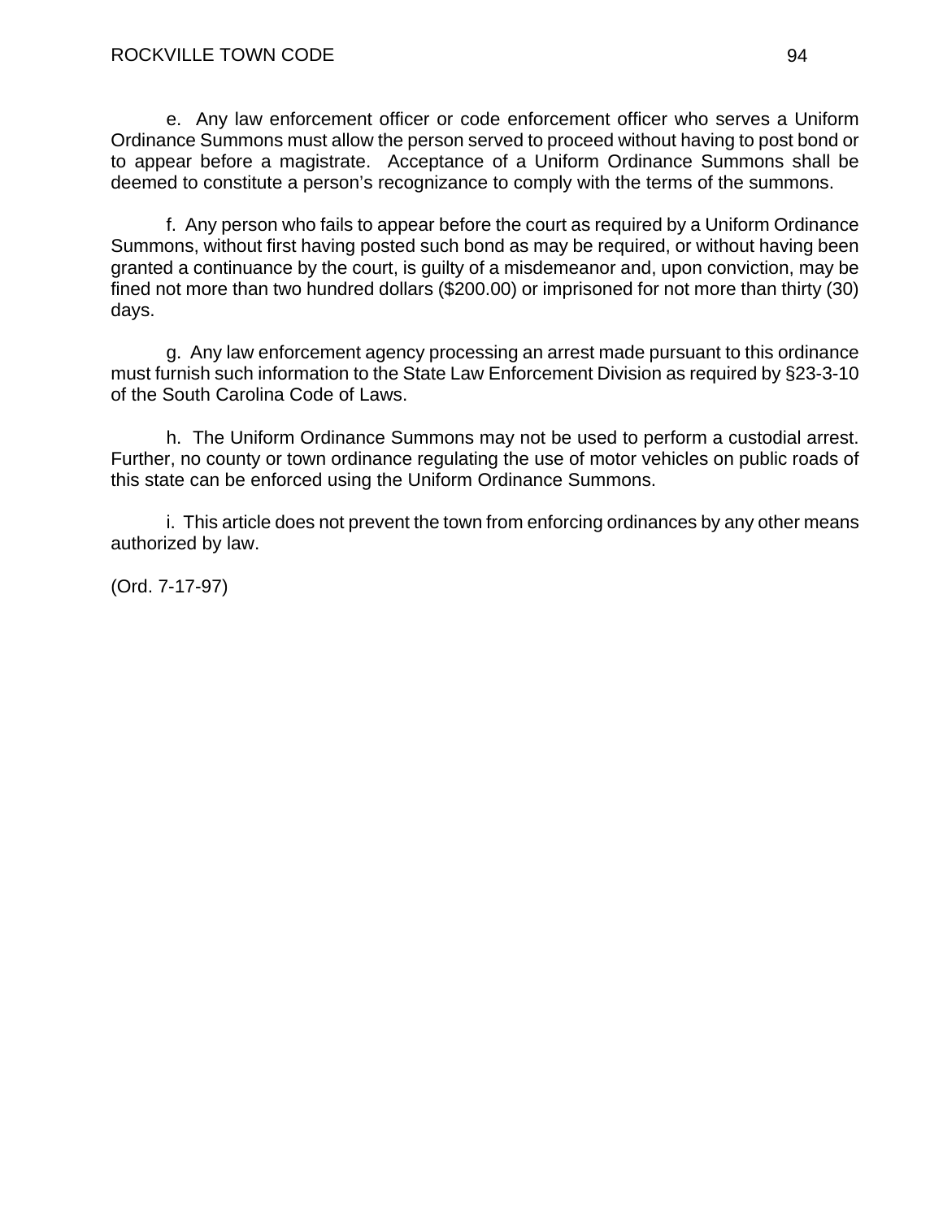e. Any law enforcement officer or code enforcement officer who serves a Uniform Ordinance Summons must allow the person served to proceed without having to post bond or to appear before a magistrate. Acceptance of a Uniform Ordinance Summons shall be deemed to constitute a person's recognizance to comply with the terms of the summons.

f. Any person who fails to appear before the court as required by a Uniform Ordinance Summons, without first having posted such bond as may be required, or without having been granted a continuance by the court, is guilty of a misdemeanor and, upon conviction, may be fined not more than two hundred dollars ($200.00) or imprisoned for not more than thirty (30) days.

g. Any law enforcement agency processing an arrest made pursuant to this ordinance must furnish such information to the State Law Enforcement Division as required by §23-3-10 of the South Carolina Code of Laws.

h. The Uniform Ordinance Summons may not be used to perform a custodial arrest. Further, no county or town ordinance regulating the use of motor vehicles on public roads of this state can be enforced using the Uniform Ordinance Summons.

i. This article does not prevent the town from enforcing ordinances by any other means authorized by law.

(Ord. 7-17-97)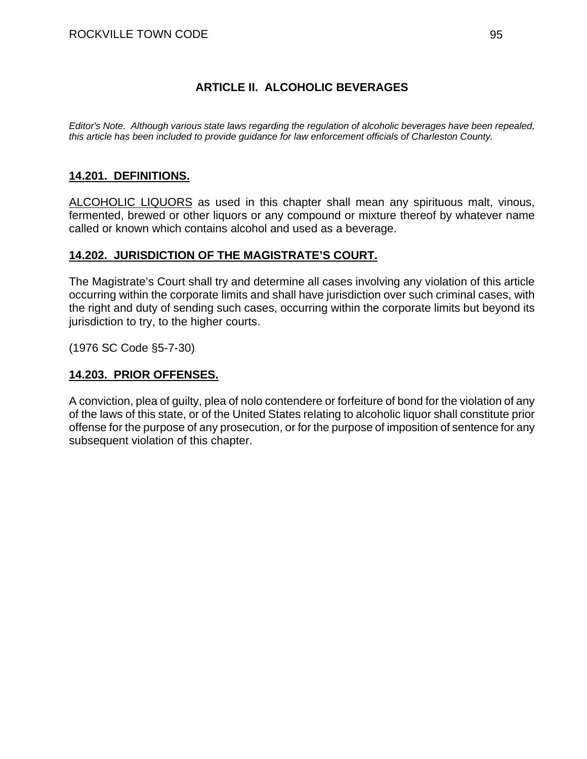## ARTICLE II. ALCOHOLIC BEVERAGES

*Editor's Note. Although various state laws regarding the regulation of alcoholic beverages have been repealed, this article has been included to provide guidance for law enforcement officials of Charleston County.*

### 14.201. DEFINITIONS.

ALCOHOLIC LIQUORS as used in this chapter shall mean any spirituous malt, vinous, fermented, brewed or other liquors or any compound or mixture thereof by whatever name called or known which contains alcohol and used as a beverage.

### 14.202. JURISDICTION OF THE MAGISTRATE'S COURT.

The Magistrate's Court shall try and determine all cases involving any violation of this article occurring within the corporate limits and shall have jurisdiction over such criminal cases, with the right and duty of sending such cases, occurring within the corporate limits but beyond its jurisdiction to try, to the higher courts.

(1976 SC Code §5-7-30)

### 14.203. PRIOR OFFENSES.

A conviction, plea of guilty, plea of nolo contendere or forfeiture of bond for the violation of any of the laws of this state, or of the United States relating to alcoholic liquor shall constitute prior offense for the purpose of any prosecution, or for the purpose of imposition of sentence for any subsequent violation of this chapter.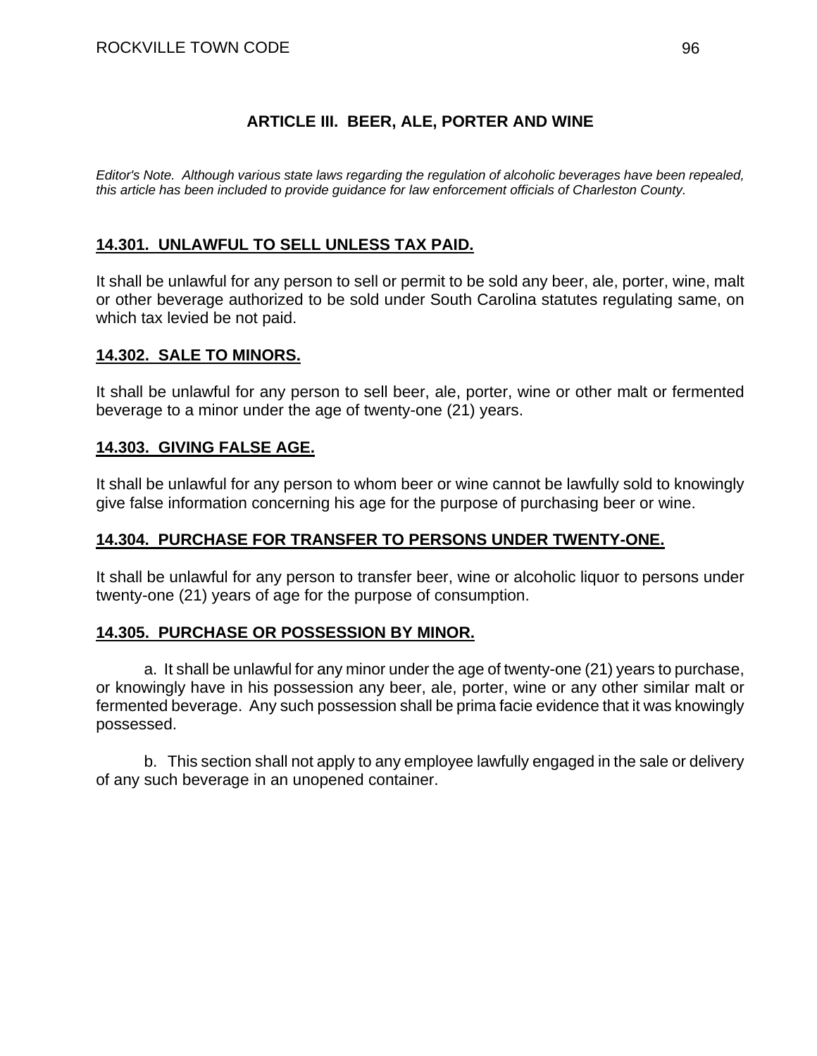## ARTICLE III. BEER, ALE, PORTER AND WINE

*Editor's Note. Although various state laws regarding the regulation of alcoholic beverages have been repealed, this article has been included to provide guidance for law enforcement officials of Charleston County.*

### 14.301. UNLAWFUL TO SELL UNLESS TAX PAID.

It shall be unlawful for any person to sell or permit to be sold any beer, ale, porter, wine, malt or other beverage authorized to be sold under South Carolina statutes regulating same, on which tax levied be not paid.

### 14.302. SALE TO MINORS.

It shall be unlawful for any person to sell beer, ale, porter, wine or other malt or fermented beverage to a minor under the age of twenty-one (21) years.

### 14.303. GIVING FALSE AGE.

It shall be unlawful for any person to whom beer or wine cannot be lawfully sold to knowingly give false information concerning his age for the purpose of purchasing beer or wine.

### 14.304. PURCHASE FOR TRANSFER TO PERSONS UNDER TWENTY-ONE.

It shall be unlawful for any person to transfer beer, wine or alcoholic liquor to persons under twenty-one (21) years of age for the purpose of consumption.

### 14.305. PURCHASE OR POSSESSION BY MINOR.

a. It shall be unlawful for any minor under the age of twenty-one (21) years to purchase, or knowingly have in his possession any beer, ale, porter, wine or any other similar malt or fermented beverage. Any such possession shall be prima facie evidence that it was knowingly possessed.

b. This section shall not apply to any employee lawfully engaged in the sale or delivery of any such beverage in an unopened container.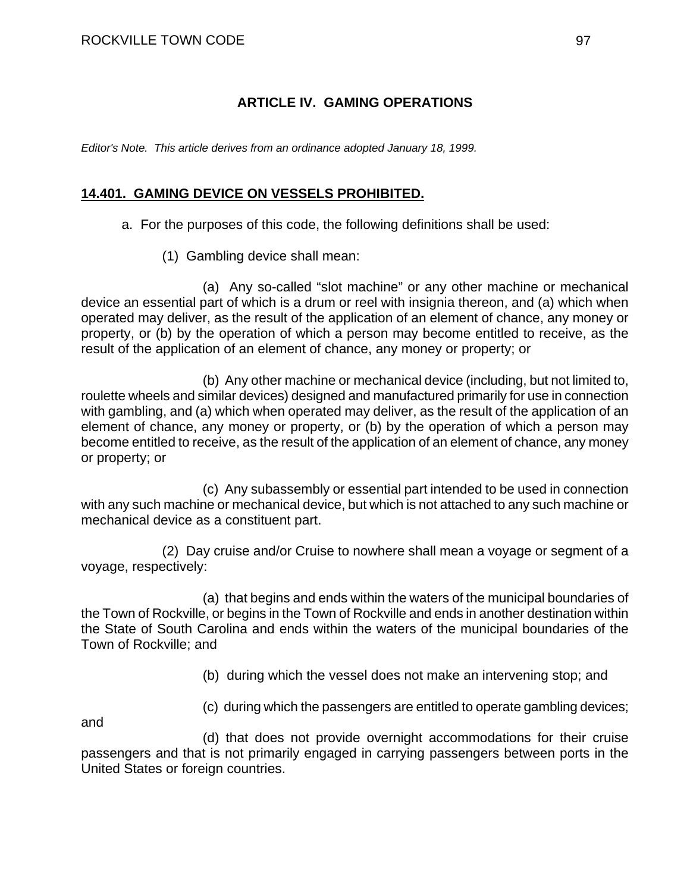## ARTICLE IV. GAMING OPERATIONS

*Editor's Note. This article derives from an ordinance adopted January 18, 1999.*

### <u>14.401. GAMING DEVICE ON VESSELS PROHIBITED.</u>

a. For the purposes of this code, the following definitions shall be used:

(1) Gambling device shall mean:

(a) Any so-called "slot machine" or any other machine or mechanical device an essential part of which is a drum or reel with insignia thereon, and (a) which when operated may deliver, as the result of the application of an element of chance, any money or property, or (b) by the operation of which a person may become entitled to receive, as the result of the application of an element of chance, any money or property; or

(b) Any other machine or mechanical device (including, but not limited to, roulette wheels and similar devices) designed and manufactured primarily for use in connection with gambling, and (a) which when operated may deliver, as the result of the application of an element of chance, any money or property, or (b) by the operation of which a person may become entitled to receive, as the result of the application of an element of chance, any money or property; or

(c) Any subassembly or essential part intended to be used in connection with any such machine or mechanical device, but which is not attached to any such machine or mechanical device as a constituent part.

(2) Day cruise and/or Cruise to nowhere shall mean a voyage or segment of a voyage, respectively:

(a) that begins and ends within the waters of the municipal boundaries of the Town of Rockville, or begins in the Town of Rockville and ends in another destination within the State of South Carolina and ends within the waters of the municipal boundaries of the Town of Rockville; and

(b) during which the vessel does not make an intervening stop; and

(c) during which the passengers are entitled to operate gambling devices; and

(d) that does not provide overnight accommodations for their cruise passengers and that is not primarily engaged in carrying passengers between ports in the United States or foreign countries.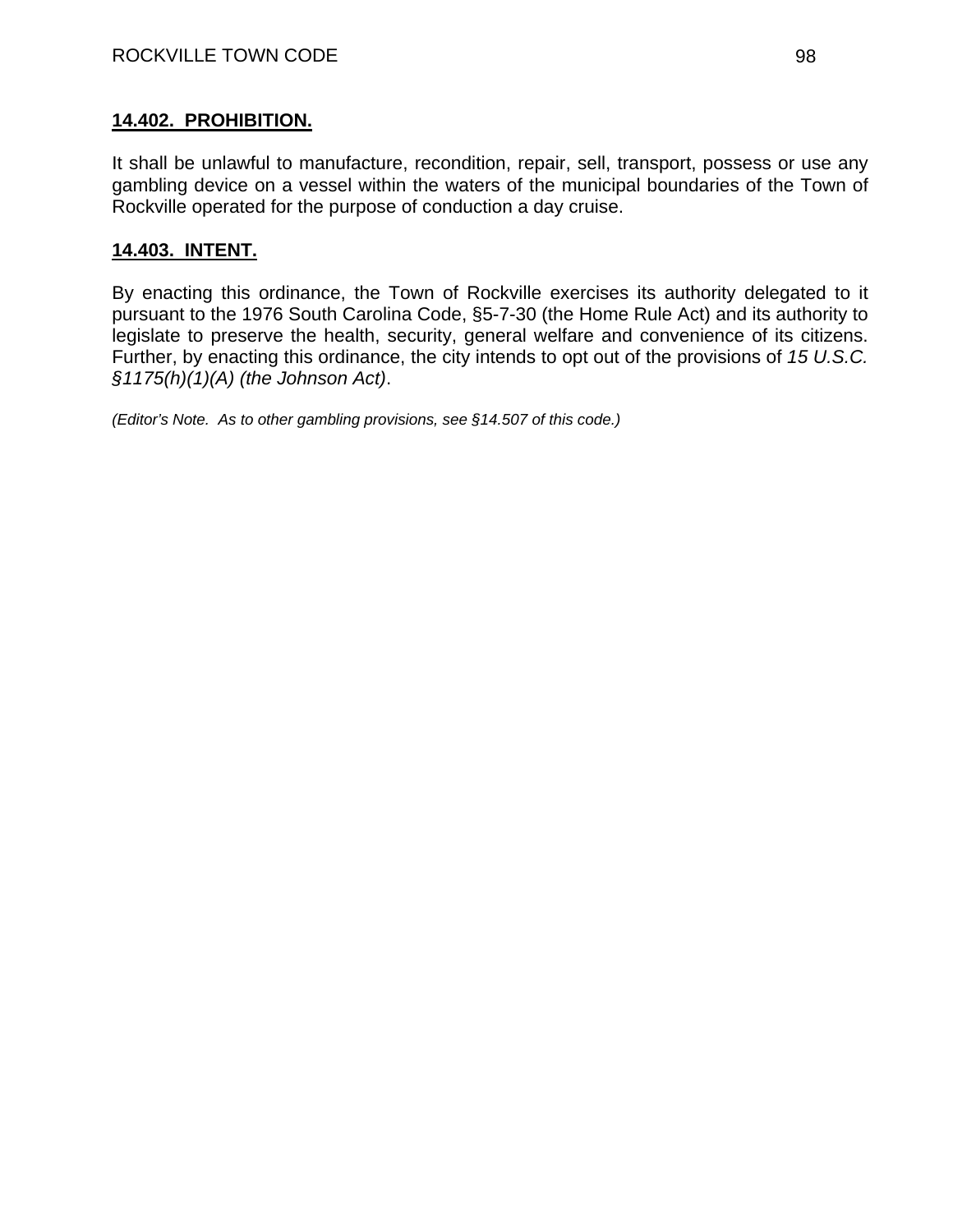## 14.402. PROHIBITION.

It shall be unlawful to manufacture, recondition, repair, sell, transport, possess or use any gambling device on a vessel within the waters of the municipal boundaries of the Town of Rockville operated for the purpose of conduction a day cruise.

## 14.403. INTENT.

By enacting this ordinance, the Town of Rockville exercises its authority delegated to it pursuant to the 1976 South Carolina Code, §5-7-30 (the Home Rule Act) and its authority to legislate to preserve the health, security, general welfare and convenience of its citizens. Further, by enacting this ordinance, the city intends to opt out of the provisions of *15 U.S.C. §1175(h)(1)(A) (the Johnson Act)*.

*(Editor's Note. As to other gambling provisions, see §14.507 of this code.)*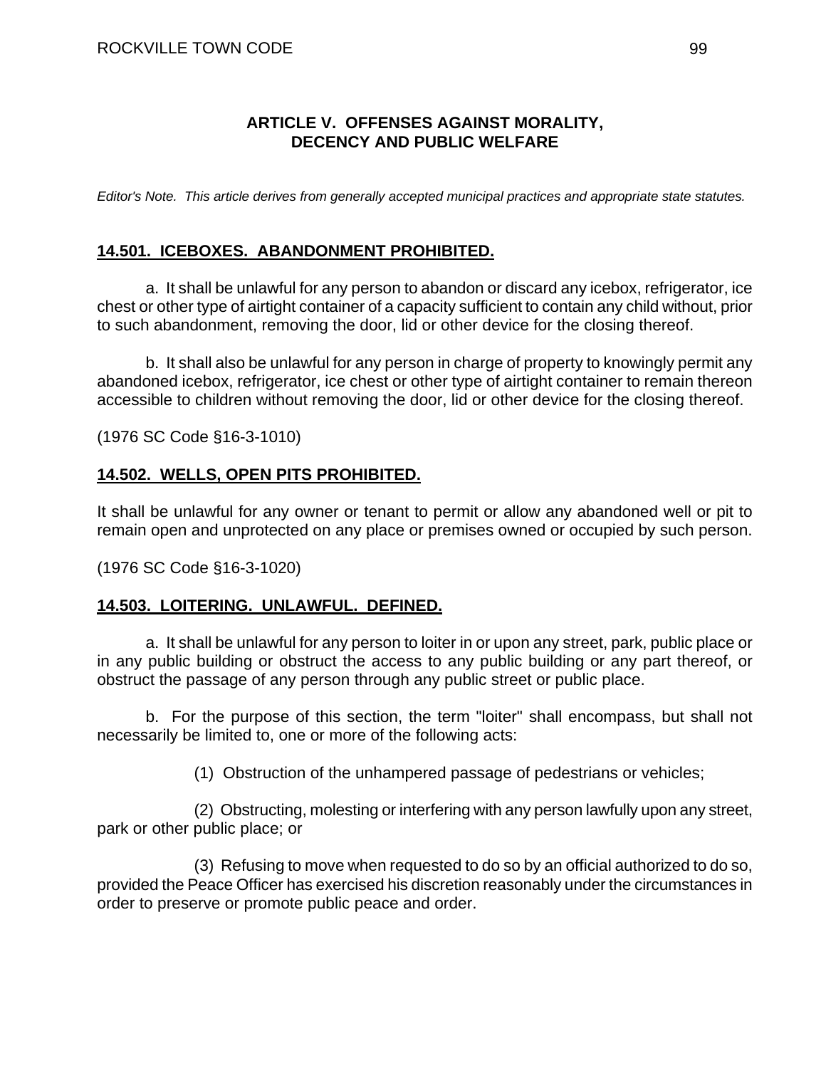## ARTICLE V. OFFENSES AGAINST MORALITY, DECENCY AND PUBLIC WELFARE

*Editor's Note. This article derives from generally accepted municipal practices and appropriate state statutes.*

### 14.501. ICEBOXES. ABANDONMENT PROHIBITED.

a. It shall be unlawful for any person to abandon or discard any icebox, refrigerator, ice chest or other type of airtight container of a capacity sufficient to contain any child without, prior to such abandonment, removing the door, lid or other device for the closing thereof.

b. It shall also be unlawful for any person in charge of property to knowingly permit any abandoned icebox, refrigerator, ice chest or other type of airtight container to remain thereon accessible to children without removing the door, lid or other device for the closing thereof.

(1976 SC Code §16-3-1010)

### 14.502. WELLS, OPEN PITS PROHIBITED.

It shall be unlawful for any owner or tenant to permit or allow any abandoned well or pit to remain open and unprotected on any place or premises owned or occupied by such person.

(1976 SC Code §16-3-1020)

### 14.503. LOITERING. UNLAWFUL. DEFINED.

a. It shall be unlawful for any person to loiter in or upon any street, park, public place or in any public building or obstruct the access to any public building or any part thereof, or obstruct the passage of any person through any public street or public place.

b. For the purpose of this section, the term "loiter" shall encompass, but shall not necessarily be limited to, one or more of the following acts:

(1) Obstruction of the unhampered passage of pedestrians or vehicles;

(2) Obstructing, molesting or interfering with any person lawfully upon any street, park or other public place; or

(3) Refusing to move when requested to do so by an official authorized to do so, provided the Peace Officer has exercised his discretion reasonably under the circumstances in order to preserve or promote public peace and order.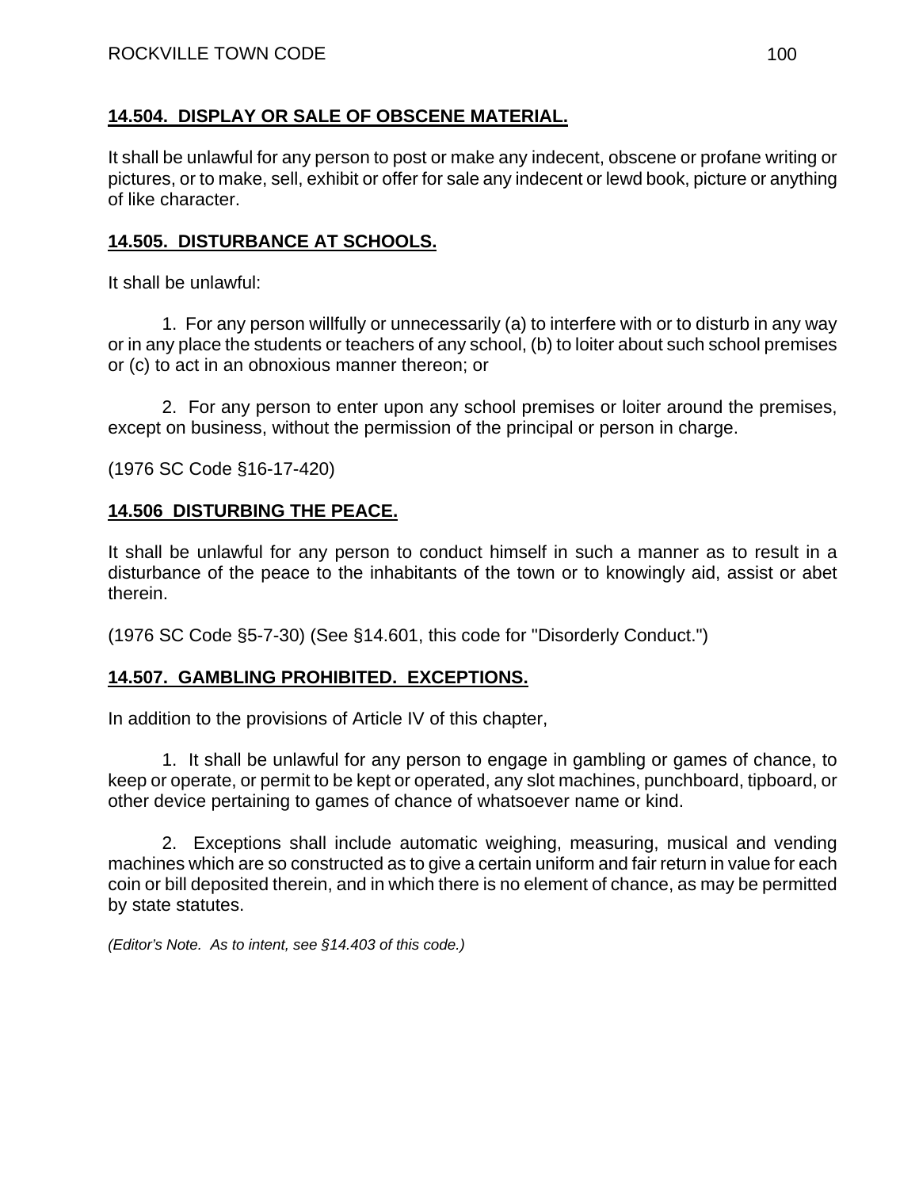## **14.504. DISPLAY OR SALE OF OBSCENE MATERIAL.**

It shall be unlawful for any person to post or make any indecent, obscene or profane writing or pictures, or to make, sell, exhibit or offer for sale any indecent or lewd book, picture or anything of like character.

## **14.505. DISTURBANCE AT SCHOOLS.**

It shall be unlawful:

1. For any person willfully or unnecessarily (a) to interfere with or to disturb in any way or in any place the students or teachers of any school, (b) to loiter about such school premises or (c) to act in an obnoxious manner thereon; or

2. For any person to enter upon any school premises or loiter around the premises, except on business, without the permission of the principal or person in charge.

(1976 SC Code §16-17-420)

## **14.506 DISTURBING THE PEACE.**

It shall be unlawful for any person to conduct himself in such a manner as to result in a disturbance of the peace to the inhabitants of the town or to knowingly aid, assist or abet therein.

(1976 SC Code §5-7-30) (See §14.601, this code for "Disorderly Conduct.")

## **14.507. GAMBLING PROHIBITED. EXCEPTIONS.**

In addition to the provisions of Article IV of this chapter,

1. It shall be unlawful for any person to engage in gambling or games of chance, to keep or operate, or permit to be kept or operated, any slot machines, punchboard, tipboard, or other device pertaining to games of chance of whatsoever name or kind.

2. Exceptions shall include automatic weighing, measuring, musical and vending machines which are so constructed as to give a certain uniform and fair return in value for each coin or bill deposited therein, and in which there is no element of chance, as may be permitted by state statutes.

*(Editor's Note. As to intent, see §14.403 of this code.)*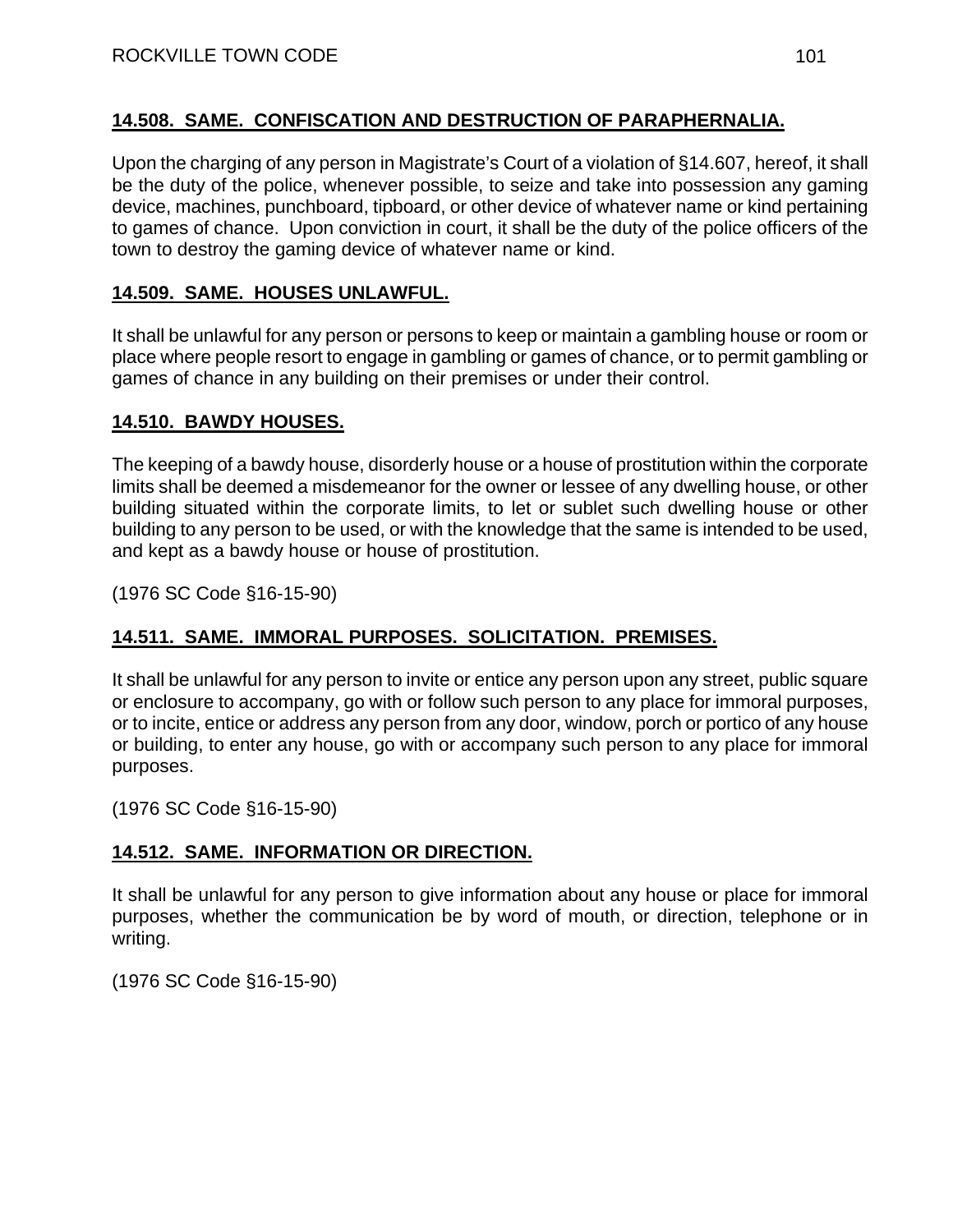## **14.508. SAME. CONFISCATION AND DESTRUCTION OF PARAPHERNALIA.**

Upon the charging of any person in Magistrate's Court of a violation of §14.607, hereof, it shall be the duty of the police, whenever possible, to seize and take into possession any gaming device, machines, punchboard, tipboard, or other device of whatever name or kind pertaining to games of chance. Upon conviction in court, it shall be the duty of the police officers of the town to destroy the gaming device of whatever name or kind.

## **14.509. SAME. HOUSES UNLAWFUL.**

It shall be unlawful for any person or persons to keep or maintain a gambling house or room or place where people resort to engage in gambling or games of chance, or to permit gambling or games of chance in any building on their premises or under their control.

## **14.510. BAWDY HOUSES.**

The keeping of a bawdy house, disorderly house or a house of prostitution within the corporate limits shall be deemed a misdemeanor for the owner or lessee of any dwelling house, or other building situated within the corporate limits, to let or sublet such dwelling house or other building to any person to be used, or with the knowledge that the same is intended to be used, and kept as a bawdy house or house of prostitution.

(1976 SC Code §16-15-90)

## **14.511. SAME. IMMORAL PURPOSES. SOLICITATION. PREMISES.**

It shall be unlawful for any person to invite or entice any person upon any street, public square or enclosure to accompany, go with or follow such person to any place for immoral purposes, or to incite, entice or address any person from any door, window, porch or portico of any house or building, to enter any house, go with or accompany such person to any place for immoral purposes.

(1976 SC Code §16-15-90)

## **14.512. SAME. INFORMATION OR DIRECTION.**

It shall be unlawful for any person to give information about any house or place for immoral purposes, whether the communication be by word of mouth, or direction, telephone or in writing.

(1976 SC Code §16-15-90)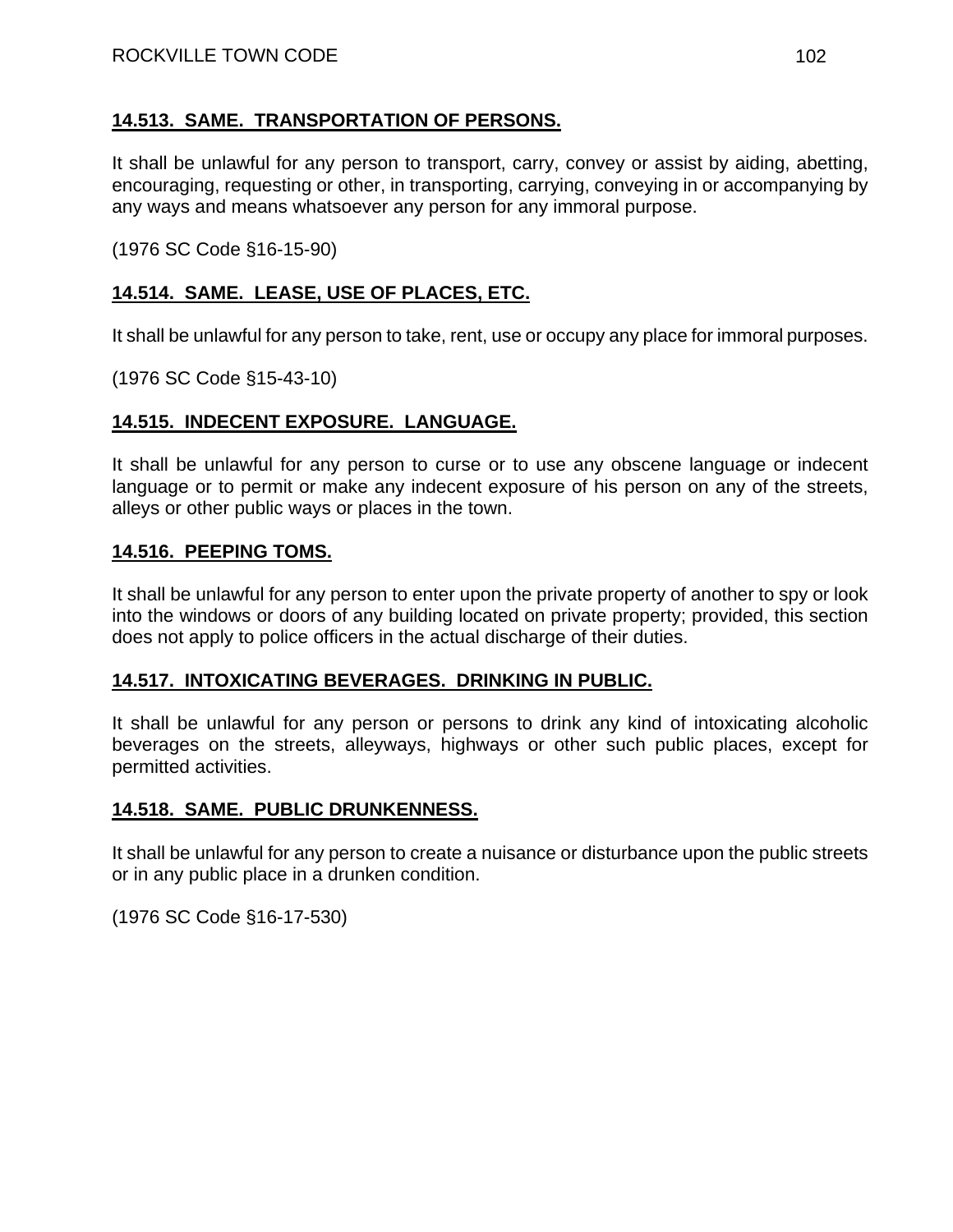**14.513. SAME. TRANSPORTATION OF PERSONS.**

It shall be unlawful for any person to transport, carry, convey or assist by aiding, abetting, encouraging, requesting or other, in transporting, carrying, conveying in or accompanying by any ways and means whatsoever any person for any immoral purpose.

(1976 SC Code §16-15-90)

**14.514. SAME. LEASE, USE OF PLACES, ETC.**

It shall be unlawful for any person to take, rent, use or occupy any place for immoral purposes.

(1976 SC Code §15-43-10)

**14.515. INDECENT EXPOSURE. LANGUAGE.**

It shall be unlawful for any person to curse or to use any obscene language or indecent language or to permit or make any indecent exposure of his person on any of the streets, alleys or other public ways or places in the town.

**14.516. PEEPING TOMS.**

It shall be unlawful for any person to enter upon the private property of another to spy or look into the windows or doors of any building located on private property; provided, this section does not apply to police officers in the actual discharge of their duties.

**14.517. INTOXICATING BEVERAGES. DRINKING IN PUBLIC.**

It shall be unlawful for any person or persons to drink any kind of intoxicating alcoholic beverages on the streets, alleyways, highways or other such public places, except for permitted activities.

**14.518. SAME. PUBLIC DRUNKENNESS.**

It shall be unlawful for any person to create a nuisance or disturbance upon the public streets or in any public place in a drunken condition.

(1976 SC Code §16-17-530)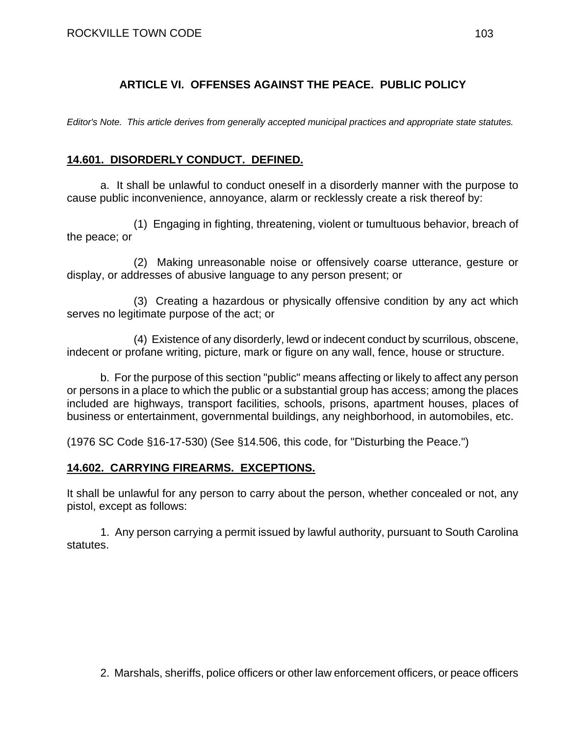## ARTICLE VI. OFFENSES AGAINST THE PEACE. PUBLIC POLICY

*Editor's Note. This article derives from generally accepted municipal practices and appropriate state statutes.*

### 14.601. DISORDERLY CONDUCT. DEFINED.

a. It shall be unlawful to conduct oneself in a disorderly manner with the purpose to cause public inconvenience, annoyance, alarm or recklessly create a risk thereof by:

(1) Engaging in fighting, threatening, violent or tumultuous behavior, breach of the peace; or

(2) Making unreasonable noise or offensively coarse utterance, gesture or display, or addresses of abusive language to any person present; or

(3) Creating a hazardous or physically offensive condition by any act which serves no legitimate purpose of the act; or

(4) Existence of any disorderly, lewd or indecent conduct by scurrilous, obscene, indecent or profane writing, picture, mark or figure on any wall, fence, house or structure.

b. For the purpose of this section "public" means affecting or likely to affect any person or persons in a place to which the public or a substantial group has access; among the places included are highways, transport facilities, schools, prisons, apartment houses, places of business or entertainment, governmental buildings, any neighborhood, in automobiles, etc.

(1976 SC Code §16-17-530) (See §14.506, this code, for "Disturbing the Peace.")

### 14.602. CARRYING FIREARMS. EXCEPTIONS.

It shall be unlawful for any person to carry about the person, whether concealed or not, any pistol, except as follows:

1. Any person carrying a permit issued by lawful authority, pursuant to South Carolina statutes.

2. Marshals, sheriffs, police officers or other law enforcement officers, or peace officers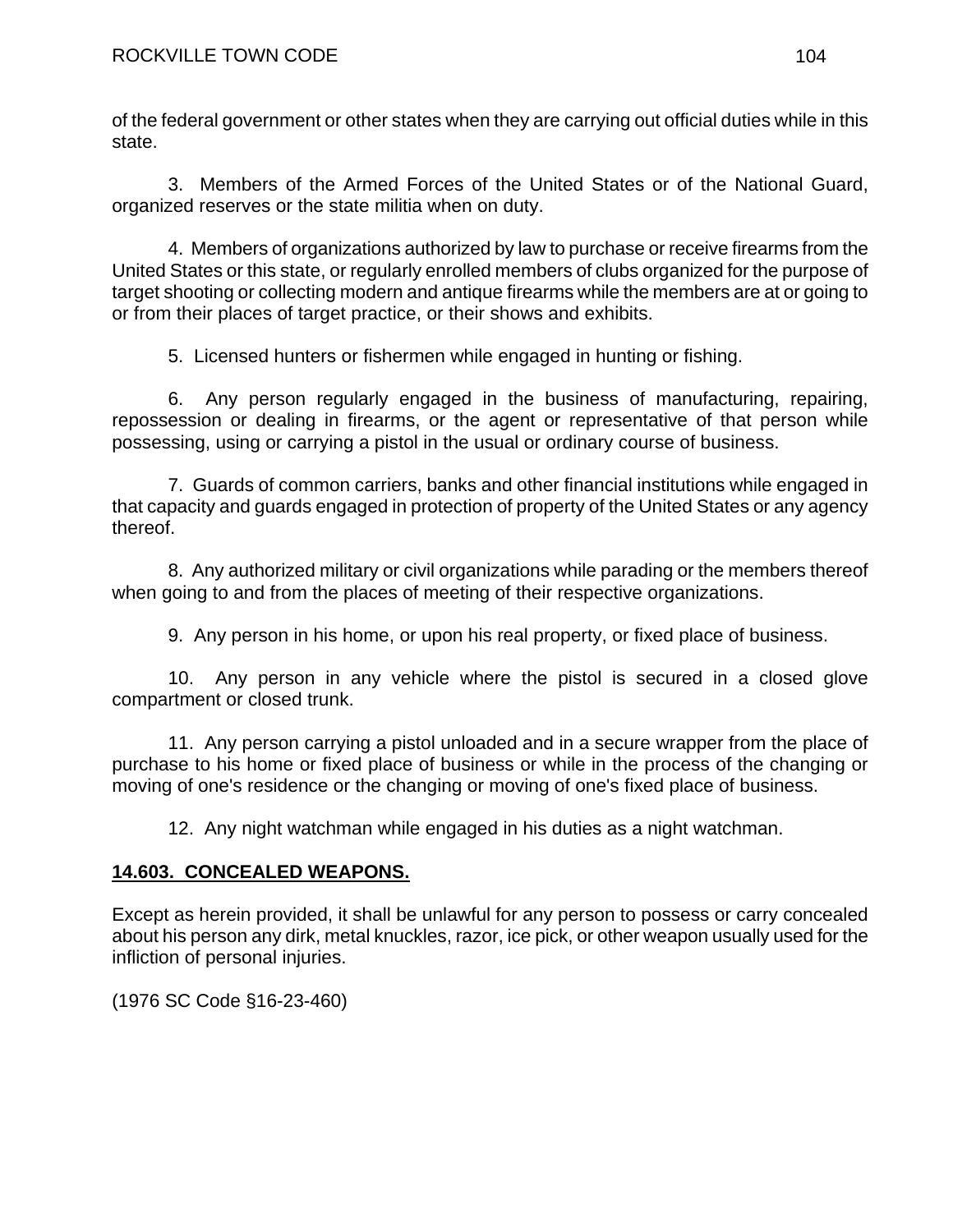of the federal government or other states when they are carrying out official duties while in this state.

3. Members of the Armed Forces of the United States or of the National Guard, organized reserves or the state militia when on duty.

4. Members of organizations authorized by law to purchase or receive firearms from the United States or this state, or regularly enrolled members of clubs organized for the purpose of target shooting or collecting modern and antique firearms while the members are at or going to or from their places of target practice, or their shows and exhibits.

5. Licensed hunters or fishermen while engaged in hunting or fishing.

6. Any person regularly engaged in the business of manufacturing, repairing, repossession or dealing in firearms, or the agent or representative of that person while possessing, using or carrying a pistol in the usual or ordinary course of business.

7. Guards of common carriers, banks and other financial institutions while engaged in that capacity and guards engaged in protection of property of the United States or any agency thereof.

8. Any authorized military or civil organizations while parading or the members thereof when going to and from the places of meeting of their respective organizations.

9. Any person in his home, or upon his real property, or fixed place of business.

10. Any person in any vehicle where the pistol is secured in a closed glove compartment or closed trunk.

11. Any person carrying a pistol unloaded and in a secure wrapper from the place of purchase to his home or fixed place of business or while in the process of the changing or moving of one's residence or the changing or moving of one's fixed place of business.

12. Any night watchman while engaged in his duties as a night watchman.

**14.603. CONCEALED WEAPONS.**

Except as herein provided, it shall be unlawful for any person to possess or carry concealed about his person any dirk, metal knuckles, razor, ice pick, or other weapon usually used for the infliction of personal injuries.

(1976 SC Code §16-23-460)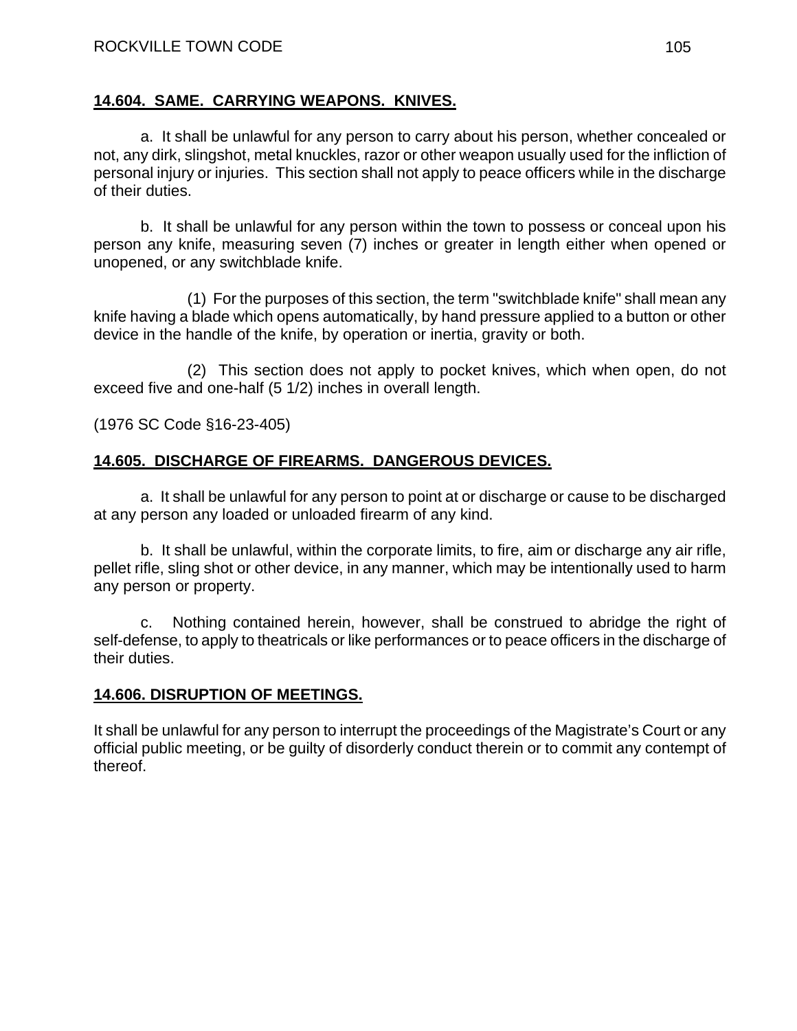**14.604. SAME. CARRYING WEAPONS. KNIVES.**

a. It shall be unlawful for any person to carry about his person, whether concealed or not, any dirk, slingshot, metal knuckles, razor or other weapon usually used for the infliction of personal injury or injuries. This section shall not apply to peace officers while in the discharge of their duties.

b. It shall be unlawful for any person within the town to possess or conceal upon his person any knife, measuring seven (7) inches or greater in length either when opened or unopened, or any switchblade knife.

(1) For the purposes of this section, the term "switchblade knife" shall mean any knife having a blade which opens automatically, by hand pressure applied to a button or other device in the handle of the knife, by operation or inertia, gravity or both.

(2) This section does not apply to pocket knives, which when open, do not exceed five and one-half (5 1/2) inches in overall length.

(1976 SC Code §16-23-405)

**14.605. DISCHARGE OF FIREARMS. DANGEROUS DEVICES.**

a. It shall be unlawful for any person to point at or discharge or cause to be discharged at any person any loaded or unloaded firearm of any kind.

b. It shall be unlawful, within the corporate limits, to fire, aim or discharge any air rifle, pellet rifle, sling shot or other device, in any manner, which may be intentionally used to harm any person or property.

c. Nothing contained herein, however, shall be construed to abridge the right of self-defense, to apply to theatricals or like performances or to peace officers in the discharge of their duties.

**14.606. DISRUPTION OF MEETINGS.**

It shall be unlawful for any person to interrupt the proceedings of the Magistrate's Court or any official public meeting, or be guilty of disorderly conduct therein or to commit any contempt of thereof.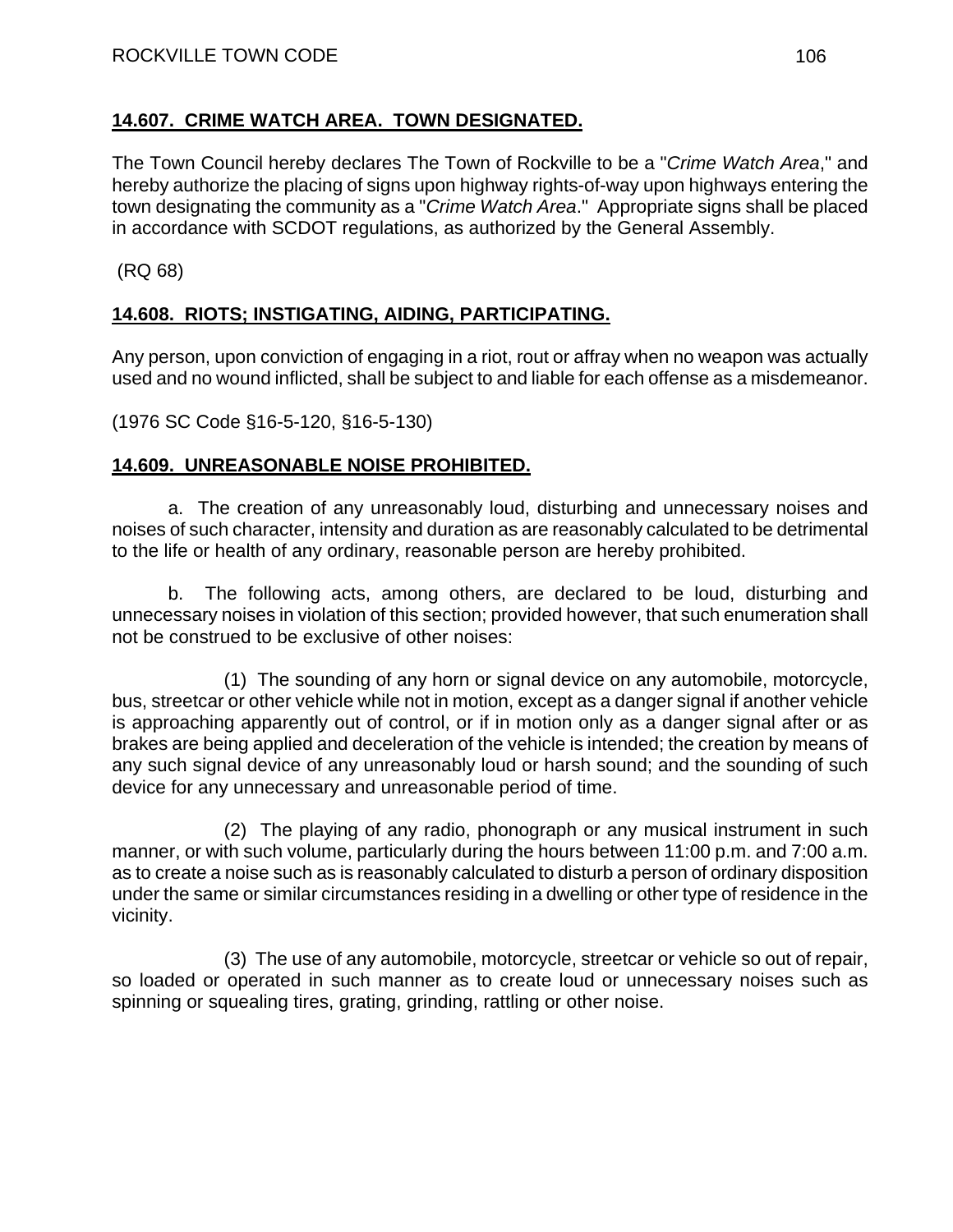## 14.607. CRIME WATCH AREA. TOWN DESIGNATED.

The Town Council hereby declares The Town of Rockville to be a "*Crime Watch Area*," and hereby authorize the placing of signs upon highway rights-of-way upon highways entering the town designating the community as a "*Crime Watch Area*." Appropriate signs shall be placed in accordance with SCDOT regulations, as authorized by the General Assembly.

(RQ 68)

## 14.608. RIOTS; INSTIGATING, AIDING, PARTICIPATING.

Any person, upon conviction of engaging in a riot, rout or affray when no weapon was actually used and no wound inflicted, shall be subject to and liable for each offense as a misdemeanor.

(1976 SC Code §16-5-120, §16-5-130)

## 14.609. UNREASONABLE NOISE PROHIBITED.

a. The creation of any unreasonably loud, disturbing and unnecessary noises and noises of such character, intensity and duration as are reasonably calculated to be detrimental to the life or health of any ordinary, reasonable person are hereby prohibited.

b. The following acts, among others, are declared to be loud, disturbing and unnecessary noises in violation of this section; provided however, that such enumeration shall not be construed to be exclusive of other noises:

(1) The sounding of any horn or signal device on any automobile, motorcycle, bus, streetcar or other vehicle while not in motion, except as a danger signal if another vehicle is approaching apparently out of control, or if in motion only as a danger signal after or as brakes are being applied and deceleration of the vehicle is intended; the creation by means of any such signal device of any unreasonably loud or harsh sound; and the sounding of such device for any unnecessary and unreasonable period of time.

(2) The playing of any radio, phonograph or any musical instrument in such manner, or with such volume, particularly during the hours between 11:00 p.m. and 7:00 a.m. as to create a noise such as is reasonably calculated to disturb a person of ordinary disposition under the same or similar circumstances residing in a dwelling or other type of residence in the vicinity.

(3) The use of any automobile, motorcycle, streetcar or vehicle so out of repair, so loaded or operated in such manner as to create loud or unnecessary noises such as spinning or squealing tires, grating, grinding, rattling or other noise.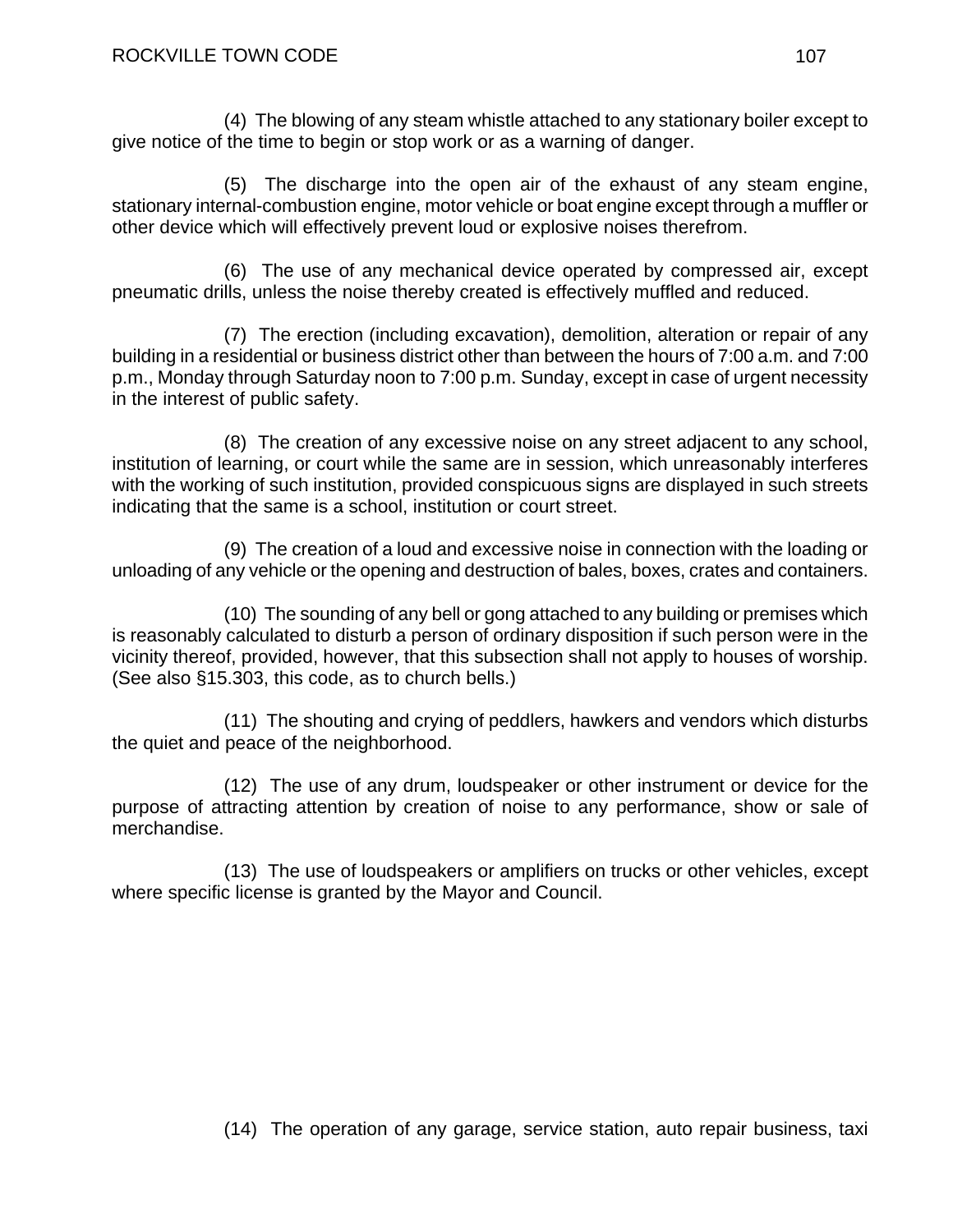(4) The blowing of any steam whistle attached to any stationary boiler except to give notice of the time to begin or stop work or as a warning of danger.

(5) The discharge into the open air of the exhaust of any steam engine, stationary internal-combustion engine, motor vehicle or boat engine except through a muffler or other device which will effectively prevent loud or explosive noises therefrom.

(6) The use of any mechanical device operated by compressed air, except pneumatic drills, unless the noise thereby created is effectively muffled and reduced.

(7) The erection (including excavation), demolition, alteration or repair of any building in a residential or business district other than between the hours of 7:00 a.m. and 7:00 p.m., Monday through Saturday noon to 7:00 p.m. Sunday, except in case of urgent necessity in the interest of public safety.

(8) The creation of any excessive noise on any street adjacent to any school, institution of learning, or court while the same are in session, which unreasonably interferes with the working of such institution, provided conspicuous signs are displayed in such streets indicating that the same is a school, institution or court street.

(9) The creation of a loud and excessive noise in connection with the loading or unloading of any vehicle or the opening and destruction of bales, boxes, crates and containers.

(10) The sounding of any bell or gong attached to any building or premises which is reasonably calculated to disturb a person of ordinary disposition if such person were in the vicinity thereof, provided, however, that this subsection shall not apply to houses of worship. (See also §15.303, this code, as to church bells.)

(11) The shouting and crying of peddlers, hawkers and vendors which disturbs the quiet and peace of the neighborhood.

(12) The use of any drum, loudspeaker or other instrument or device for the purpose of attracting attention by creation of noise to any performance, show or sale of merchandise.

(13) The use of loudspeakers or amplifiers on trucks or other vehicles, except where specific license is granted by the Mayor and Council.

(14) The operation of any garage, service station, auto repair business, taxi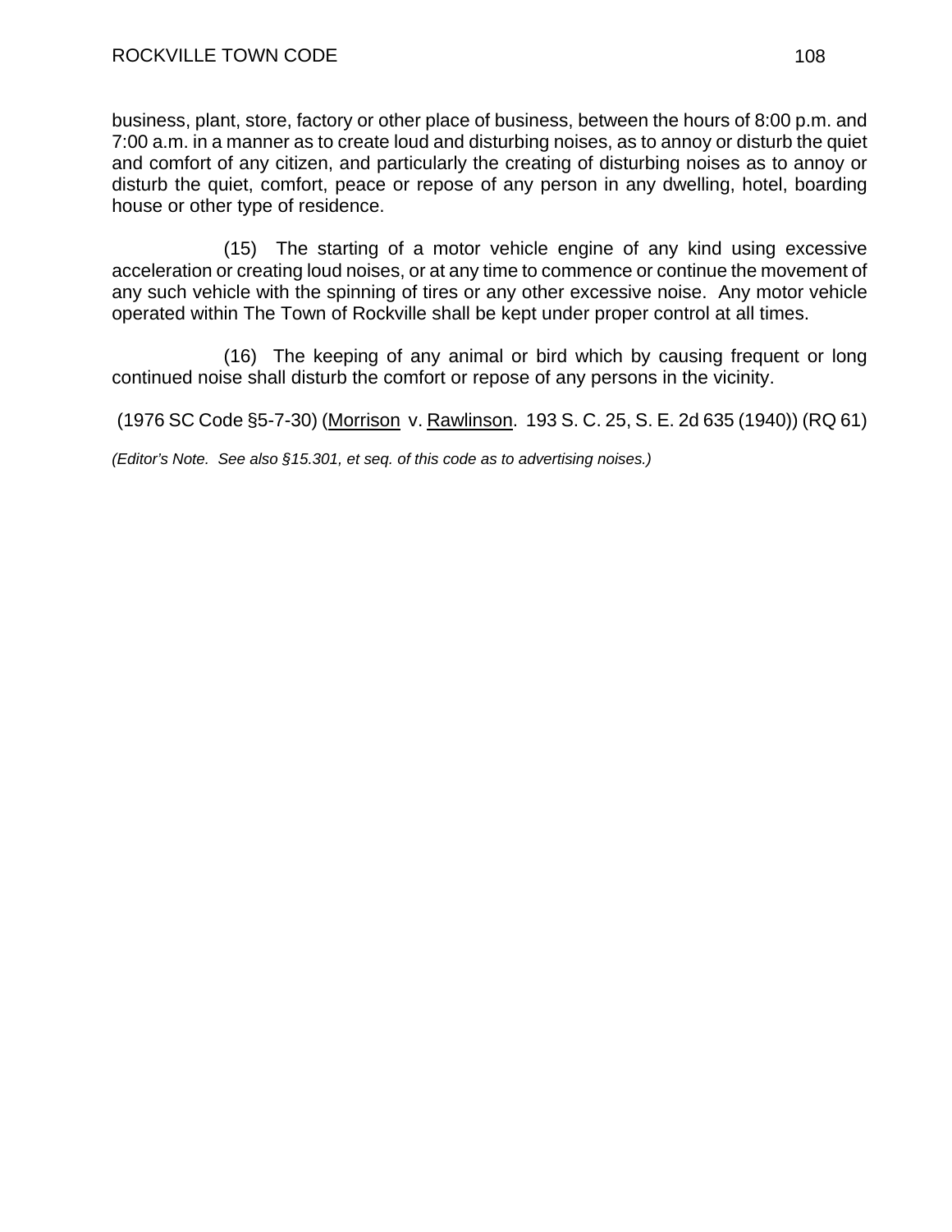business, plant, store, factory or other place of business, between the hours of 8:00 p.m. and 7:00 a.m. in a manner as to create loud and disturbing noises, as to annoy or disturb the quiet and comfort of any citizen, and particularly the creating of disturbing noises as to annoy or disturb the quiet, comfort, peace or repose of any person in any dwelling, hotel, boarding house or other type of residence.

(15) The starting of a motor vehicle engine of any kind using excessive acceleration or creating loud noises, or at any time to commence or continue the movement of any such vehicle with the spinning of tires or any other excessive noise. Any motor vehicle operated within The Town of Rockville shall be kept under proper control at all times.

(16) The keeping of any animal or bird which by causing frequent or long continued noise shall disturb the comfort or repose of any persons in the vicinity.

(1976 SC Code §5-7-30) (Morrison v. Rawlinson. 193 S. C. 25, S. E. 2d 635 (1940)) (RQ 61)

*(Editor's Note. See also §15.301, et seq. of this code as to advertising noises.)*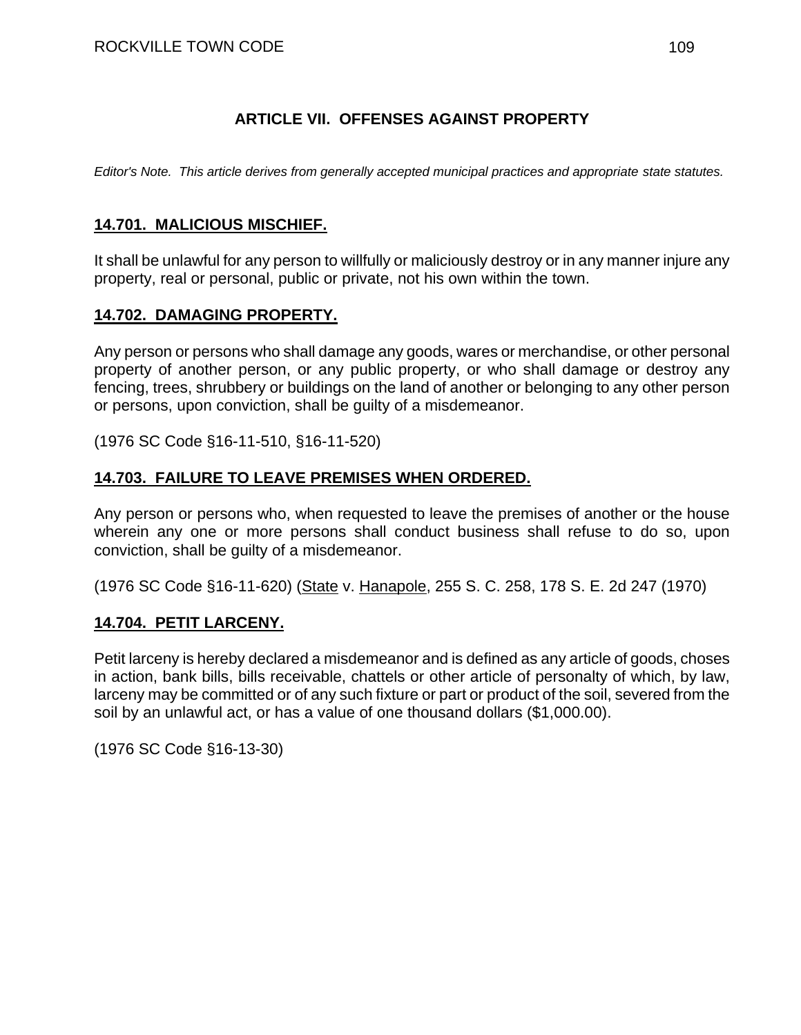## ARTICLE VII. OFFENSES AGAINST PROPERTY

*Editor's Note. This article derives from generally accepted municipal practices and appropriate state statutes.*

### 14.701. MALICIOUS MISCHIEF.

It shall be unlawful for any person to willfully or maliciously destroy or in any manner injure any property, real or personal, public or private, not his own within the town.

### 14.702. DAMAGING PROPERTY.

Any person or persons who shall damage any goods, wares or merchandise, or other personal property of another person, or any public property, or who shall damage or destroy any fencing, trees, shrubbery or buildings on the land of another or belonging to any other person or persons, upon conviction, shall be guilty of a misdemeanor.

(1976 SC Code §16-11-510, §16-11-520)

### 14.703. FAILURE TO LEAVE PREMISES WHEN ORDERED.

Any person or persons who, when requested to leave the premises of another or the house wherein any one or more persons shall conduct business shall refuse to do so, upon conviction, shall be guilty of a misdemeanor.

(1976 SC Code §16-11-620) (State v. Hanapole, 255 S. C. 258, 178 S. E. 2d 247 (1970)

### 14.704. PETIT LARCENY.

Petit larceny is hereby declared a misdemeanor and is defined as any article of goods, choses in action, bank bills, bills receivable, chattels or other article of personalty of which, by law, larceny may be committed or of any such fixture or part or product of the soil, severed from the soil by an unlawful act, or has a value of one thousand dollars ($1,000.00).

(1976 SC Code §16-13-30)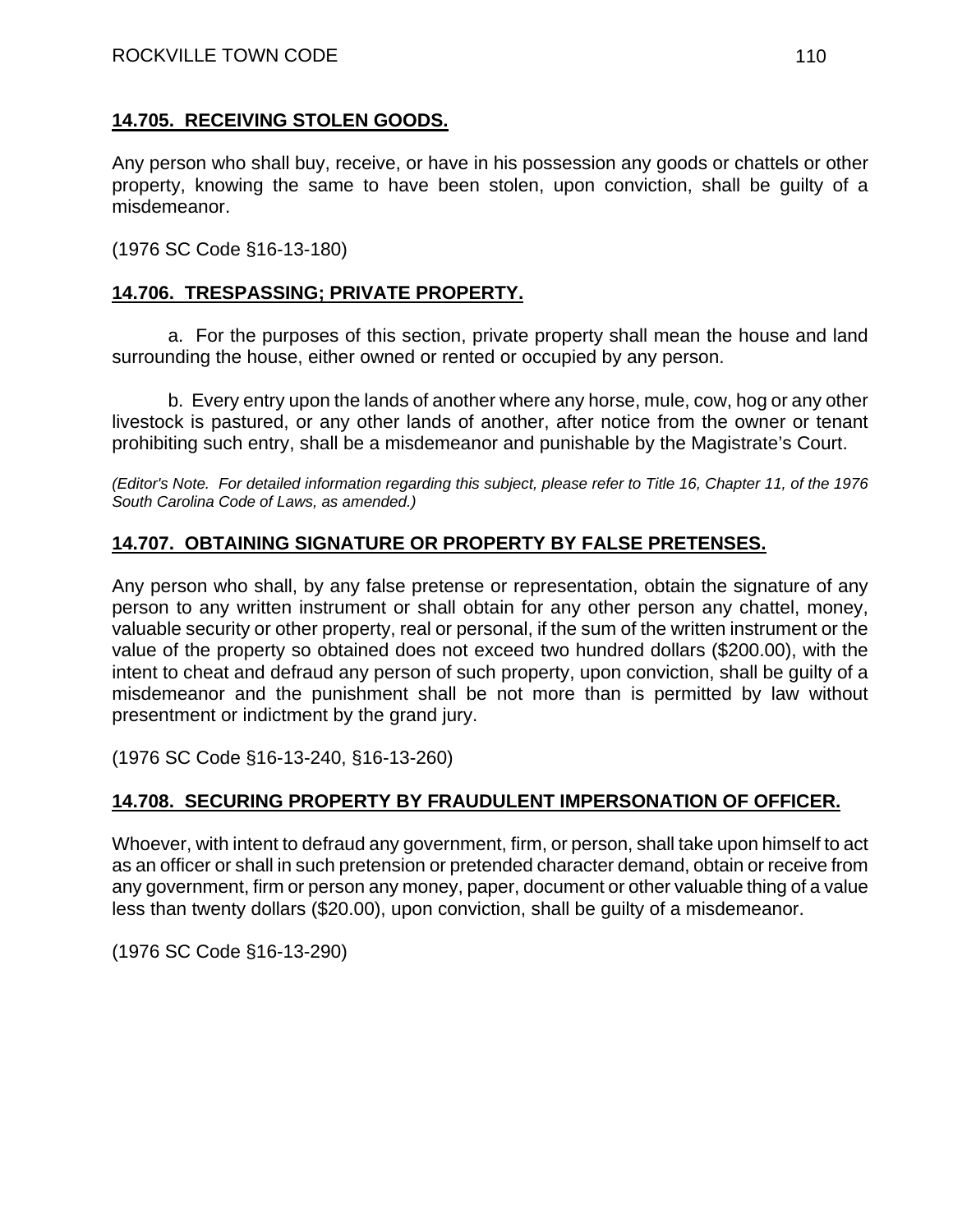## **14.705. RECEIVING STOLEN GOODS.**

Any person who shall buy, receive, or have in his possession any goods or chattels or other property, knowing the same to have been stolen, upon conviction, shall be guilty of a misdemeanor.

(1976 SC Code §16-13-180)

## **14.706. TRESPASSING; PRIVATE PROPERTY.**

a. For the purposes of this section, private property shall mean the house and land surrounding the house, either owned or rented or occupied by any person.

b. Every entry upon the lands of another where any horse, mule, cow, hog or any other livestock is pastured, or any other lands of another, after notice from the owner or tenant prohibiting such entry, shall be a misdemeanor and punishable by the Magistrate's Court.

*(Editor's Note. For detailed information regarding this subject, please refer to Title 16, Chapter 11, of the 1976 South Carolina Code of Laws, as amended.)*

## **14.707. OBTAINING SIGNATURE OR PROPERTY BY FALSE PRETENSES.**

Any person who shall, by any false pretense or representation, obtain the signature of any person to any written instrument or shall obtain for any other person any chattel, money, valuable security or other property, real or personal, if the sum of the written instrument or the value of the property so obtained does not exceed two hundred dollars ($200.00), with the intent to cheat and defraud any person of such property, upon conviction, shall be guilty of a misdemeanor and the punishment shall be not more than is permitted by law without presentment or indictment by the grand jury.

(1976 SC Code §16-13-240, §16-13-260)

## **14.708. SECURING PROPERTY BY FRAUDULENT IMPERSONATION OF OFFICER.**

Whoever, with intent to defraud any government, firm, or person, shall take upon himself to act as an officer or shall in such pretension or pretended character demand, obtain or receive from any government, firm or person any money, paper, document or other valuable thing of a value less than twenty dollars ($20.00), upon conviction, shall be guilty of a misdemeanor.

(1976 SC Code §16-13-290)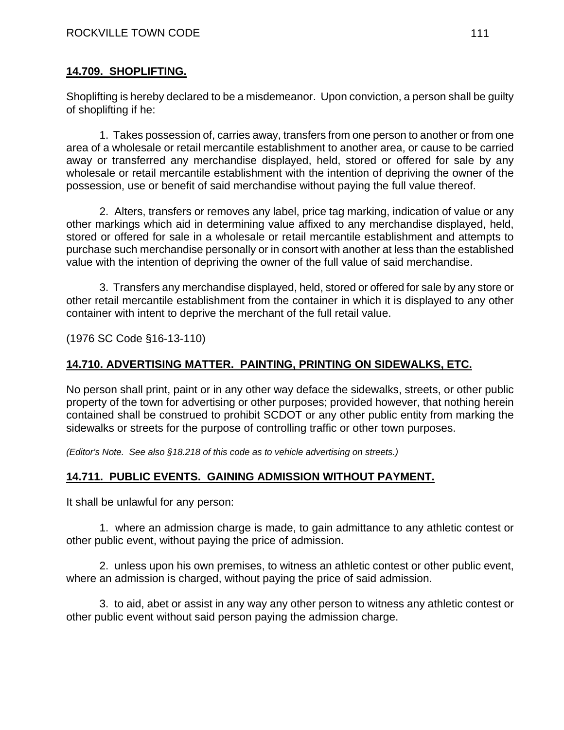## 14.709. SHOPLIFTING.

Shoplifting is hereby declared to be a misdemeanor. Upon conviction, a person shall be guilty of shoplifting if he:

1. Takes possession of, carries away, transfers from one person to another or from one area of a wholesale or retail mercantile establishment to another area, or cause to be carried away or transferred any merchandise displayed, held, stored or offered for sale by any wholesale or retail mercantile establishment with the intention of depriving the owner of the possession, use or benefit of said merchandise without paying the full value thereof.

2. Alters, transfers or removes any label, price tag marking, indication of value or any other markings which aid in determining value affixed to any merchandise displayed, held, stored or offered for sale in a wholesale or retail mercantile establishment and attempts to purchase such merchandise personally or in consort with another at less than the established value with the intention of depriving the owner of the full value of said merchandise.

3. Transfers any merchandise displayed, held, stored or offered for sale by any store or other retail mercantile establishment from the container in which it is displayed to any other container with intent to deprive the merchant of the full retail value.

(1976 SC Code §16-13-110)

## 14.710. ADVERTISING MATTER. PAINTING, PRINTING ON SIDEWALKS, ETC.

No person shall print, paint or in any other way deface the sidewalks, streets, or other public property of the town for advertising or other purposes; provided however, that nothing herein contained shall be construed to prohibit SCDOT or any other public entity from marking the sidewalks or streets for the purpose of controlling traffic or other town purposes.

*(Editor's Note. See also §18.218 of this code as to vehicle advertising on streets.)*

## 14.711. PUBLIC EVENTS. GAINING ADMISSION WITHOUT PAYMENT.

It shall be unlawful for any person:

1. where an admission charge is made, to gain admittance to any athletic contest or other public event, without paying the price of admission.

2. unless upon his own premises, to witness an athletic contest or other public event, where an admission is charged, without paying the price of said admission.

3. to aid, abet or assist in any way any other person to witness any athletic contest or other public event without said person paying the admission charge.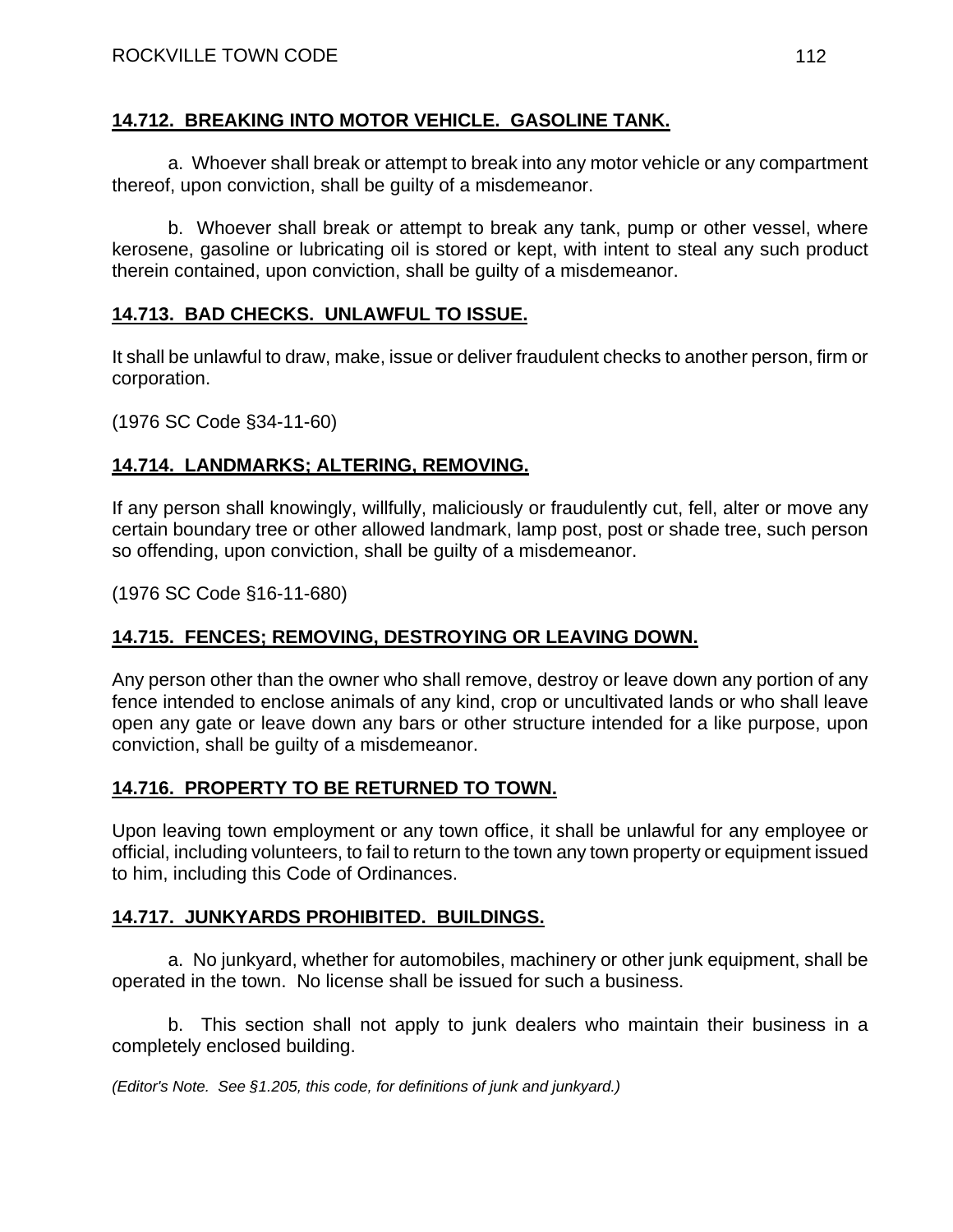## 14.712. BREAKING INTO MOTOR VEHICLE. GASOLINE TANK.

a. Whoever shall break or attempt to break into any motor vehicle or any compartment thereof, upon conviction, shall be guilty of a misdemeanor.

b. Whoever shall break or attempt to break any tank, pump or other vessel, where kerosene, gasoline or lubricating oil is stored or kept, with intent to steal any such product therein contained, upon conviction, shall be guilty of a misdemeanor.

## 14.713. BAD CHECKS. UNLAWFUL TO ISSUE.

It shall be unlawful to draw, make, issue or deliver fraudulent checks to another person, firm or corporation.

(1976 SC Code §34-11-60)

## 14.714. LANDMARKS; ALTERING, REMOVING.

If any person shall knowingly, willfully, maliciously or fraudulently cut, fell, alter or move any certain boundary tree or other allowed landmark, lamp post, post or shade tree, such person so offending, upon conviction, shall be guilty of a misdemeanor.

(1976 SC Code §16-11-680)

## 14.715. FENCES; REMOVING, DESTROYING OR LEAVING DOWN.

Any person other than the owner who shall remove, destroy or leave down any portion of any fence intended to enclose animals of any kind, crop or uncultivated lands or who shall leave open any gate or leave down any bars or other structure intended for a like purpose, upon conviction, shall be guilty of a misdemeanor.

## 14.716. PROPERTY TO BE RETURNED TO TOWN.

Upon leaving town employment or any town office, it shall be unlawful for any employee or official, including volunteers, to fail to return to the town any town property or equipment issued to him, including this Code of Ordinances.

## 14.717. JUNKYARDS PROHIBITED. BUILDINGS.

a. No junkyard, whether for automobiles, machinery or other junk equipment, shall be operated in the town. No license shall be issued for such a business.

b. This section shall not apply to junk dealers who maintain their business in a completely enclosed building.

*(Editor's Note. See §1.205, this code, for definitions of junk and junkyard.)*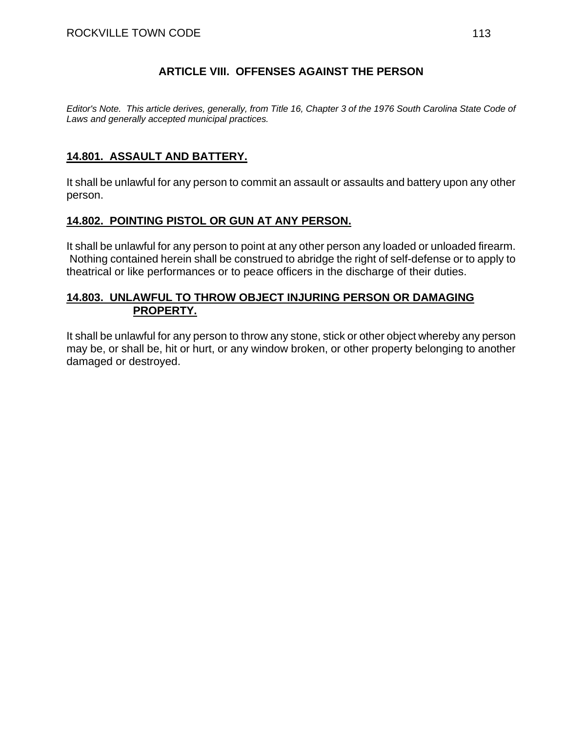## ARTICLE VIII. OFFENSES AGAINST THE PERSON

*Editor's Note. This article derives, generally, from Title 16, Chapter 3 of the 1976 South Carolina State Code of Laws and generally accepted municipal practices.*

### 14.801. ASSAULT AND BATTERY.

It shall be unlawful for any person to commit an assault or assaults and battery upon any other person.

### 14.802. POINTING PISTOL OR GUN AT ANY PERSON.

It shall be unlawful for any person to point at any other person any loaded or unloaded firearm. Nothing contained herein shall be construed to abridge the right of self-defense or to apply to theatrical or like performances or to peace officers in the discharge of their duties.

### 14.803. UNLAWFUL TO THROW OBJECT INJURING PERSON OR DAMAGING PROPERTY.

It shall be unlawful for any person to throw any stone, stick or other object whereby any person may be, or shall be, hit or hurt, or any window broken, or other property belonging to another damaged or destroyed.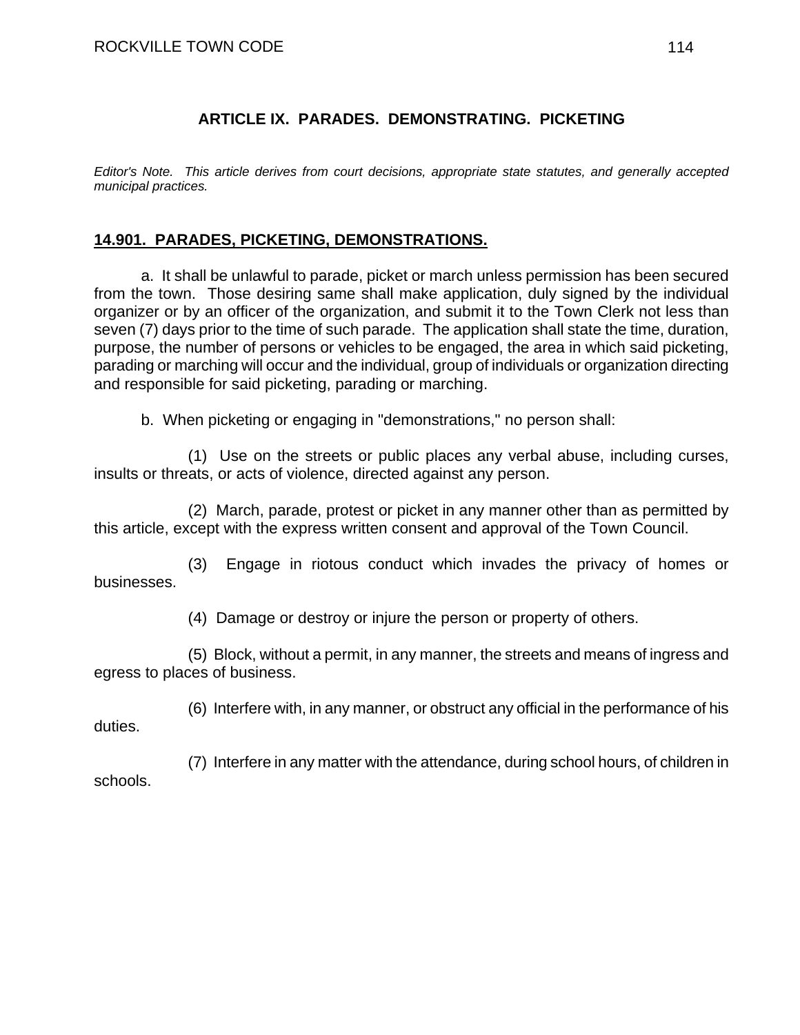## ARTICLE IX. PARADES. DEMONSTRATING. PICKETING

*Editor's Note. This article derives from court decisions, appropriate state statutes, and generally accepted municipal practices.*

### 14.901. PARADES, PICKETING, DEMONSTRATIONS.

a. It shall be unlawful to parade, picket or march unless permission has been secured from the town. Those desiring same shall make application, duly signed by the individual organizer or by an officer of the organization, and submit it to the Town Clerk not less than seven (7) days prior to the time of such parade. The application shall state the time, duration, purpose, the number of persons or vehicles to be engaged, the area in which said picketing, parading or marching will occur and the individual, group of individuals or organization directing and responsible for said picketing, parading or marching.

b. When picketing or engaging in "demonstrations," no person shall:

(1) Use on the streets or public places any verbal abuse, including curses, insults or threats, or acts of violence, directed against any person.

(2) March, parade, protest or picket in any manner other than as permitted by this article, except with the express written consent and approval of the Town Council.

(3) Engage in riotous conduct which invades the privacy of homes or businesses.

(4) Damage or destroy or injure the person or property of others.

(5) Block, without a permit, in any manner, the streets and means of ingress and egress to places of business.

(6) Interfere with, in any manner, or obstruct any official in the performance of his duties.

(7) Interfere in any matter with the attendance, during school hours, of children in schools.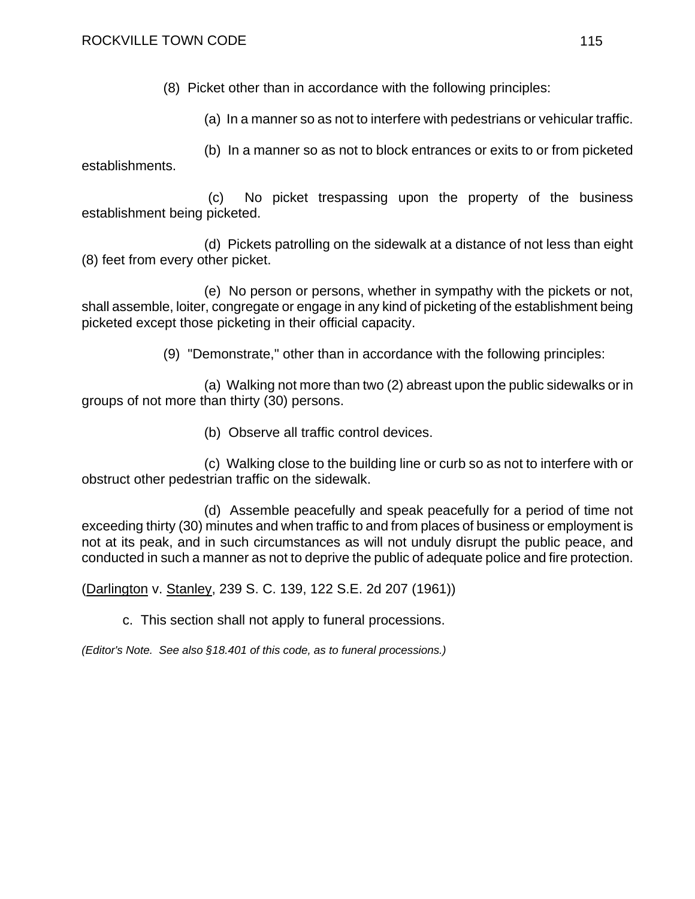(8) Picket other than in accordance with the following principles:

(a) In a manner so as not to interfere with pedestrians or vehicular traffic.

(b) In a manner so as not to block entrances or exits to or from picketed establishments.

(c) No picket trespassing upon the property of the business establishment being picketed.

(d) Pickets patrolling on the sidewalk at a distance of not less than eight (8) feet from every other picket.

(e) No person or persons, whether in sympathy with the pickets or not, shall assemble, loiter, congregate or engage in any kind of picketing of the establishment being picketed except those picketing in their official capacity.

(9) "Demonstrate," other than in accordance with the following principles:

(a) Walking not more than two (2) abreast upon the public sidewalks or in groups of not more than thirty (30) persons.

(b) Observe all traffic control devices.

(c) Walking close to the building line or curb so as not to interfere with or obstruct other pedestrian traffic on the sidewalk.

(d) Assemble peacefully and speak peacefully for a period of time not exceeding thirty (30) minutes and when traffic to and from places of business or employment is not at its peak, and in such circumstances as will not unduly disrupt the public peace, and conducted in such a manner as not to deprive the public of adequate police and fire protection.

(Darlington v. Stanley, 239 S. C. 139, 122 S.E. 2d 207 (1961))

c. This section shall not apply to funeral processions.

*(Editor's Note. See also §18.401 of this code, as to funeral processions.)*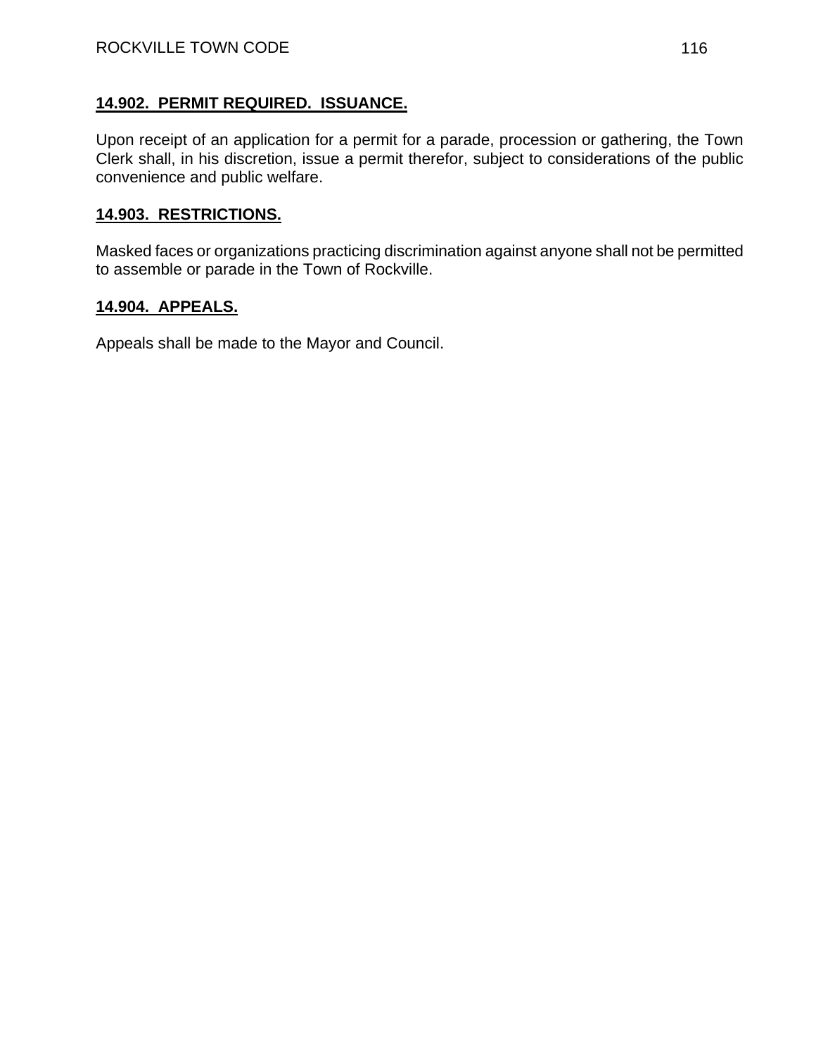## 14.902. PERMIT REQUIRED. ISSUANCE.

Upon receipt of an application for a permit for a parade, procession or gathering, the Town Clerk shall, in his discretion, issue a permit therefor, subject to considerations of the public convenience and public welfare.

## 14.903. RESTRICTIONS.

Masked faces or organizations practicing discrimination against anyone shall not be permitted to assemble or parade in the Town of Rockville.

## 14.904. APPEALS.

Appeals shall be made to the Mayor and Council.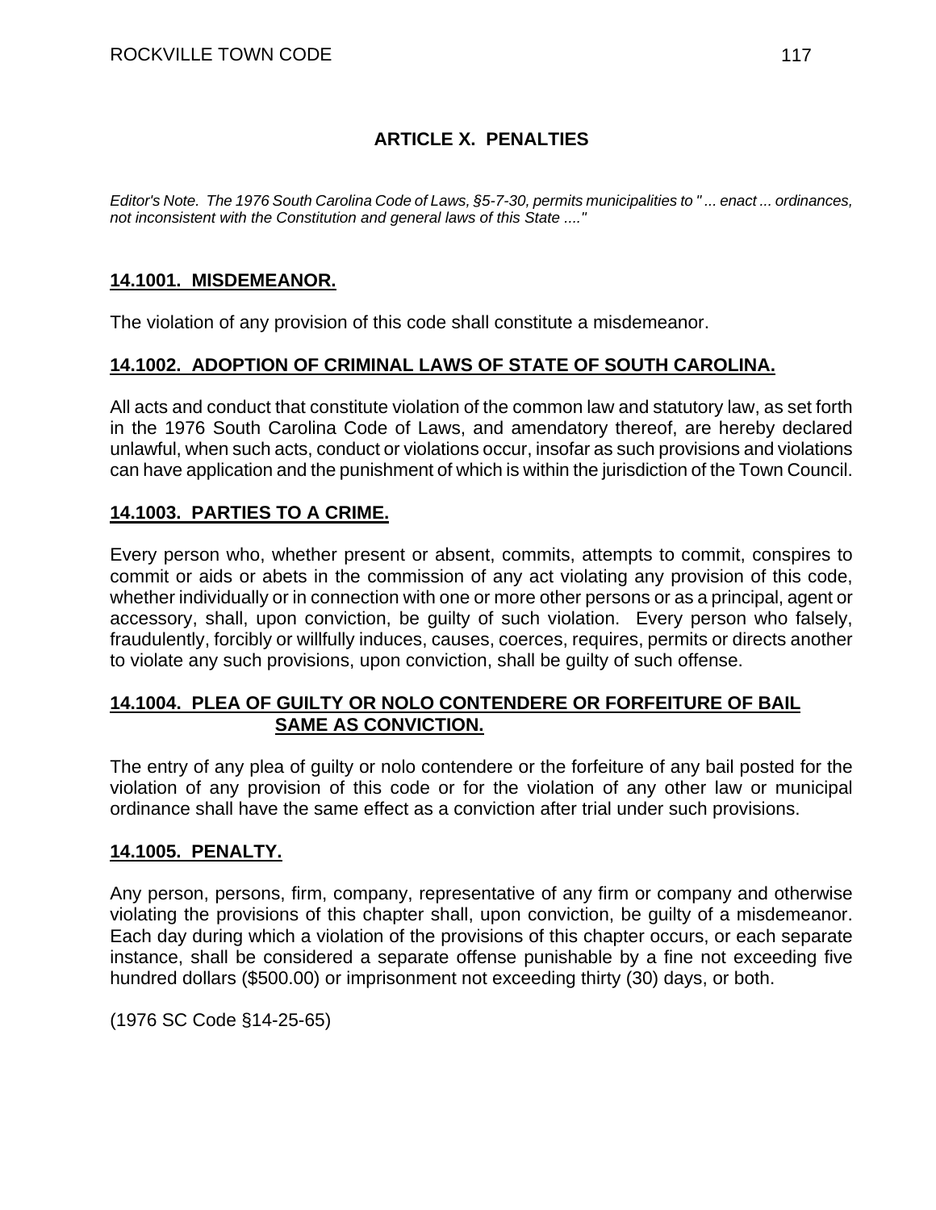# ARTICLE X. PENALTIES

*Editor's Note. The 1976 South Carolina Code of Laws, §5-7-30, permits municipalities to " ... enact ... ordinances, not inconsistent with the Constitution and general laws of this State ...."*

## 14.1001. MISDEMEANOR.

The violation of any provision of this code shall constitute a misdemeanor.

## 14.1002. ADOPTION OF CRIMINAL LAWS OF STATE OF SOUTH CAROLINA.

All acts and conduct that constitute violation of the common law and statutory law, as set forth in the 1976 South Carolina Code of Laws, and amendatory thereof, are hereby declared unlawful, when such acts, conduct or violations occur, insofar as such provisions and violations can have application and the punishment of which is within the jurisdiction of the Town Council.

## 14.1003. PARTIES TO A CRIME.

Every person who, whether present or absent, commits, attempts to commit, conspires to commit or aids or abets in the commission of any act violating any provision of this code, whether individually or in connection with one or more other persons or as a principal, agent or accessory, shall, upon conviction, be guilty of such violation. Every person who falsely, fraudulently, forcibly or willfully induces, causes, coerces, requires, permits or directs another to violate any such provisions, upon conviction, shall be guilty of such offense.

## 14.1004. PLEA OF GUILTY OR NOLO CONTENDERE OR FORFEITURE OF BAIL SAME AS CONVICTION.

The entry of any plea of guilty or nolo contendere or the forfeiture of any bail posted for the violation of any provision of this code or for the violation of any other law or municipal ordinance shall have the same effect as a conviction after trial under such provisions.

## 14.1005. PENALTY.

Any person, persons, firm, company, representative of any firm or company and otherwise violating the provisions of this chapter shall, upon conviction, be guilty of a misdemeanor. Each day during which a violation of the provisions of this chapter occurs, or each separate instance, shall be considered a separate offense punishable by a fine not exceeding five hundred dollars ($500.00) or imprisonment not exceeding thirty (30) days, or both.

(1976 SC Code §14-25-65)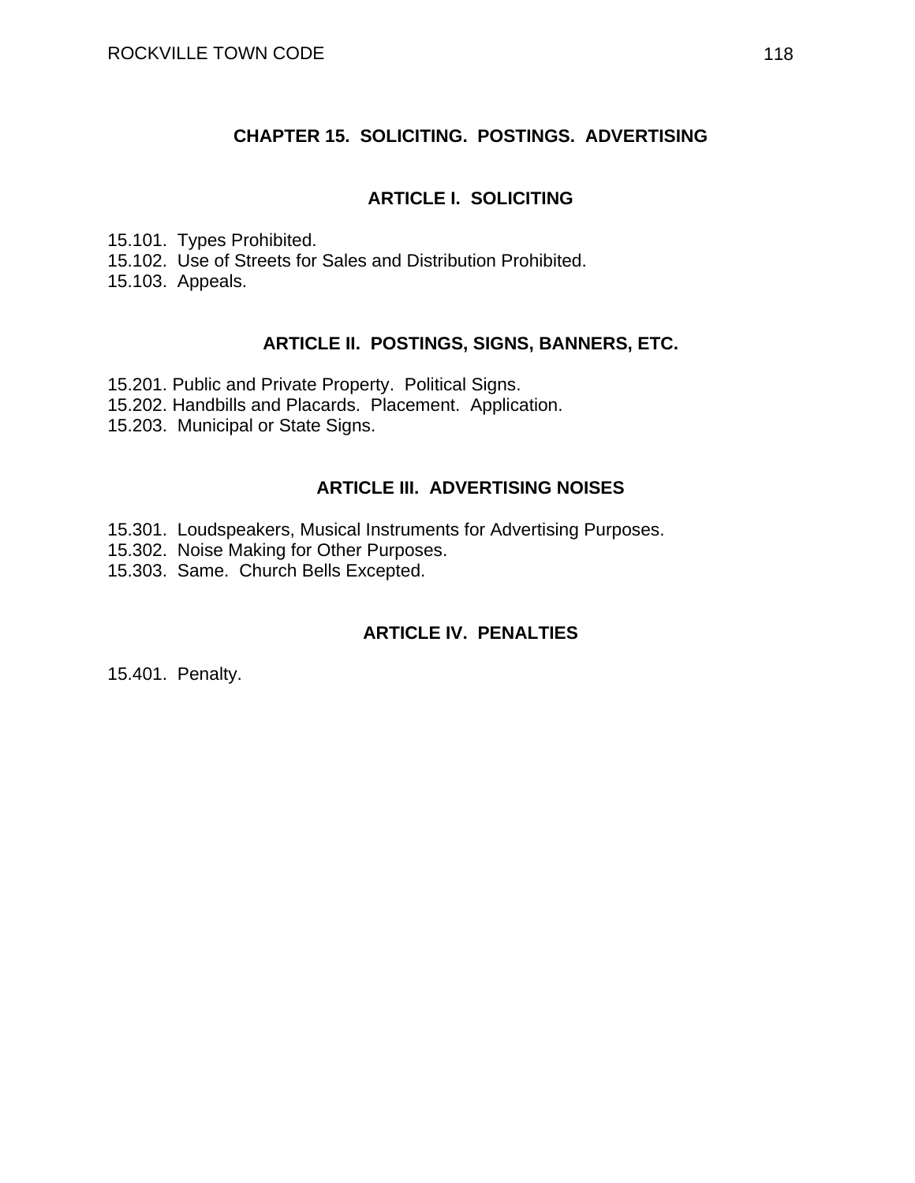# CHAPTER 15. SOLICITING. POSTINGS. ADVERTISING

## ARTICLE I. SOLICITING

15.101. Types Prohibited.
15.102. Use of Streets for Sales and Distribution Prohibited.
15.103. Appeals.

## ARTICLE II. POSTINGS, SIGNS, BANNERS, ETC.

15.201. Public and Private Property. Political Signs.
15.202. Handbills and Placards. Placement. Application.
15.203. Municipal or State Signs.

## ARTICLE III. ADVERTISING NOISES

15.301. Loudspeakers, Musical Instruments for Advertising Purposes.
15.302. Noise Making for Other Purposes.
15.303. Same. Church Bells Excepted.

## ARTICLE IV. PENALTIES

15.401. Penalty.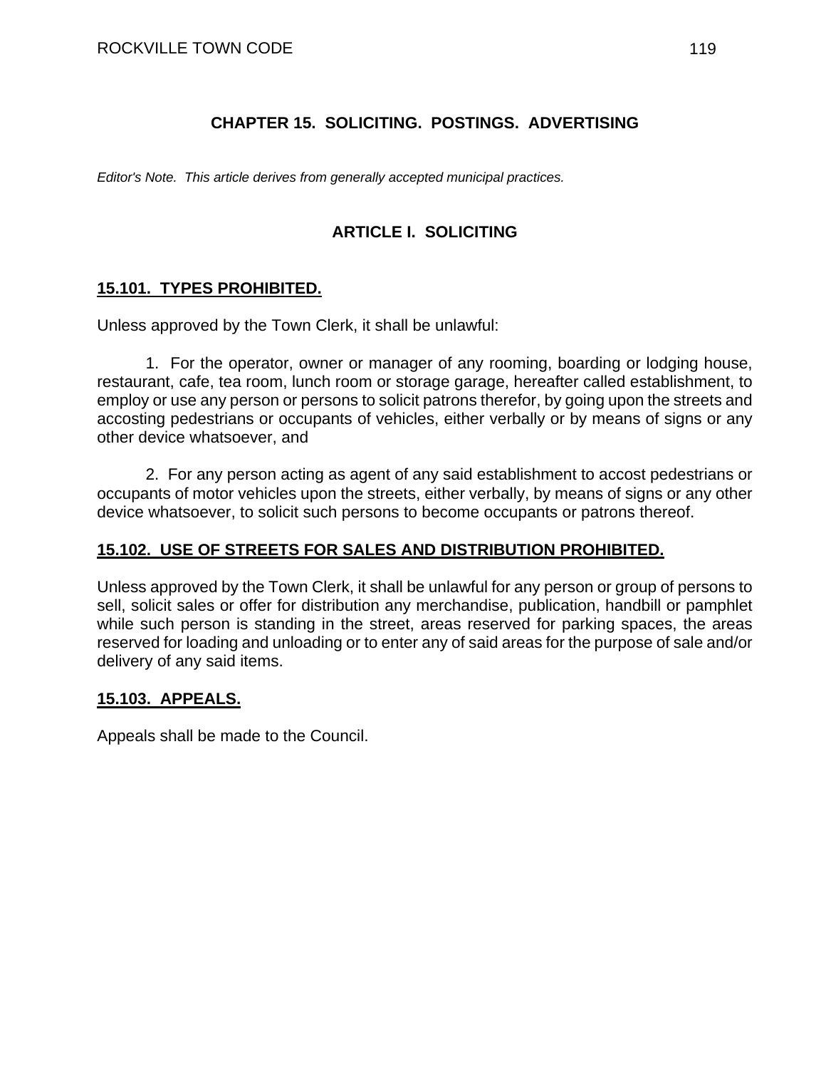# CHAPTER 15. SOLICITING. POSTINGS. ADVERTISING

*Editor's Note. This article derives from generally accepted municipal practices.*

## ARTICLE I. SOLICITING

### 15.101. TYPES PROHIBITED.

Unless approved by the Town Clerk, it shall be unlawful:

1. For the operator, owner or manager of any rooming, boarding or lodging house, restaurant, cafe, tea room, lunch room or storage garage, hereafter called establishment, to employ or use any person or persons to solicit patrons therefor, by going upon the streets and accosting pedestrians or occupants of vehicles, either verbally or by means of signs or any other device whatsoever, and

2. For any person acting as agent of any said establishment to accost pedestrians or occupants of motor vehicles upon the streets, either verbally, by means of signs or any other device whatsoever, to solicit such persons to become occupants or patrons thereof.

### 15.102. USE OF STREETS FOR SALES AND DISTRIBUTION PROHIBITED.

Unless approved by the Town Clerk, it shall be unlawful for any person or group of persons to sell, solicit sales or offer for distribution any merchandise, publication, handbill or pamphlet while such person is standing in the street, areas reserved for parking spaces, the areas reserved for loading and unloading or to enter any of said areas for the purpose of sale and/or delivery of any said items.

### 15.103. APPEALS.

Appeals shall be made to the Council.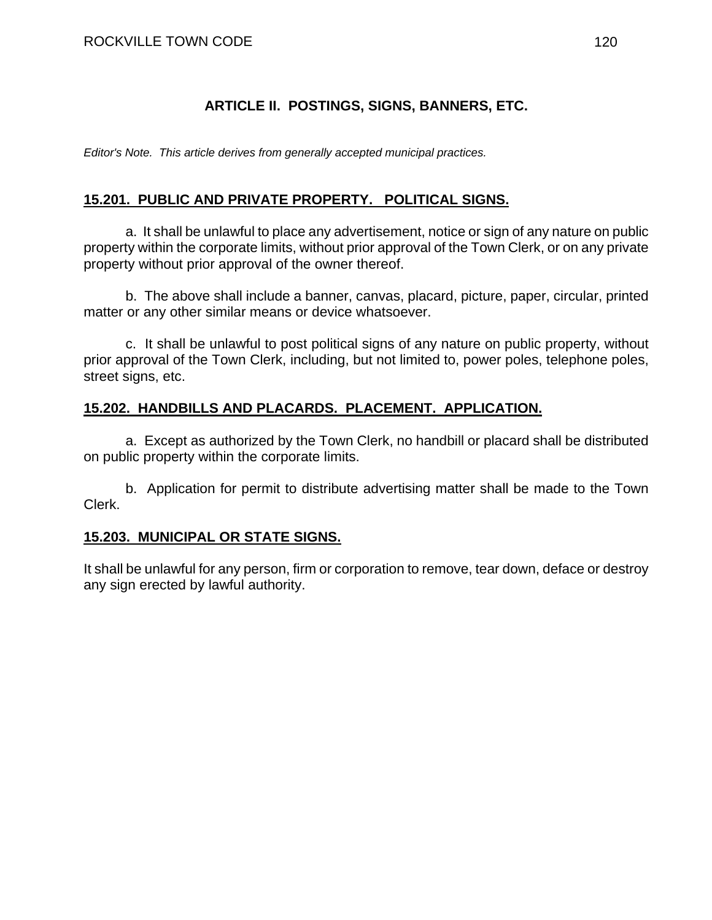## ARTICLE II. POSTINGS, SIGNS, BANNERS, ETC.

*Editor's Note. This article derives from generally accepted municipal practices.*

### 15.201. PUBLIC AND PRIVATE PROPERTY. POLITICAL SIGNS.

a. It shall be unlawful to place any advertisement, notice or sign of any nature on public property within the corporate limits, without prior approval of the Town Clerk, or on any private property without prior approval of the owner thereof.

b. The above shall include a banner, canvas, placard, picture, paper, circular, printed matter or any other similar means or device whatsoever.

c. It shall be unlawful to post political signs of any nature on public property, without prior approval of the Town Clerk, including, but not limited to, power poles, telephone poles, street signs, etc.

### 15.202. HANDBILLS AND PLACARDS. PLACEMENT. APPLICATION.

a. Except as authorized by the Town Clerk, no handbill or placard shall be distributed on public property within the corporate limits.

b. Application for permit to distribute advertising matter shall be made to the Town Clerk.

### 15.203. MUNICIPAL OR STATE SIGNS.

It shall be unlawful for any person, firm or corporation to remove, tear down, deface or destroy any sign erected by lawful authority.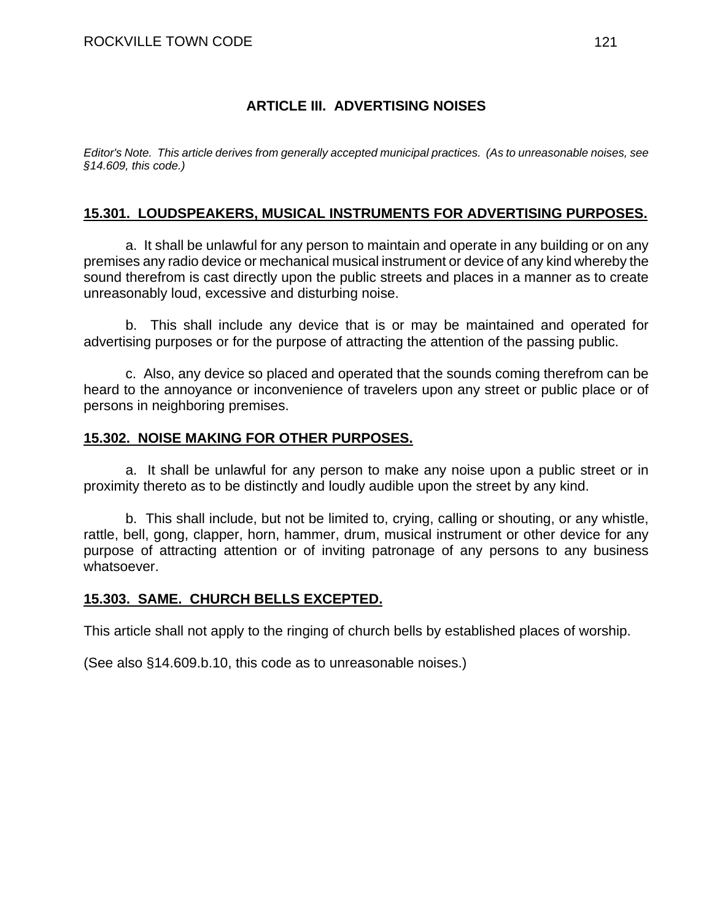## ARTICLE III. ADVERTISING NOISES

*Editor's Note. This article derives from generally accepted municipal practices. (As to unreasonable noises, see §14.609, this code.)*

### 15.301. LOUDSPEAKERS, MUSICAL INSTRUMENTS FOR ADVERTISING PURPOSES.

a. It shall be unlawful for any person to maintain and operate in any building or on any premises any radio device or mechanical musical instrument or device of any kind whereby the sound therefrom is cast directly upon the public streets and places in a manner as to create unreasonably loud, excessive and disturbing noise.

b. This shall include any device that is or may be maintained and operated for advertising purposes or for the purpose of attracting the attention of the passing public.

c. Also, any device so placed and operated that the sounds coming therefrom can be heard to the annoyance or inconvenience of travelers upon any street or public place or of persons in neighboring premises.

### 15.302. NOISE MAKING FOR OTHER PURPOSES.

a. It shall be unlawful for any person to make any noise upon a public street or in proximity thereto as to be distinctly and loudly audible upon the street by any kind.

b. This shall include, but not be limited to, crying, calling or shouting, or any whistle, rattle, bell, gong, clapper, horn, hammer, drum, musical instrument or other device for any purpose of attracting attention or of inviting patronage of any persons to any business whatsoever.

### 15.303. SAME. CHURCH BELLS EXCEPTED.

This article shall not apply to the ringing of church bells by established places of worship.

(See also §14.609.b.10, this code as to unreasonable noises.)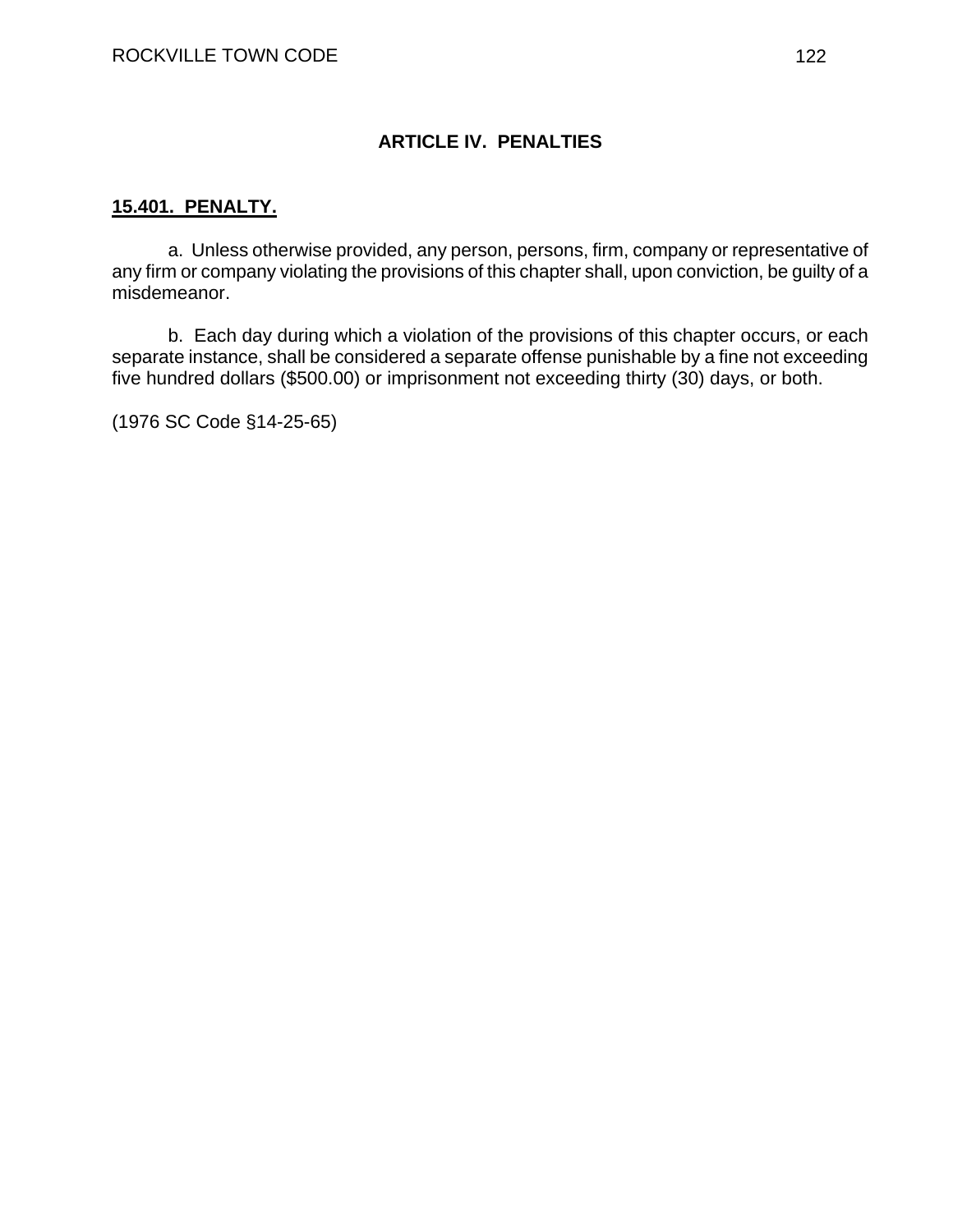## ARTICLE IV. PENALTIES

### 15.401. PENALTY.

a. Unless otherwise provided, any person, persons, firm, company or representative of any firm or company violating the provisions of this chapter shall, upon conviction, be guilty of a misdemeanor.

b. Each day during which a violation of the provisions of this chapter occurs, or each separate instance, shall be considered a separate offense punishable by a fine not exceeding five hundred dollars ($500.00) or imprisonment not exceeding thirty (30) days, or both.

(1976 SC Code §14-25-65)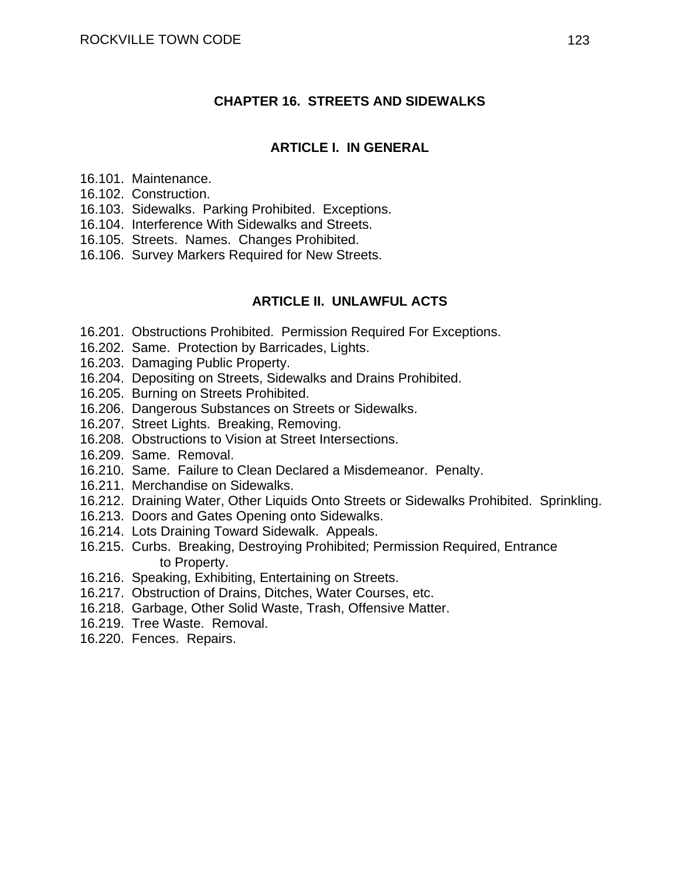# CHAPTER 16. STREETS AND SIDEWALKS

## ARTICLE I. IN GENERAL

16.101. Maintenance.
16.102. Construction.
16.103. Sidewalks. Parking Prohibited. Exceptions.
16.104. Interference With Sidewalks and Streets.
16.105. Streets. Names. Changes Prohibited.
16.106. Survey Markers Required for New Streets.

## ARTICLE II. UNLAWFUL ACTS

16.201. Obstructions Prohibited. Permission Required For Exceptions.
16.202. Same. Protection by Barricades, Lights.
16.203. Damaging Public Property.
16.204. Depositing on Streets, Sidewalks and Drains Prohibited.
16.205. Burning on Streets Prohibited.
16.206. Dangerous Substances on Streets or Sidewalks.
16.207. Street Lights. Breaking, Removing.
16.208. Obstructions to Vision at Street Intersections.
16.209. Same. Removal.
16.210. Same. Failure to Clean Declared a Misdemeanor. Penalty.
16.211. Merchandise on Sidewalks.
16.212. Draining Water, Other Liquids Onto Streets or Sidewalks Prohibited. Sprinkling.
16.213. Doors and Gates Opening onto Sidewalks.
16.214. Lots Draining Toward Sidewalk. Appeals.
16.215. Curbs. Breaking, Destroying Prohibited; Permission Required, Entrance to Property.
16.216. Speaking, Exhibiting, Entertaining on Streets.
16.217. Obstruction of Drains, Ditches, Water Courses, etc.
16.218. Garbage, Other Solid Waste, Trash, Offensive Matter.
16.219. Tree Waste. Removal.
16.220. Fences. Repairs.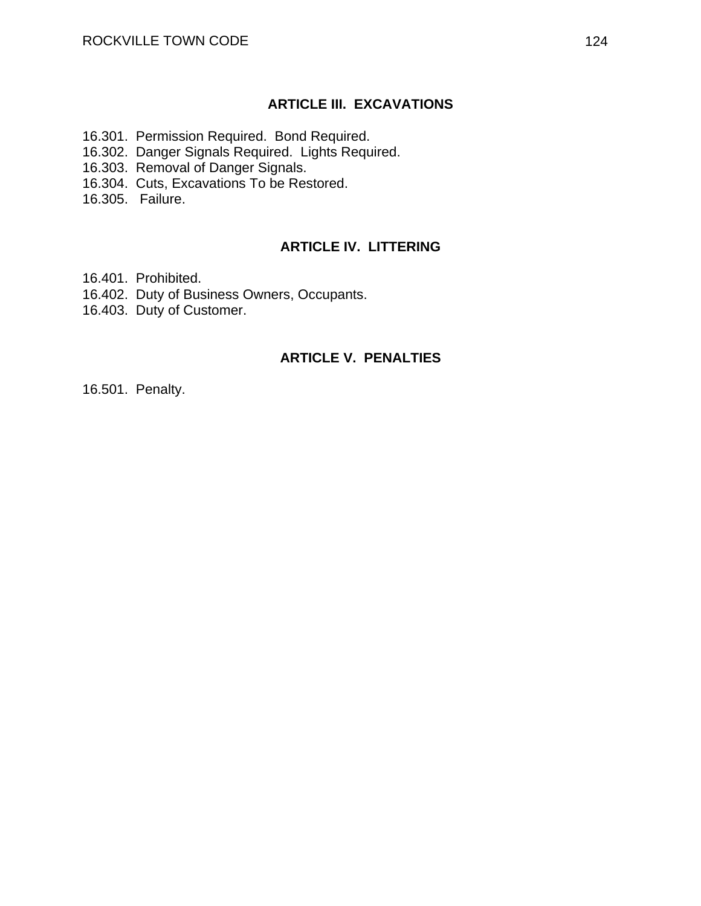## ARTICLE III. EXCAVATIONS

16.301. Permission Required. Bond Required.
16.302. Danger Signals Required. Lights Required.
16.303. Removal of Danger Signals.
16.304. Cuts, Excavations To be Restored.
16.305. Failure.

## ARTICLE IV. LITTERING

16.401. Prohibited.
16.402. Duty of Business Owners, Occupants.
16.403. Duty of Customer.

## ARTICLE V. PENALTIES

16.501. Penalty.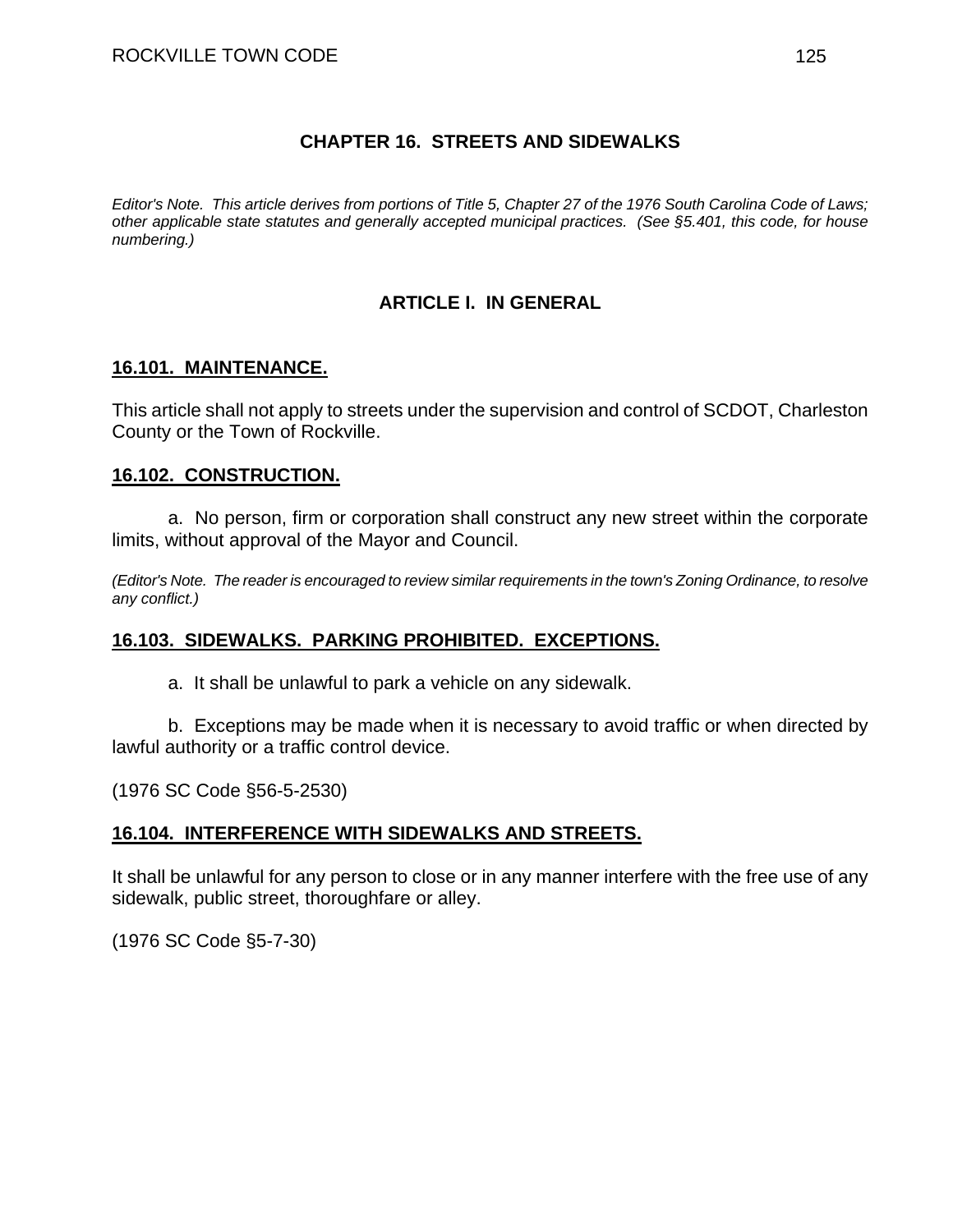# CHAPTER 16. STREETS AND SIDEWALKS

*Editor's Note. This article derives from portions of Title 5, Chapter 27 of the 1976 South Carolina Code of Laws; other applicable state statutes and generally accepted municipal practices. (See §5.401, this code, for house numbering.)*

## ARTICLE I. IN GENERAL

### 16.101. MAINTENANCE.

This article shall not apply to streets under the supervision and control of SCDOT, Charleston County or the Town of Rockville.

### 16.102. CONSTRUCTION.

a. No person, firm or corporation shall construct any new street within the corporate limits, without approval of the Mayor and Council.

*(Editor's Note. The reader is encouraged to review similar requirements in the town's Zoning Ordinance, to resolve any conflict.)*

### 16.103. SIDEWALKS. PARKING PROHIBITED. EXCEPTIONS.

a. It shall be unlawful to park a vehicle on any sidewalk.

b. Exceptions may be made when it is necessary to avoid traffic or when directed by lawful authority or a traffic control device.

(1976 SC Code §56-5-2530)

### 16.104. INTERFERENCE WITH SIDEWALKS AND STREETS.

It shall be unlawful for any person to close or in any manner interfere with the free use of any sidewalk, public street, thoroughfare or alley.

(1976 SC Code §5-7-30)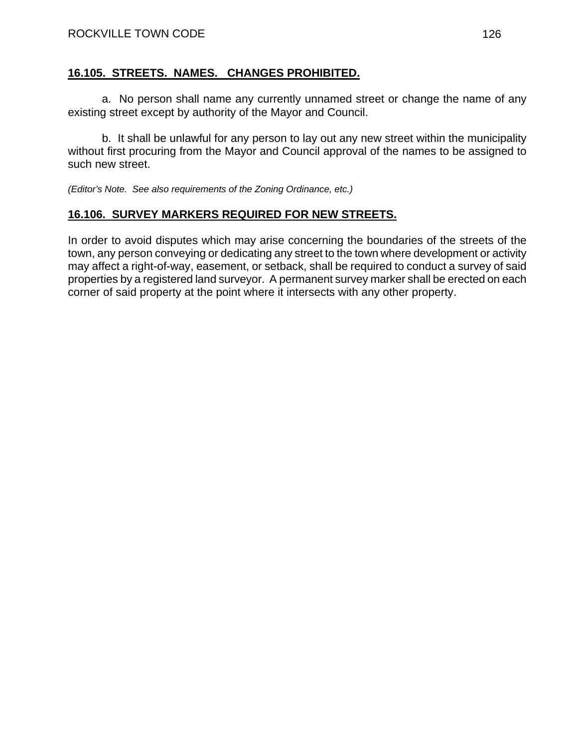**16.105. STREETS. NAMES. CHANGES PROHIBITED.**

a. No person shall name any currently unnamed street or change the name of any existing street except by authority of the Mayor and Council.

b. It shall be unlawful for any person to lay out any new street within the municipality without first procuring from the Mayor and Council approval of the names to be assigned to such new street.

*(Editor's Note. See also requirements of the Zoning Ordinance, etc.)*

**16.106. SURVEY MARKERS REQUIRED FOR NEW STREETS.**

In order to avoid disputes which may arise concerning the boundaries of the streets of the town, any person conveying or dedicating any street to the town where development or activity may affect a right-of-way, easement, or setback, shall be required to conduct a survey of said properties by a registered land surveyor. A permanent survey marker shall be erected on each corner of said property at the point where it intersects with any other property.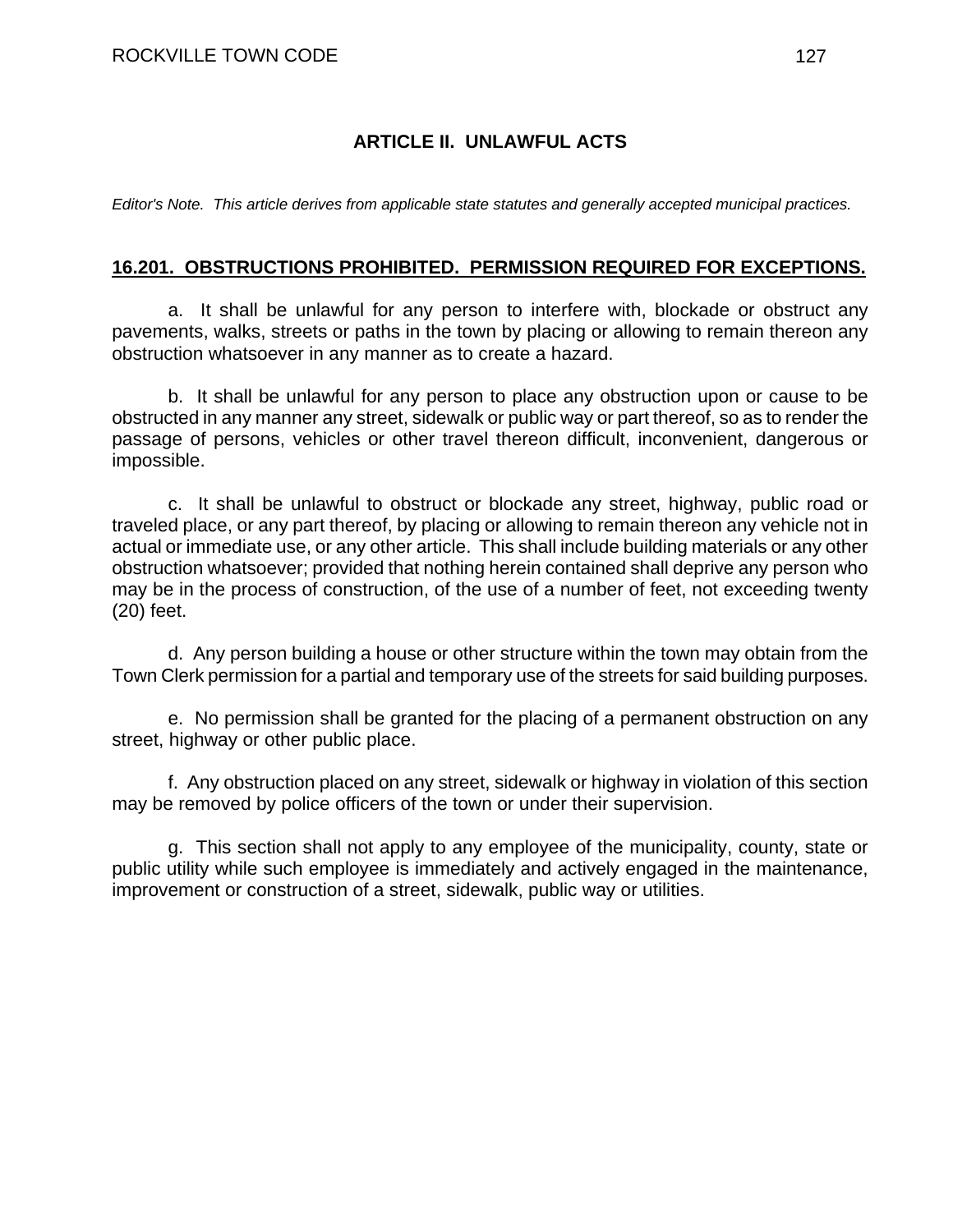## ARTICLE II. UNLAWFUL ACTS

*Editor's Note. This article derives from applicable state statutes and generally accepted municipal practices.*

### 16.201. OBSTRUCTIONS PROHIBITED. PERMISSION REQUIRED FOR EXCEPTIONS.

a. It shall be unlawful for any person to interfere with, blockade or obstruct any pavements, walks, streets or paths in the town by placing or allowing to remain thereon any obstruction whatsoever in any manner as to create a hazard.

b. It shall be unlawful for any person to place any obstruction upon or cause to be obstructed in any manner any street, sidewalk or public way or part thereof, so as to render the passage of persons, vehicles or other travel thereon difficult, inconvenient, dangerous or impossible.

c. It shall be unlawful to obstruct or blockade any street, highway, public road or traveled place, or any part thereof, by placing or allowing to remain thereon any vehicle not in actual or immediate use, or any other article. This shall include building materials or any other obstruction whatsoever; provided that nothing herein contained shall deprive any person who may be in the process of construction, of the use of a number of feet, not exceeding twenty (20) feet.

d. Any person building a house or other structure within the town may obtain from the Town Clerk permission for a partial and temporary use of the streets for said building purposes.

e. No permission shall be granted for the placing of a permanent obstruction on any street, highway or other public place.

f. Any obstruction placed on any street, sidewalk or highway in violation of this section may be removed by police officers of the town or under their supervision.

g. This section shall not apply to any employee of the municipality, county, state or public utility while such employee is immediately and actively engaged in the maintenance, improvement or construction of a street, sidewalk, public way or utilities.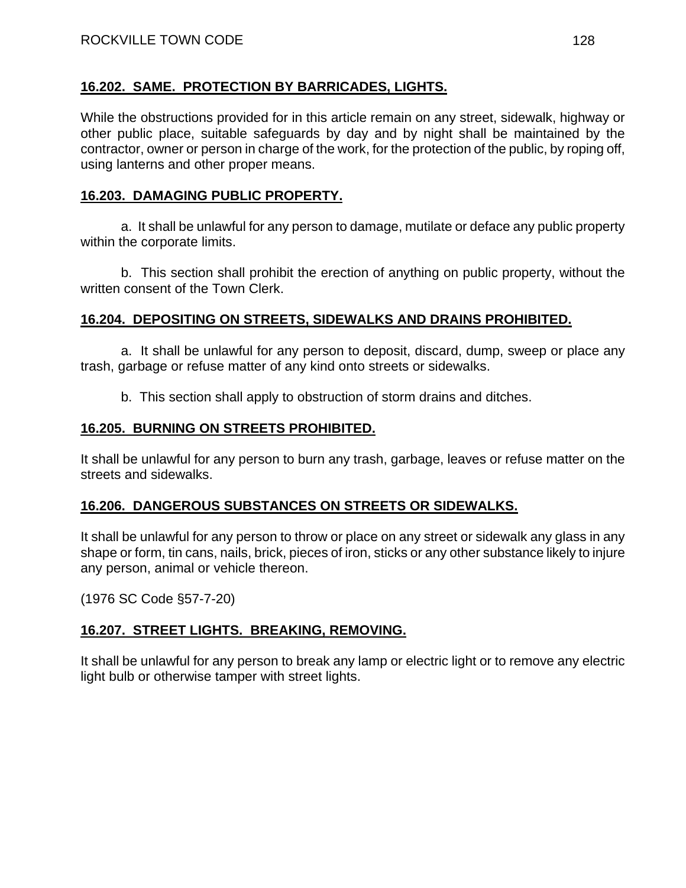## 16.202. SAME. PROTECTION BY BARRICADES, LIGHTS.

While the obstructions provided for in this article remain on any street, sidewalk, highway or other public place, suitable safeguards by day and by night shall be maintained by the contractor, owner or person in charge of the work, for the protection of the public, by roping off, using lanterns and other proper means.

## 16.203. DAMAGING PUBLIC PROPERTY.

a. It shall be unlawful for any person to damage, mutilate or deface any public property within the corporate limits.

b. This section shall prohibit the erection of anything on public property, without the written consent of the Town Clerk.

## 16.204. DEPOSITING ON STREETS, SIDEWALKS AND DRAINS PROHIBITED.

a. It shall be unlawful for any person to deposit, discard, dump, sweep or place any trash, garbage or refuse matter of any kind onto streets or sidewalks.

b. This section shall apply to obstruction of storm drains and ditches.

## 16.205. BURNING ON STREETS PROHIBITED.

It shall be unlawful for any person to burn any trash, garbage, leaves or refuse matter on the streets and sidewalks.

## 16.206. DANGEROUS SUBSTANCES ON STREETS OR SIDEWALKS.

It shall be unlawful for any person to throw or place on any street or sidewalk any glass in any shape or form, tin cans, nails, brick, pieces of iron, sticks or any other substance likely to injure any person, animal or vehicle thereon.

(1976 SC Code §57-7-20)

## 16.207. STREET LIGHTS. BREAKING, REMOVING.

It shall be unlawful for any person to break any lamp or electric light or to remove any electric light bulb or otherwise tamper with street lights.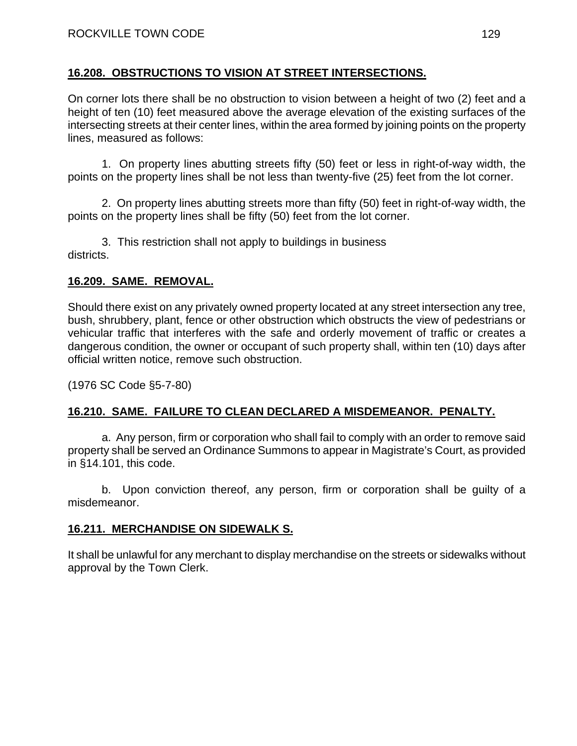## 16.208. OBSTRUCTIONS TO VISION AT STREET INTERSECTIONS.

On corner lots there shall be no obstruction to vision between a height of two (2) feet and a height of ten (10) feet measured above the average elevation of the existing surfaces of the intersecting streets at their center lines, within the area formed by joining points on the property lines, measured as follows:

1. On property lines abutting streets fifty (50) feet or less in right-of-way width, the points on the property lines shall be not less than twenty-five (25) feet from the lot corner.

2. On property lines abutting streets more than fifty (50) feet in right-of-way width, the points on the property lines shall be fifty (50) feet from the lot corner.

3. This restriction shall not apply to buildings in business districts.

## 16.209. SAME. REMOVAL.

Should there exist on any privately owned property located at any street intersection any tree, bush, shrubbery, plant, fence or other obstruction which obstructs the view of pedestrians or vehicular traffic that interferes with the safe and orderly movement of traffic or creates a dangerous condition, the owner or occupant of such property shall, within ten (10) days after official written notice, remove such obstruction.

(1976 SC Code §5-7-80)

## 16.210. SAME. FAILURE TO CLEAN DECLARED A MISDEMEANOR. PENALTY.

a. Any person, firm or corporation who shall fail to comply with an order to remove said property shall be served an Ordinance Summons to appear in Magistrate's Court, as provided in §14.101, this code.

b. Upon conviction thereof, any person, firm or corporation shall be guilty of a misdemeanor.

## 16.211. MERCHANDISE ON SIDEWALK S.

It shall be unlawful for any merchant to display merchandise on the streets or sidewalks without approval by the Town Clerk.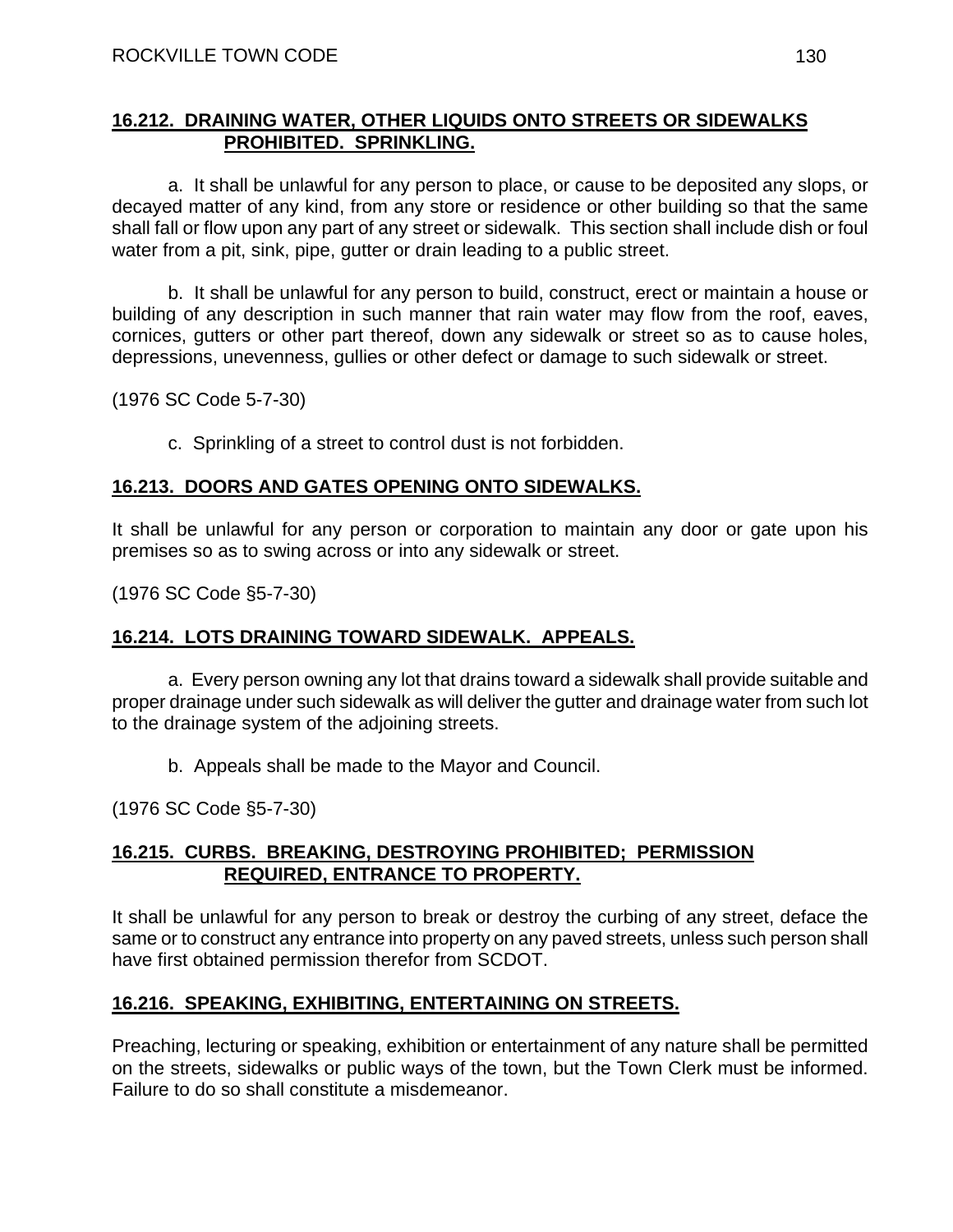## 16.212. DRAINING WATER, OTHER LIQUIDS ONTO STREETS OR SIDEWALKS PROHIBITED. SPRINKLING.

a. It shall be unlawful for any person to place, or cause to be deposited any slops, or decayed matter of any kind, from any store or residence or other building so that the same shall fall or flow upon any part of any street or sidewalk. This section shall include dish or foul water from a pit, sink, pipe, gutter or drain leading to a public street.

b. It shall be unlawful for any person to build, construct, erect or maintain a house or building of any description in such manner that rain water may flow from the roof, eaves, cornices, gutters or other part thereof, down any sidewalk or street so as to cause holes, depressions, unevenness, gullies or other defect or damage to such sidewalk or street.

(1976 SC Code 5-7-30)

c. Sprinkling of a street to control dust is not forbidden.

## 16.213. DOORS AND GATES OPENING ONTO SIDEWALKS.

It shall be unlawful for any person or corporation to maintain any door or gate upon his premises so as to swing across or into any sidewalk or street.

(1976 SC Code §5-7-30)

## 16.214. LOTS DRAINING TOWARD SIDEWALK. APPEALS.

a. Every person owning any lot that drains toward a sidewalk shall provide suitable and proper drainage under such sidewalk as will deliver the gutter and drainage water from such lot to the drainage system of the adjoining streets.

b. Appeals shall be made to the Mayor and Council.

(1976 SC Code §5-7-30)

## 16.215. CURBS. BREAKING, DESTROYING PROHIBITED; PERMISSION REQUIRED, ENTRANCE TO PROPERTY.

It shall be unlawful for any person to break or destroy the curbing of any street, deface the same or to construct any entrance into property on any paved streets, unless such person shall have first obtained permission therefor from SCDOT.

## 16.216. SPEAKING, EXHIBITING, ENTERTAINING ON STREETS.

Preaching, lecturing or speaking, exhibition or entertainment of any nature shall be permitted on the streets, sidewalks or public ways of the town, but the Town Clerk must be informed. Failure to do so shall constitute a misdemeanor.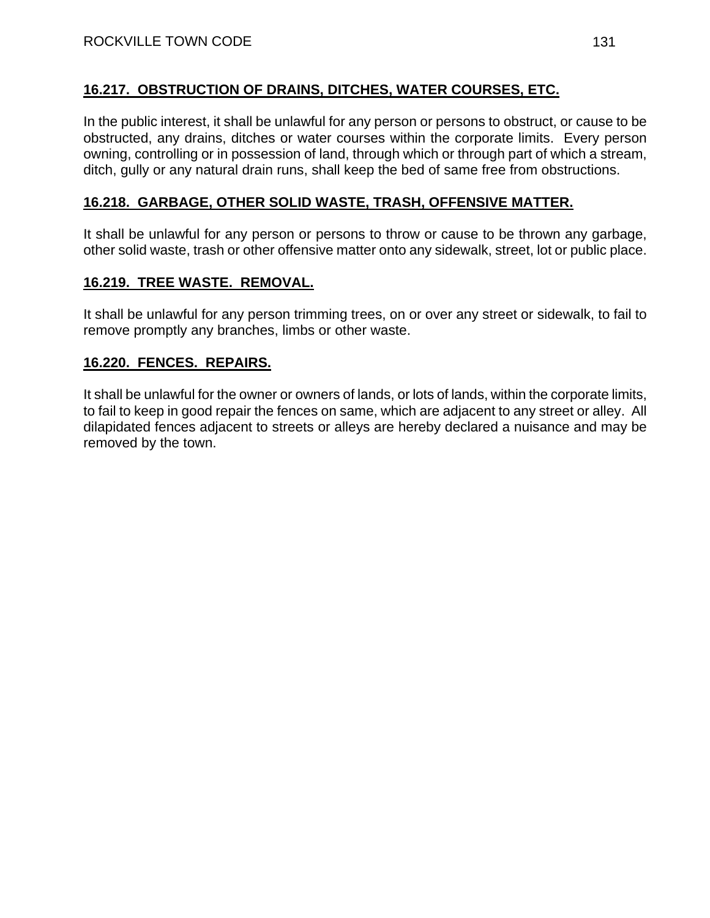## 16.217. OBSTRUCTION OF DRAINS, DITCHES, WATER COURSES, ETC.

In the public interest, it shall be unlawful for any person or persons to obstruct, or cause to be obstructed, any drains, ditches or water courses within the corporate limits. Every person owning, controlling or in possession of land, through which or through part of which a stream, ditch, gully or any natural drain runs, shall keep the bed of same free from obstructions.

## 16.218. GARBAGE, OTHER SOLID WASTE, TRASH, OFFENSIVE MATTER.

It shall be unlawful for any person or persons to throw or cause to be thrown any garbage, other solid waste, trash or other offensive matter onto any sidewalk, street, lot or public place.

## 16.219. TREE WASTE. REMOVAL.

It shall be unlawful for any person trimming trees, on or over any street or sidewalk, to fail to remove promptly any branches, limbs or other waste.

## 16.220. FENCES. REPAIRS.

It shall be unlawful for the owner or owners of lands, or lots of lands, within the corporate limits, to fail to keep in good repair the fences on same, which are adjacent to any street or alley. All dilapidated fences adjacent to streets or alleys are hereby declared a nuisance and may be removed by the town.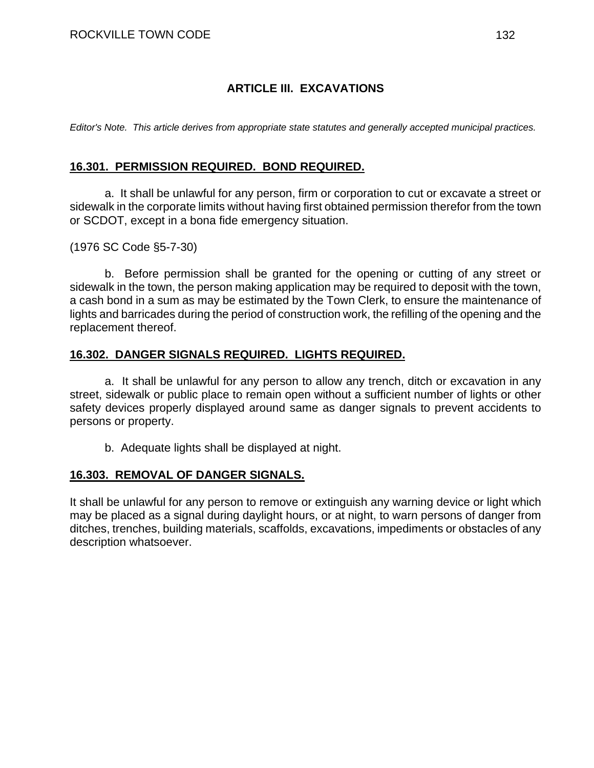## ARTICLE III. EXCAVATIONS

*Editor's Note. This article derives from appropriate state statutes and generally accepted municipal practices.*

### 16.301. PERMISSION REQUIRED. BOND REQUIRED.

a. It shall be unlawful for any person, firm or corporation to cut or excavate a street or sidewalk in the corporate limits without having first obtained permission therefor from the town or SCDOT, except in a bona fide emergency situation.

(1976 SC Code §5-7-30)

b. Before permission shall be granted for the opening or cutting of any street or sidewalk in the town, the person making application may be required to deposit with the town, a cash bond in a sum as may be estimated by the Town Clerk, to ensure the maintenance of lights and barricades during the period of construction work, the refilling of the opening and the replacement thereof.

### 16.302. DANGER SIGNALS REQUIRED. LIGHTS REQUIRED.

a. It shall be unlawful for any person to allow any trench, ditch or excavation in any street, sidewalk or public place to remain open without a sufficient number of lights or other safety devices properly displayed around same as danger signals to prevent accidents to persons or property.

b. Adequate lights shall be displayed at night.

### 16.303. REMOVAL OF DANGER SIGNALS.

It shall be unlawful for any person to remove or extinguish any warning device or light which may be placed as a signal during daylight hours, or at night, to warn persons of danger from ditches, trenches, building materials, scaffolds, excavations, impediments or obstacles of any description whatsoever.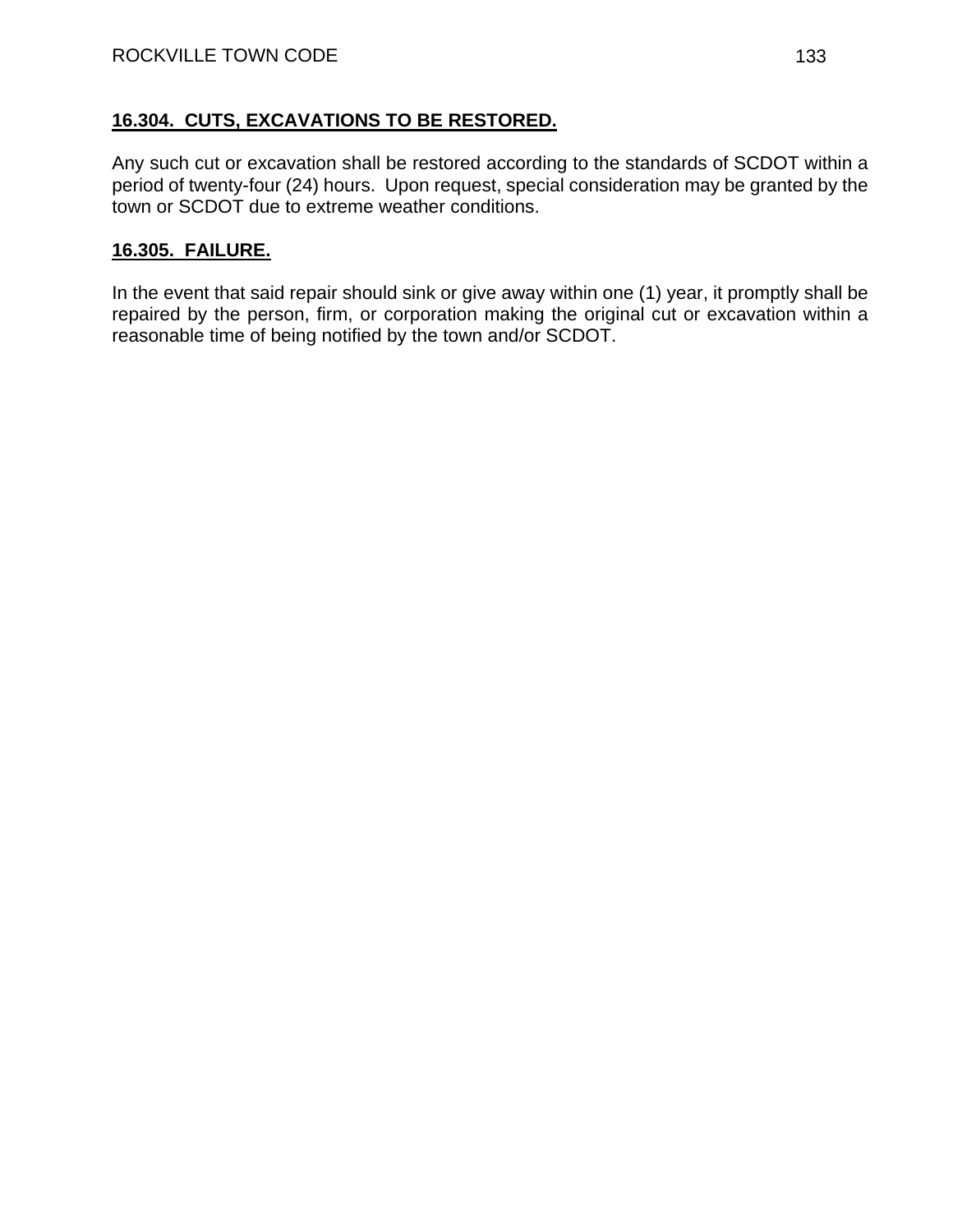## 16.304. CUTS, EXCAVATIONS TO BE RESTORED.

Any such cut or excavation shall be restored according to the standards of SCDOT within a period of twenty-four (24) hours. Upon request, special consideration may be granted by the town or SCDOT due to extreme weather conditions.

## 16.305. FAILURE.

In the event that said repair should sink or give away within one (1) year, it promptly shall be repaired by the person, firm, or corporation making the original cut or excavation within a reasonable time of being notified by the town and/or SCDOT.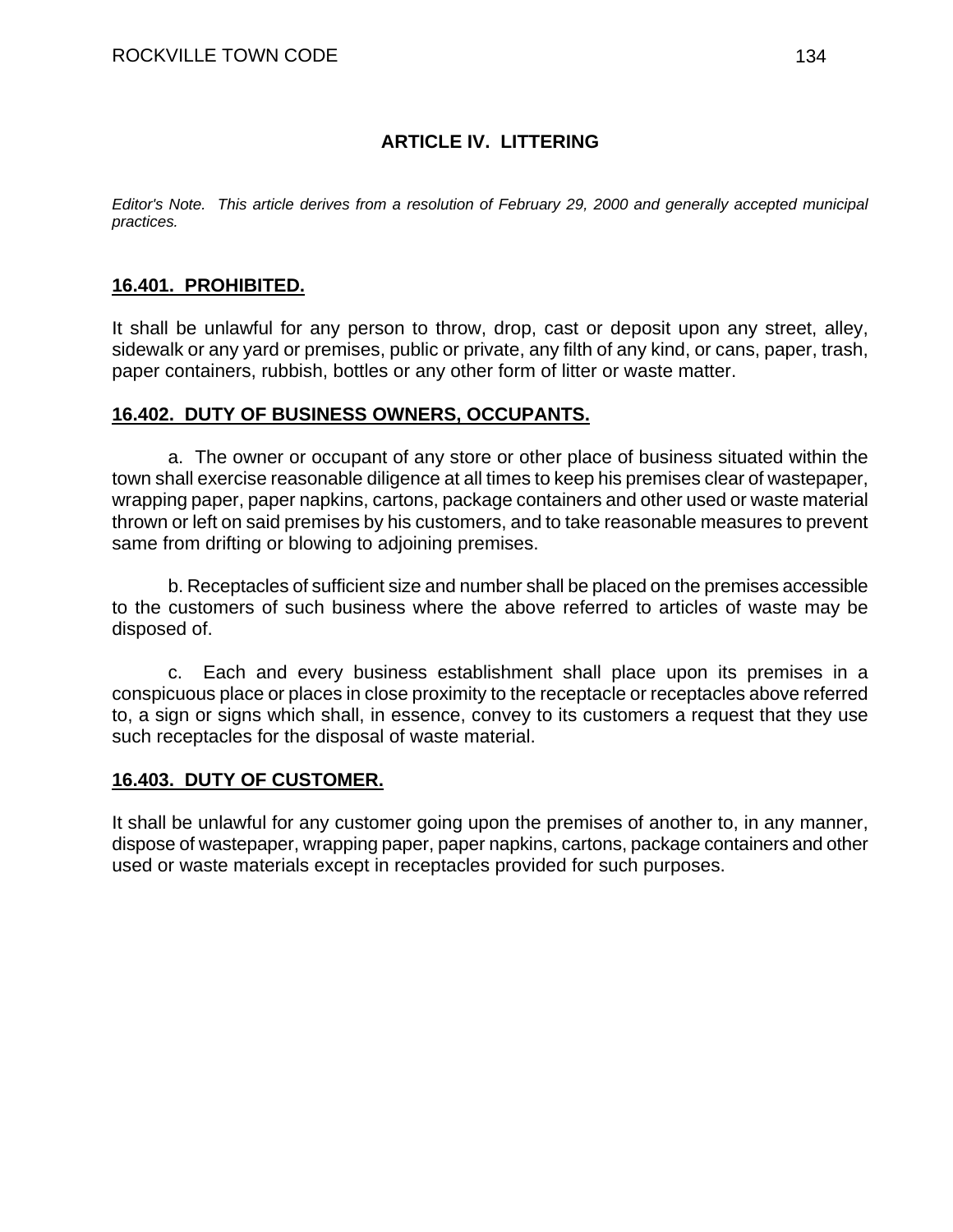## ARTICLE IV. LITTERING

*Editor's Note. This article derives from a resolution of February 29, 2000 and generally accepted municipal practices.*

### 16.401. PROHIBITED.

It shall be unlawful for any person to throw, drop, cast or deposit upon any street, alley, sidewalk or any yard or premises, public or private, any filth of any kind, or cans, paper, trash, paper containers, rubbish, bottles or any other form of litter or waste matter.

### 16.402. DUTY OF BUSINESS OWNERS, OCCUPANTS.

a. The owner or occupant of any store or other place of business situated within the town shall exercise reasonable diligence at all times to keep his premises clear of wastepaper, wrapping paper, paper napkins, cartons, package containers and other used or waste material thrown or left on said premises by his customers, and to take reasonable measures to prevent same from drifting or blowing to adjoining premises.

b. Receptacles of sufficient size and number shall be placed on the premises accessible to the customers of such business where the above referred to articles of waste may be disposed of.

c. Each and every business establishment shall place upon its premises in a conspicuous place or places in close proximity to the receptacle or receptacles above referred to, a sign or signs which shall, in essence, convey to its customers a request that they use such receptacles for the disposal of waste material.

### 16.403. DUTY OF CUSTOMER.

It shall be unlawful for any customer going upon the premises of another to, in any manner, dispose of wastepaper, wrapping paper, paper napkins, cartons, package containers and other used or waste materials except in receptacles provided for such purposes.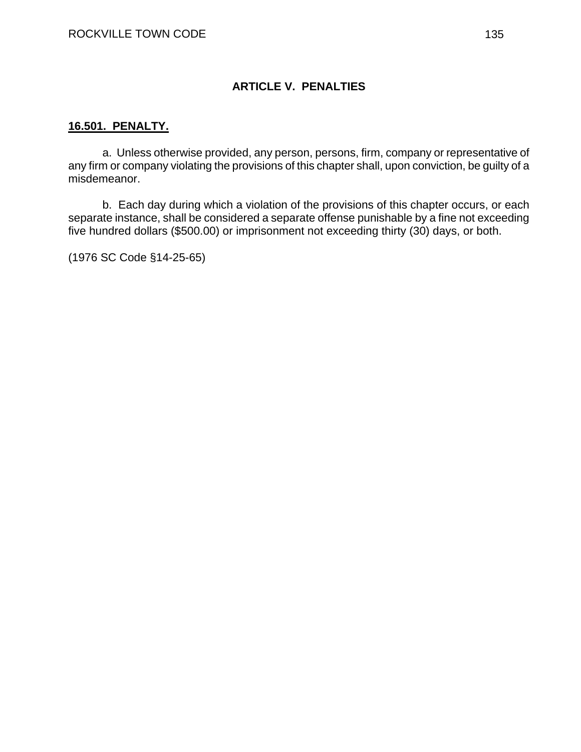## ARTICLE V. PENALTIES

**16.501. PENALTY.**

a. Unless otherwise provided, any person, persons, firm, company or representative of any firm or company violating the provisions of this chapter shall, upon conviction, be guilty of a misdemeanor.

b. Each day during which a violation of the provisions of this chapter occurs, or each separate instance, shall be considered a separate offense punishable by a fine not exceeding five hundred dollars ($500.00) or imprisonment not exceeding thirty (30) days, or both.

(1976 SC Code §14-25-65)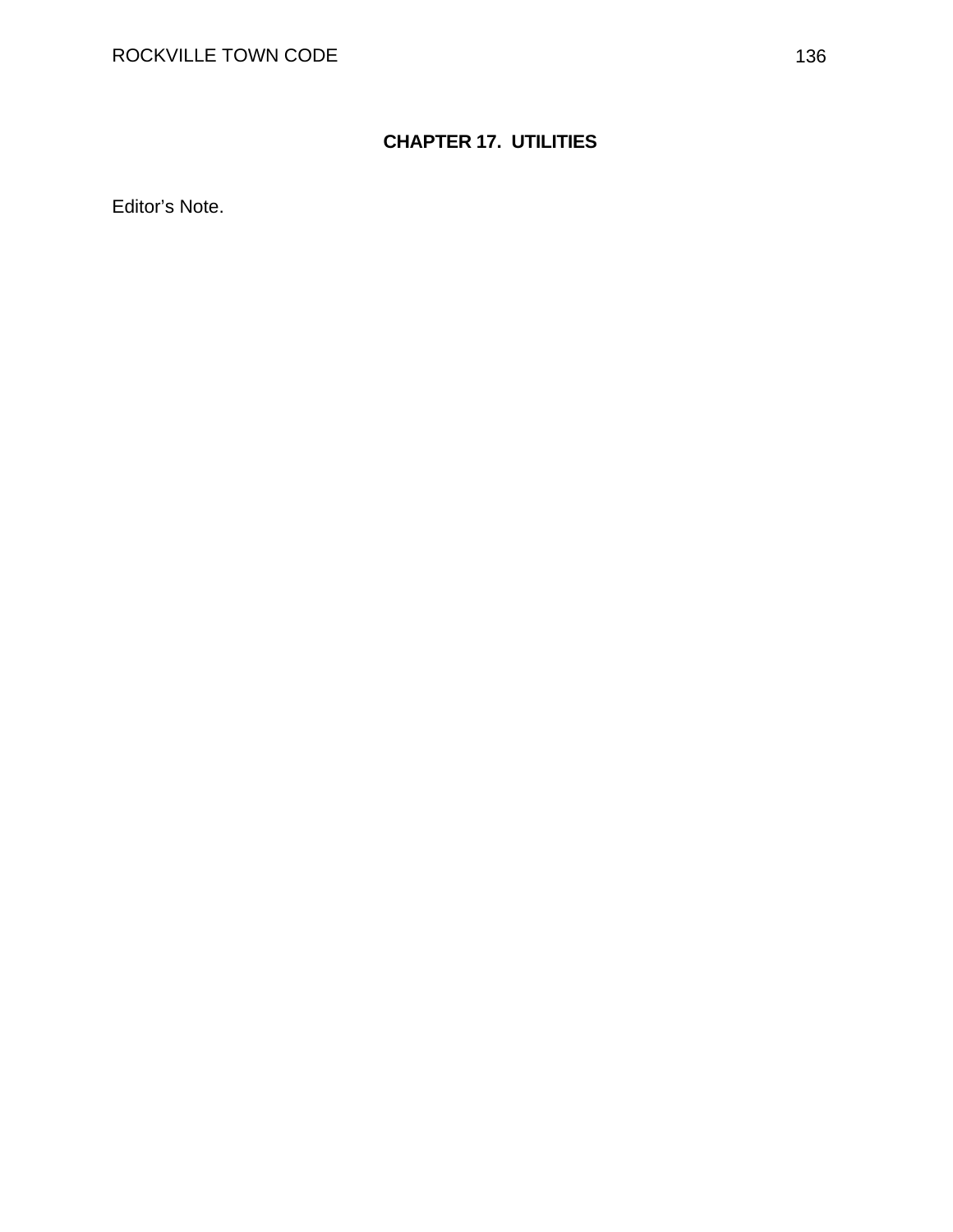# CHAPTER 17. UTILITIES

Editor's Note.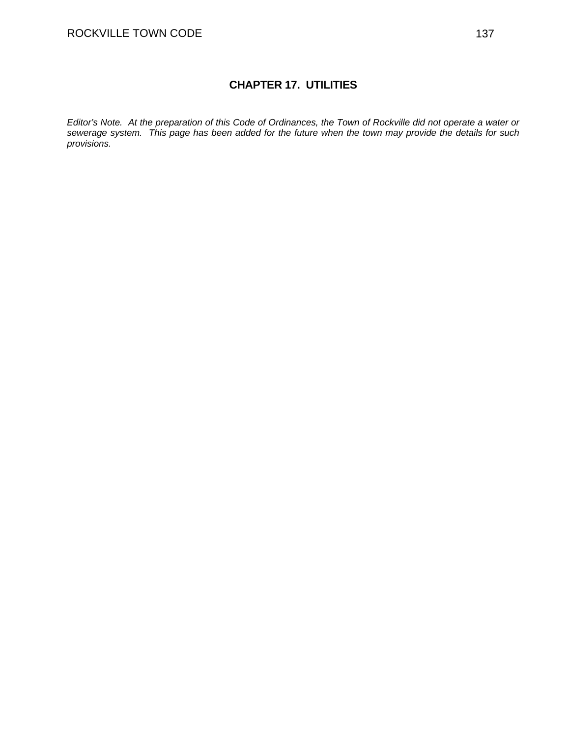# CHAPTER 17. UTILITIES

*Editor's Note. At the preparation of this Code of Ordinances, the Town of Rockville did not operate a water or sewerage system. This page has been added for the future when the town may provide the details for such provisions.*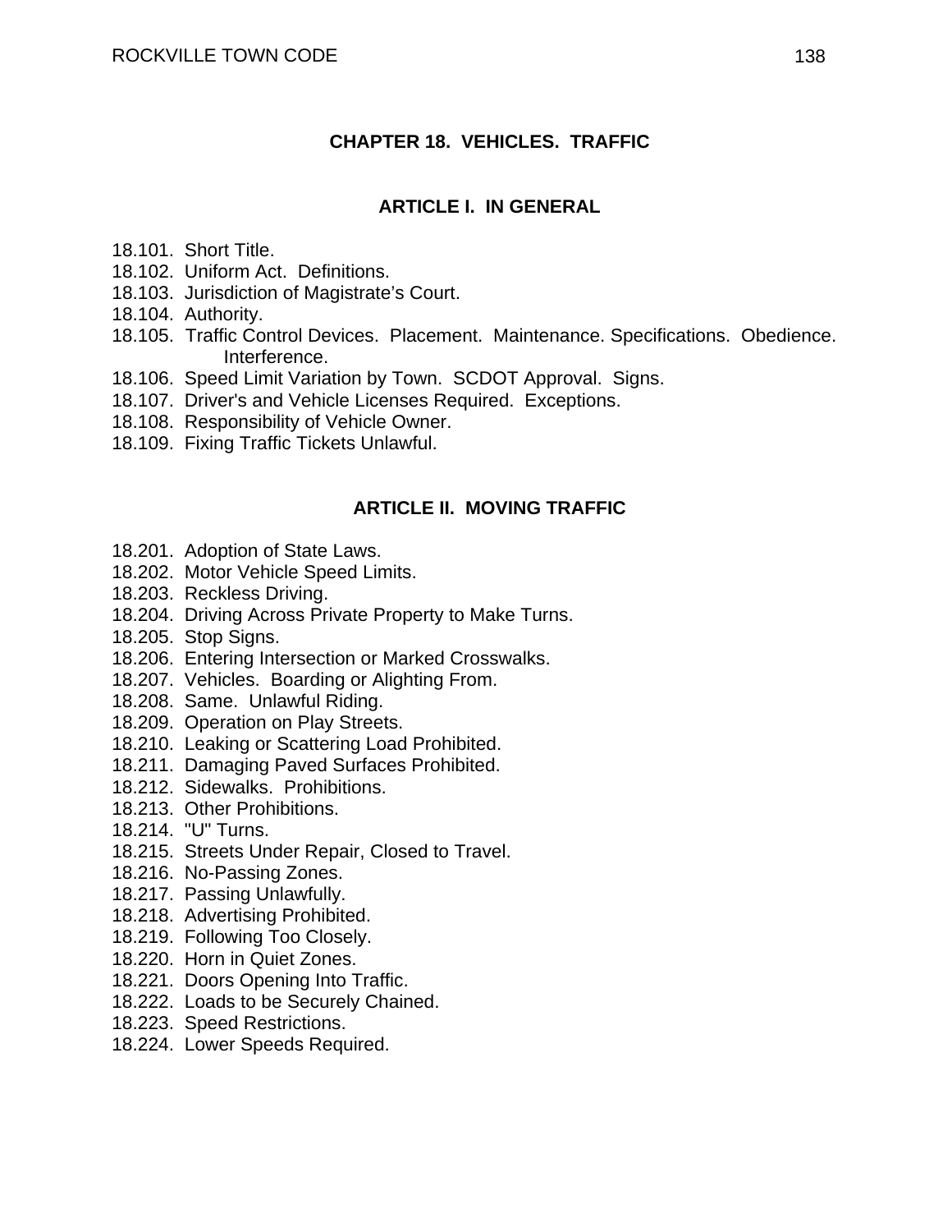# CHAPTER 18. VEHICLES. TRAFFIC

## ARTICLE I. IN GENERAL

18.101. Short Title.
18.102. Uniform Act. Definitions.
18.103. Jurisdiction of Magistrate's Court.
18.104. Authority.
18.105. Traffic Control Devices. Placement. Maintenance. Specifications. Obedience. Interference.
18.106. Speed Limit Variation by Town. SCDOT Approval. Signs.
18.107. Driver's and Vehicle Licenses Required. Exceptions.
18.108. Responsibility of Vehicle Owner.
18.109. Fixing Traffic Tickets Unlawful.

## ARTICLE II. MOVING TRAFFIC

18.201. Adoption of State Laws.
18.202. Motor Vehicle Speed Limits.
18.203. Reckless Driving.
18.204. Driving Across Private Property to Make Turns.
18.205. Stop Signs.
18.206. Entering Intersection or Marked Crosswalks.
18.207. Vehicles. Boarding or Alighting From.
18.208. Same. Unlawful Riding.
18.209. Operation on Play Streets.
18.210. Leaking or Scattering Load Prohibited.
18.211. Damaging Paved Surfaces Prohibited.
18.212. Sidewalks. Prohibitions.
18.213. Other Prohibitions.
18.214. "U" Turns.
18.215. Streets Under Repair, Closed to Travel.
18.216. No-Passing Zones.
18.217. Passing Unlawfully.
18.218. Advertising Prohibited.
18.219. Following Too Closely.
18.220. Horn in Quiet Zones.
18.221. Doors Opening Into Traffic.
18.222. Loads to be Securely Chained.
18.223. Speed Restrictions.
18.224. Lower Speeds Required.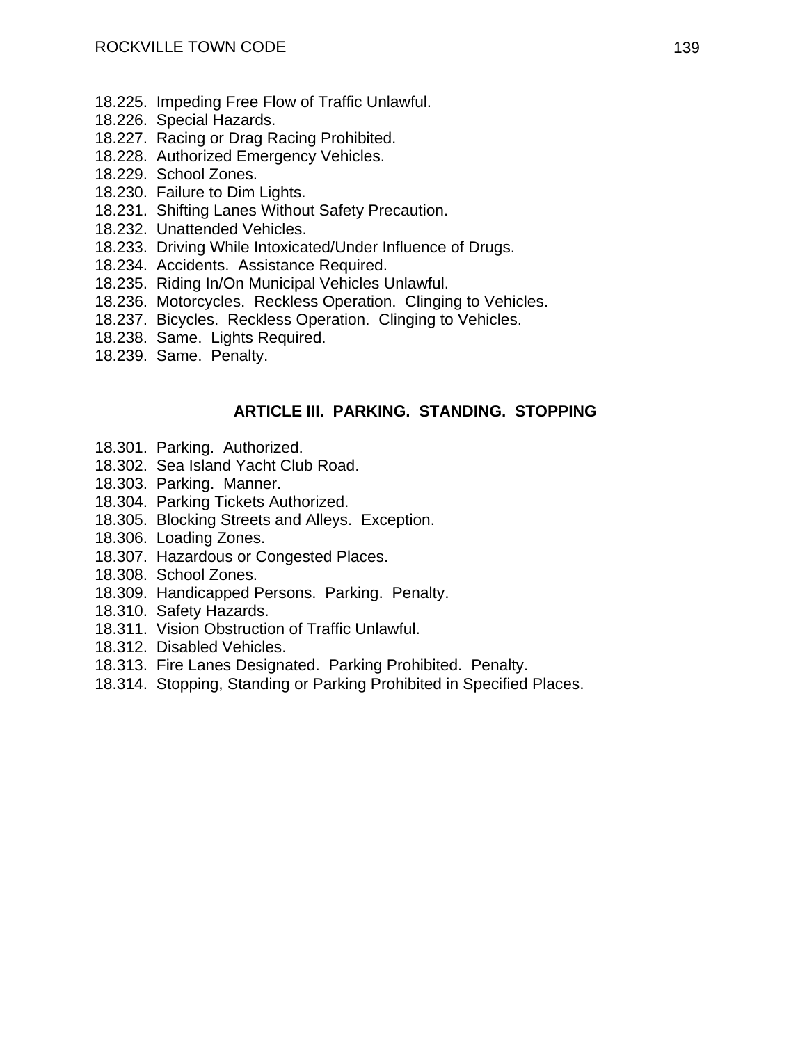18.225. Impeding Free Flow of Traffic Unlawful.
18.226. Special Hazards.
18.227. Racing or Drag Racing Prohibited.
18.228. Authorized Emergency Vehicles.
18.229. School Zones.
18.230. Failure to Dim Lights.
18.231. Shifting Lanes Without Safety Precaution.
18.232. Unattended Vehicles.
18.233. Driving While Intoxicated/Under Influence of Drugs.
18.234. Accidents. Assistance Required.
18.235. Riding In/On Municipal Vehicles Unlawful.
18.236. Motorcycles. Reckless Operation. Clinging to Vehicles.
18.237. Bicycles. Reckless Operation. Clinging to Vehicles.
18.238. Same. Lights Required.
18.239. Same. Penalty.

## ARTICLE III. PARKING. STANDING. STOPPING

18.301. Parking. Authorized.
18.302. Sea Island Yacht Club Road.
18.303. Parking. Manner.
18.304. Parking Tickets Authorized.
18.305. Blocking Streets and Alleys. Exception.
18.306. Loading Zones.
18.307. Hazardous or Congested Places.
18.308. School Zones.
18.309. Handicapped Persons. Parking. Penalty.
18.310. Safety Hazards.
18.311. Vision Obstruction of Traffic Unlawful.
18.312. Disabled Vehicles.
18.313. Fire Lanes Designated. Parking Prohibited. Penalty.
18.314. Stopping, Standing or Parking Prohibited in Specified Places.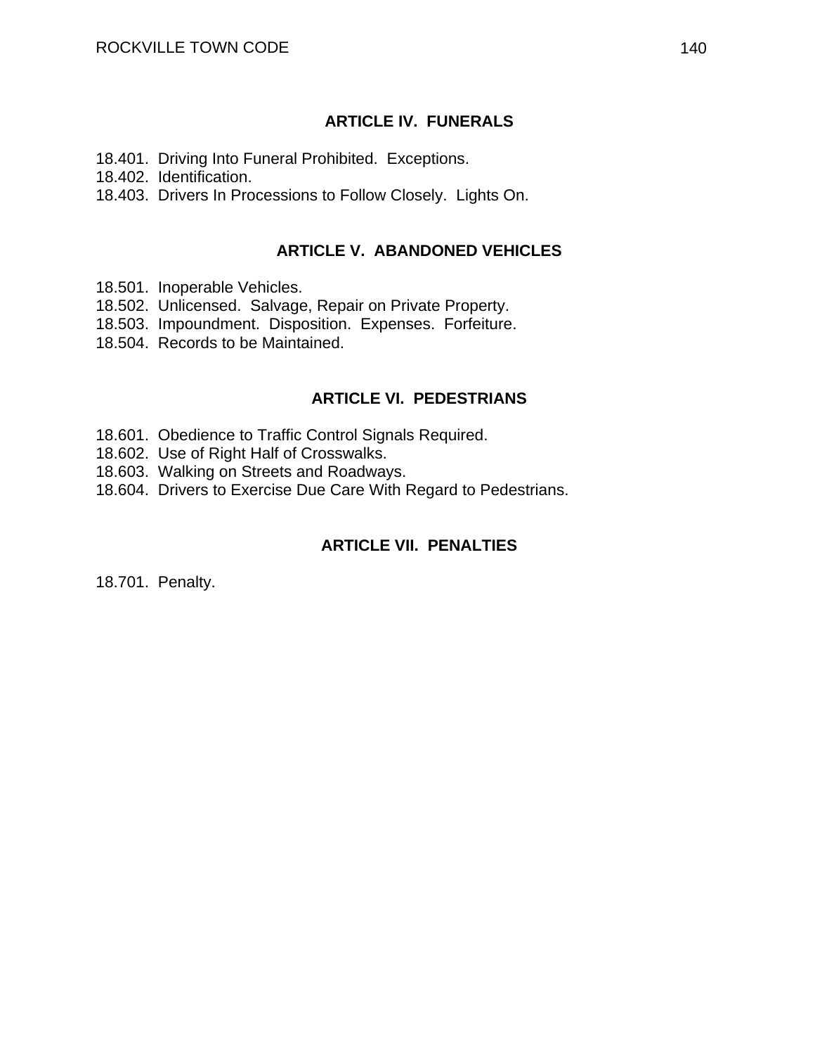## ARTICLE IV. FUNERALS

18.401. Driving Into Funeral Prohibited. Exceptions.
18.402. Identification.
18.403. Drivers In Processions to Follow Closely. Lights On.

## ARTICLE V. ABANDONED VEHICLES

18.501. Inoperable Vehicles.
18.502. Unlicensed. Salvage, Repair on Private Property.
18.503. Impoundment. Disposition. Expenses. Forfeiture.
18.504. Records to be Maintained.

## ARTICLE VI. PEDESTRIANS

18.601. Obedience to Traffic Control Signals Required.
18.602. Use of Right Half of Crosswalks.
18.603. Walking on Streets and Roadways.
18.604. Drivers to Exercise Due Care With Regard to Pedestrians.

## ARTICLE VII. PENALTIES

18.701. Penalty.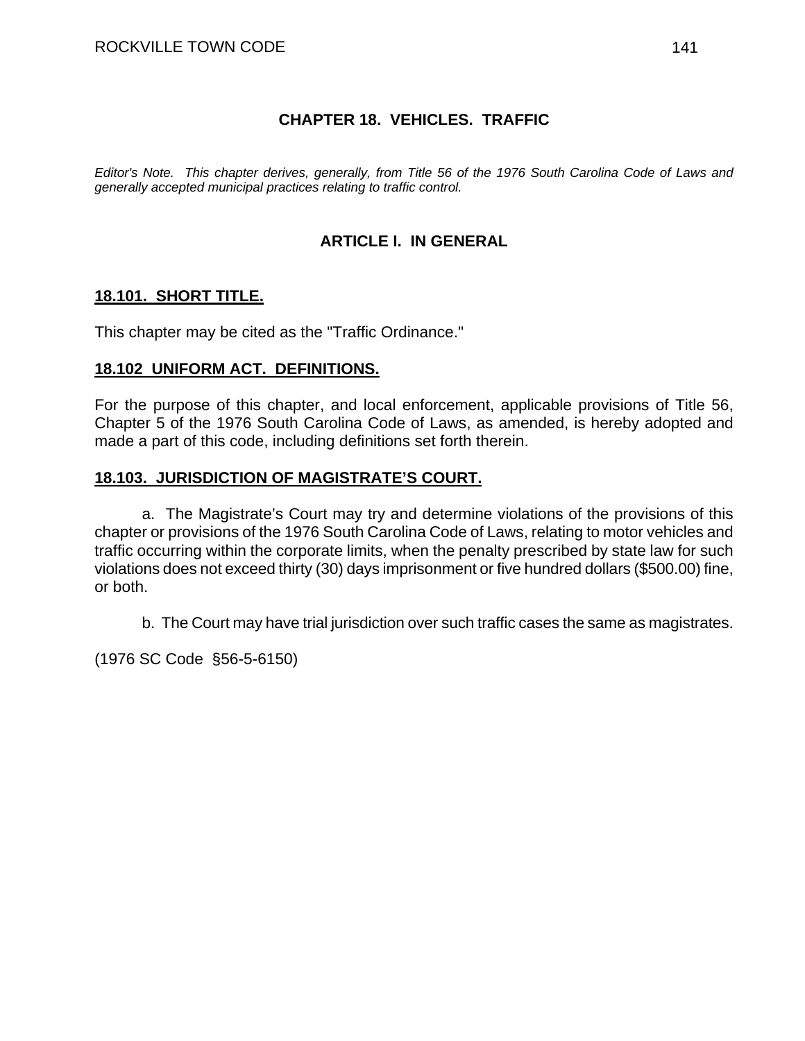# CHAPTER 18. VEHICLES. TRAFFIC

*Editor's Note. This chapter derives, generally, from Title 56 of the 1976 South Carolina Code of Laws and generally accepted municipal practices relating to traffic control.*

## ARTICLE I. IN GENERAL

### 18.101. SHORT TITLE.

This chapter may be cited as the "Traffic Ordinance."

### 18.102 UNIFORM ACT. DEFINITIONS.

For the purpose of this chapter, and local enforcement, applicable provisions of Title 56, Chapter 5 of the 1976 South Carolina Code of Laws, as amended, is hereby adopted and made a part of this code, including definitions set forth therein.

### 18.103. JURISDICTION OF MAGISTRATE'S COURT.

a. The Magistrate's Court may try and determine violations of the provisions of this chapter or provisions of the 1976 South Carolina Code of Laws, relating to motor vehicles and traffic occurring within the corporate limits, when the penalty prescribed by state law for such violations does not exceed thirty (30) days imprisonment or five hundred dollars ($500.00) fine, or both.

b. The Court may have trial jurisdiction over such traffic cases the same as magistrates.

(1976 SC Code §56-5-6150)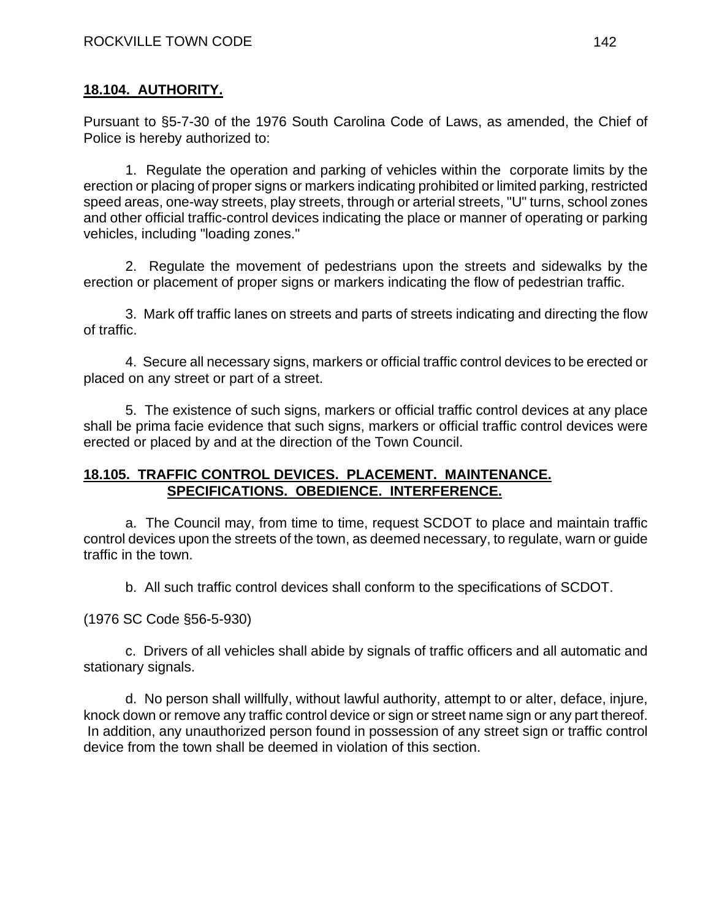## 18.104. AUTHORITY.

Pursuant to §5-7-30 of the 1976 South Carolina Code of Laws, as amended, the Chief of Police is hereby authorized to:

1. Regulate the operation and parking of vehicles within the corporate limits by the erection or placing of proper signs or markers indicating prohibited or limited parking, restricted speed areas, one-way streets, play streets, through or arterial streets, "U" turns, school zones and other official traffic-control devices indicating the place or manner of operating or parking vehicles, including "loading zones."

2. Regulate the movement of pedestrians upon the streets and sidewalks by the erection or placement of proper signs or markers indicating the flow of pedestrian traffic.

3. Mark off traffic lanes on streets and parts of streets indicating and directing the flow of traffic.

4. Secure all necessary signs, markers or official traffic control devices to be erected or placed on any street or part of a street.

5. The existence of such signs, markers or official traffic control devices at any place shall be prima facie evidence that such signs, markers or official traffic control devices were erected or placed by and at the direction of the Town Council.

## 18.105. TRAFFIC CONTROL DEVICES. PLACEMENT. MAINTENANCE. SPECIFICATIONS. OBEDIENCE. INTERFERENCE.

a. The Council may, from time to time, request SCDOT to place and maintain traffic control devices upon the streets of the town, as deemed necessary, to regulate, warn or guide traffic in the town.

b. All such traffic control devices shall conform to the specifications of SCDOT.

(1976 SC Code §56-5-930)

c. Drivers of all vehicles shall abide by signals of traffic officers and all automatic and stationary signals.

d. No person shall willfully, without lawful authority, attempt to or alter, deface, injure, knock down or remove any traffic control device or sign or street name sign or any part thereof. In addition, any unauthorized person found in possession of any street sign or traffic control device from the town shall be deemed in violation of this section.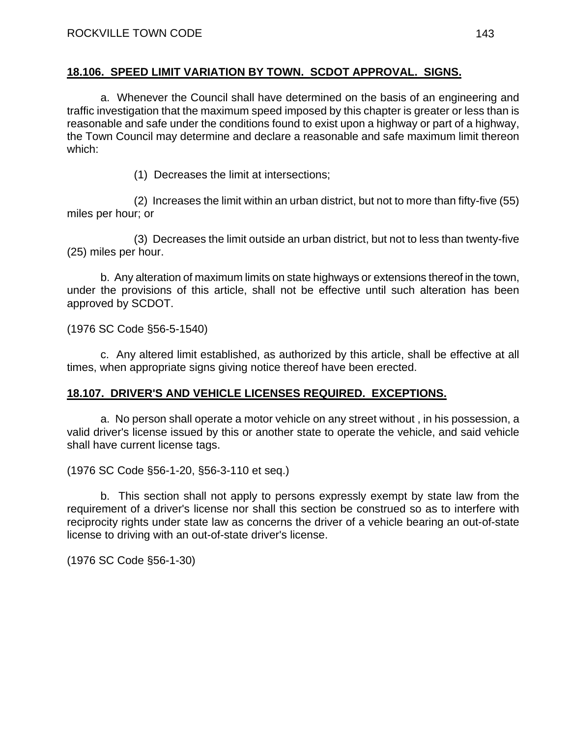## **18.106. SPEED LIMIT VARIATION BY TOWN. SCDOT APPROVAL. SIGNS.**

a. Whenever the Council shall have determined on the basis of an engineering and traffic investigation that the maximum speed imposed by this chapter is greater or less than is reasonable and safe under the conditions found to exist upon a highway or part of a highway, the Town Council may determine and declare a reasonable and safe maximum limit thereon which:

(1) Decreases the limit at intersections;

(2) Increases the limit within an urban district, but not to more than fifty-five (55) miles per hour; or

(3) Decreases the limit outside an urban district, but not to less than twenty-five (25) miles per hour.

b. Any alteration of maximum limits on state highways or extensions thereof in the town, under the provisions of this article, shall not be effective until such alteration has been approved by SCDOT.

(1976 SC Code §56-5-1540)

c. Any altered limit established, as authorized by this article, shall be effective at all times, when appropriate signs giving notice thereof have been erected.

## **18.107. DRIVER'S AND VEHICLE LICENSES REQUIRED. EXCEPTIONS.**

a. No person shall operate a motor vehicle on any street without , in his possession, a valid driver's license issued by this or another state to operate the vehicle, and said vehicle shall have current license tags.

(1976 SC Code §56-1-20, §56-3-110 et seq.)

b. This section shall not apply to persons expressly exempt by state law from the requirement of a driver's license nor shall this section be construed so as to interfere with reciprocity rights under state law as concerns the driver of a vehicle bearing an out-of-state license to driving with an out-of-state driver's license.

(1976 SC Code §56-1-30)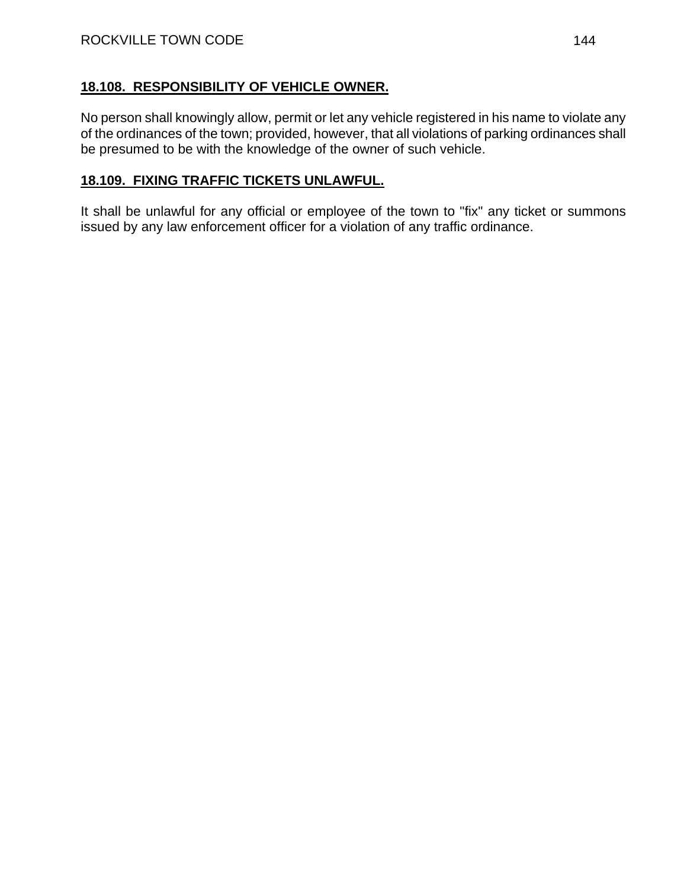## 18.108. RESPONSIBILITY OF VEHICLE OWNER.

No person shall knowingly allow, permit or let any vehicle registered in his name to violate any of the ordinances of the town; provided, however, that all violations of parking ordinances shall be presumed to be with the knowledge of the owner of such vehicle.

## 18.109. FIXING TRAFFIC TICKETS UNLAWFUL.

It shall be unlawful for any official or employee of the town to "fix" any ticket or summons issued by any law enforcement officer for a violation of any traffic ordinance.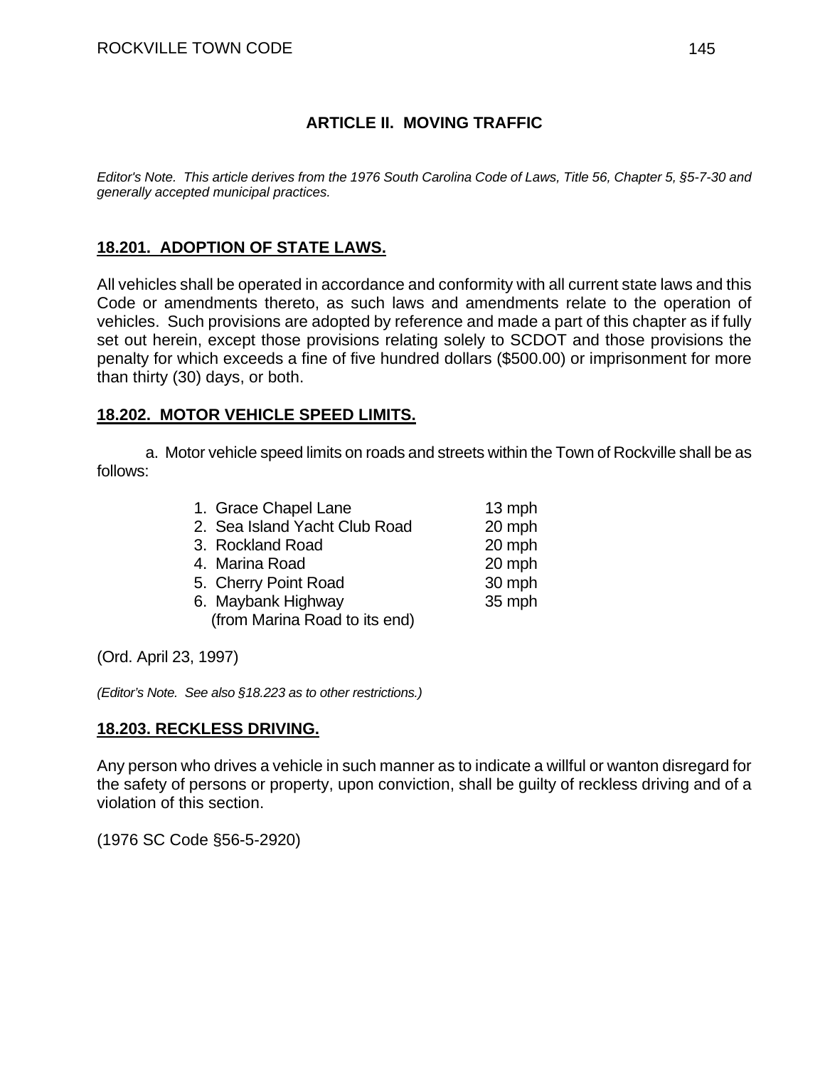## ARTICLE II. MOVING TRAFFIC

*Editor's Note. This article derives from the 1976 South Carolina Code of Laws, Title 56, Chapter 5, §5-7-30 and generally accepted municipal practices.*

### 18.201. ADOPTION OF STATE LAWS.

All vehicles shall be operated in accordance and conformity with all current state laws and this Code or amendments thereto, as such laws and amendments relate to the operation of vehicles. Such provisions are adopted by reference and made a part of this chapter as if fully set out herein, except those provisions relating solely to SCDOT and those provisions the penalty for which exceeds a fine of five hundred dollars ($500.00) or imprisonment for more than thirty (30) days, or both.

### 18.202. MOTOR VEHICLE SPEED LIMITS.

a. Motor vehicle speed limits on roads and streets within the Town of Rockville shall be as follows:

1. Grace Chapel Lane — 13 mph
2. Sea Island Yacht Club Road — 20 mph
3. Rockland Road — 20 mph
4. Marina Road — 20 mph
5. Cherry Point Road — 30 mph
6. Maybank Highway (from Marina Road to its end) — 35 mph

(Ord. April 23, 1997)

*(Editor's Note. See also §18.223 as to other restrictions.)*

### 18.203. RECKLESS DRIVING.

Any person who drives a vehicle in such manner as to indicate a willful or wanton disregard for the safety of persons or property, upon conviction, shall be guilty of reckless driving and of a violation of this section.

(1976 SC Code §56-5-2920)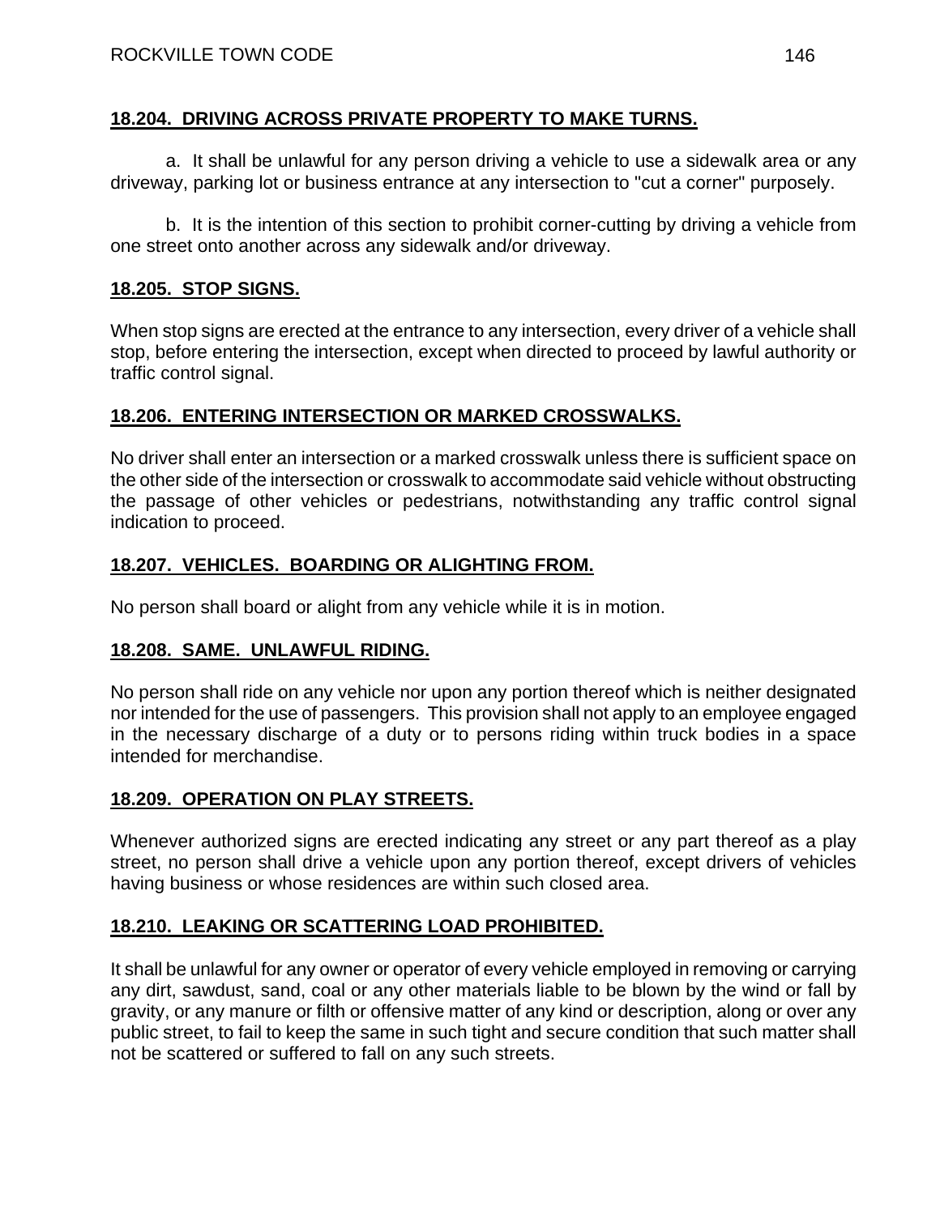## 18.204. DRIVING ACROSS PRIVATE PROPERTY TO MAKE TURNS.

a. It shall be unlawful for any person driving a vehicle to use a sidewalk area or any driveway, parking lot or business entrance at any intersection to "cut a corner" purposely.

b. It is the intention of this section to prohibit corner-cutting by driving a vehicle from one street onto another across any sidewalk and/or driveway.

## 18.205. STOP SIGNS.

When stop signs are erected at the entrance to any intersection, every driver of a vehicle shall stop, before entering the intersection, except when directed to proceed by lawful authority or traffic control signal.

## 18.206. ENTERING INTERSECTION OR MARKED CROSSWALKS.

No driver shall enter an intersection or a marked crosswalk unless there is sufficient space on the other side of the intersection or crosswalk to accommodate said vehicle without obstructing the passage of other vehicles or pedestrians, notwithstanding any traffic control signal indication to proceed.

## 18.207. VEHICLES. BOARDING OR ALIGHTING FROM.

No person shall board or alight from any vehicle while it is in motion.

## 18.208. SAME. UNLAWFUL RIDING.

No person shall ride on any vehicle nor upon any portion thereof which is neither designated nor intended for the use of passengers. This provision shall not apply to an employee engaged in the necessary discharge of a duty or to persons riding within truck bodies in a space intended for merchandise.

## 18.209. OPERATION ON PLAY STREETS.

Whenever authorized signs are erected indicating any street or any part thereof as a play street, no person shall drive a vehicle upon any portion thereof, except drivers of vehicles having business or whose residences are within such closed area.

## 18.210. LEAKING OR SCATTERING LOAD PROHIBITED.

It shall be unlawful for any owner or operator of every vehicle employed in removing or carrying any dirt, sawdust, sand, coal or any other materials liable to be blown by the wind or fall by gravity, or any manure or filth or offensive matter of any kind or description, along or over any public street, to fail to keep the same in such tight and secure condition that such matter shall not be scattered or suffered to fall on any such streets.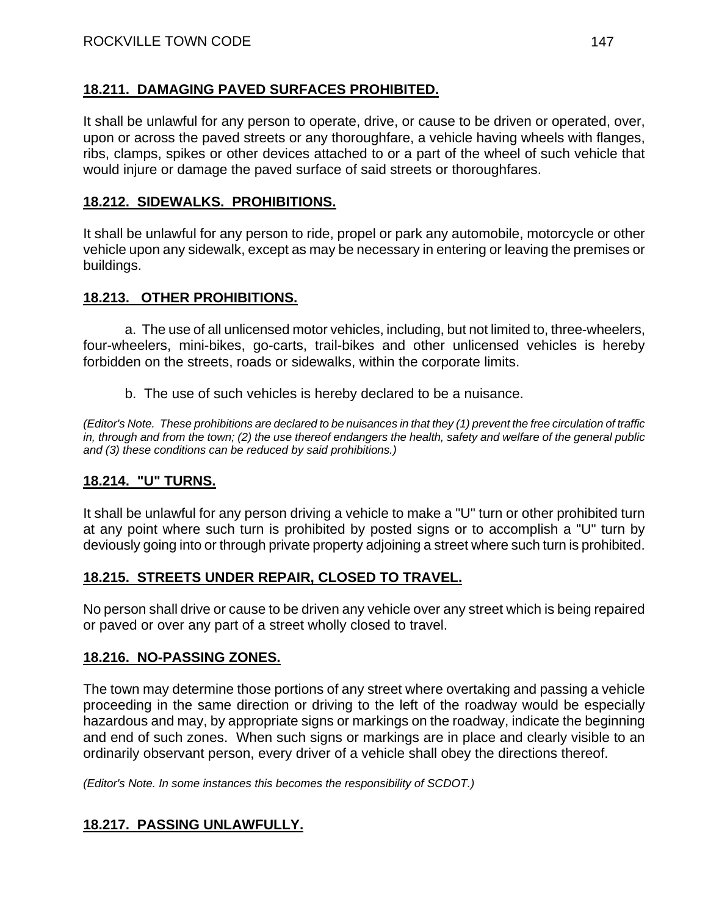## 18.211. DAMAGING PAVED SURFACES PROHIBITED.

It shall be unlawful for any person to operate, drive, or cause to be driven or operated, over, upon or across the paved streets or any thoroughfare, a vehicle having wheels with flanges, ribs, clamps, spikes or other devices attached to or a part of the wheel of such vehicle that would injure or damage the paved surface of said streets or thoroughfares.

## 18.212. SIDEWALKS. PROHIBITIONS.

It shall be unlawful for any person to ride, propel or park any automobile, motorcycle or other vehicle upon any sidewalk, except as may be necessary in entering or leaving the premises or buildings.

## 18.213. OTHER PROHIBITIONS.

a. The use of all unlicensed motor vehicles, including, but not limited to, three-wheelers, four-wheelers, mini-bikes, go-carts, trail-bikes and other unlicensed vehicles is hereby forbidden on the streets, roads or sidewalks, within the corporate limits.

b. The use of such vehicles is hereby declared to be a nuisance.

*(Editor's Note. These prohibitions are declared to be nuisances in that they (1) prevent the free circulation of traffic in, through and from the town; (2) the use thereof endangers the health, safety and welfare of the general public and (3) these conditions can be reduced by said prohibitions.)*

## 18.214. "U" TURNS.

It shall be unlawful for any person driving a vehicle to make a "U" turn or other prohibited turn at any point where such turn is prohibited by posted signs or to accomplish a "U" turn by deviously going into or through private property adjoining a street where such turn is prohibited.

## 18.215. STREETS UNDER REPAIR, CLOSED TO TRAVEL.

No person shall drive or cause to be driven any vehicle over any street which is being repaired or paved or over any part of a street wholly closed to travel.

## 18.216. NO-PASSING ZONES.

The town may determine those portions of any street where overtaking and passing a vehicle proceeding in the same direction or driving to the left of the roadway would be especially hazardous and may, by appropriate signs or markings on the roadway, indicate the beginning and end of such zones. When such signs or markings are in place and clearly visible to an ordinarily observant person, every driver of a vehicle shall obey the directions thereof.

*(Editor's Note. In some instances this becomes the responsibility of SCDOT.)*

## 18.217. PASSING UNLAWFULLY.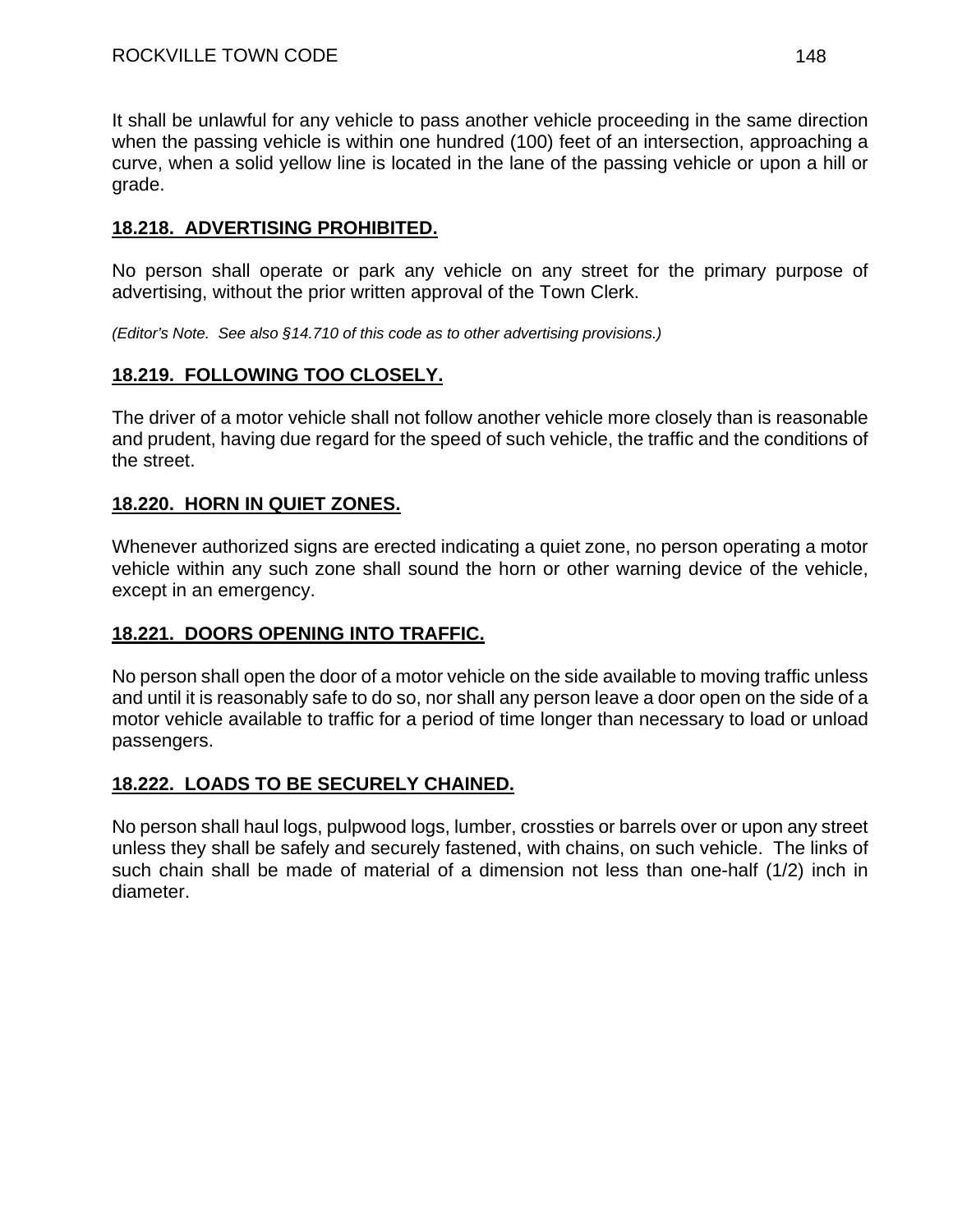It shall be unlawful for any vehicle to pass another vehicle proceeding in the same direction when the passing vehicle is within one hundred (100) feet of an intersection, approaching a curve, when a solid yellow line is located in the lane of the passing vehicle or upon a hill or grade.

## 18.218. ADVERTISING PROHIBITED.

No person shall operate or park any vehicle on any street for the primary purpose of advertising, without the prior written approval of the Town Clerk.

*(Editor's Note. See also §14.710 of this code as to other advertising provisions.)*

## 18.219. FOLLOWING TOO CLOSELY.

The driver of a motor vehicle shall not follow another vehicle more closely than is reasonable and prudent, having due regard for the speed of such vehicle, the traffic and the conditions of the street.

## 18.220. HORN IN QUIET ZONES.

Whenever authorized signs are erected indicating a quiet zone, no person operating a motor vehicle within any such zone shall sound the horn or other warning device of the vehicle, except in an emergency.

## 18.221. DOORS OPENING INTO TRAFFIC.

No person shall open the door of a motor vehicle on the side available to moving traffic unless and until it is reasonably safe to do so, nor shall any person leave a door open on the side of a motor vehicle available to traffic for a period of time longer than necessary to load or unload passengers.

## 18.222. LOADS TO BE SECURELY CHAINED.

No person shall haul logs, pulpwood logs, lumber, crossties or barrels over or upon any street unless they shall be safely and securely fastened, with chains, on such vehicle. The links of such chain shall be made of material of a dimension not less than one-half (1/2) inch in diameter.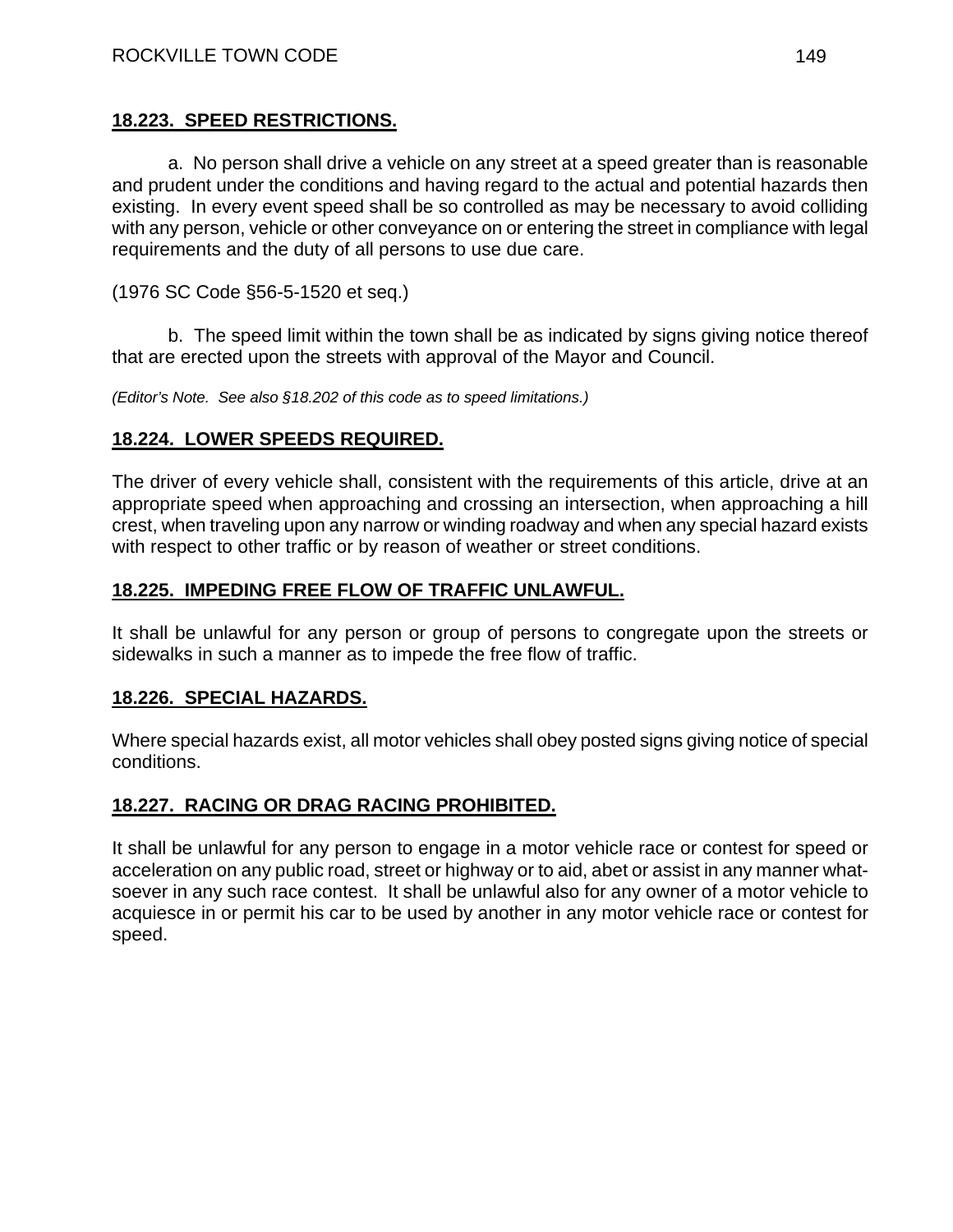## 18.223. SPEED RESTRICTIONS.

a. No person shall drive a vehicle on any street at a speed greater than is reasonable and prudent under the conditions and having regard to the actual and potential hazards then existing. In every event speed shall be so controlled as may be necessary to avoid colliding with any person, vehicle or other conveyance on or entering the street in compliance with legal requirements and the duty of all persons to use due care.

(1976 SC Code §56-5-1520 et seq.)

b. The speed limit within the town shall be as indicated by signs giving notice thereof that are erected upon the streets with approval of the Mayor and Council.

*(Editor's Note. See also §18.202 of this code as to speed limitations.)*

## 18.224. LOWER SPEEDS REQUIRED.

The driver of every vehicle shall, consistent with the requirements of this article, drive at an appropriate speed when approaching and crossing an intersection, when approaching a hill crest, when traveling upon any narrow or winding roadway and when any special hazard exists with respect to other traffic or by reason of weather or street conditions.

## 18.225. IMPEDING FREE FLOW OF TRAFFIC UNLAWFUL.

It shall be unlawful for any person or group of persons to congregate upon the streets or sidewalks in such a manner as to impede the free flow of traffic.

## 18.226. SPECIAL HAZARDS.

Where special hazards exist, all motor vehicles shall obey posted signs giving notice of special conditions.

## 18.227. RACING OR DRAG RACING PROHIBITED.

It shall be unlawful for any person to engage in a motor vehicle race or contest for speed or acceleration on any public road, street or highway or to aid, abet or assist in any manner whatsoever in any such race contest. It shall be unlawful also for any owner of a motor vehicle to acquiesce in or permit his car to be used by another in any motor vehicle race or contest for speed.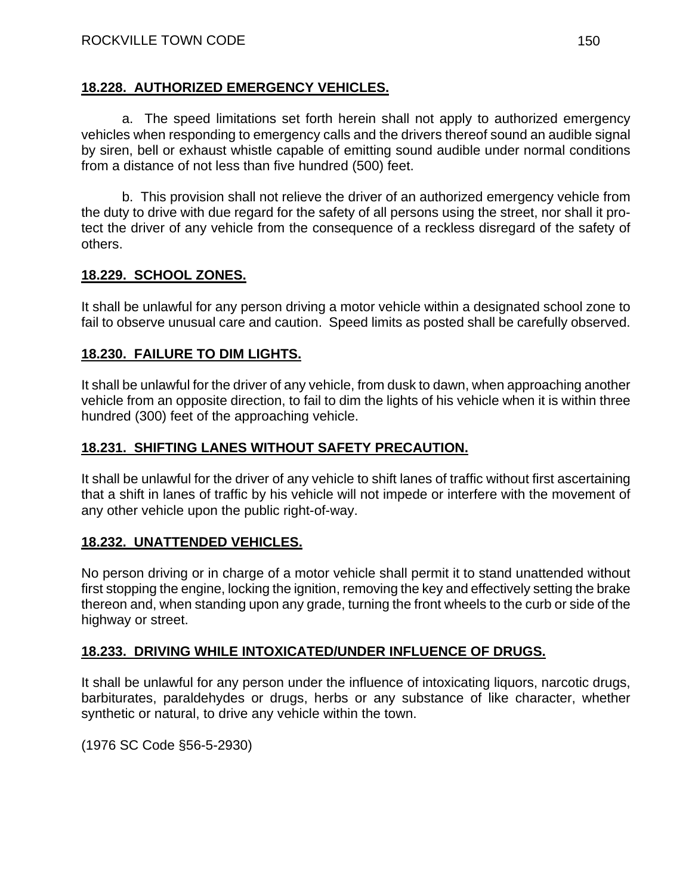**18.228. AUTHORIZED EMERGENCY VEHICLES.**

a. The speed limitations set forth herein shall not apply to authorized emergency vehicles when responding to emergency calls and the drivers thereof sound an audible signal by siren, bell or exhaust whistle capable of emitting sound audible under normal conditions from a distance of not less than five hundred (500) feet.

b. This provision shall not relieve the driver of an authorized emergency vehicle from the duty to drive with due regard for the safety of all persons using the street, nor shall it protect the driver of any vehicle from the consequence of a reckless disregard of the safety of others.

**18.229. SCHOOL ZONES.**

It shall be unlawful for any person driving a motor vehicle within a designated school zone to fail to observe unusual care and caution. Speed limits as posted shall be carefully observed.

**18.230. FAILURE TO DIM LIGHTS.**

It shall be unlawful for the driver of any vehicle, from dusk to dawn, when approaching another vehicle from an opposite direction, to fail to dim the lights of his vehicle when it is within three hundred (300) feet of the approaching vehicle.

**18.231. SHIFTING LANES WITHOUT SAFETY PRECAUTION.**

It shall be unlawful for the driver of any vehicle to shift lanes of traffic without first ascertaining that a shift in lanes of traffic by his vehicle will not impede or interfere with the movement of any other vehicle upon the public right-of-way.

**18.232. UNATTENDED VEHICLES.**

No person driving or in charge of a motor vehicle shall permit it to stand unattended without first stopping the engine, locking the ignition, removing the key and effectively setting the brake thereon and, when standing upon any grade, turning the front wheels to the curb or side of the highway or street.

**18.233. DRIVING WHILE INTOXICATED/UNDER INFLUENCE OF DRUGS.**

It shall be unlawful for any person under the influence of intoxicating liquors, narcotic drugs, barbiturates, paraldehydes or drugs, herbs or any substance of like character, whether synthetic or natural, to drive any vehicle within the town.

(1976 SC Code §56-5-2930)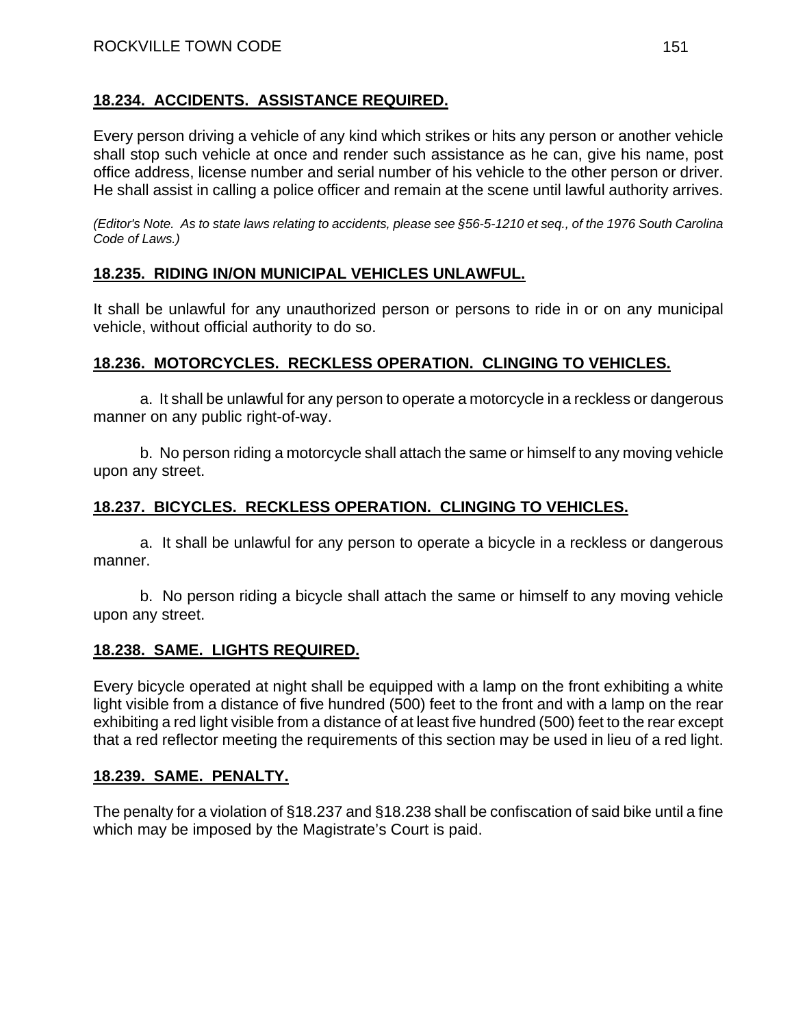## 18.234. ACCIDENTS. ASSISTANCE REQUIRED.

Every person driving a vehicle of any kind which strikes or hits any person or another vehicle shall stop such vehicle at once and render such assistance as he can, give his name, post office address, license number and serial number of his vehicle to the other person or driver. He shall assist in calling a police officer and remain at the scene until lawful authority arrives.

*(Editor's Note. As to state laws relating to accidents, please see §56-5-1210 et seq., of the 1976 South Carolina Code of Laws.)*

## 18.235. RIDING IN/ON MUNICIPAL VEHICLES UNLAWFUL.

It shall be unlawful for any unauthorized person or persons to ride in or on any municipal vehicle, without official authority to do so.

## 18.236. MOTORCYCLES. RECKLESS OPERATION. CLINGING TO VEHICLES.

a. It shall be unlawful for any person to operate a motorcycle in a reckless or dangerous manner on any public right-of-way.

b. No person riding a motorcycle shall attach the same or himself to any moving vehicle upon any street.

## 18.237. BICYCLES. RECKLESS OPERATION. CLINGING TO VEHICLES.

a. It shall be unlawful for any person to operate a bicycle in a reckless or dangerous manner.

b. No person riding a bicycle shall attach the same or himself to any moving vehicle upon any street.

## 18.238. SAME. LIGHTS REQUIRED.

Every bicycle operated at night shall be equipped with a lamp on the front exhibiting a white light visible from a distance of five hundred (500) feet to the front and with a lamp on the rear exhibiting a red light visible from a distance of at least five hundred (500) feet to the rear except that a red reflector meeting the requirements of this section may be used in lieu of a red light.

## 18.239. SAME. PENALTY.

The penalty for a violation of §18.237 and §18.238 shall be confiscation of said bike until a fine which may be imposed by the Magistrate's Court is paid.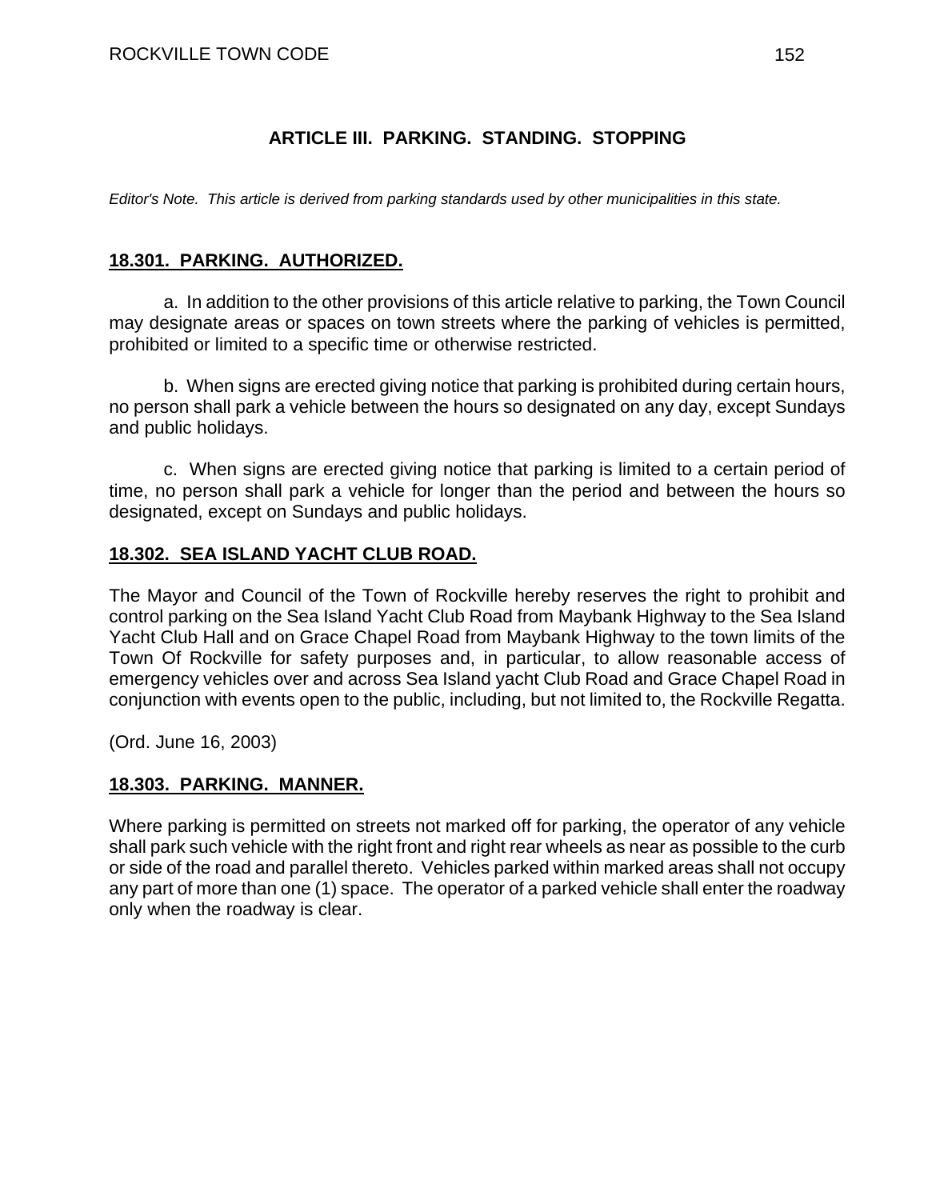## ARTICLE III. PARKING. STANDING. STOPPING

*Editor's Note. This article is derived from parking standards used by other municipalities in this state.*

### 18.301. PARKING. AUTHORIZED.

a. In addition to the other provisions of this article relative to parking, the Town Council may designate areas or spaces on town streets where the parking of vehicles is permitted, prohibited or limited to a specific time or otherwise restricted.

b. When signs are erected giving notice that parking is prohibited during certain hours, no person shall park a vehicle between the hours so designated on any day, except Sundays and public holidays.

c. When signs are erected giving notice that parking is limited to a certain period of time, no person shall park a vehicle for longer than the period and between the hours so designated, except on Sundays and public holidays.

### 18.302. SEA ISLAND YACHT CLUB ROAD.

The Mayor and Council of the Town of Rockville hereby reserves the right to prohibit and control parking on the Sea Island Yacht Club Road from Maybank Highway to the Sea Island Yacht Club Hall and on Grace Chapel Road from Maybank Highway to the town limits of the Town Of Rockville for safety purposes and, in particular, to allow reasonable access of emergency vehicles over and across Sea Island yacht Club Road and Grace Chapel Road in conjunction with events open to the public, including, but not limited to, the Rockville Regatta.

(Ord. June 16, 2003)

### 18.303. PARKING. MANNER.

Where parking is permitted on streets not marked off for parking, the operator of any vehicle shall park such vehicle with the right front and right rear wheels as near as possible to the curb or side of the road and parallel thereto. Vehicles parked within marked areas shall not occupy any part of more than one (1) space. The operator of a parked vehicle shall enter the roadway only when the roadway is clear.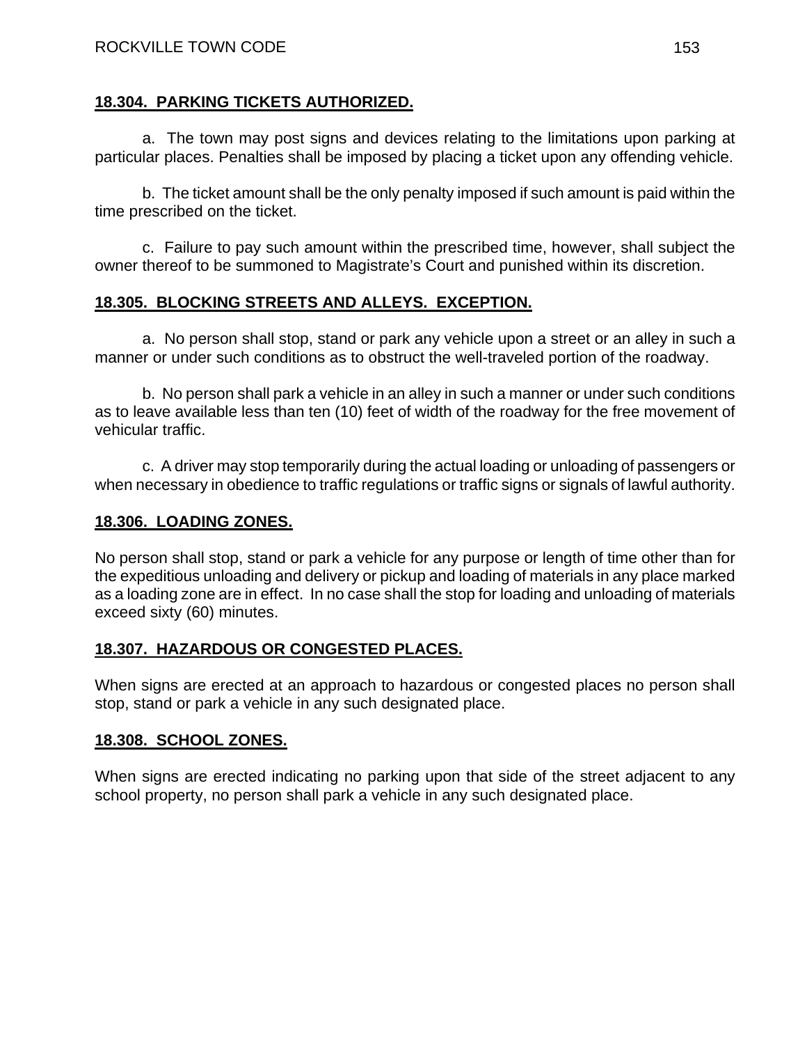## **18.304. PARKING TICKETS AUTHORIZED.**

a. The town may post signs and devices relating to the limitations upon parking at particular places. Penalties shall be imposed by placing a ticket upon any offending vehicle.

b. The ticket amount shall be the only penalty imposed if such amount is paid within the time prescribed on the ticket.

c. Failure to pay such amount within the prescribed time, however, shall subject the owner thereof to be summoned to Magistrate's Court and punished within its discretion.

## **18.305. BLOCKING STREETS AND ALLEYS. EXCEPTION.**

a. No person shall stop, stand or park any vehicle upon a street or an alley in such a manner or under such conditions as to obstruct the well-traveled portion of the roadway.

b. No person shall park a vehicle in an alley in such a manner or under such conditions as to leave available less than ten (10) feet of width of the roadway for the free movement of vehicular traffic.

c. A driver may stop temporarily during the actual loading or unloading of passengers or when necessary in obedience to traffic regulations or traffic signs or signals of lawful authority.

## **18.306. LOADING ZONES.**

No person shall stop, stand or park a vehicle for any purpose or length of time other than for the expeditious unloading and delivery or pickup and loading of materials in any place marked as a loading zone are in effect. In no case shall the stop for loading and unloading of materials exceed sixty (60) minutes.

## **18.307. HAZARDOUS OR CONGESTED PLACES.**

When signs are erected at an approach to hazardous or congested places no person shall stop, stand or park a vehicle in any such designated place.

## **18.308. SCHOOL ZONES.**

When signs are erected indicating no parking upon that side of the street adjacent to any school property, no person shall park a vehicle in any such designated place.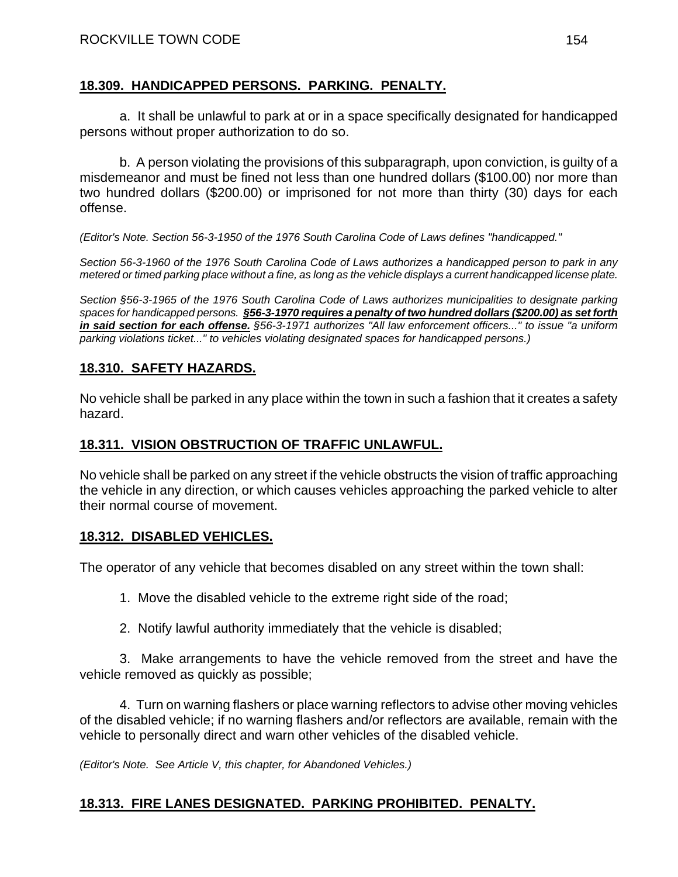## 18.309. HANDICAPPED PERSONS. PARKING. PENALTY.

a. It shall be unlawful to park at or in a space specifically designated for handicapped persons without proper authorization to do so.

b. A person violating the provisions of this subparagraph, upon conviction, is guilty of a misdemeanor and must be fined not less than one hundred dollars ($100.00) nor more than two hundred dollars ($200.00) or imprisoned for not more than thirty (30) days for each offense.

*(Editor's Note. Section 56-3-1950 of the 1976 South Carolina Code of Laws defines "handicapped."*

*Section 56-3-1960 of the 1976 South Carolina Code of Laws authorizes a handicapped person to park in any metered or timed parking place without a fine, as long as the vehicle displays a current handicapped license plate.*

*Section §56-3-1965 of the 1976 South Carolina Code of Laws authorizes municipalities to designate parking spaces for handicapped persons.* ***§56-3-1970 requires a penalty of two hundred dollars ($200.00) as set forth in said section for each offense.*** *§56-3-1971 authorizes "All law enforcement officers..." to issue "a uniform parking violations ticket..." to vehicles violating designated spaces for handicapped persons.)*

## 18.310. SAFETY HAZARDS.

No vehicle shall be parked in any place within the town in such a fashion that it creates a safety hazard.

## 18.311. VISION OBSTRUCTION OF TRAFFIC UNLAWFUL.

No vehicle shall be parked on any street if the vehicle obstructs the vision of traffic approaching the vehicle in any direction, or which causes vehicles approaching the parked vehicle to alter their normal course of movement.

## 18.312. DISABLED VEHICLES.

The operator of any vehicle that becomes disabled on any street within the town shall:

1. Move the disabled vehicle to the extreme right side of the road;

2. Notify lawful authority immediately that the vehicle is disabled;

3. Make arrangements to have the vehicle removed from the street and have the vehicle removed as quickly as possible;

4. Turn on warning flashers or place warning reflectors to advise other moving vehicles of the disabled vehicle; if no warning flashers and/or reflectors are available, remain with the vehicle to personally direct and warn other vehicles of the disabled vehicle.

*(Editor's Note. See Article V, this chapter, for Abandoned Vehicles.)*

## 18.313. FIRE LANES DESIGNATED. PARKING PROHIBITED. PENALTY.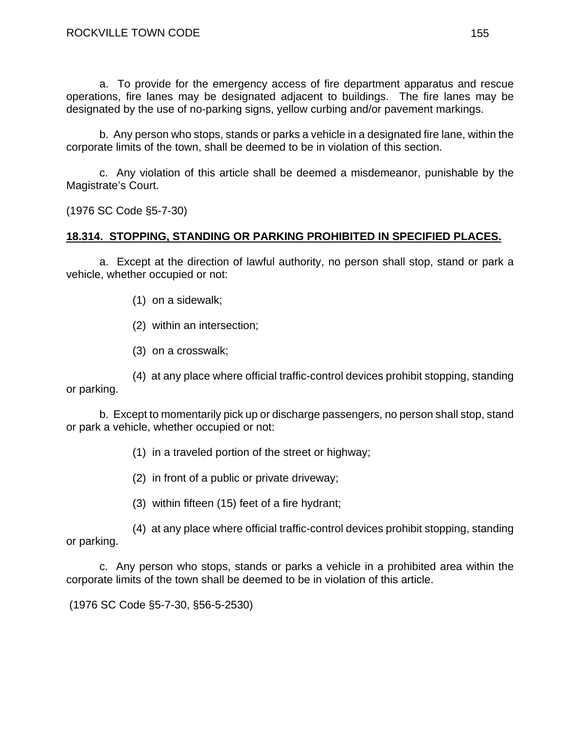a. To provide for the emergency access of fire department apparatus and rescue operations, fire lanes may be designated adjacent to buildings. The fire lanes may be designated by the use of no-parking signs, yellow curbing and/or pavement markings.

b. Any person who stops, stands or parks a vehicle in a designated fire lane, within the corporate limits of the town, shall be deemed to be in violation of this section.

c. Any violation of this article shall be deemed a misdemeanor, punishable by the Magistrate's Court.

(1976 SC Code §5-7-30)

**18.314. STOPPING, STANDING OR PARKING PROHIBITED IN SPECIFIED PLACES.**

a. Except at the direction of lawful authority, no person shall stop, stand or park a vehicle, whether occupied or not:

(1) on a sidewalk;

(2) within an intersection;

(3) on a crosswalk;

(4) at any place where official traffic-control devices prohibit stopping, standing or parking.

b. Except to momentarily pick up or discharge passengers, no person shall stop, stand or park a vehicle, whether occupied or not:

(1) in a traveled portion of the street or highway;

(2) in front of a public or private driveway;

(3) within fifteen (15) feet of a fire hydrant;

(4) at any place where official traffic-control devices prohibit stopping, standing or parking.

c. Any person who stops, stands or parks a vehicle in a prohibited area within the corporate limits of the town shall be deemed to be in violation of this article.

(1976 SC Code §5-7-30, §56-5-2530)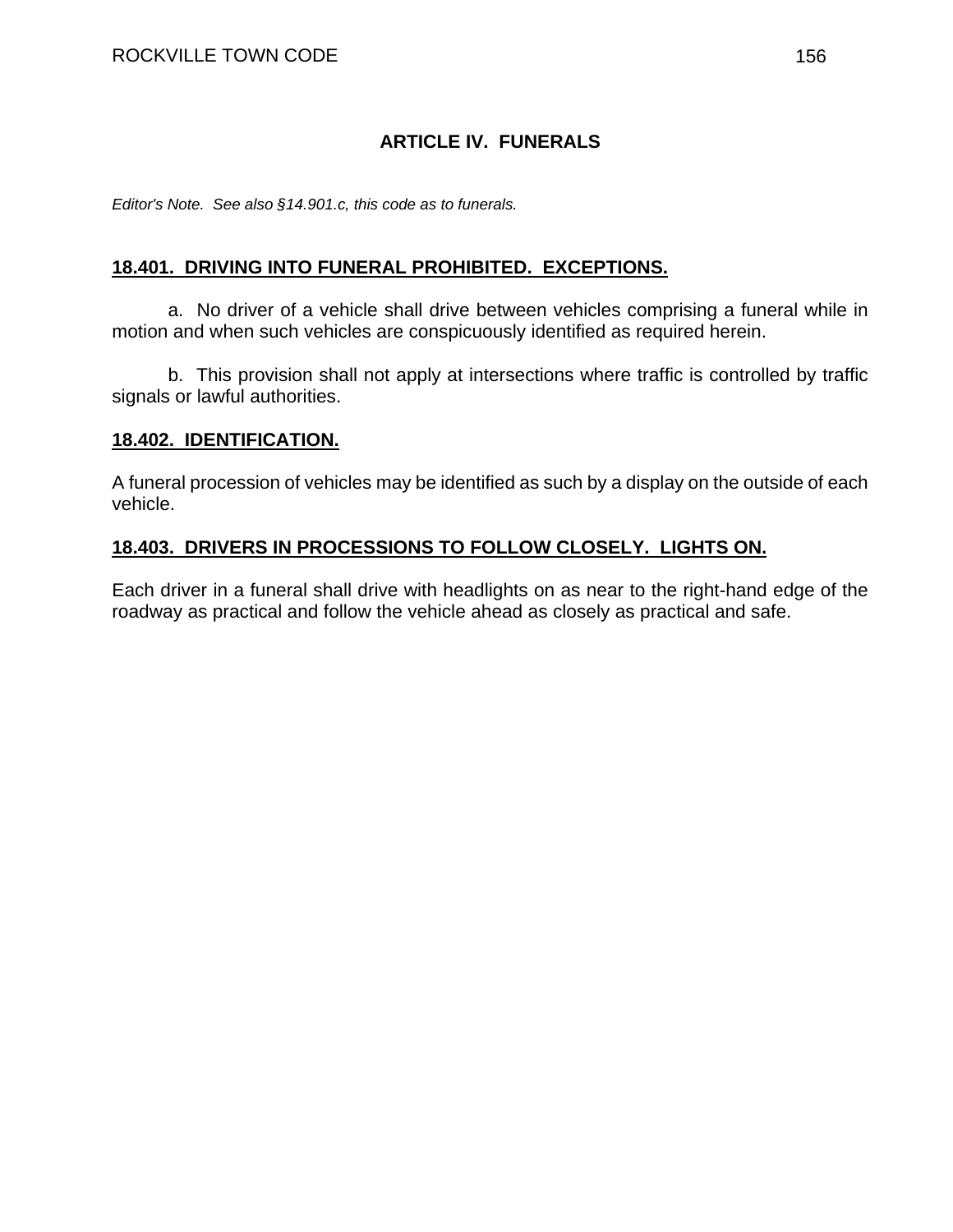## ARTICLE IV. FUNERALS

*Editor's Note. See also §14.901.c, this code as to funerals.*

### **18.401. DRIVING INTO FUNERAL PROHIBITED. EXCEPTIONS.**

a. No driver of a vehicle shall drive between vehicles comprising a funeral while in motion and when such vehicles are conspicuously identified as required herein.

b. This provision shall not apply at intersections where traffic is controlled by traffic signals or lawful authorities.

### **18.402. IDENTIFICATION.**

A funeral procession of vehicles may be identified as such by a display on the outside of each vehicle.

### **18.403. DRIVERS IN PROCESSIONS TO FOLLOW CLOSELY. LIGHTS ON.**

Each driver in a funeral shall drive with headlights on as near to the right-hand edge of the roadway as practical and follow the vehicle ahead as closely as practical and safe.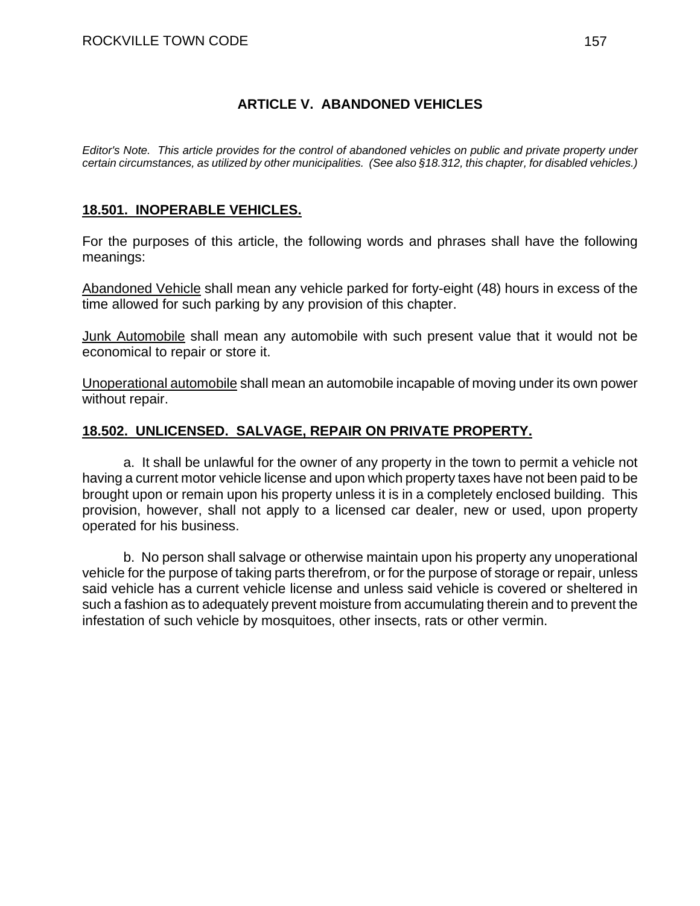## ARTICLE V. ABANDONED VEHICLES

*Editor's Note. This article provides for the control of abandoned vehicles on public and private property under certain circumstances, as utilized by other municipalities. (See also §18.312, this chapter, for disabled vehicles.)*

### 18.501. INOPERABLE VEHICLES.

For the purposes of this article, the following words and phrases shall have the following meanings:

Abandoned Vehicle shall mean any vehicle parked for forty-eight (48) hours in excess of the time allowed for such parking by any provision of this chapter.

Junk Automobile shall mean any automobile with such present value that it would not be economical to repair or store it.

Unoperational automobile shall mean an automobile incapable of moving under its own power without repair.

### 18.502. UNLICENSED. SALVAGE, REPAIR ON PRIVATE PROPERTY.

a. It shall be unlawful for the owner of any property in the town to permit a vehicle not having a current motor vehicle license and upon which property taxes have not been paid to be brought upon or remain upon his property unless it is in a completely enclosed building. This provision, however, shall not apply to a licensed car dealer, new or used, upon property operated for his business.

b. No person shall salvage or otherwise maintain upon his property any unoperational vehicle for the purpose of taking parts therefrom, or for the purpose of storage or repair, unless said vehicle has a current vehicle license and unless said vehicle is covered or sheltered in such a fashion as to adequately prevent moisture from accumulating therein and to prevent the infestation of such vehicle by mosquitoes, other insects, rats or other vermin.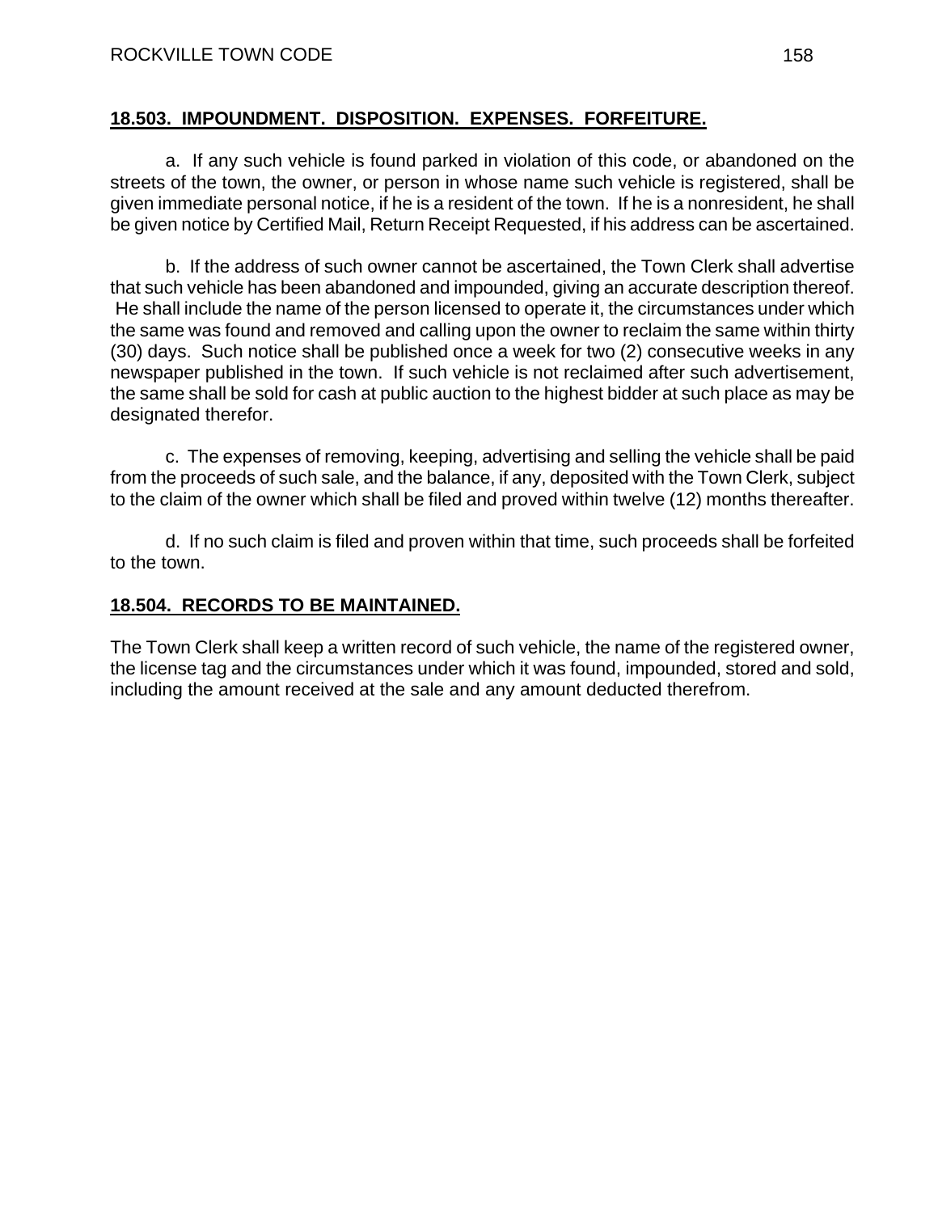## **18.503. IMPOUNDMENT. DISPOSITION. EXPENSES. FORFEITURE.**

a. If any such vehicle is found parked in violation of this code, or abandoned on the streets of the town, the owner, or person in whose name such vehicle is registered, shall be given immediate personal notice, if he is a resident of the town. If he is a nonresident, he shall be given notice by Certified Mail, Return Receipt Requested, if his address can be ascertained.

b. If the address of such owner cannot be ascertained, the Town Clerk shall advertise that such vehicle has been abandoned and impounded, giving an accurate description thereof. He shall include the name of the person licensed to operate it, the circumstances under which the same was found and removed and calling upon the owner to reclaim the same within thirty (30) days. Such notice shall be published once a week for two (2) consecutive weeks in any newspaper published in the town. If such vehicle is not reclaimed after such advertisement, the same shall be sold for cash at public auction to the highest bidder at such place as may be designated therefor.

c. The expenses of removing, keeping, advertising and selling the vehicle shall be paid from the proceeds of such sale, and the balance, if any, deposited with the Town Clerk, subject to the claim of the owner which shall be filed and proved within twelve (12) months thereafter.

d. If no such claim is filed and proven within that time, such proceeds shall be forfeited to the town.

## **18.504. RECORDS TO BE MAINTAINED.**

The Town Clerk shall keep a written record of such vehicle, the name of the registered owner, the license tag and the circumstances under which it was found, impounded, stored and sold, including the amount received at the sale and any amount deducted therefrom.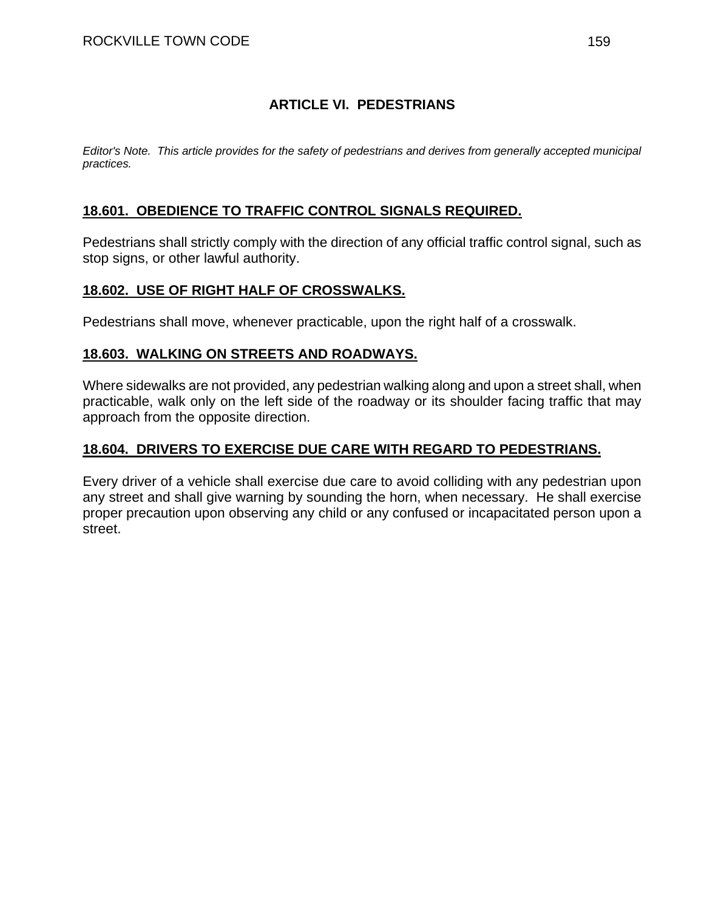## ARTICLE VI. PEDESTRIANS

*Editor's Note. This article provides for the safety of pedestrians and derives from generally accepted municipal practices.*

### 18.601. OBEDIENCE TO TRAFFIC CONTROL SIGNALS REQUIRED.

Pedestrians shall strictly comply with the direction of any official traffic control signal, such as stop signs, or other lawful authority.

### 18.602. USE OF RIGHT HALF OF CROSSWALKS.

Pedestrians shall move, whenever practicable, upon the right half of a crosswalk.

### 18.603. WALKING ON STREETS AND ROADWAYS.

Where sidewalks are not provided, any pedestrian walking along and upon a street shall, when practicable, walk only on the left side of the roadway or its shoulder facing traffic that may approach from the opposite direction.

### 18.604. DRIVERS TO EXERCISE DUE CARE WITH REGARD TO PEDESTRIANS.

Every driver of a vehicle shall exercise due care to avoid colliding with any pedestrian upon any street and shall give warning by sounding the horn, when necessary. He shall exercise proper precaution upon observing any child or any confused or incapacitated person upon a street.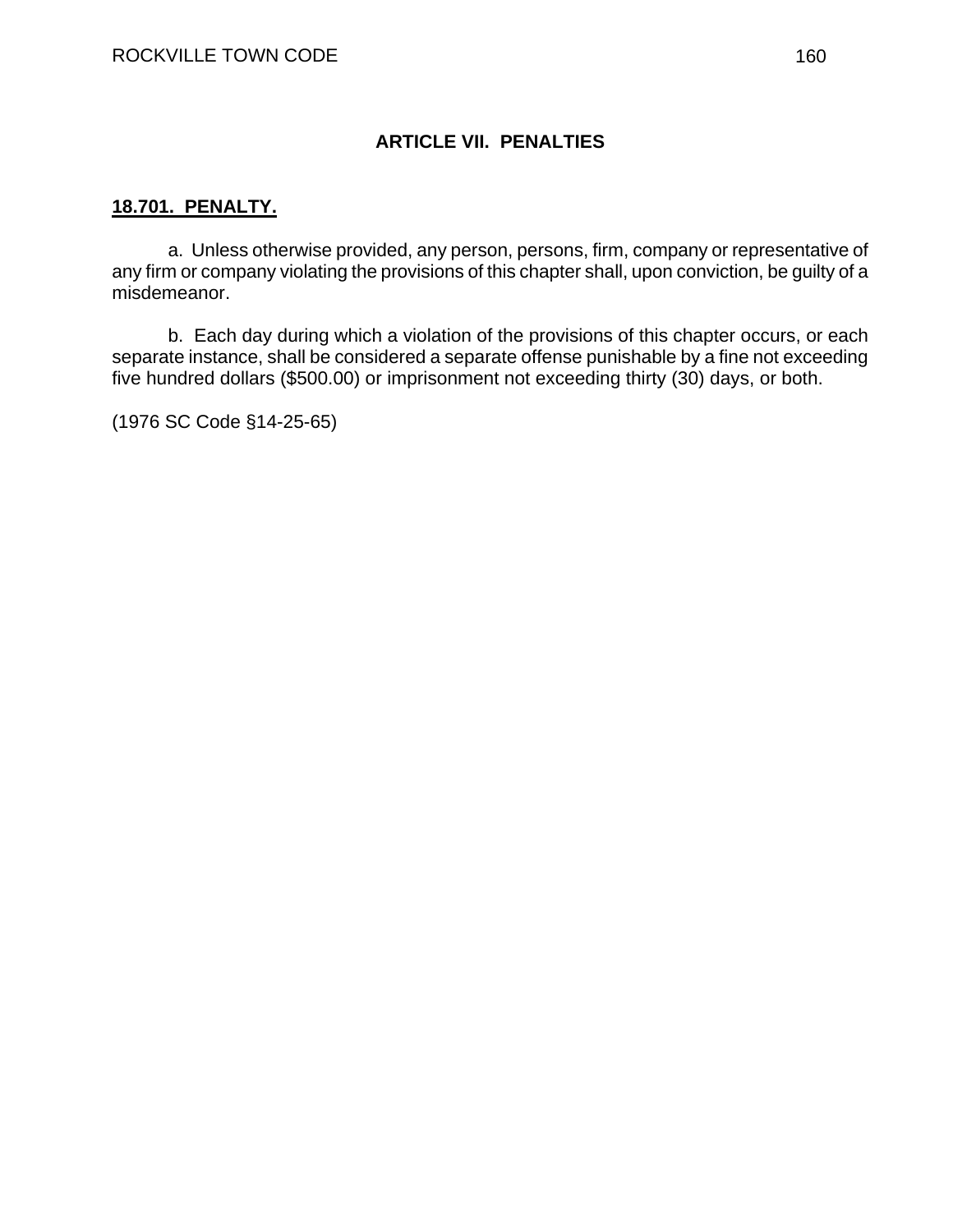## ARTICLE VII. PENALTIES

### 18.701. PENALTY.

a. Unless otherwise provided, any person, persons, firm, company or representative of any firm or company violating the provisions of this chapter shall, upon conviction, be guilty of a misdemeanor.

b. Each day during which a violation of the provisions of this chapter occurs, or each separate instance, shall be considered a separate offense punishable by a fine not exceeding five hundred dollars ($500.00) or imprisonment not exceeding thirty (30) days, or both.

(1976 SC Code §14-25-65)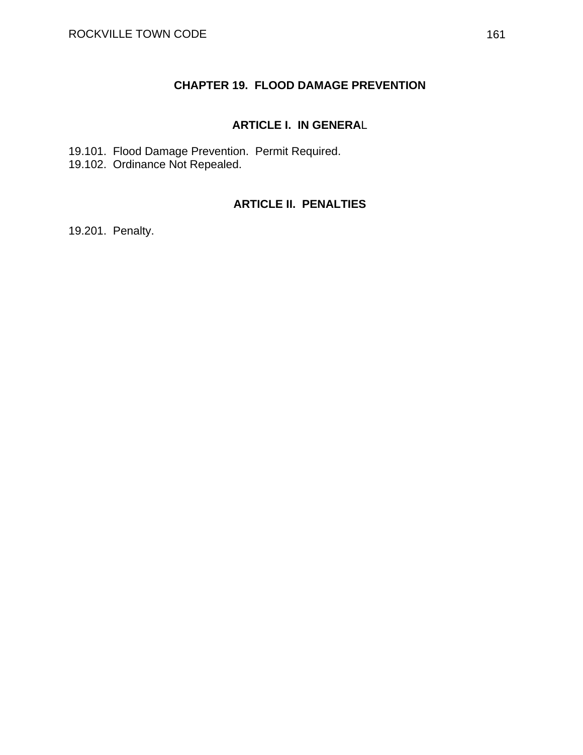# CHAPTER 19. FLOOD DAMAGE PREVENTION

## ARTICLE I. IN GENERAL

19.101. Flood Damage Prevention. Permit Required.
19.102. Ordinance Not Repealed.

## ARTICLE II. PENALTIES

19.201. Penalty.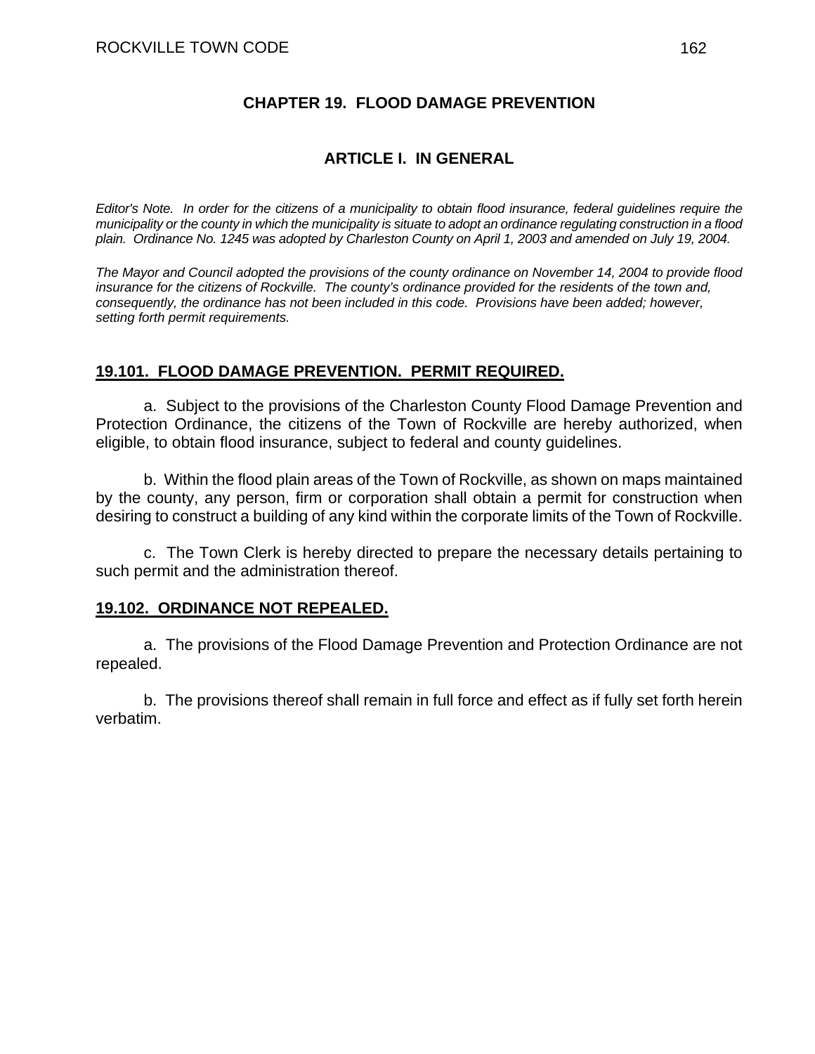# CHAPTER 19. FLOOD DAMAGE PREVENTION

## ARTICLE I. IN GENERAL

*Editor's Note. In order for the citizens of a municipality to obtain flood insurance, federal guidelines require the municipality or the county in which the municipality is situate to adopt an ordinance regulating construction in a flood plain. Ordinance No. 1245 was adopted by Charleston County on April 1, 2003 and amended on July 19, 2004.*

*The Mayor and Council adopted the provisions of the county ordinance on November 14, 2004 to provide flood insurance for the citizens of Rockville. The county's ordinance provided for the residents of the town and, consequently, the ordinance has not been included in this code. Provisions have been added; however, setting forth permit requirements.*

### 19.101. FLOOD DAMAGE PREVENTION. PERMIT REQUIRED.

a. Subject to the provisions of the Charleston County Flood Damage Prevention and Protection Ordinance, the citizens of the Town of Rockville are hereby authorized, when eligible, to obtain flood insurance, subject to federal and county guidelines.

b. Within the flood plain areas of the Town of Rockville, as shown on maps maintained by the county, any person, firm or corporation shall obtain a permit for construction when desiring to construct a building of any kind within the corporate limits of the Town of Rockville.

c. The Town Clerk is hereby directed to prepare the necessary details pertaining to such permit and the administration thereof.

### 19.102. ORDINANCE NOT REPEALED.

a. The provisions of the Flood Damage Prevention and Protection Ordinance are not repealed.

b. The provisions thereof shall remain in full force and effect as if fully set forth herein verbatim.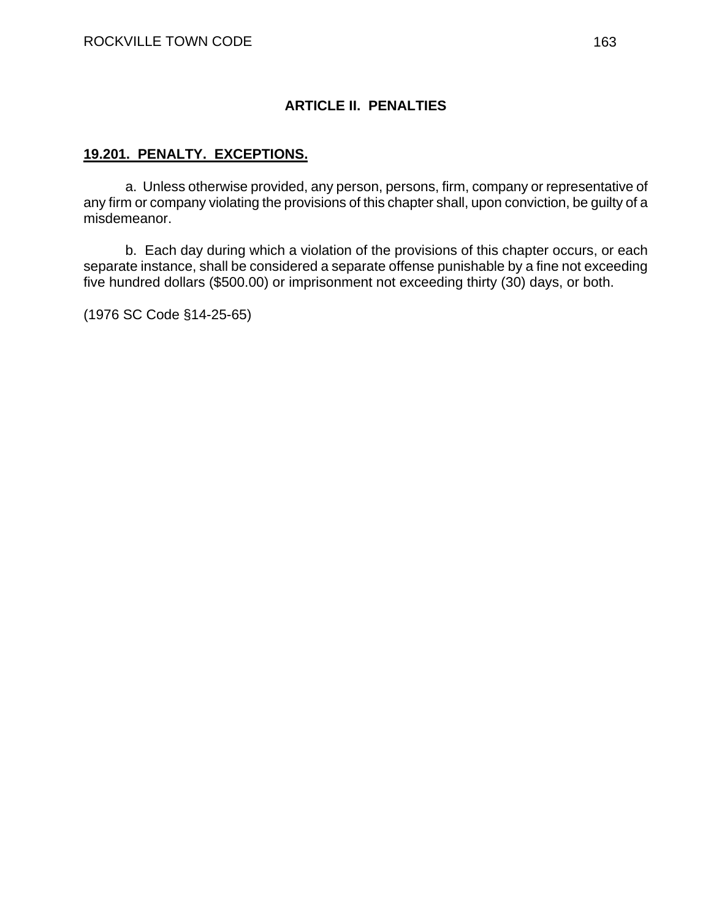## ARTICLE II. PENALTIES

### 19.201. PENALTY. EXCEPTIONS.

a. Unless otherwise provided, any person, persons, firm, company or representative of any firm or company violating the provisions of this chapter shall, upon conviction, be guilty of a misdemeanor.

b. Each day during which a violation of the provisions of this chapter occurs, or each separate instance, shall be considered a separate offense punishable by a fine not exceeding five hundred dollars ($500.00) or imprisonment not exceeding thirty (30) days, or both.

(1976 SC Code §14-25-65)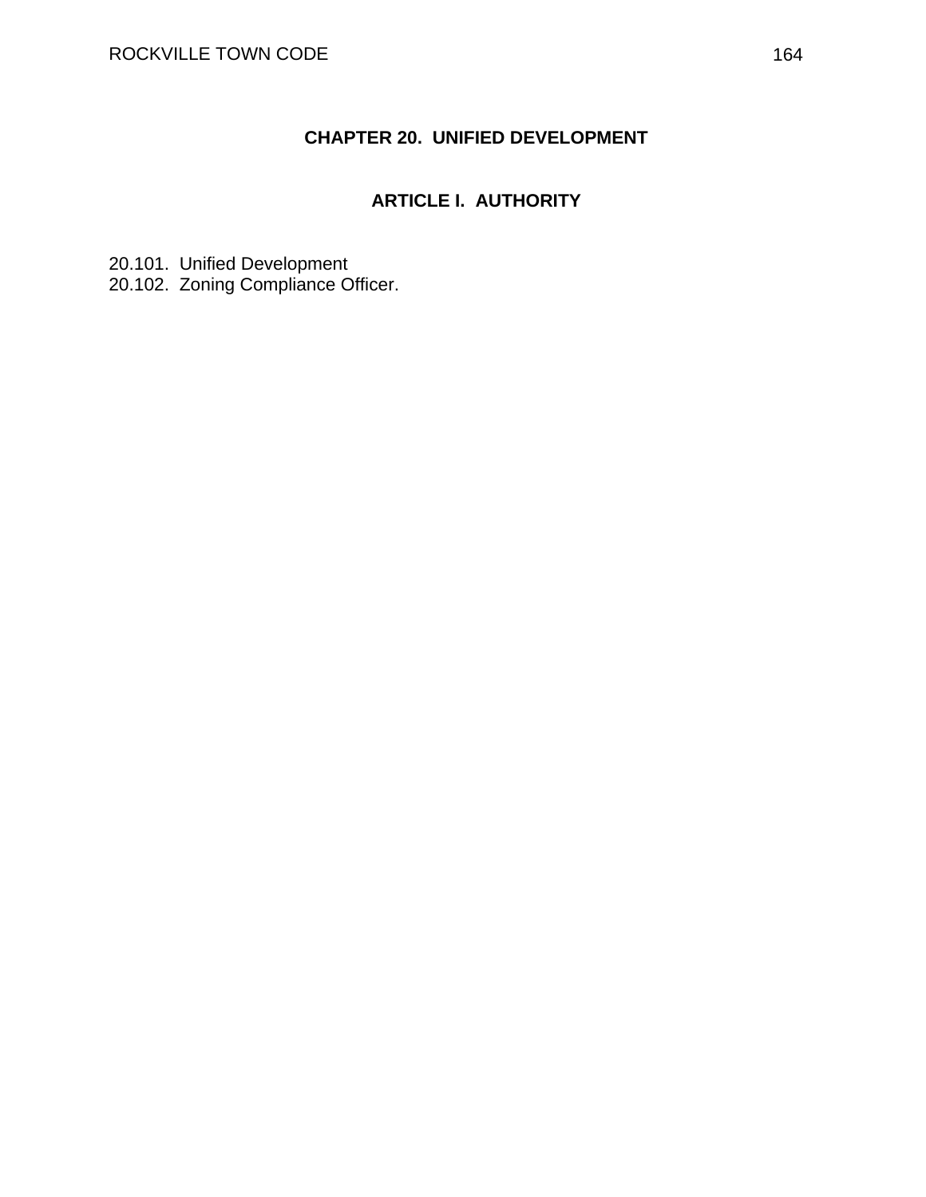# CHAPTER 20. UNIFIED DEVELOPMENT

## ARTICLE I. AUTHORITY

20.101. Unified Development
20.102. Zoning Compliance Officer.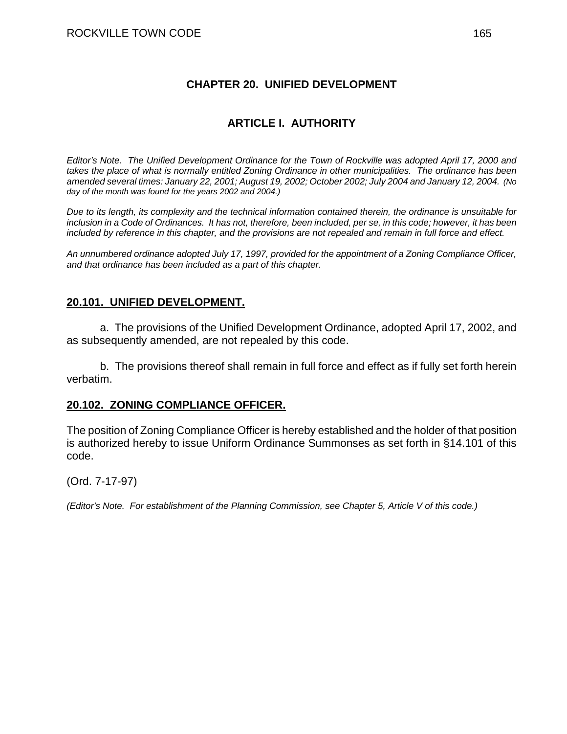# CHAPTER 20. UNIFIED DEVELOPMENT

## ARTICLE I. AUTHORITY

*Editor's Note. The Unified Development Ordinance for the Town of Rockville was adopted April 17, 2000 and takes the place of what is normally entitled Zoning Ordinance in other municipalities. The ordinance has been amended several times: January 22, 2001; August 19, 2002; October 2002; July 2004 and January 12, 2004. (No day of the month was found for the years 2002 and 2004.)*

*Due to its length, its complexity and the technical information contained therein, the ordinance is unsuitable for inclusion in a Code of Ordinances. It has not, therefore, been included, per se, in this code; however, it has been included by reference in this chapter, and the provisions are not repealed and remain in full force and effect.*

*An unnumbered ordinance adopted July 17, 1997, provided for the appointment of a Zoning Compliance Officer, and that ordinance has been included as a part of this chapter.*

### 20.101. UNIFIED DEVELOPMENT.

a. The provisions of the Unified Development Ordinance, adopted April 17, 2002, and as subsequently amended, are not repealed by this code.

b. The provisions thereof shall remain in full force and effect as if fully set forth herein verbatim.

### 20.102. ZONING COMPLIANCE OFFICER.

The position of Zoning Compliance Officer is hereby established and the holder of that position is authorized hereby to issue Uniform Ordinance Summonses as set forth in §14.101 of this code.

(Ord. 7-17-97)

*(Editor's Note. For establishment of the Planning Commission, see Chapter 5, Article V of this code.)*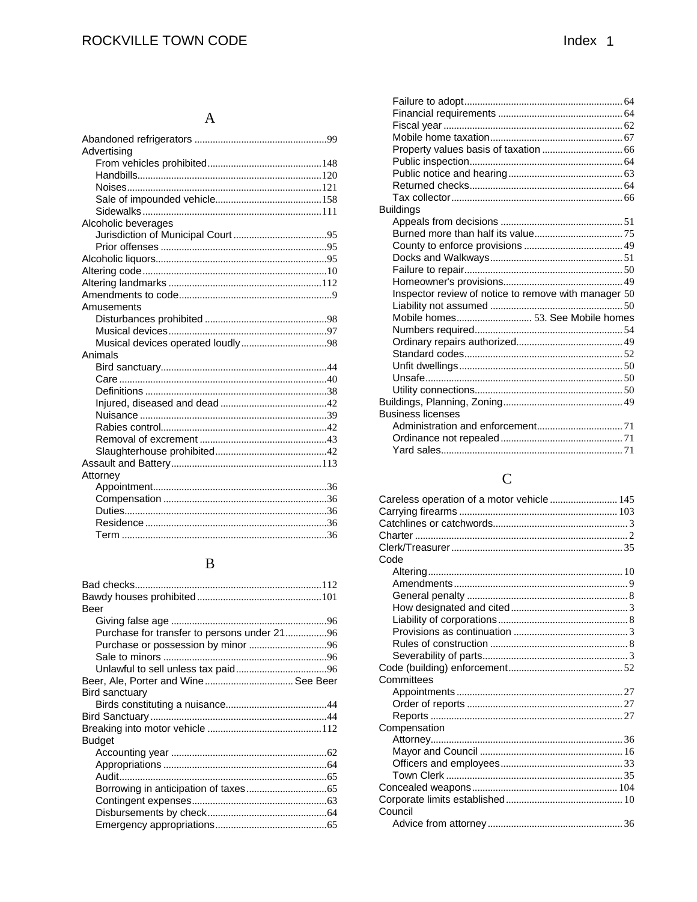## A

- Abandoned refrigerators ....... 99
- Advertising
  - From vehicles prohibited ....... 148
  - Handbills ....... 120
  - Noises ....... 121
  - Sale of impounded vehicle ....... 158
  - Sidewalks ....... 111
- Alcoholic beverages
  - Jurisdiction of Municipal Court ....... 95
  - Prior offenses ....... 95
- Alcoholic liquors ....... 95
- Altering code ....... 10
- Altering landmarks ....... 112
- Amendments to code ....... 9
- Amusements
  - Disturbances prohibited ....... 98
  - Musical devices ....... 97
  - Musical devices operated loudly ....... 98
- Animals
  - Bird sanctuary ....... 44
  - Care ....... 40
  - Definitions ....... 38
  - Injured, diseased and dead ....... 42
  - Nuisance ....... 39
  - Rabies control ....... 42
  - Removal of excrement ....... 43
  - Slaughterhouse prohibited ....... 42
- Assault and Battery ....... 113
- Attorney
  - Appointment ....... 36
  - Compensation ....... 36
  - Duties ....... 36
  - Residence ....... 36
  - Term ....... 36

## B

- Bad checks ....... 112
- Bawdy houses prohibited ....... 101
- Beer
  - Giving false age ....... 96
  - Purchase for transfer to persons under 21 ....... 96
  - Purchase or possession by minor ....... 96
  - Sale to minors ....... 96
  - Unlawful to sell unless tax paid ....... 96
- Beer, Ale, Porter and Wine ....... See Beer
- Bird sanctuary
  - Birds constituting a nuisance ....... 44
- Bird Sanctuary ....... 44
- Breaking into motor vehicle ....... 112
- Budget
  - Accounting year ....... 62
  - Appropriations ....... 64
  - Audit ....... 65
  - Borrowing in anticipation of taxes ....... 65
  - Contingent expenses ....... 63
  - Disbursements by check ....... 64
  - Emergency appropriations ....... 65
  - Failure to adopt ....... 64
  - Financial requirements ....... 64
  - Fiscal year ....... 62
  - Mobile home taxation ....... 67
  - Property values basis of taxation ....... 66
  - Public inspection ....... 64
  - Public notice and hearing ....... 63
  - Returned checks ....... 64
  - Tax collector ....... 66
- Buildings
  - Appeals from decisions ....... 51
  - Burned more than half its value ....... 75
  - County to enforce provisions ....... 49
  - Docks and Walkways ....... 51
  - Failure to repair ....... 50
  - Homeowner's provisions ....... 49
  - Inspector review of notice to remove with manager 50
  - Liability not assumed ....... 50
  - Mobile homes ....... 53. See Mobile homes
  - Numbers required ....... 54
  - Ordinary repairs authorized ....... 49
  - Standard codes ....... 52
  - Unfit dwellings ....... 50
  - Unsafe ....... 50
  - Utility connections ....... 50
- Buildings, Planning, Zoning ....... 49
- Business licenses
  - Administration and enforcement ....... 71
  - Ordinance not repealed ....... 71
  - Yard sales ....... 71

## C

- Careless operation of a motor vehicle ....... 145
- Carrying firearms ....... 103
- Catchlines or catchwords ....... 3
- Charter ....... 2
- Clerk/Treasurer ....... 35
- Code
  - Altering ....... 10
  - Amendments ....... 9
  - General penalty ....... 8
  - How designated and cited ....... 3
  - Liability of corporations ....... 8
  - Provisions as continuation ....... 3
  - Rules of construction ....... 8
  - Severability of parts ....... 3
- Code (building) enforcement ....... 52
- Committees
  - Appointments ....... 27
  - Order of reports ....... 27
  - Reports ....... 27
- Compensation
  - Attorney ....... 36
  - Mayor and Council ....... 16
  - Officers and employees ....... 33
  - Town Clerk ....... 35
- Concealed weapons ....... 104
- Corporate limits established ....... 10
- Council
  - Advice from attorney ....... 36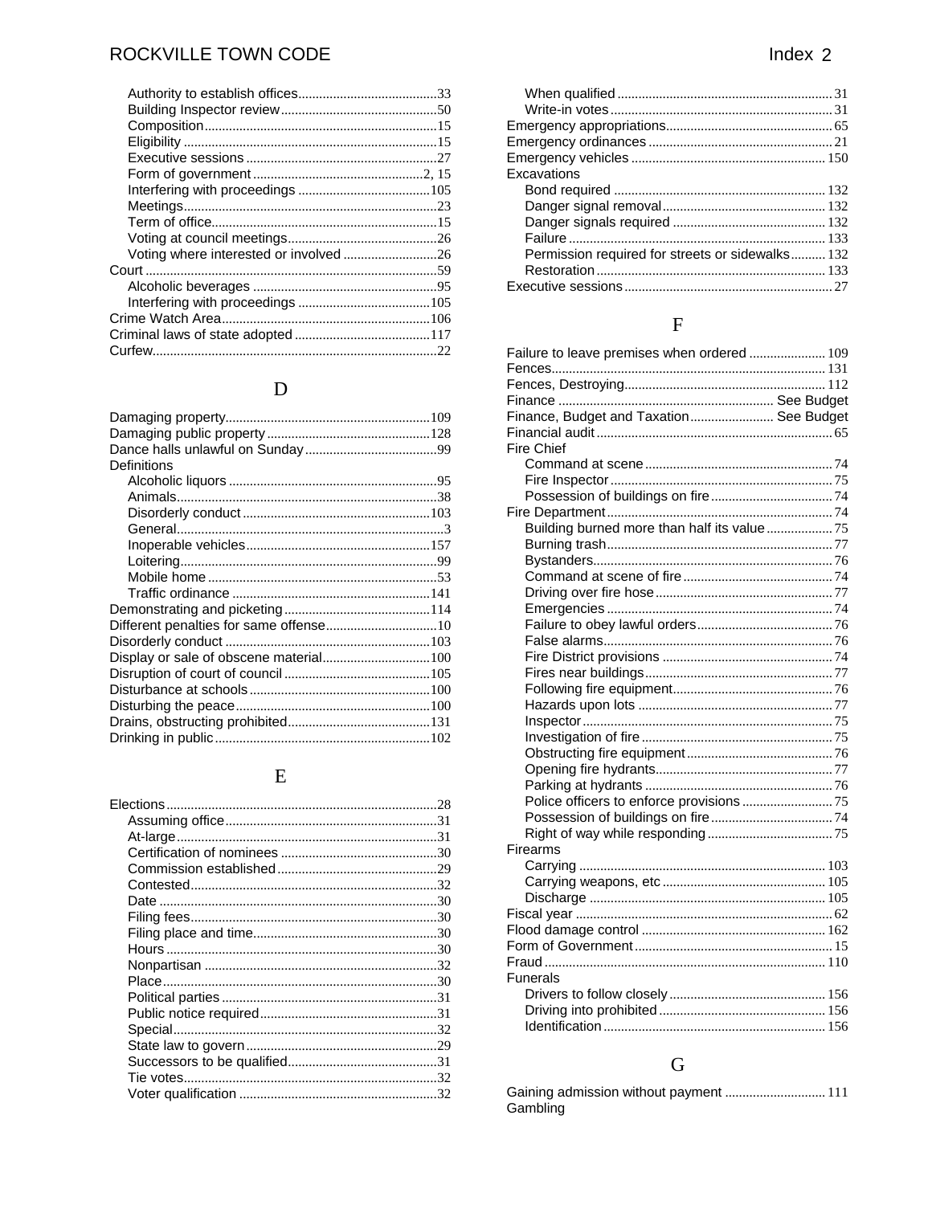- Authority to establish offices........................................33
- Building Inspector review............................................50
- Composition..................................................................15
- Eligibility ......................................................................15
- Executive sessions .......................................................27
- Form of government .................................................2, 15
- Interfering with proceedings ......................................105
- Meetings........................................................................23
- Term of office................................................................15
- Voting at council meetings...........................................26
- Voting where interested or involved ...........................26

Court ....................................................................................59
- Alcoholic beverages .....................................................95
- Interfering with proceedings ......................................105

Crime Watch Area.............................................................106
Criminal laws of state adopted .......................................117
Curfew..................................................................................22

## D

Damaging property...........................................................109
Damaging public property ...............................................128
Dance halls unlawful on Sunday......................................99
Definitions
- Alcoholic liquors ...........................................................95
- Animals..........................................................................38
- Disorderly conduct ......................................................103
- General............................................................................3
- Inoperable vehicles.....................................................157
- Loitering.........................................................................99
- Mobile home .................................................................53
- Traffic ordinance .........................................................141

Demonstrating and picketing..........................................114
Different penalties for same offense................................10
Disorderly conduct ...........................................................103
Display or sale of obscene material...............................100
Disruption of court of council ..........................................105
Disturbance at schools....................................................100
Disturbing the peace........................................................100
Drains, obstructing prohibited.........................................131
Drinking in public..............................................................102

## E

Elections..............................................................................28
- Assuming office............................................................31
- At-large..........................................................................31
- Certification of nominees .............................................30
- Commission established ..............................................29
- Contested.......................................................................32
- Date ...............................................................................30
- Filing fees.......................................................................30
- Filing place and time.....................................................30
- Hours .............................................................................30
- Nonpartisan ..................................................................32
- Place..............................................................................30
- Political parties .............................................................31
- Public notice required...................................................31
- Special............................................................................32
- State law to govern .......................................................29
- Successors to be qualified............................................31
- Tie votes.........................................................................32
- Voter qualification .........................................................32
- When qualified .............................................................31
- Write-in votes ...............................................................31

Emergency appropriations................................................65
Emergency ordinances .....................................................21
Emergency vehicles .........................................................150
Excavations
- Bond required .............................................................132
- Danger signal removal...............................................132
- Danger signals required ............................................132
- Failure .........................................................................133
- Permission required for streets or sidewalks..........132
- Restoration .................................................................133

Executive sessions ............................................................27

## F

Failure to leave premises when ordered ......................109
Fences..............................................................................131
Fences, Destroying..........................................................112
Finance ............................................................. See Budget
Finance, Budget and Taxation........................ See Budget
Financial audit ....................................................................65
Fire Chief
- Command at scene......................................................74
- Fire Inspector ...............................................................75
- Possession of buildings on fire...................................74

Fire Department.................................................................74
- Building burned more than half its value...................75
- Burning trash.................................................................77
- Bystanders.....................................................................76
- Command at scene of fire ...........................................74
- Driving over fire hose...................................................77
- Emergencies ................................................................74
- Failure to obey lawful orders.......................................76
- False alarms.................................................................76
- Fire District provisions ................................................74
- Fires near buildings.....................................................77
- Following fire equipment.............................................76
- Hazards upon lots ........................................................77
- Inspector .......................................................................75
- Investigation of fire .......................................................75
- Obstructing fire equipment .........................................76
- Opening fire hydrants...................................................77
- Parking at hydrants .....................................................76
- Police officers to enforce provisions ..........................75
- Possession of buildings on fire...................................74
- Right of way while responding ....................................75

Firearms
- Carrying ......................................................................103
- Carrying weapons, etc ...............................................105
- Discharge ...................................................................105

Fiscal year ..........................................................................62
Flood damage control .....................................................162
Form of Government..........................................................15
Fraud .................................................................................110
Funerals
- Drivers to follow closely ............................................156
- Driving into prohibited ...............................................156
- Identification ...............................................................156

## G

Gaining admission without payment ............................111
Gambling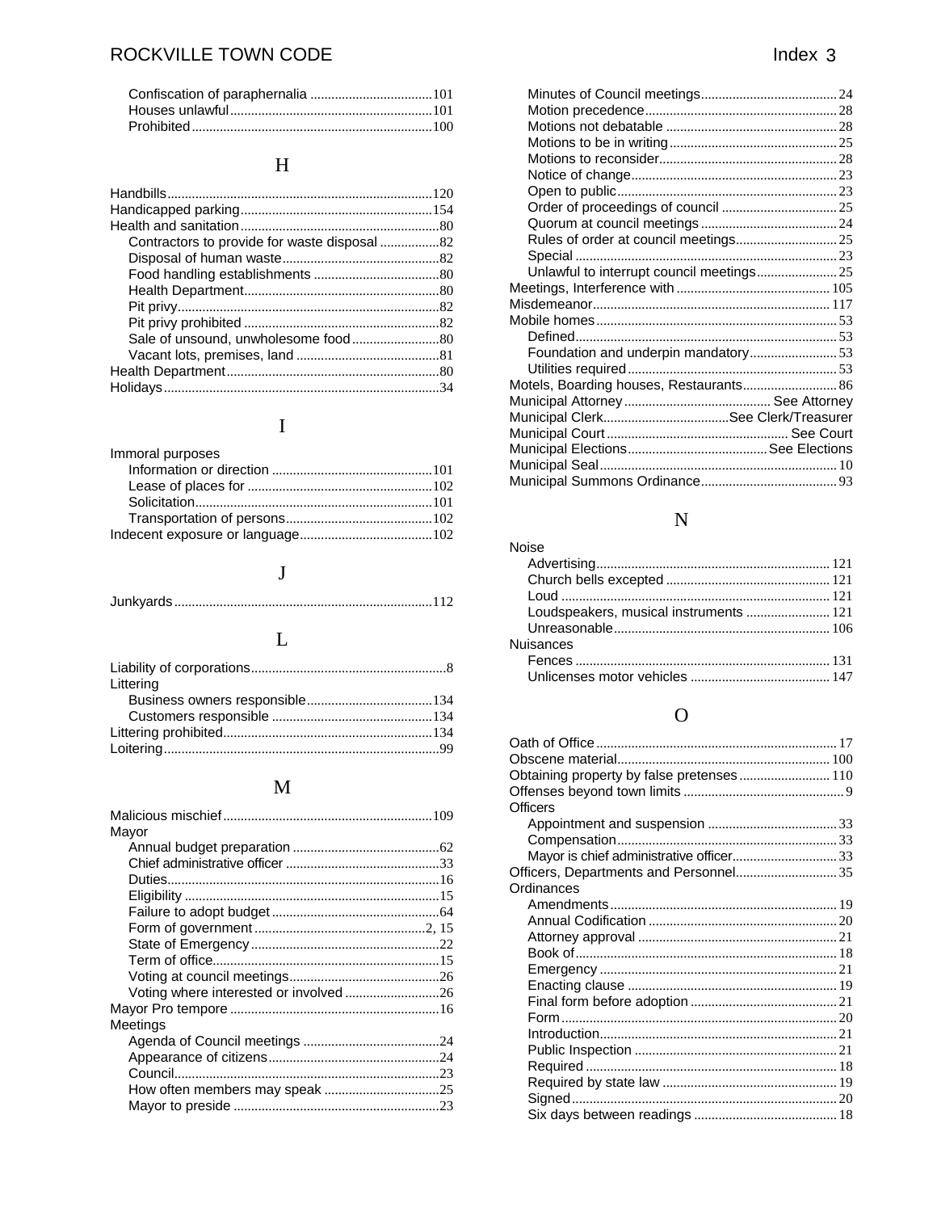- Confiscation of paraphernalia ...101
- Houses unlawful ...101
- Prohibited ...100

## H

Handbills ...120
Handicapped parking ...154
Health and sanitation ...80
- Contractors to provide for waste disposal ...82
- Disposal of human waste ...82
- Food handling establishments ...80
- Health Department ...80
- Pit privy ...82
- Pit privy prohibited ...82
- Sale of unsound, unwholesome food ...80
- Vacant lots, premises, land ...81

Health Department ...80
Holidays ...34

## I

Immoral purposes
- Information or direction ...101
- Lease of places for ...102
- Solicitation ...101
- Transportation of persons ...102

Indecent exposure or language ...102

## J

Junkyards ...112

## L

Liability of corporations ...8
Littering
- Business owners responsible ...134
- Customers responsible ...134

Littering prohibited ...134
Loitering ...99

## M

Malicious mischief ...109
Mayor
- Annual budget preparation ...62
- Chief administrative officer ...33
- Duties ...16
- Eligibility ...15
- Failure to adopt budget ...64
- Form of government ...2, 15
- State of Emergency ...22
- Term of office ...15
- Voting at council meetings ...26
- Voting where interested or involved ...26

Mayor Pro tempore ...16
Meetings
- Agenda of Council meetings ...24
- Appearance of citizens ...24
- Council ...23
- How often members may speak ...25
- Mayor to preside ...23
- Minutes of Council meetings ...24
- Motion precedence ...28
- Motions not debatable ...28
- Motions to be in writing ...25
- Motions to reconsider ...28
- Notice of change ...23
- Open to public ...23
- Order of proceedings of council ...25
- Quorum at council meetings ...24
- Rules of order at council meetings ...25
- Special ...23
- Unlawful to interrupt council meetings ...25

Meetings, Interference with ...105
Misdemeanor ...117
Mobile homes ...53
- Defined ...53
- Foundation and underpin mandatory ...53
- Utilities required ...53

Motels, Boarding houses, Restaurants ...86
Municipal Attorney ... See Attorney
Municipal Clerk ... See Clerk/Treasurer
Municipal Court ... See Court
Municipal Elections ... See Elections
Municipal Seal ...10
Municipal Summons Ordinance ...93

## N

Noise
- Advertising ...121
- Church bells excepted ...121
- Loud ...121
- Loudspeakers, musical instruments ...121
- Unreasonable ...106

Nuisances
- Fences ...131
- Unlicenses motor vehicles ...147

## O

Oath of Office ...17
Obscene material ...100
Obtaining property by false pretenses ...110
Offenses beyond town limits ...9
Officers
- Appointment and suspension ...33
- Compensation ...33
- Mayor is chief administrative officer ...33

Officers, Departments and Personnel ...35
Ordinances
- Amendments ...19
- Annual Codification ...20
- Attorney approval ...21
- Book of ...18
- Emergency ...21
- Enacting clause ...19
- Final form before adoption ...21
- Form ...20
- Introduction ...21
- Public Inspection ...21
- Required ...18
- Required by state law ...19
- Signed ...20
- Six days between readings ...18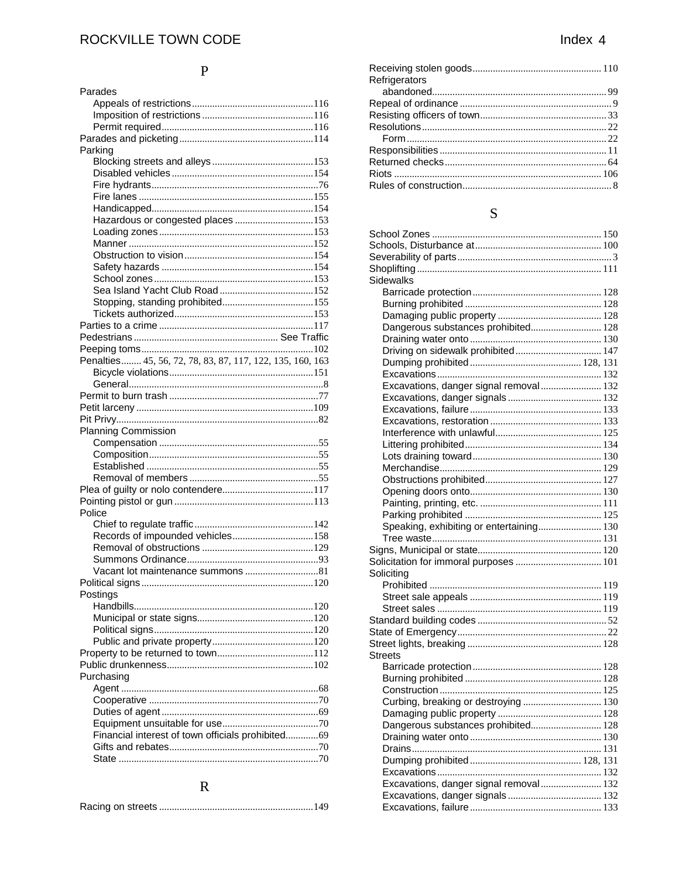## P

Parades
- Appeals of restrictions ........ 116
- Imposition of restrictions ........ 116
- Permit required ........ 116

Parades and picketing ........ 114

Parking
- Blocking streets and alleys ........ 153
- Disabled vehicles ........ 154
- Fire hydrants ........ 76
- Fire lanes ........ 155
- Handicapped ........ 154
- Hazardous or congested places ........ 153
- Loading zones ........ 153
- Manner ........ 152
- Obstruction to vision ........ 154
- Safety hazards ........ 154
- School zones ........ 153
- Sea Island Yacht Club Road ........ 152
- Stopping, standing prohibited ........ 155
- Tickets authorized ........ 153

Parties to a crime ........ 117

Pedestrians ........ See Traffic

Peeping toms ........ 102

Penalties ........ 45, 56, 72, 78, 83, 87, 117, 122, 135, 160, 163
- Bicycle violations ........ 151
- General ........ 8

Permit to burn trash ........ 77

Petit larceny ........ 109

Pit Privy ........ 82

Planning Commission
- Compensation ........ 55
- Composition ........ 55
- Established ........ 55
- Removal of members ........ 55

Plea of guilty or nolo contendere ........ 117

Pointing pistol or gun ........ 113

Police
- Chief to regulate traffic ........ 142
- Records of impounded vehicles ........ 158
- Removal of obstructions ........ 129
- Summons Ordinance ........ 93
- Vacant lot maintenance summons ........ 81

Political signs ........ 120

Postings
- Handbills ........ 120
- Municipal or state signs ........ 120
- Political signs ........ 120
- Public and private property ........ 120

Property to be returned to town ........ 112

Public drunkenness ........ 102

Purchasing
- Agent ........ 68
- Cooperative ........ 70
- Duties of agent ........ 69
- Equipment unsuitable for use ........ 70
- Financial interest of town officials prohibited ........ 69
- Gifts and rebates ........ 70
- State ........ 70

## R

Racing on streets ........ 149

Receiving stolen goods ........ 110

Refrigerators
- abandoned ........ 99

Repeal of ordinance ........ 9

Resisting officers of town ........ 33

Resolutions ........ 22
- Form ........ 22

Responsibilities ........ 11

Returned checks ........ 64

Riots ........ 106

Rules of construction ........ 8

## S

School Zones ........ 150

Schools, Disturbance at ........ 100

Severability of parts ........ 3

Shoplifting ........ 111

Sidewalks
- Barricade protection ........ 128
- Burning prohibited ........ 128
- Damaging public property ........ 128
- Dangerous substances prohibited ........ 128
- Draining water onto ........ 130
- Driving on sidewalk prohibited ........ 147
- Dumping prohibited ........ 128, 131
- Excavations ........ 132
- Excavations, danger signal removal ........ 132
- Excavations, danger signals ........ 132
- Excavations, failure ........ 133
- Excavations, restoration ........ 133
- Interference with unlawful ........ 125
- Littering prohibited ........ 134
- Lots draining toward ........ 130
- Merchandise ........ 129
- Obstructions prohibited ........ 127
- Opening doors onto ........ 130
- Painting, printing, etc. ........ 111
- Parking prohibited ........ 125
- Speaking, exhibiting or entertaining ........ 130
- Tree waste ........ 131

Signs, Municipal or state ........ 120

Solicitation for immoral purposes ........ 101

Soliciting
- Prohibited ........ 119
- Street sale appeals ........ 119
- Street sales ........ 119

Standard building codes ........ 52

State of Emergency ........ 22

Street lights, breaking ........ 128

Streets
- Barricade protection ........ 128
- Burning prohibited ........ 128
- Construction ........ 125
- Curbing, breaking or destroying ........ 130
- Damaging public property ........ 128
- Dangerous substances prohibited ........ 128
- Draining water onto ........ 130
- Drains ........ 131
- Dumping prohibited ........ 128, 131
- Excavations ........ 132
- Excavations, danger signal removal ........ 132
- Excavations, danger signals ........ 132
- Excavations, failure ........ 133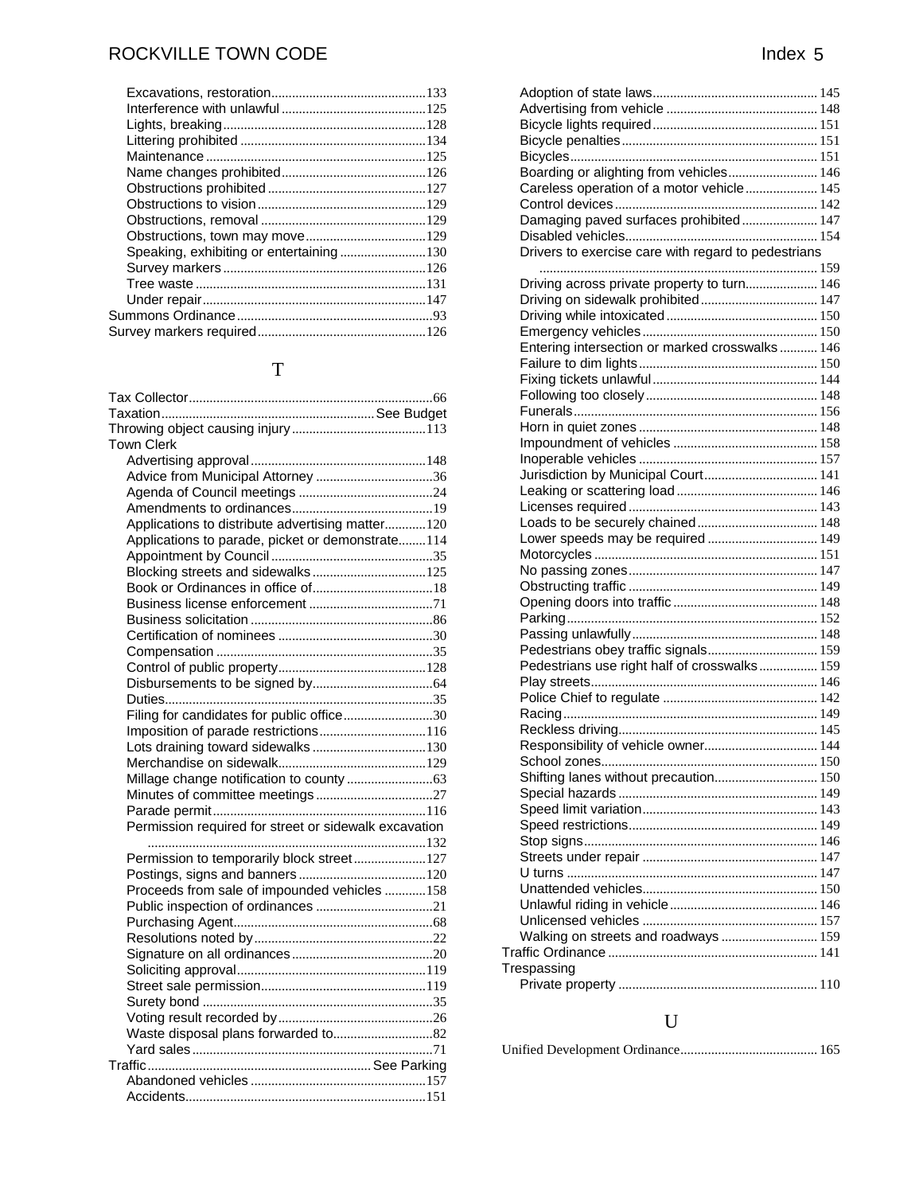- Excavations, restoration ... 133
- Interference with unlawful ... 125
- Lights, breaking ... 128
- Littering prohibited ... 134
- Maintenance ... 125
- Name changes prohibited ... 126
- Obstructions prohibited ... 127
- Obstructions to vision ... 129
- Obstructions, removal ... 129
- Obstructions, town may move ... 129
- Speaking, exhibiting or entertaining ... 130
- Survey markers ... 126
- Tree waste ... 131
- Under repair ... 147

Summons Ordinance ... 93

Survey markers required ... 126

## T

Tax Collector ... 66

Taxation ... See Budget

Throwing object causing injury ... 113

Town Clerk

- Advertising approval ... 148
- Advice from Municipal Attorney ... 36
- Agenda of Council meetings ... 24
- Amendments to ordinances ... 19
- Applications to distribute advertising matter ... 120
- Applications to parade, picket or demonstrate ... 114
- Appointment by Council ... 35
- Blocking streets and sidewalks ... 125
- Book or Ordinances in office of ... 18
- Business license enforcement ... 71
- Business solicitation ... 86
- Certification of nominees ... 30
- Compensation ... 35
- Control of public property ... 128
- Disbursements to be signed by ... 64
- Duties ... 35
- Filing for candidates for public office ... 30
- Imposition of parade restrictions ... 116
- Lots draining toward sidewalks ... 130
- Merchandise on sidewalk ... 129
- Millage change notification to county ... 63
- Minutes of committee meetings ... 27
- Parade permit ... 116
- Permission required for street or sidewalk excavation ... 132
- Permission to temporarily block street ... 127
- Postings, signs and banners ... 120
- Proceeds from sale of impounded vehicles ... 158
- Public inspection of ordinances ... 21
- Purchasing Agent ... 68
- Resolutions noted by ... 22
- Signature on all ordinances ... 20
- Soliciting approval ... 119
- Street sale permission ... 119
- Surety bond ... 35
- Voting result recorded by ... 26
- Waste disposal plans forwarded to ... 82
- Yard sales ... 71

Traffic ... See Parking

- Abandoned vehicles ... 157
- Accidents ... 151
- Adoption of state laws ... 145
- Advertising from vehicle ... 148
- Bicycle lights required ... 151
- Bicycle penalties ... 151
- Bicycles ... 151
- Boarding or alighting from vehicles ... 146
- Careless operation of a motor vehicle ... 145
- Control devices ... 142
- Damaging paved surfaces prohibited ... 147
- Disabled vehicles ... 154
- Drivers to exercise care with regard to pedestrians ... 159
- Driving across private property to turn ... 146
- Driving on sidewalk prohibited ... 147
- Driving while intoxicated ... 150
- Emergency vehicles ... 150
- Entering intersection or marked crosswalks ... 146
- Failure to dim lights ... 150
- Fixing tickets unlawful ... 144
- Following too closely ... 148
- Funerals ... 156
- Horn in quiet zones ... 148
- Impoundment of vehicles ... 158
- Inoperable vehicles ... 157
- Jurisdiction by Municipal Court ... 141
- Leaking or scattering load ... 146
- Licenses required ... 143
- Loads to be securely chained ... 148
- Lower speeds may be required ... 149
- Motorcycles ... 151
- No passing zones ... 147
- Obstructing traffic ... 149
- Opening doors into traffic ... 148
- Parking ... 152
- Passing unlawfully ... 148
- Pedestrians obey traffic signals ... 159
- Pedestrians use right half of crosswalks ... 159
- Play streets ... 146
- Police Chief to regulate ... 142
- Racing ... 149
- Reckless driving ... 145
- Responsibility of vehicle owner ... 144
- School zones ... 150
- Shifting lanes without precaution ... 150
- Special hazards ... 149
- Speed limit variation ... 143
- Speed restrictions ... 149
- Stop signs ... 146
- Streets under repair ... 147
- U turns ... 147
- Unattended vehicles ... 150
- Unlawful riding in vehicle ... 146
- Unlicensed vehicles ... 157
- Walking on streets and roadways ... 159

Traffic Ordinance ... 141

Trespassing

- Private property ... 110

## U

Unified Development Ordinance ... 165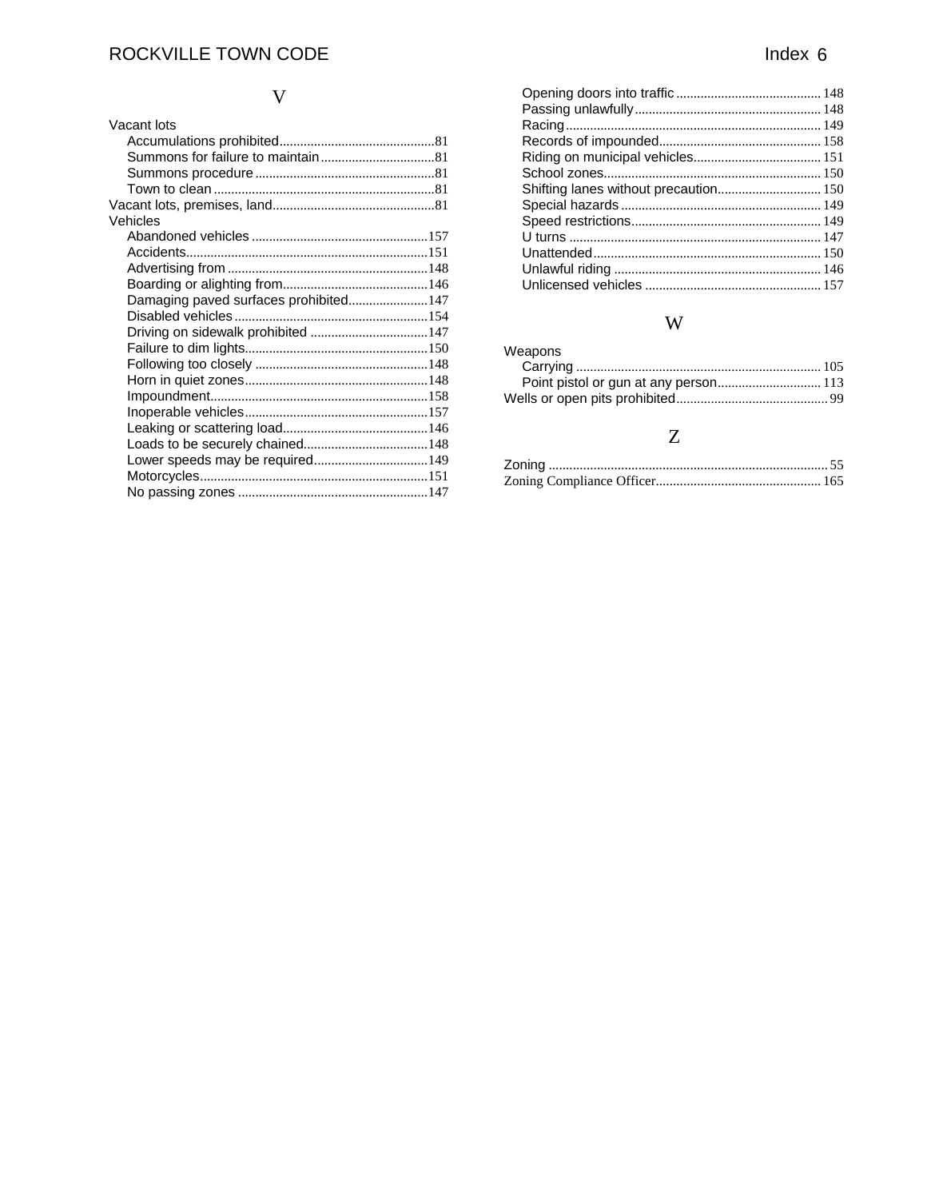## V

Vacant lots
- Accumulations prohibited.............................................81
- Summons for failure to maintain.................................81
- Summons procedure....................................................81
- Town to clean...............................................................81

Vacant lots, premises, land...............................................81

Vehicles
- Abandoned vehicles..................................................157
- Accidents.....................................................................151
- Advertising from.........................................................148
- Boarding or alighting from..........................................146
- Damaging paved surfaces prohibited.......................147
- Disabled vehicles........................................................154
- Driving on sidewalk prohibited..................................147
- Failure to dim lights....................................................150
- Following too closely.................................................148
- Horn in quiet zones....................................................148
- Impoundment..............................................................158
- Inoperable vehicles....................................................157
- Leaking or scattering load..........................................146
- Loads to be securely chained...................................148
- Lower speeds may be required.................................149
- Motorcycles.................................................................151
- No passing zones......................................................147
- Opening doors into traffic..........................................148
- Passing unlawfully.....................................................148
- Racing.........................................................................149
- Records of impounded..............................................158
- Riding on municipal vehicles....................................151
- School zones..............................................................150
- Shifting lanes without precaution.............................150
- Special hazards..........................................................149
- Speed restrictions......................................................149
- U turns........................................................................147
- Unattended.................................................................150
- Unlawful riding...........................................................146
- Unlicensed vehicles...................................................157

## W

Weapons
- Carrying......................................................................105
- Point pistol or gun at any person..............................113

Wells or open pits prohibited............................................99

## Z

Zoning.................................................................................55

Zoning Compliance Officer...............................................165